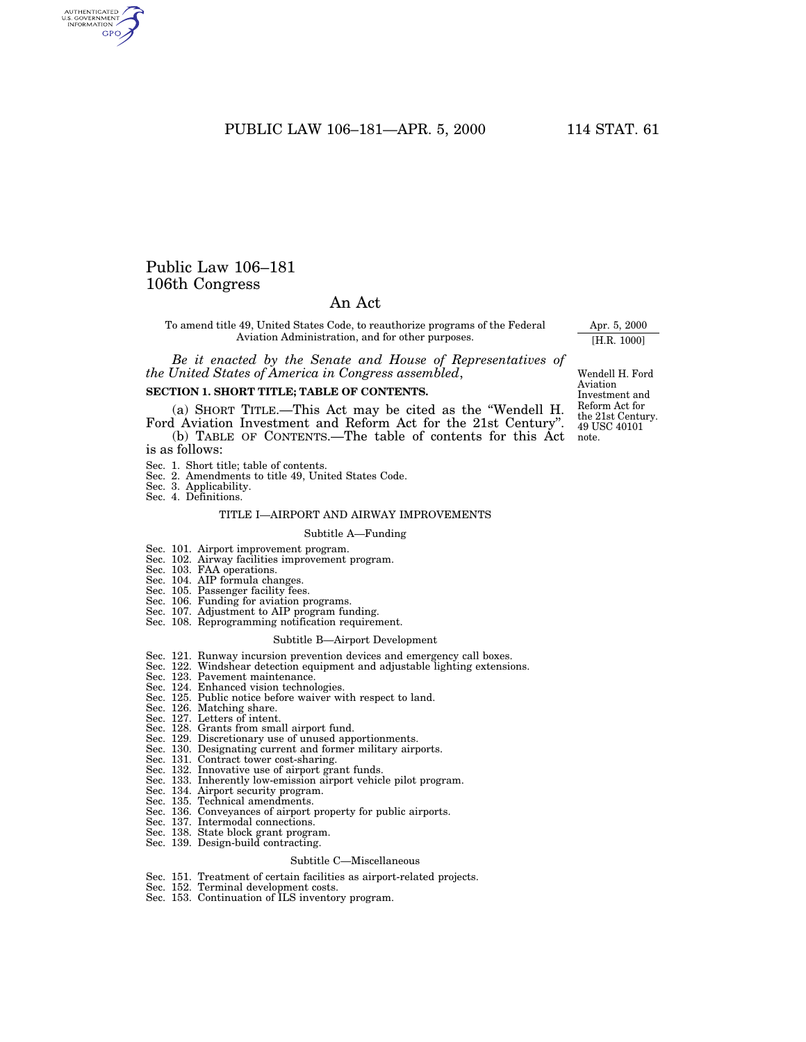# Public Law 106–181
# 106th Congress

## An Act

To amend title 49, United States Code, to reauthorize programs of the Federal Aviation Administration, and for other purposes.

Apr. 5, 2000
[H.R. 1000]

*Be it enacted by the Senate and House of Representatives of the United States of America in Congress assembled*,

Wendell H. Ford Aviation Investment and Reform Act for the 21st Century. 49 USC 40101 note.

**SECTION 1. SHORT TITLE; TABLE OF CONTENTS.**

(a) SHORT TITLE.—This Act may be cited as the "Wendell H. Ford Aviation Investment and Reform Act for the 21st Century".

(b) TABLE OF CONTENTS.—The table of contents for this Act is as follows:

Sec. 1. Short title; table of contents.
Sec. 2. Amendments to title 49, United States Code.
Sec. 3. Applicability.
Sec. 4. Definitions.

TITLE I—AIRPORT AND AIRWAY IMPROVEMENTS

Subtitle A—Funding

Sec. 101. Airport improvement program.
Sec. 102. Airway facilities improvement program.
Sec. 103. FAA operations.
Sec. 104. AIP formula changes.
Sec. 105. Passenger facility fees.
Sec. 106. Funding for aviation programs.
Sec. 107. Adjustment to AIP program funding.
Sec. 108. Reprogramming notification requirement.

Subtitle B—Airport Development

Sec. 121. Runway incursion prevention devices and emergency call boxes.
Sec. 122. Windshear detection equipment and adjustable lighting extensions.
Sec. 123. Pavement maintenance.
Sec. 124. Enhanced vision technologies.
Sec. 125. Public notice before waiver with respect to land.
Sec. 126. Matching share.
Sec. 127. Letters of intent.
Sec. 128. Grants from small airport fund.
Sec. 129. Discretionary use of unused apportionments.
Sec. 130. Designating current and former military airports.
Sec. 131. Contract tower cost-sharing.
Sec. 132. Innovative use of airport grant funds.
Sec. 133. Inherently low-emission airport vehicle pilot program.
Sec. 134. Airport security program.
Sec. 135. Technical amendments.
Sec. 136. Conveyances of airport property for public airports.
Sec. 137. Intermodal connections.
Sec. 138. State block grant program.
Sec. 139. Design-build contracting.

Subtitle C—Miscellaneous

Sec. 151. Treatment of certain facilities as airport-related projects.
Sec. 152. Terminal development costs.
Sec. 153. Continuation of ILS inventory program.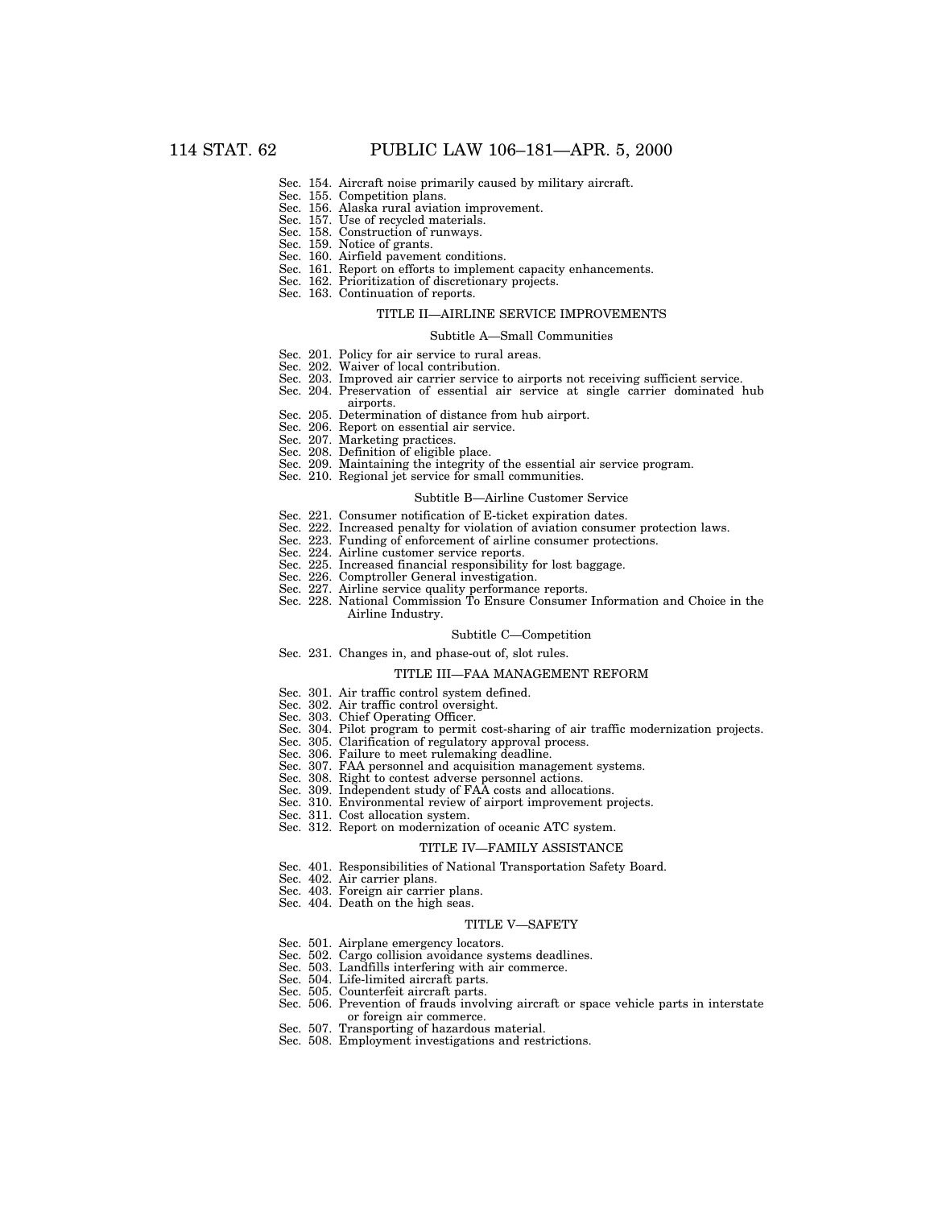Sec. 154. Aircraft noise primarily caused by military aircraft.
Sec. 155. Competition plans.
Sec. 156. Alaska rural aviation improvement.
Sec. 157. Use of recycled materials.
Sec. 158. Construction of runways.
Sec. 159. Notice of grants.
Sec. 160. Airfield pavement conditions.
Sec. 161. Report on efforts to implement capacity enhancements.
Sec. 162. Prioritization of discretionary projects.
Sec. 163. Continuation of reports.

## TITLE II—AIRLINE SERVICE IMPROVEMENTS

### Subtitle A—Small Communities

Sec. 201. Policy for air service to rural areas.
Sec. 202. Waiver of local contribution.
Sec. 203. Improved air carrier service to airports not receiving sufficient service.
Sec. 204. Preservation of essential air service at single carrier dominated hub airports.
Sec. 205. Determination of distance from hub airport.
Sec. 206. Report on essential air service.
Sec. 207. Marketing practices.
Sec. 208. Definition of eligible place.
Sec. 209. Maintaining the integrity of the essential air service program.
Sec. 210. Regional jet service for small communities.

### Subtitle B—Airline Customer Service

Sec. 221. Consumer notification of E-ticket expiration dates.
Sec. 222. Increased penalty for violation of aviation consumer protection laws.
Sec. 223. Funding of enforcement of airline consumer protections.
Sec. 224. Airline customer service reports.
Sec. 225. Increased financial responsibility for lost baggage.
Sec. 226. Comptroller General investigation.
Sec. 227. Airline service quality performance reports.
Sec. 228. National Commission To Ensure Consumer Information and Choice in the Airline Industry.

### Subtitle C—Competition

Sec. 231. Changes in, and phase-out of, slot rules.

## TITLE III—FAA MANAGEMENT REFORM

Sec. 301. Air traffic control system defined.
Sec. 302. Air traffic control oversight.
Sec. 303. Chief Operating Officer.
Sec. 304. Pilot program to permit cost-sharing of air traffic modernization projects.
Sec. 305. Clarification of regulatory approval process.
Sec. 306. Failure to meet rulemaking deadline.
Sec. 307. FAA personnel and acquisition management systems.
Sec. 308. Right to contest adverse personnel actions.
Sec. 309. Independent study of FAA costs and allocations.
Sec. 310. Environmental review of airport improvement projects.
Sec. 311. Cost allocation system.
Sec. 312. Report on modernization of oceanic ATC system.

## TITLE IV—FAMILY ASSISTANCE

Sec. 401. Responsibilities of National Transportation Safety Board.
Sec. 402. Air carrier plans.
Sec. 403. Foreign air carrier plans.
Sec. 404. Death on the high seas.

## TITLE V—SAFETY

Sec. 501. Airplane emergency locators.
Sec. 502. Cargo collision avoidance systems deadlines.
Sec. 503. Landfills interfering with air commerce.
Sec. 504. Life-limited aircraft parts.
Sec. 505. Counterfeit aircraft parts.
Sec. 506. Prevention of frauds involving aircraft or space vehicle parts in interstate or foreign air commerce.
Sec. 507. Transporting of hazardous material.
Sec. 508. Employment investigations and restrictions.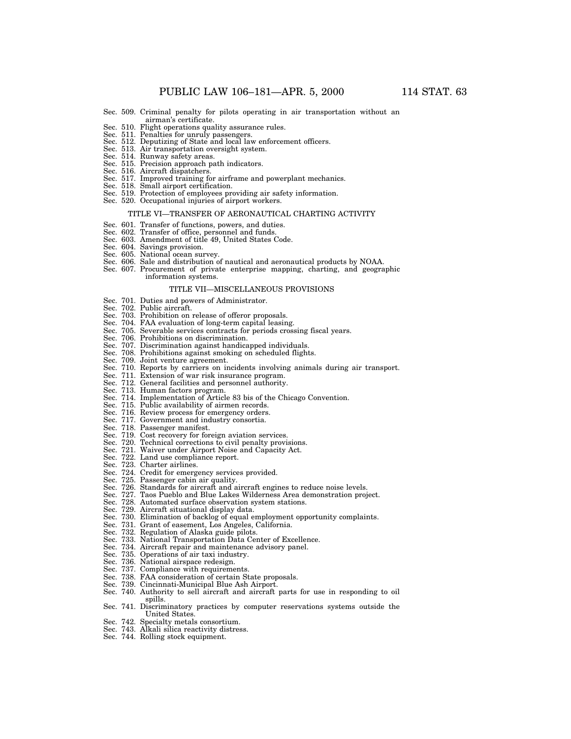Sec. 509. Criminal penalty for pilots operating in air transportation without an airman's certificate.
Sec. 510. Flight operations quality assurance rules.
Sec. 511. Penalties for unruly passengers.
Sec. 512. Deputizing of State and local law enforcement officers.
Sec. 513. Air transportation oversight system.
Sec. 514. Runway safety areas.
Sec. 515. Precision approach path indicators.
Sec. 516. Aircraft dispatchers.
Sec. 517. Improved training for airframe and powerplant mechanics.
Sec. 518. Small airport certification.
Sec. 519. Protection of employees providing air safety information.
Sec. 520. Occupational injuries of airport workers.

TITLE VI—TRANSFER OF AERONAUTICAL CHARTING ACTIVITY

Sec. 601. Transfer of functions, powers, and duties.
Sec. 602. Transfer of office, personnel and funds.
Sec. 603. Amendment of title 49, United States Code.
Sec. 604. Savings provision.
Sec. 605. National ocean survey.
Sec. 606. Sale and distribution of nautical and aeronautical products by NOAA.
Sec. 607. Procurement of private enterprise mapping, charting, and geographic information systems.

TITLE VII—MISCELLANEOUS PROVISIONS

Sec. 701. Duties and powers of Administrator.
Sec. 702. Public aircraft.
Sec. 703. Prohibition on release of offeror proposals.
Sec. 704. FAA evaluation of long-term capital leasing.
Sec. 705. Severable services contracts for periods crossing fiscal years.
Sec. 706. Prohibitions on discrimination.
Sec. 707. Discrimination against handicapped individuals.
Sec. 708. Prohibitions against smoking on scheduled flights.
Sec. 709. Joint venture agreement.
Sec. 710. Reports by carriers on incidents involving animals during air transport.
Sec. 711. Extension of war risk insurance program.
Sec. 712. General facilities and personnel authority.
Sec. 713. Human factors program.
Sec. 714. Implementation of Article 83 bis of the Chicago Convention.
Sec. 715. Public availability of airmen records.
Sec. 716. Review process for emergency orders.
Sec. 717. Government and industry consortia.
Sec. 718. Passenger manifest.
Sec. 719. Cost recovery for foreign aviation services.
Sec. 720. Technical corrections to civil penalty provisions.
Sec. 721. Waiver under Airport Noise and Capacity Act.
Sec. 722. Land use compliance report.
Sec. 723. Charter airlines.
Sec. 724. Credit for emergency services provided.
Sec. 725. Passenger cabin air quality.
Sec. 726. Standards for aircraft and aircraft engines to reduce noise levels.
Sec. 727. Taos Pueblo and Blue Lakes Wilderness Area demonstration project.
Sec. 728. Automated surface observation system stations.
Sec. 729. Aircraft situational display data.
Sec. 730. Elimination of backlog of equal employment opportunity complaints.
Sec. 731. Grant of easement, Los Angeles, California.
Sec. 732. Regulation of Alaska guide pilots.
Sec. 733. National Transportation Data Center of Excellence.
Sec. 734. Aircraft repair and maintenance advisory panel.
Sec. 735. Operations of air taxi industry.
Sec. 736. National airspace redesign.
Sec. 737. Compliance with requirements.
Sec. 738. FAA consideration of certain State proposals.
Sec. 739. Cincinnati-Municipal Blue Ash Airport.
Sec. 740. Authority to sell aircraft and aircraft parts for use in responding to oil spills.
Sec. 741. Discriminatory practices by computer reservations systems outside the United States.
Sec. 742. Specialty metals consortium.
Sec. 743. Alkali silica reactivity distress.
Sec. 744. Rolling stock equipment.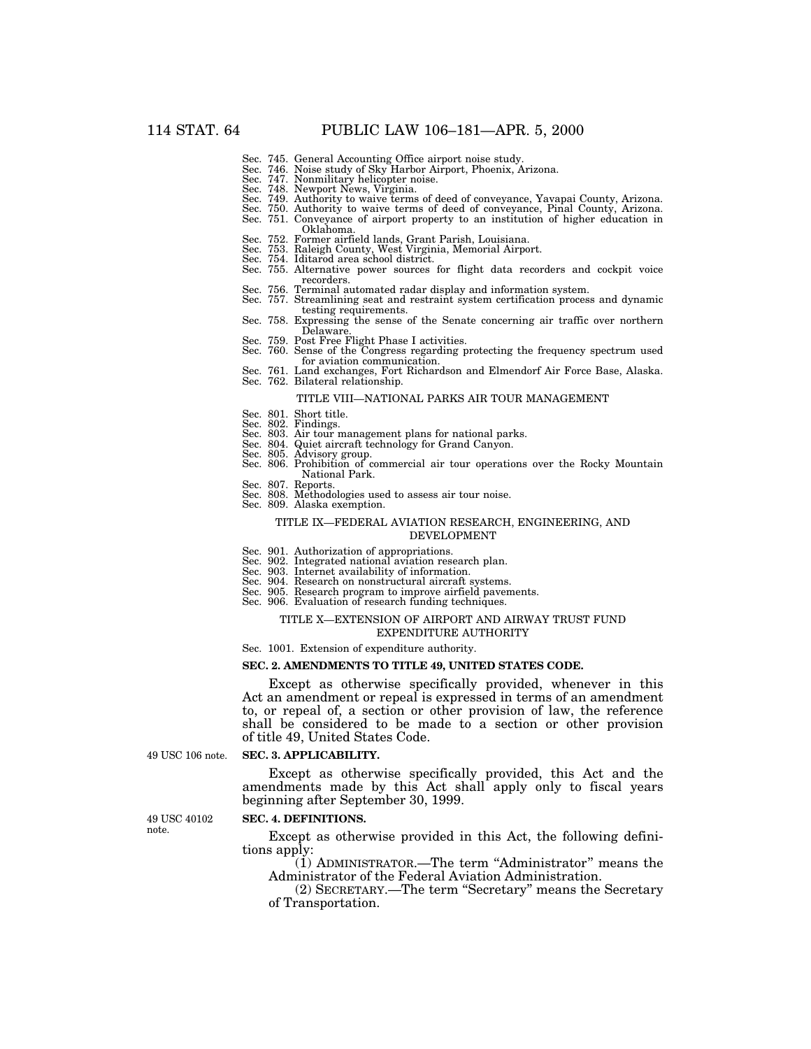Sec. 745. General Accounting Office airport noise study.
Sec. 746. Noise study of Sky Harbor Airport, Phoenix, Arizona.
Sec. 747. Nonmilitary helicopter noise.
Sec. 748. Newport News, Virginia.
Sec. 749. Authority to waive terms of deed of conveyance, Yavapai County, Arizona.
Sec. 750. Authority to waive terms of deed of conveyance, Pinal County, Arizona.
Sec. 751. Conveyance of airport property to an institution of higher education in Oklahoma.
Sec. 752. Former airfield lands, Grant Parish, Louisiana.
Sec. 753. Raleigh County, West Virginia, Memorial Airport.
Sec. 754. Iditarod area school district.
Sec. 755. Alternative power sources for flight data recorders and cockpit voice recorders.
Sec. 756. Terminal automated radar display and information system.
Sec. 757. Streamlining seat and restraint system certification process and dynamic testing requirements.
Sec. 758. Expressing the sense of the Senate concerning air traffic over northern Delaware.
Sec. 759. Post Free Flight Phase I activities.
Sec. 760. Sense of the Congress regarding protecting the frequency spectrum used for aviation communication.
Sec. 761. Land exchanges, Fort Richardson and Elmendorf Air Force Base, Alaska.
Sec. 762. Bilateral relationship.

TITLE VIII—NATIONAL PARKS AIR TOUR MANAGEMENT

Sec. 801. Short title.
Sec. 802. Findings.
Sec. 803. Air tour management plans for national parks.
Sec. 804. Quiet aircraft technology for Grand Canyon.
Sec. 805. Advisory group.
Sec. 806. Prohibition of commercial air tour operations over the Rocky Mountain National Park.
Sec. 807. Reports.
Sec. 808. Methodologies used to assess air tour noise.
Sec. 809. Alaska exemption.

TITLE IX—FEDERAL AVIATION RESEARCH, ENGINEERING, AND DEVELOPMENT

Sec. 901. Authorization of appropriations.
Sec. 902. Integrated national aviation research plan.
Sec. 903. Internet availability of information.
Sec. 904. Research on nonstructural aircraft systems.
Sec. 905. Research program to improve airfield pavements.
Sec. 906. Evaluation of research funding techniques.

TITLE X—EXTENSION OF AIRPORT AND AIRWAY TRUST FUND EXPENDITURE AUTHORITY

Sec. 1001. Extension of expenditure authority.

**SEC. 2. AMENDMENTS TO TITLE 49, UNITED STATES CODE.**

Except as otherwise specifically provided, whenever in this Act an amendment or repeal is expressed in terms of an amendment to, or repeal of, a section or other provision of law, the reference shall be considered to be made to a section or other provision of title 49, United States Code.

49 USC 106 note.

**SEC. 3. APPLICABILITY.**

Except as otherwise specifically provided, this Act and the amendments made by this Act shall apply only to fiscal years beginning after September 30, 1999.

49 USC 40102 note.

**SEC. 4. DEFINITIONS.**

Except as otherwise provided in this Act, the following definitions apply:

(1) ADMINISTRATOR.—The term "Administrator" means the Administrator of the Federal Aviation Administration.

(2) SECRETARY.—The term "Secretary" means the Secretary of Transportation.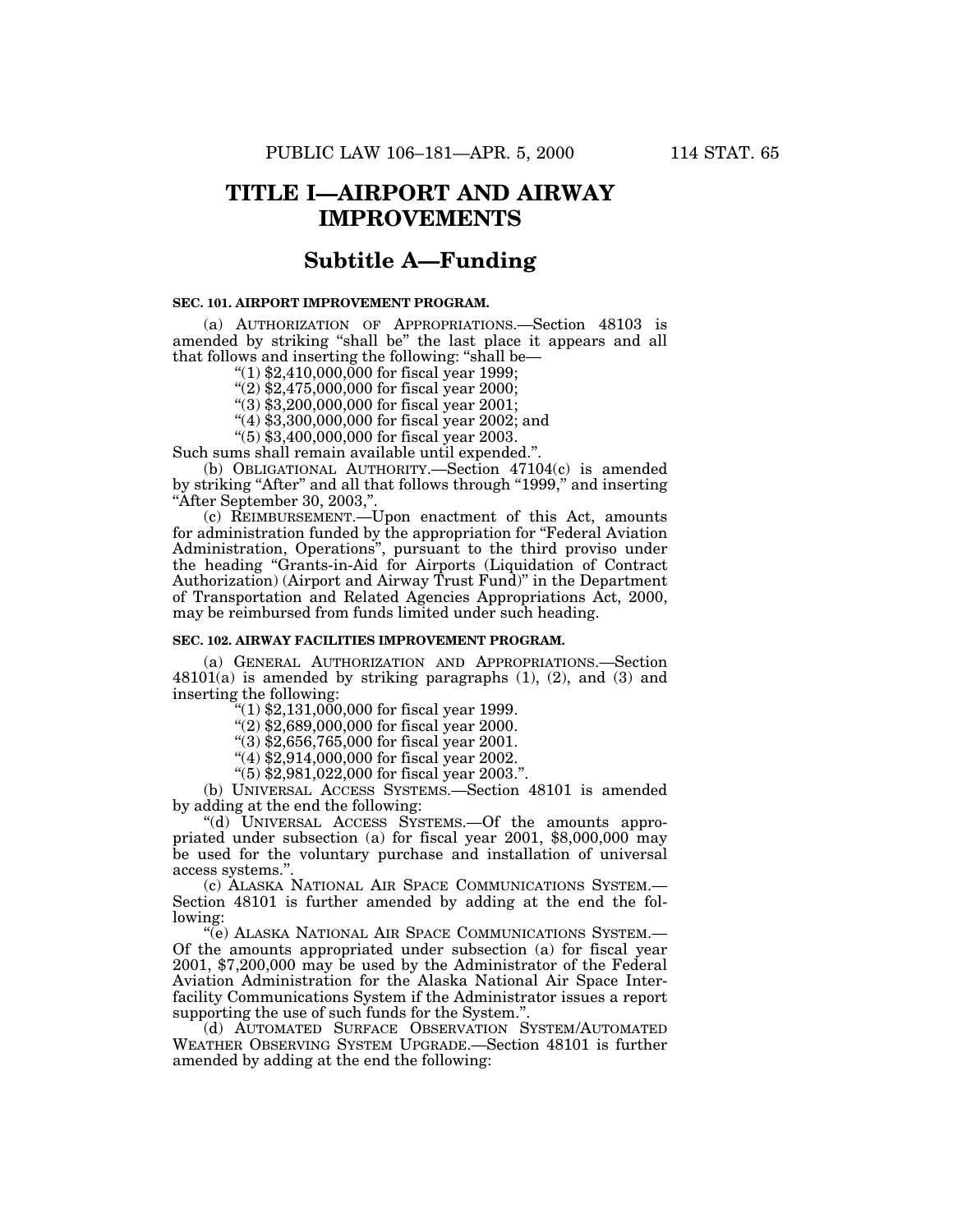# TITLE I—AIRPORT AND AIRWAY IMPROVEMENTS

## Subtitle A—Funding

### SEC. 101. AIRPORT IMPROVEMENT PROGRAM.

(a) AUTHORIZATION OF APPROPRIATIONS.—Section 48103 is amended by striking "shall be" the last place it appears and all that follows and inserting the following: "shall be—

"(1) $2,410,000,000 for fiscal year 1999;

"(2) $2,475,000,000 for fiscal year 2000;

"(3) $3,200,000,000 for fiscal year 2001;

"(4) $3,300,000,000 for fiscal year 2002; and

"(5) $3,400,000,000 for fiscal year 2003.

Such sums shall remain available until expended.".

(b) OBLIGATIONAL AUTHORITY.—Section 47104(c) is amended by striking "After" and all that follows through "1999," and inserting "After September 30, 2003,".

(c) REIMBURSEMENT.—Upon enactment of this Act, amounts for administration funded by the appropriation for "Federal Aviation Administration, Operations", pursuant to the third proviso under the heading "Grants-in-Aid for Airports (Liquidation of Contract Authorization) (Airport and Airway Trust Fund)" in the Department of Transportation and Related Agencies Appropriations Act, 2000, may be reimbursed from funds limited under such heading.

### SEC. 102. AIRWAY FACILITIES IMPROVEMENT PROGRAM.

(a) GENERAL AUTHORIZATION AND APPROPRIATIONS.—Section 48101(a) is amended by striking paragraphs (1), (2), and (3) and inserting the following:

"(1) $2,131,000,000 for fiscal year 1999.

"(2) $2,689,000,000 for fiscal year 2000.

"(3) $2,656,765,000 for fiscal year 2001.

"(4) $2,914,000,000 for fiscal year 2002.

"(5) $2,981,022,000 for fiscal year 2003.".

(b) UNIVERSAL ACCESS SYSTEMS.—Section 48101 is amended by adding at the end the following:

"(d) UNIVERSAL ACCESS SYSTEMS.—Of the amounts appropriated under subsection (a) for fiscal year 2001, $8,000,000 may be used for the voluntary purchase and installation of universal access systems.".

(c) ALASKA NATIONAL AIR SPACE COMMUNICATIONS SYSTEM.—Section 48101 is further amended by adding at the end the following:

"(e) ALASKA NATIONAL AIR SPACE COMMUNICATIONS SYSTEM.—Of the amounts appropriated under subsection (a) for fiscal year 2001, $7,200,000 may be used by the Administrator of the Federal Aviation Administration for the Alaska National Air Space Interfacility Communications System if the Administrator issues a report supporting the use of such funds for the System.".

(d) AUTOMATED SURFACE OBSERVATION SYSTEM/AUTOMATED WEATHER OBSERVING SYSTEM UPGRADE.—Section 48101 is further amended by adding at the end the following: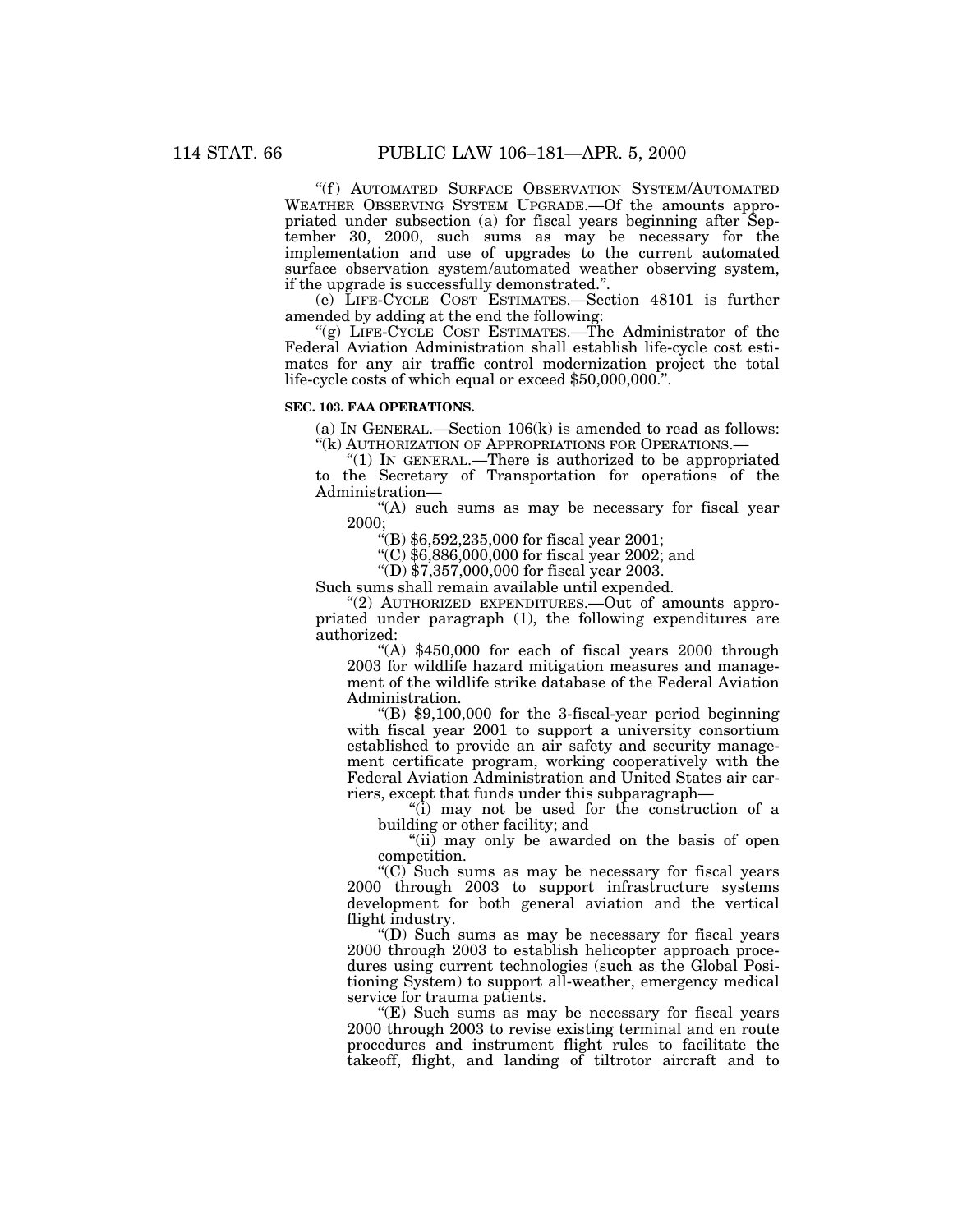"(f) AUTOMATED SURFACE OBSERVATION SYSTEM/AUTOMATED WEATHER OBSERVING SYSTEM UPGRADE.—Of the amounts appropriated under subsection (a) for fiscal years beginning after September 30, 2000, such sums as may be necessary for the implementation and use of upgrades to the current automated surface observation system/automated weather observing system, if the upgrade is successfully demonstrated.".

(e) LIFE-CYCLE COST ESTIMATES.—Section 48101 is further amended by adding at the end the following:

"(g) LIFE-CYCLE COST ESTIMATES.—The Administrator of the Federal Aviation Administration shall establish life-cycle cost estimates for any air traffic control modernization project the total life-cycle costs of which equal or exceed $50,000,000.".

**SEC. 103. FAA OPERATIONS.**

(a) IN GENERAL.—Section 106(k) is amended to read as follows:

"(k) AUTHORIZATION OF APPROPRIATIONS FOR OPERATIONS.—

"(1) IN GENERAL.—There is authorized to be appropriated to the Secretary of Transportation for operations of the Administration—

"(A) such sums as may be necessary for fiscal year 2000;

"(B) $6,592,235,000 for fiscal year 2001;

"(C) $6,886,000,000 for fiscal year 2002; and

"(D) $7,357,000,000 for fiscal year 2003.

Such sums shall remain available until expended.

"(2) AUTHORIZED EXPENDITURES.—Out of amounts appropriated under paragraph (1), the following expenditures are authorized:

"(A) $450,000 for each of fiscal years 2000 through 2003 for wildlife hazard mitigation measures and management of the wildlife strike database of the Federal Aviation Administration.

"(B) $9,100,000 for the 3-fiscal-year period beginning with fiscal year 2001 to support a university consortium established to provide an air safety and security management certificate program, working cooperatively with the Federal Aviation Administration and United States air carriers, except that funds under this subparagraph—

"(i) may not be used for the construction of a building or other facility; and

"(ii) may only be awarded on the basis of open competition.

"(C) Such sums as may be necessary for fiscal years 2000 through 2003 to support infrastructure systems development for both general aviation and the vertical flight industry.

"(D) Such sums as may be necessary for fiscal years 2000 through 2003 to establish helicopter approach procedures using current technologies (such as the Global Positioning System) to support all-weather, emergency medical service for trauma patients.

"(E) Such sums as may be necessary for fiscal years 2000 through 2003 to revise existing terminal and en route procedures and instrument flight rules to facilitate the takeoff, flight, and landing of tiltrotor aircraft and to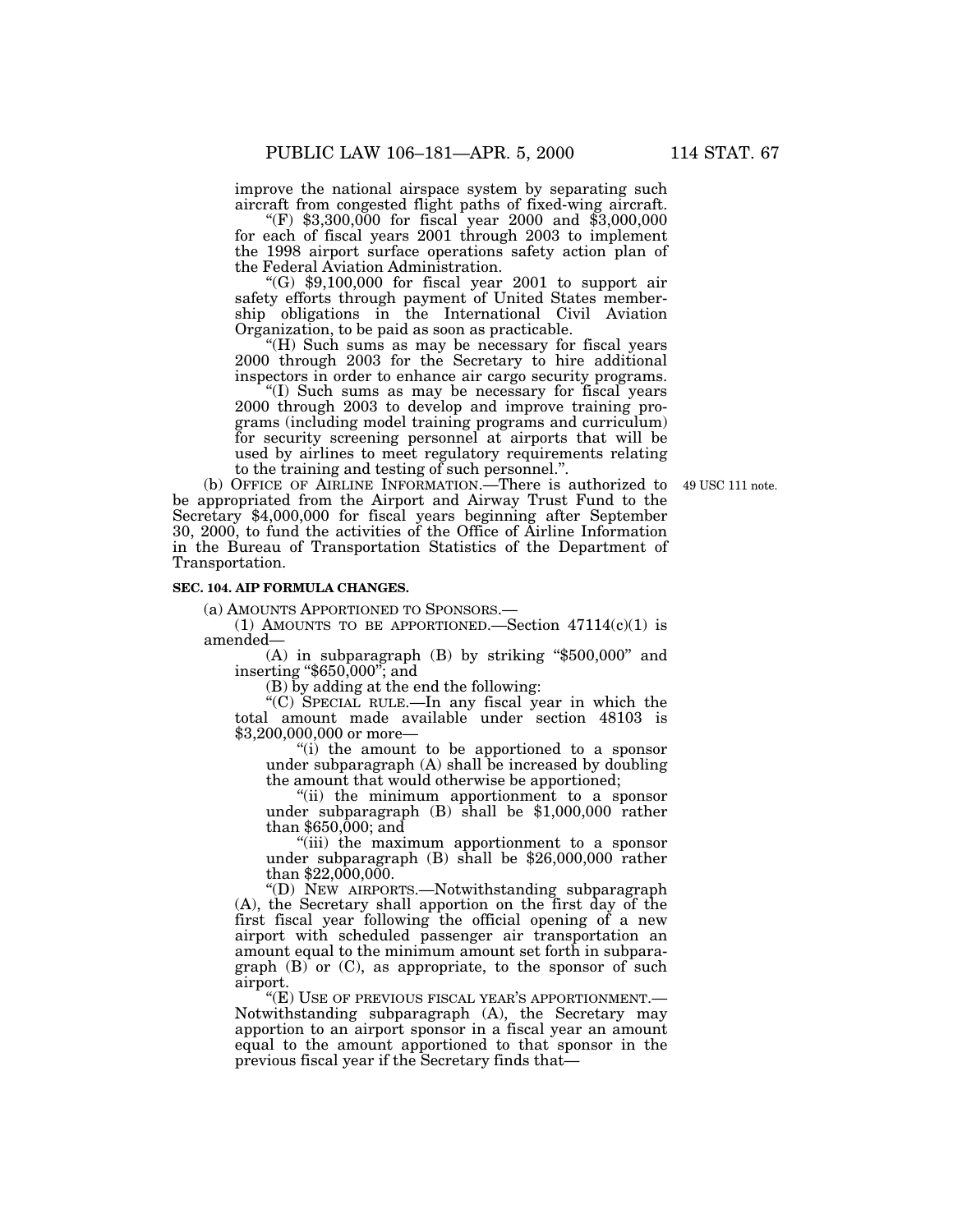improve the national airspace system by separating such aircraft from congested flight paths of fixed-wing aircraft.

"(F) $3,300,000 for fiscal year 2000 and $3,000,000 for each of fiscal years 2001 through 2003 to implement the 1998 airport surface operations safety action plan of the Federal Aviation Administration.

"(G) $9,100,000 for fiscal year 2001 to support air safety efforts through payment of United States membership obligations in the International Civil Aviation Organization, to be paid as soon as practicable.

"(H) Such sums as may be necessary for fiscal years 2000 through 2003 for the Secretary to hire additional inspectors in order to enhance air cargo security programs.

"(I) Such sums as may be necessary for fiscal years 2000 through 2003 to develop and improve training programs (including model training programs and curriculum) for security screening personnel at airports that will be used by airlines to meet regulatory requirements relating to the training and testing of such personnel.".

(b) OFFICE OF AIRLINE INFORMATION.—There is authorized to be appropriated from the Airport and Airway Trust Fund to the Secretary $4,000,000 for fiscal years beginning after September 30, 2000, to fund the activities of the Office of Airline Information in the Bureau of Transportation Statistics of the Department of Transportation.

49 USC 111 note.

**SEC. 104. AIP FORMULA CHANGES.**

(a) AMOUNTS APPORTIONED TO SPONSORS.—

(1) AMOUNTS TO BE APPORTIONED.—Section 47114(c)(1) is amended—

(A) in subparagraph (B) by striking "$500,000" and inserting "$650,000"; and

(B) by adding at the end the following:

"(C) SPECIAL RULE.—In any fiscal year in which the total amount made available under section 48103 is $3,200,000,000 or more—

"(i) the amount to be apportioned to a sponsor under subparagraph (A) shall be increased by doubling the amount that would otherwise be apportioned;

"(ii) the minimum apportionment to a sponsor under subparagraph (B) shall be $1,000,000 rather than $650,000; and

"(iii) the maximum apportionment to a sponsor under subparagraph (B) shall be $26,000,000 rather than $22,000,000.

"(D) NEW AIRPORTS.—Notwithstanding subparagraph (A), the Secretary shall apportion on the first day of the first fiscal year following the official opening of a new airport with scheduled passenger air transportation an amount equal to the minimum amount set forth in subparagraph (B) or (C), as appropriate, to the sponsor of such airport.

"(E) USE OF PREVIOUS FISCAL YEAR'S APPORTIONMENT.—Notwithstanding subparagraph (A), the Secretary may apportion to an airport sponsor in a fiscal year an amount equal to the amount apportioned to that sponsor in the previous fiscal year if the Secretary finds that—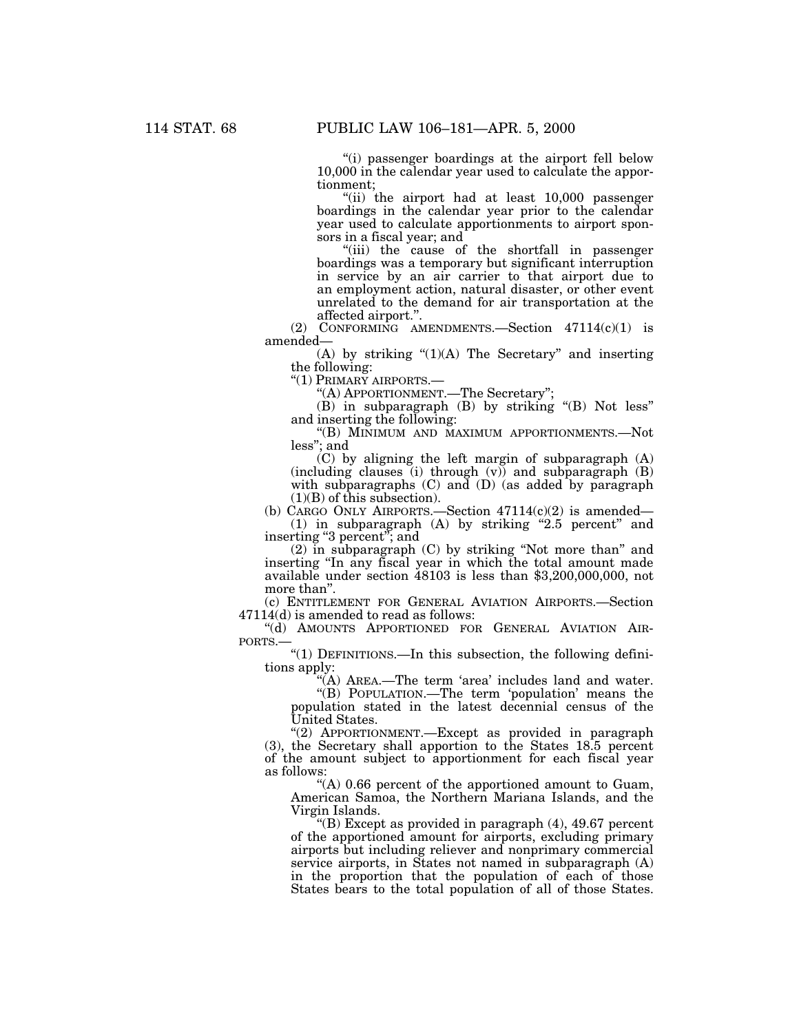"(i) passenger boardings at the airport fell below 10,000 in the calendar year used to calculate the apportionment;

"(ii) the airport had at least 10,000 passenger boardings in the calendar year prior to the calendar year used to calculate apportionments to airport sponsors in a fiscal year; and

"(iii) the cause of the shortfall in passenger boardings was a temporary but significant interruption in service by an air carrier to that airport due to an employment action, natural disaster, or other event unrelated to the demand for air transportation at the affected airport.".

(2) CONFORMING AMENDMENTS.—Section 47114(c)(1) is amended—

(A) by striking "(1)(A) The Secretary" and inserting the following:

"(1) PRIMARY AIRPORTS.—

"(A) APPORTIONMENT.—The Secretary";

(B) in subparagraph (B) by striking "(B) Not less" and inserting the following:

"(B) MINIMUM AND MAXIMUM APPORTIONMENTS.—Not less"; and

(C) by aligning the left margin of subparagraph (A) (including clauses (i) through (v)) and subparagraph (B) with subparagraphs (C) and (D) (as added by paragraph (1)(B) of this subsection).

(b) CARGO ONLY AIRPORTS.—Section 47114(c)(2) is amended—

(1) in subparagraph (A) by striking "2.5 percent" and inserting "3 percent"; and

(2) in subparagraph (C) by striking "Not more than" and inserting "In any fiscal year in which the total amount made available under section 48103 is less than $3,200,000,000, not more than".

(c) ENTITLEMENT FOR GENERAL AVIATION AIRPORTS.—Section 47114(d) is amended to read as follows:

"(d) AMOUNTS APPORTIONED FOR GENERAL AVIATION AIRPORTS.—

"(1) DEFINITIONS.—In this subsection, the following definitions apply:

"(A) AREA.—The term 'area' includes land and water.

"(B) POPULATION.—The term 'population' means the population stated in the latest decennial census of the United States.

"(2) APPORTIONMENT.—Except as provided in paragraph (3), the Secretary shall apportion to the States 18.5 percent of the amount subject to apportionment for each fiscal year as follows:

"(A) 0.66 percent of the apportioned amount to Guam, American Samoa, the Northern Mariana Islands, and the Virgin Islands.

"(B) Except as provided in paragraph (4), 49.67 percent of the apportioned amount for airports, excluding primary airports but including reliever and nonprimary commercial service airports, in States not named in subparagraph (A) in the proportion that the population of each of those States bears to the total population of all of those States.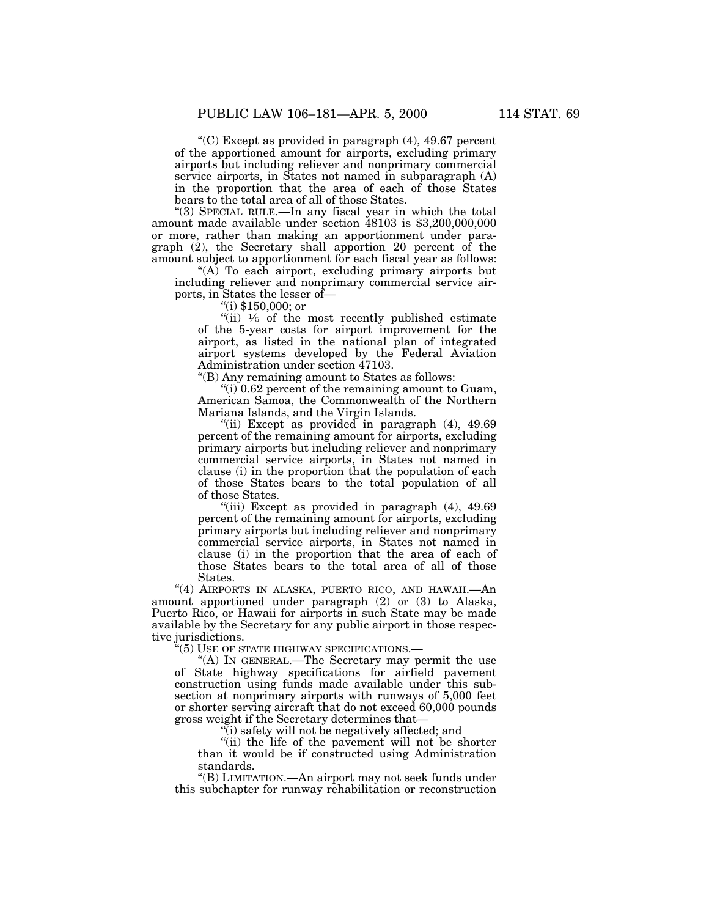"(C) Except as provided in paragraph (4), 49.67 percent of the apportioned amount for airports, excluding primary airports but including reliever and nonprimary commercial service airports, in States not named in subparagraph (A) in the proportion that the area of each of those States bears to the total area of all of those States.

"(3) SPECIAL RULE.—In any fiscal year in which the total amount made available under section 48103 is $3,200,000,000 or more, rather than making an apportionment under paragraph (2), the Secretary shall apportion 20 percent of the amount subject to apportionment for each fiscal year as follows:

"(A) To each airport, excluding primary airports but including reliever and nonprimary commercial service airports, in States the lesser of—

"(i) $150,000; or

"(ii) 1/5 of the most recently published estimate of the 5-year costs for airport improvement for the airport, as listed in the national plan of integrated airport systems developed by the Federal Aviation Administration under section 47103.

"(B) Any remaining amount to States as follows:

"(i) 0.62 percent of the remaining amount to Guam, American Samoa, the Commonwealth of the Northern Mariana Islands, and the Virgin Islands.

"(ii) Except as provided in paragraph (4), 49.69 percent of the remaining amount for airports, excluding primary airports but including reliever and nonprimary commercial service airports, in States not named in clause (i) in the proportion that the population of each of those States bears to the total population of all of those States.

"(iii) Except as provided in paragraph (4), 49.69 percent of the remaining amount for airports, excluding primary airports but including reliever and nonprimary commercial service airports, in States not named in clause (i) in the proportion that the area of each of those States bears to the total area of all of those States.

"(4) AIRPORTS IN ALASKA, PUERTO RICO, AND HAWAII.—An amount apportioned under paragraph (2) or (3) to Alaska, Puerto Rico, or Hawaii for airports in such State may be made available by the Secretary for any public airport in those respective jurisdictions.

"(5) USE OF STATE HIGHWAY SPECIFICATIONS.—

"(A) IN GENERAL.—The Secretary may permit the use of State highway specifications for airfield pavement construction using funds made available under this subsection at nonprimary airports with runways of 5,000 feet or shorter serving aircraft that do not exceed 60,000 pounds gross weight if the Secretary determines that—

"(i) safety will not be negatively affected; and

"(ii) the life of the pavement will not be shorter than it would be if constructed using Administration standards.

"(B) LIMITATION.—An airport may not seek funds under this subchapter for runway rehabilitation or reconstruction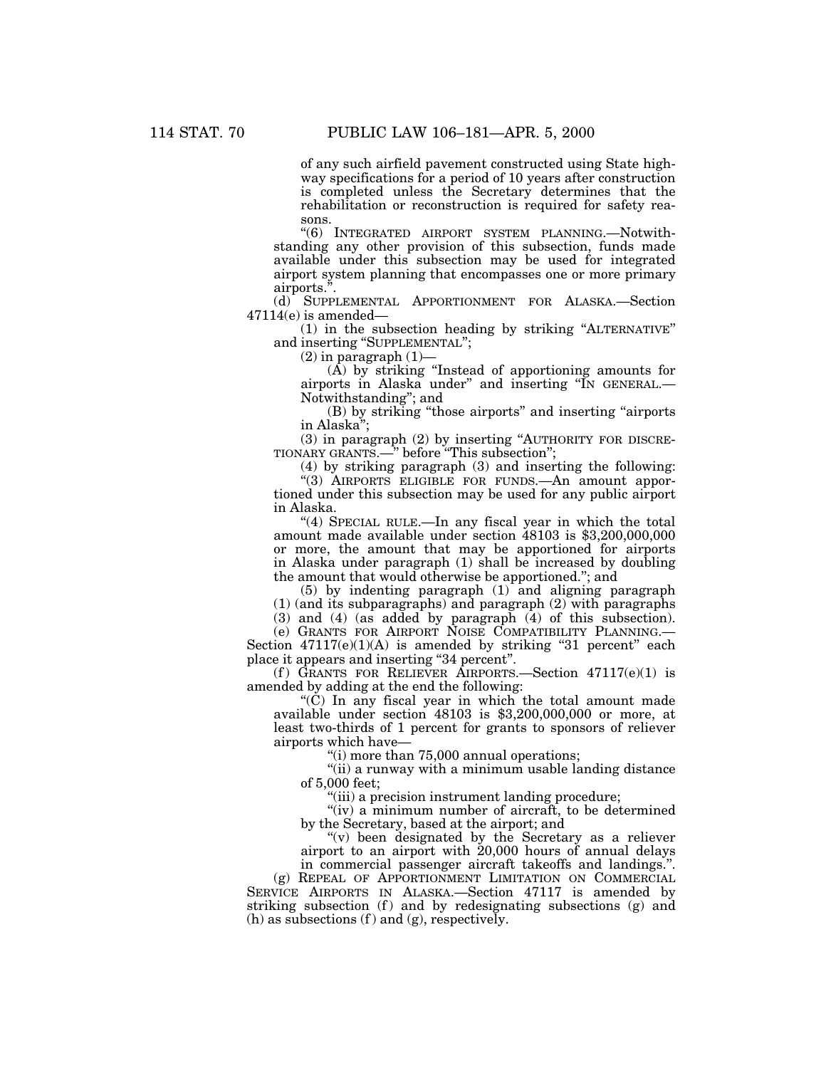of any such airfield pavement constructed using State highway specifications for a period of 10 years after construction is completed unless the Secretary determines that the rehabilitation or reconstruction is required for safety reasons.

"(6) INTEGRATED AIRPORT SYSTEM PLANNING.—Notwithstanding any other provision of this subsection, funds made available under this subsection may be used for integrated airport system planning that encompasses one or more primary airports.".

(d) SUPPLEMENTAL APPORTIONMENT FOR ALASKA.—Section 47114(e) is amended—

(1) in the subsection heading by striking "ALTERNATIVE" and inserting "SUPPLEMENTAL";

(2) in paragraph (1)—

(A) by striking "Instead of apportioning amounts for airports in Alaska under" and inserting "IN GENERAL.—Notwithstanding"; and

(B) by striking "those airports" and inserting "airports in Alaska";

(3) in paragraph (2) by inserting "AUTHORITY FOR DISCRETIONARY GRANTS.—" before "This subsection";

(4) by striking paragraph (3) and inserting the following:

"(3) AIRPORTS ELIGIBLE FOR FUNDS.—An amount apportioned under this subsection may be used for any public airport in Alaska.

"(4) SPECIAL RULE.—In any fiscal year in which the total amount made available under section 48103 is $3,200,000,000 or more, the amount that may be apportioned for airports in Alaska under paragraph (1) shall be increased by doubling the amount that would otherwise be apportioned."; and

(5) by indenting paragraph (1) and aligning paragraph (1) (and its subparagraphs) and paragraph (2) with paragraphs (3) and (4) (as added by paragraph (4) of this subsection).

(e) GRANTS FOR AIRPORT NOISE COMPATIBILITY PLANNING.—Section 47117(e)(1)(A) is amended by striking "31 percent" each place it appears and inserting "34 percent".

(f) GRANTS FOR RELIEVER AIRPORTS.—Section 47117(e)(1) is amended by adding at the end the following:

"(C) In any fiscal year in which the total amount made available under section 48103 is $3,200,000,000 or more, at least two-thirds of 1 percent for grants to sponsors of reliever airports which have—

"(i) more than 75,000 annual operations;

"(ii) a runway with a minimum usable landing distance of 5,000 feet;

"(iii) a precision instrument landing procedure;

"(iv) a minimum number of aircraft, to be determined by the Secretary, based at the airport; and

"(v) been designated by the Secretary as a reliever airport to an airport with 20,000 hours of annual delays in commercial passenger aircraft takeoffs and landings.".

(g) REPEAL OF APPORTIONMENT LIMITATION ON COMMERCIAL SERVICE AIRPORTS IN ALASKA.—Section 47117 is amended by striking subsection (f) and by redesignating subsections (g) and (h) as subsections (f) and (g), respectively.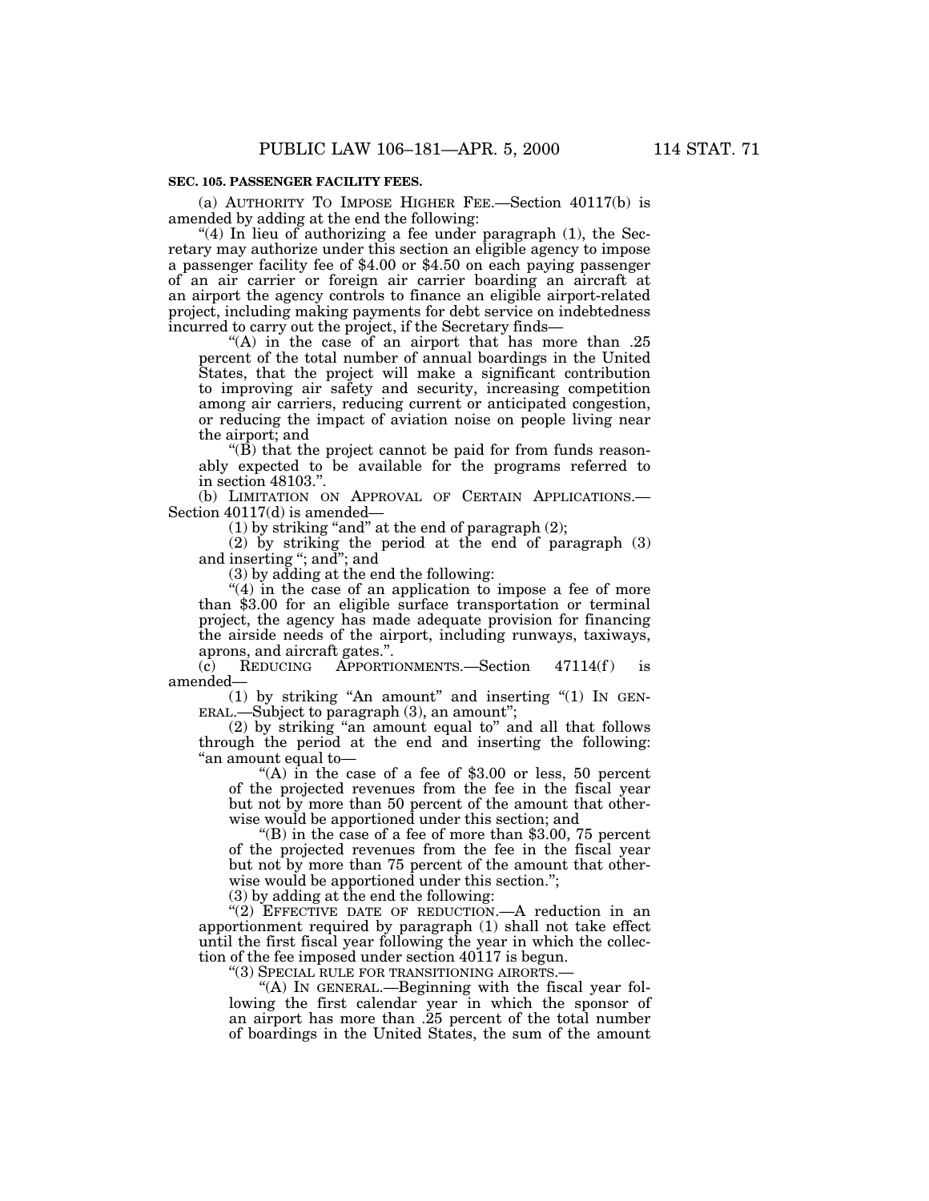**SEC. 105. PASSENGER FACILITY FEES.**

(a) AUTHORITY TO IMPOSE HIGHER FEE.—Section 40117(b) is amended by adding at the end the following:

"(4) In lieu of authorizing a fee under paragraph (1), the Secretary may authorize under this section an eligible agency to impose a passenger facility fee of $4.00 or $4.50 on each paying passenger of an air carrier or foreign air carrier boarding an aircraft at an airport the agency controls to finance an eligible airport-related project, including making payments for debt service on indebtedness incurred to carry out the project, if the Secretary finds—

"(A) in the case of an airport that has more than .25 percent of the total number of annual boardings in the United States, that the project will make a significant contribution to improving air safety and security, increasing competition among air carriers, reducing current or anticipated congestion, or reducing the impact of aviation noise on people living near the airport; and

"(B) that the project cannot be paid for from funds reasonably expected to be available for the programs referred to in section 48103.".

(b) LIMITATION ON APPROVAL OF CERTAIN APPLICATIONS.—Section 40117(d) is amended—

(1) by striking "and" at the end of paragraph (2);

(2) by striking the period at the end of paragraph (3) and inserting "; and"; and

(3) by adding at the end the following:

"(4) in the case of an application to impose a fee of more than $3.00 for an eligible surface transportation or terminal project, the agency has made adequate provision for financing the airside needs of the airport, including runways, taxiways, aprons, and aircraft gates.".

(c) REDUCING APPORTIONMENTS.—Section 47114(f) is amended—

(1) by striking "An amount" and inserting "(1) IN GENERAL.—Subject to paragraph (3), an amount";

(2) by striking "an amount equal to" and all that follows through the period at the end and inserting the following: "an amount equal to—

"(A) in the case of a fee of $3.00 or less, 50 percent of the projected revenues from the fee in the fiscal year but not by more than 50 percent of the amount that otherwise would be apportioned under this section; and

"(B) in the case of a fee of more than $3.00, 75 percent of the projected revenues from the fee in the fiscal year but not by more than 75 percent of the amount that otherwise would be apportioned under this section.";

(3) by adding at the end the following:

"(2) EFFECTIVE DATE OF REDUCTION.—A reduction in an apportionment required by paragraph (1) shall not take effect until the first fiscal year following the year in which the collection of the fee imposed under section 40117 is begun.

"(3) SPECIAL RULE FOR TRANSITIONING AIRORTS.—

"(A) IN GENERAL.—Beginning with the fiscal year following the first calendar year in which the sponsor of an airport has more than .25 percent of the total number of boardings in the United States, the sum of the amount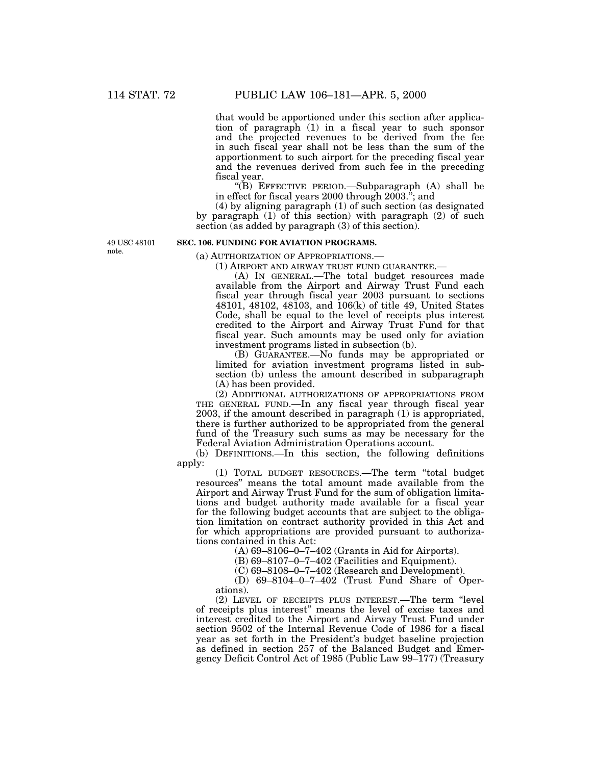that would be apportioned under this section after application of paragraph (1) in a fiscal year to such sponsor and the projected revenues to be derived from the fee in such fiscal year shall not be less than the sum of the apportionment to such airport for the preceding fiscal year and the revenues derived from such fee in the preceding fiscal year.

"(B) EFFECTIVE PERIOD.—Subparagraph (A) shall be in effect for fiscal years 2000 through 2003."; and

(4) by aligning paragraph (1) of such section (as designated by paragraph (1) of this section) with paragraph (2) of such section (as added by paragraph (3) of this section).

49 USC 48101 note.

**SEC. 106. FUNDING FOR AVIATION PROGRAMS.**

(a) AUTHORIZATION OF APPROPRIATIONS.—

(1) AIRPORT AND AIRWAY TRUST FUND GUARANTEE.—

(A) IN GENERAL.—The total budget resources made available from the Airport and Airway Trust Fund each fiscal year through fiscal year 2003 pursuant to sections 48101, 48102, 48103, and 106(k) of title 49, United States Code, shall be equal to the level of receipts plus interest credited to the Airport and Airway Trust Fund for that fiscal year. Such amounts may be used only for aviation investment programs listed in subsection (b).

(B) GUARANTEE.—No funds may be appropriated or limited for aviation investment programs listed in subsection (b) unless the amount described in subparagraph (A) has been provided.

(2) ADDITIONAL AUTHORIZATIONS OF APPROPRIATIONS FROM THE GENERAL FUND.—In any fiscal year through fiscal year 2003, if the amount described in paragraph (1) is appropriated, there is further authorized to be appropriated from the general fund of the Treasury such sums as may be necessary for the Federal Aviation Administration Operations account.

(b) DEFINITIONS.—In this section, the following definitions apply:

(1) TOTAL BUDGET RESOURCES.—The term "total budget resources" means the total amount made available from the Airport and Airway Trust Fund for the sum of obligation limitations and budget authority made available for a fiscal year for the following budget accounts that are subject to the obligation limitation on contract authority provided in this Act and for which appropriations are provided pursuant to authorizations contained in this Act:

(A) 69–8106–0–7–402 (Grants in Aid for Airports).

(B) 69–8107–0–7–402 (Facilities and Equipment).

(C) 69–8108–0–7–402 (Research and Development).

(D) 69–8104–0–7–402 (Trust Fund Share of Operations).

(2) LEVEL OF RECEIPTS PLUS INTEREST.—The term "level of receipts plus interest" means the level of excise taxes and interest credited to the Airport and Airway Trust Fund under section 9502 of the Internal Revenue Code of 1986 for a fiscal year as set forth in the President's budget baseline projection as defined in section 257 of the Balanced Budget and Emergency Deficit Control Act of 1985 (Public Law 99–177) (Treasury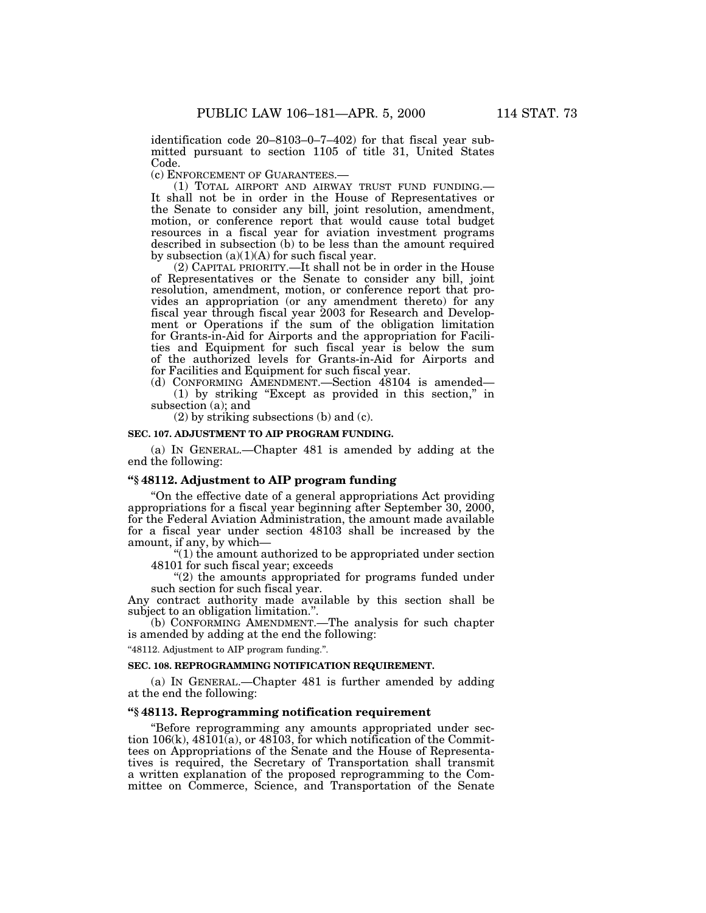identification code 20–8103–0–7–402) for that fiscal year submitted pursuant to section 1105 of title 31, United States Code.

(c) ENFORCEMENT OF GUARANTEES.—

(1) TOTAL AIRPORT AND AIRWAY TRUST FUND FUNDING.— It shall not be in order in the House of Representatives or the Senate to consider any bill, joint resolution, amendment, motion, or conference report that would cause total budget resources in a fiscal year for aviation investment programs described in subsection (b) to be less than the amount required by subsection (a)(1)(A) for such fiscal year.

(2) CAPITAL PRIORITY.—It shall not be in order in the House of Representatives or the Senate to consider any bill, joint resolution, amendment, motion, or conference report that provides an appropriation (or any amendment thereto) for any fiscal year through fiscal year 2003 for Research and Development or Operations if the sum of the obligation limitation for Grants-in-Aid for Airports and the appropriation for Facilities and Equipment for such fiscal year is below the sum of the authorized levels for Grants-in-Aid for Airports and for Facilities and Equipment for such fiscal year.

(d) CONFORMING AMENDMENT.—Section 48104 is amended—

(1) by striking "Except as provided in this section," in subsection (a); and

(2) by striking subsections (b) and (c).

**SEC. 107. ADJUSTMENT TO AIP PROGRAM FUNDING.**

(a) IN GENERAL.—Chapter 481 is amended by adding at the end the following:

**"§ 48112. Adjustment to AIP program funding**

"On the effective date of a general appropriations Act providing appropriations for a fiscal year beginning after September 30, 2000, for the Federal Aviation Administration, the amount made available for a fiscal year under section 48103 shall be increased by the amount, if any, by which—

"(1) the amount authorized to be appropriated under section 48101 for such fiscal year; exceeds

"(2) the amounts appropriated for programs funded under such section for such fiscal year.

Any contract authority made available by this section shall be subject to an obligation limitation.".

(b) CONFORMING AMENDMENT.—The analysis for such chapter is amended by adding at the end the following:

"48112. Adjustment to AIP program funding.".

**SEC. 108. REPROGRAMMING NOTIFICATION REQUIREMENT.**

(a) IN GENERAL.—Chapter 481 is further amended by adding at the end the following:

**"§ 48113. Reprogramming notification requirement**

"Before reprogramming any amounts appropriated under section 106(k), 48101(a), or 48103, for which notification of the Committees on Appropriations of the Senate and the House of Representatives is required, the Secretary of Transportation shall transmit a written explanation of the proposed reprogramming to the Committee on Commerce, Science, and Transportation of the Senate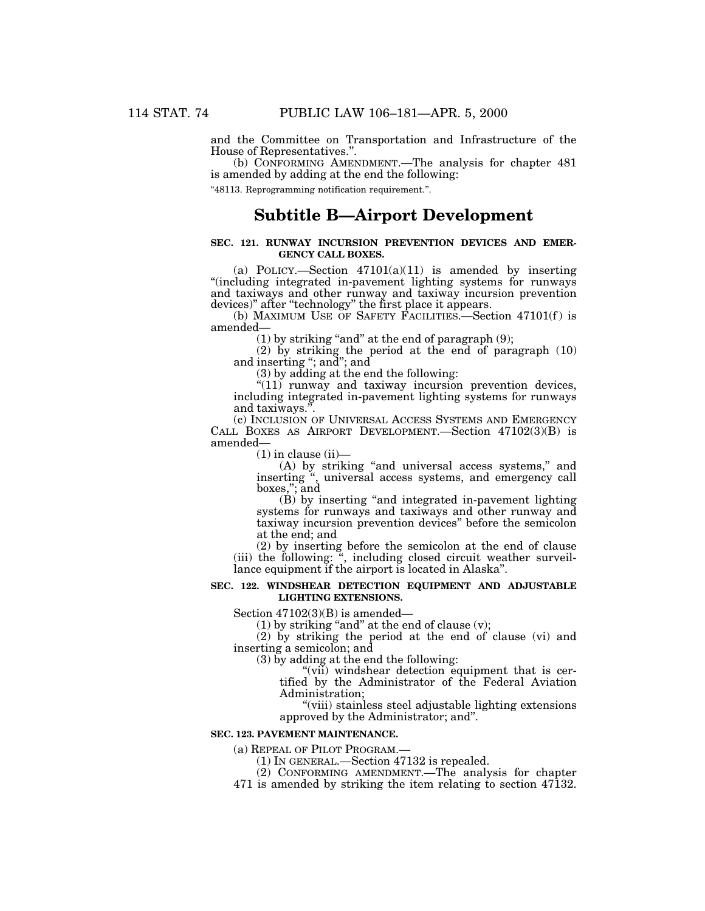and the Committee on Transportation and Infrastructure of the House of Representatives.".

(b) CONFORMING AMENDMENT.—The analysis for chapter 481 is amended by adding at the end the following:

"48113. Reprogramming notification requirement.".

## Subtitle B—Airport Development

### SEC. 121. RUNWAY INCURSION PREVENTION DEVICES AND EMERGENCY CALL BOXES.

(a) POLICY.—Section 47101(a)(11) is amended by inserting "(including integrated in-pavement lighting systems for runways and taxiways and other runway and taxiway incursion prevention devices)" after "technology" the first place it appears.

(b) MAXIMUM USE OF SAFETY FACILITIES.—Section 47101(f) is amended—

(1) by striking "and" at the end of paragraph (9);

(2) by striking the period at the end of paragraph (10) and inserting "; and"; and

(3) by adding at the end the following:

"(11) runway and taxiway incursion prevention devices, including integrated in-pavement lighting systems for runways and taxiways.".

(c) INCLUSION OF UNIVERSAL ACCESS SYSTEMS AND EMERGENCY CALL BOXES AS AIRPORT DEVELOPMENT.—Section 47102(3)(B) is amended—

(1) in clause (ii)—

(A) by striking "and universal access systems," and inserting ", universal access systems, and emergency call boxes,"; and

(B) by inserting "and integrated in-pavement lighting systems for runways and taxiways and other runway and taxiway incursion prevention devices" before the semicolon at the end; and

(2) by inserting before the semicolon at the end of clause (iii) the following: ", including closed circuit weather surveillance equipment if the airport is located in Alaska".

### SEC. 122. WINDSHEAR DETECTION EQUIPMENT AND ADJUSTABLE LIGHTING EXTENSIONS.

Section 47102(3)(B) is amended—

(1) by striking "and" at the end of clause (v);

(2) by striking the period at the end of clause (vi) and inserting a semicolon; and

(3) by adding at the end the following:

"(vii) windshear detection equipment that is certified by the Administrator of the Federal Aviation Administration;

"(viii) stainless steel adjustable lighting extensions approved by the Administrator; and".

### SEC. 123. PAVEMENT MAINTENANCE.

(a) REPEAL OF PILOT PROGRAM.—

(1) IN GENERAL.—Section 47132 is repealed.

(2) CONFORMING AMENDMENT.—The analysis for chapter 471 is amended by striking the item relating to section 47132.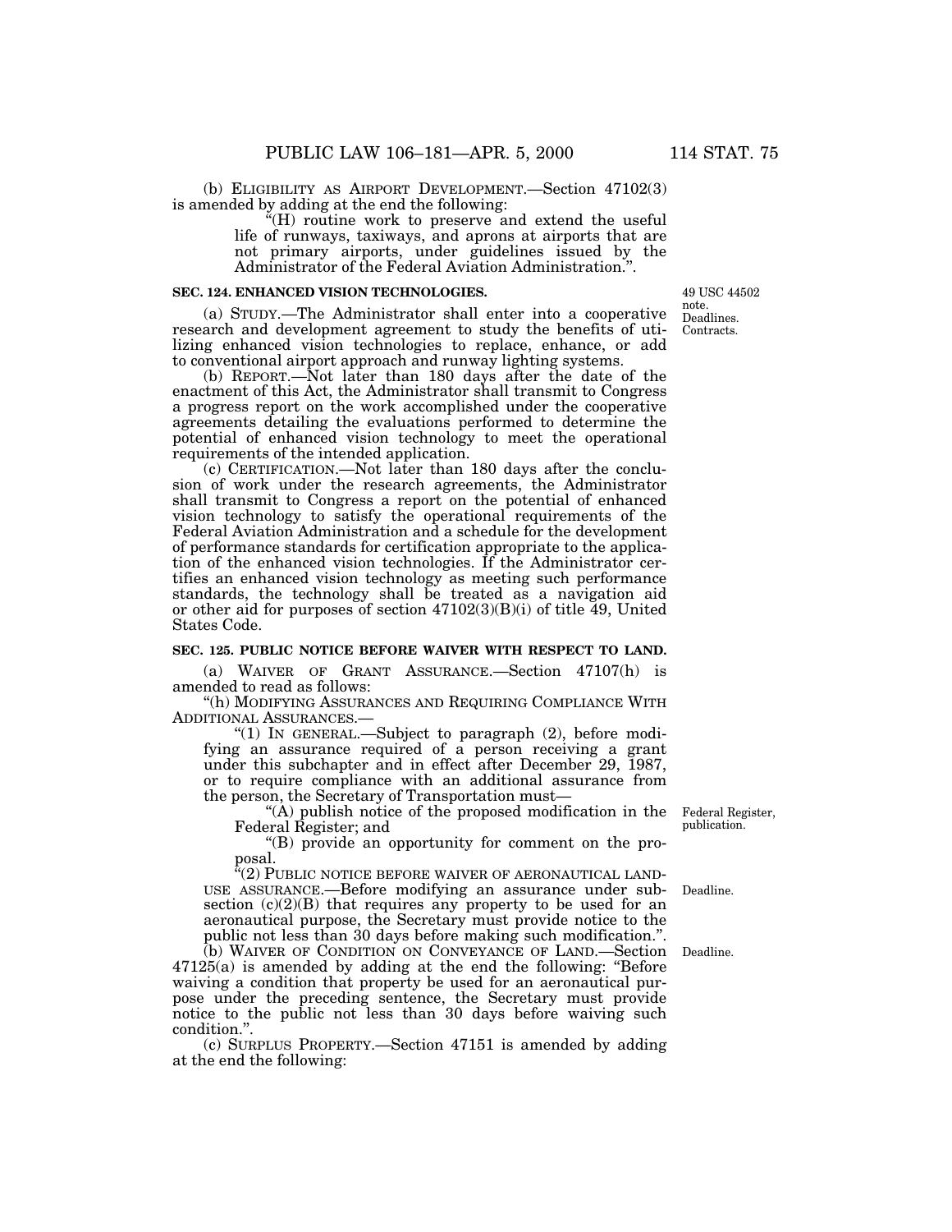(b) ELIGIBILITY AS AIRPORT DEVELOPMENT.—Section 47102(3) is amended by adding at the end the following:

"(H) routine work to preserve and extend the useful life of runways, taxiways, and aprons at airports that are not primary airports, under guidelines issued by the Administrator of the Federal Aviation Administration.".

**SEC. 124. ENHANCED VISION TECHNOLOGIES.**

49 USC 44502 note. Deadlines. Contracts.

(a) STUDY.—The Administrator shall enter into a cooperative research and development agreement to study the benefits of utilizing enhanced vision technologies to replace, enhance, or add to conventional airport approach and runway lighting systems.

(b) REPORT.—Not later than 180 days after the date of the enactment of this Act, the Administrator shall transmit to Congress a progress report on the work accomplished under the cooperative agreements detailing the evaluations performed to determine the potential of enhanced vision technology to meet the operational requirements of the intended application.

(c) CERTIFICATION.—Not later than 180 days after the conclusion of work under the research agreements, the Administrator shall transmit to Congress a report on the potential of enhanced vision technology to satisfy the operational requirements of the Federal Aviation Administration and a schedule for the development of performance standards for certification appropriate to the application of the enhanced vision technologies. If the Administrator certifies an enhanced vision technology as meeting such performance standards, the technology shall be treated as a navigation aid or other aid for purposes of section 47102(3)(B)(i) of title 49, United States Code.

**SEC. 125. PUBLIC NOTICE BEFORE WAIVER WITH RESPECT TO LAND.**

(a) WAIVER OF GRANT ASSURANCE.—Section 47107(h) is amended to read as follows:

"(h) MODIFYING ASSURANCES AND REQUIRING COMPLIANCE WITH ADDITIONAL ASSURANCES.—

"(1) IN GENERAL.—Subject to paragraph (2), before modifying an assurance required of a person receiving a grant under this subchapter and in effect after December 29, 1987, or to require compliance with an additional assurance from the person, the Secretary of Transportation must—

Federal Register, publication.

"(A) publish notice of the proposed modification in the Federal Register; and

"(B) provide an opportunity for comment on the proposal.

Deadline.

"(2) PUBLIC NOTICE BEFORE WAIVER OF AERONAUTICAL LAND-USE ASSURANCE.—Before modifying an assurance under subsection (c)(2)(B) that requires any property to be used for an aeronautical purpose, the Secretary must provide notice to the public not less than 30 days before making such modification.".

Deadline.

(b) WAIVER OF CONDITION ON CONVEYANCE OF LAND.—Section 47125(a) is amended by adding at the end the following: "Before waiving a condition that property be used for an aeronautical purpose under the preceding sentence, the Secretary must provide notice to the public not less than 30 days before waiving such condition.".

(c) SURPLUS PROPERTY.—Section 47151 is amended by adding at the end the following: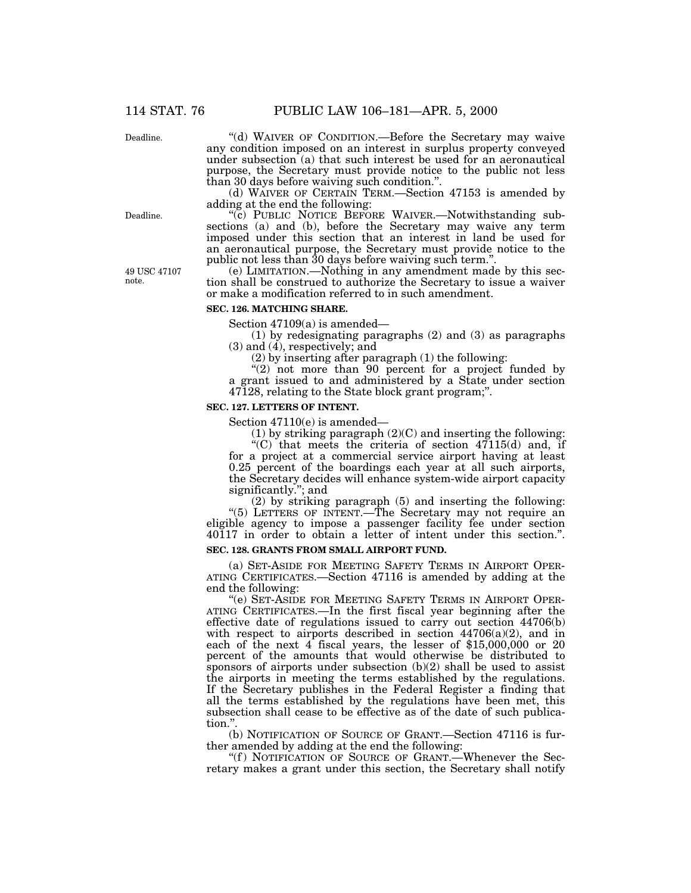"(d) WAIVER OF CONDITION.—Before the Secretary may waive any condition imposed on an interest in surplus property conveyed under subsection (a) that such interest be used for an aeronautical purpose, the Secretary must provide notice to the public not less than 30 days before waiving such condition.".

Deadline.

(d) WAIVER OF CERTAIN TERM.—Section 47153 is amended by adding at the end the following:

"(c) PUBLIC NOTICE BEFORE WAIVER.—Notwithstanding subsections (a) and (b), before the Secretary may waive any term imposed under this section that an interest in land be used for an aeronautical purpose, the Secretary must provide notice to the public not less than 30 days before waiving such term.".

Deadline.

(e) LIMITATION.—Nothing in any amendment made by this section shall be construed to authorize the Secretary to issue a waiver or make a modification referred to in such amendment.

49 USC 47107 note.

### SEC. 126. MATCHING SHARE.

Section 47109(a) is amended—

(1) by redesignating paragraphs (2) and (3) as paragraphs (3) and (4), respectively; and

(2) by inserting after paragraph (1) the following:

"(2) not more than 90 percent for a project funded by a grant issued to and administered by a State under section 47128, relating to the State block grant program;".

### SEC. 127. LETTERS OF INTENT.

Section 47110(e) is amended—

(1) by striking paragraph (2)(C) and inserting the following:

"(C) that meets the criteria of section 47115(d) and, if for a project at a commercial service airport having at least 0.25 percent of the boardings each year at all such airports, the Secretary decides will enhance system-wide airport capacity significantly."; and

(2) by striking paragraph (5) and inserting the following:

"(5) LETTERS OF INTENT.—The Secretary may not require an eligible agency to impose a passenger facility fee under section 40117 in order to obtain a letter of intent under this section.".

### SEC. 128. GRANTS FROM SMALL AIRPORT FUND.

(a) SET-ASIDE FOR MEETING SAFETY TERMS IN AIRPORT OPERATING CERTIFICATES.—Section 47116 is amended by adding at the end the following:

"(e) SET-ASIDE FOR MEETING SAFETY TERMS IN AIRPORT OPERATING CERTIFICATES.—In the first fiscal year beginning after the effective date of regulations issued to carry out section 44706(b) with respect to airports described in section 44706(a)(2), and in each of the next 4 fiscal years, the lesser of $15,000,000 or 20 percent of the amounts that would otherwise be distributed to sponsors of airports under subsection (b)(2) shall be used to assist the airports in meeting the terms established by the regulations. If the Secretary publishes in the Federal Register a finding that all the terms established by the regulations have been met, this subsection shall cease to be effective as of the date of such publication.".

(b) NOTIFICATION OF SOURCE OF GRANT.—Section 47116 is further amended by adding at the end the following:

"(f) NOTIFICATION OF SOURCE OF GRANT.—Whenever the Secretary makes a grant under this section, the Secretary shall notify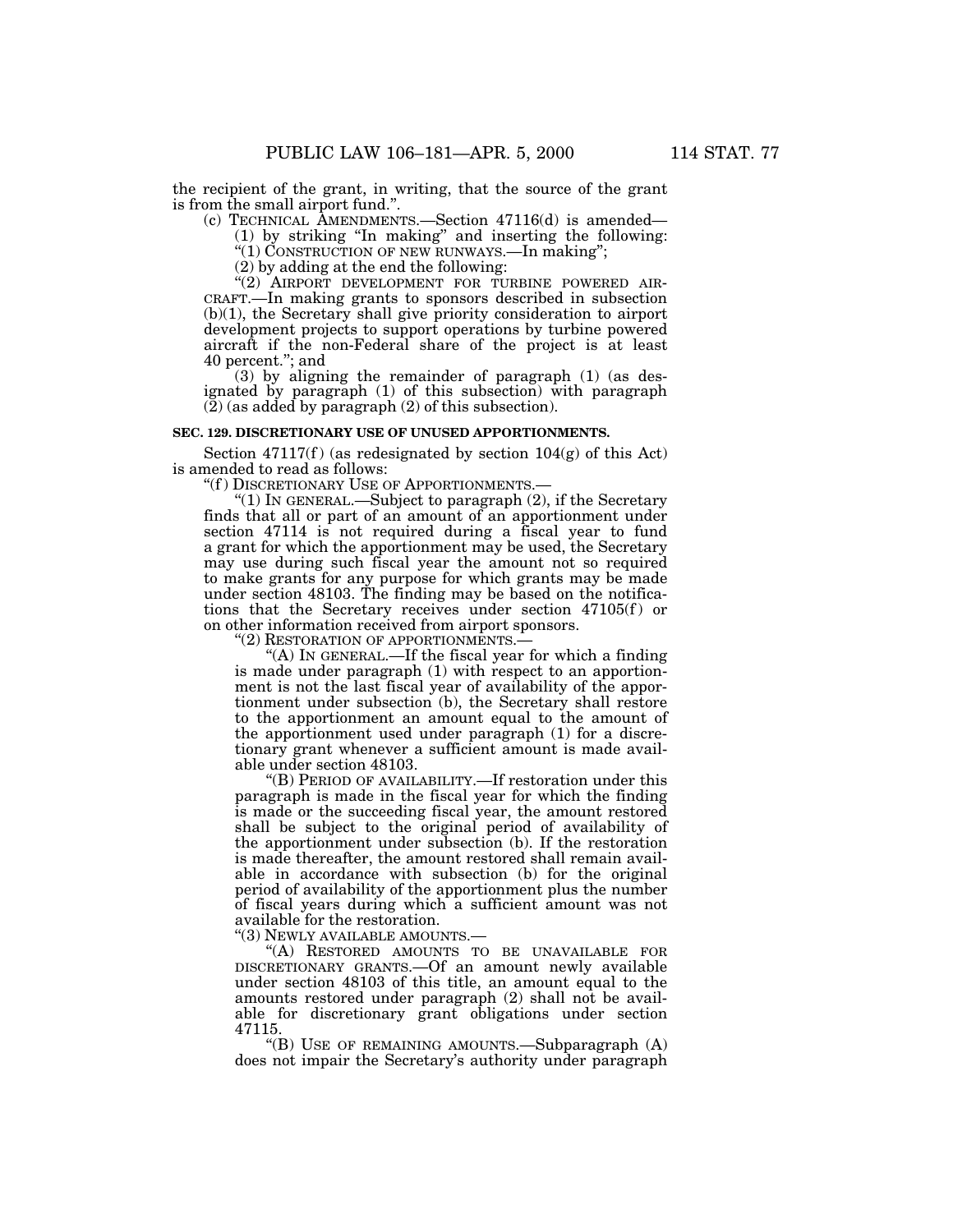the recipient of the grant, in writing, that the source of the grant is from the small airport fund.".

(c) TECHNICAL AMENDMENTS.—Section 47116(d) is amended—

(1) by striking "In making" and inserting the following: "(1) CONSTRUCTION OF NEW RUNWAYS.—In making";

(2) by adding at the end the following:

"(2) AIRPORT DEVELOPMENT FOR TURBINE POWERED AIRCRAFT.—In making grants to sponsors described in subsection (b)(1), the Secretary shall give priority consideration to airport development projects to support operations by turbine powered aircraft if the non-Federal share of the project is at least 40 percent."; and

(3) by aligning the remainder of paragraph (1) (as designated by paragraph (1) of this subsection) with paragraph (2) (as added by paragraph (2) of this subsection).

**SEC. 129. DISCRETIONARY USE OF UNUSED APPORTIONMENTS.**

Section 47117(f) (as redesignated by section 104(g) of this Act) is amended to read as follows:

"(f) DISCRETIONARY USE OF APPORTIONMENTS.—

"(1) IN GENERAL.—Subject to paragraph (2), if the Secretary finds that all or part of an amount of an apportionment under section 47114 is not required during a fiscal year to fund a grant for which the apportionment may be used, the Secretary may use during such fiscal year the amount not so required to make grants for any purpose for which grants may be made under section 48103. The finding may be based on the notifications that the Secretary receives under section 47105(f) or on other information received from airport sponsors.

"(2) RESTORATION OF APPORTIONMENTS.—

"(A) IN GENERAL.—If the fiscal year for which a finding is made under paragraph (1) with respect to an apportionment is not the last fiscal year of availability of the apportionment under subsection (b), the Secretary shall restore to the apportionment an amount equal to the amount of the apportionment used under paragraph (1) for a discretionary grant whenever a sufficient amount is made available under section 48103.

"(B) PERIOD OF AVAILABILITY.—If restoration under this paragraph is made in the fiscal year for which the finding is made or the succeeding fiscal year, the amount restored shall be subject to the original period of availability of the apportionment under subsection (b). If the restoration is made thereafter, the amount restored shall remain available in accordance with subsection (b) for the original period of availability of the apportionment plus the number of fiscal years during which a sufficient amount was not available for the restoration.

"(3) NEWLY AVAILABLE AMOUNTS.—

"(A) RESTORED AMOUNTS TO BE UNAVAILABLE FOR DISCRETIONARY GRANTS.—Of an amount newly available under section 48103 of this title, an amount equal to the amounts restored under paragraph (2) shall not be available for discretionary grant obligations under section 47115.

"(B) USE OF REMAINING AMOUNTS.—Subparagraph (A) does not impair the Secretary's authority under paragraph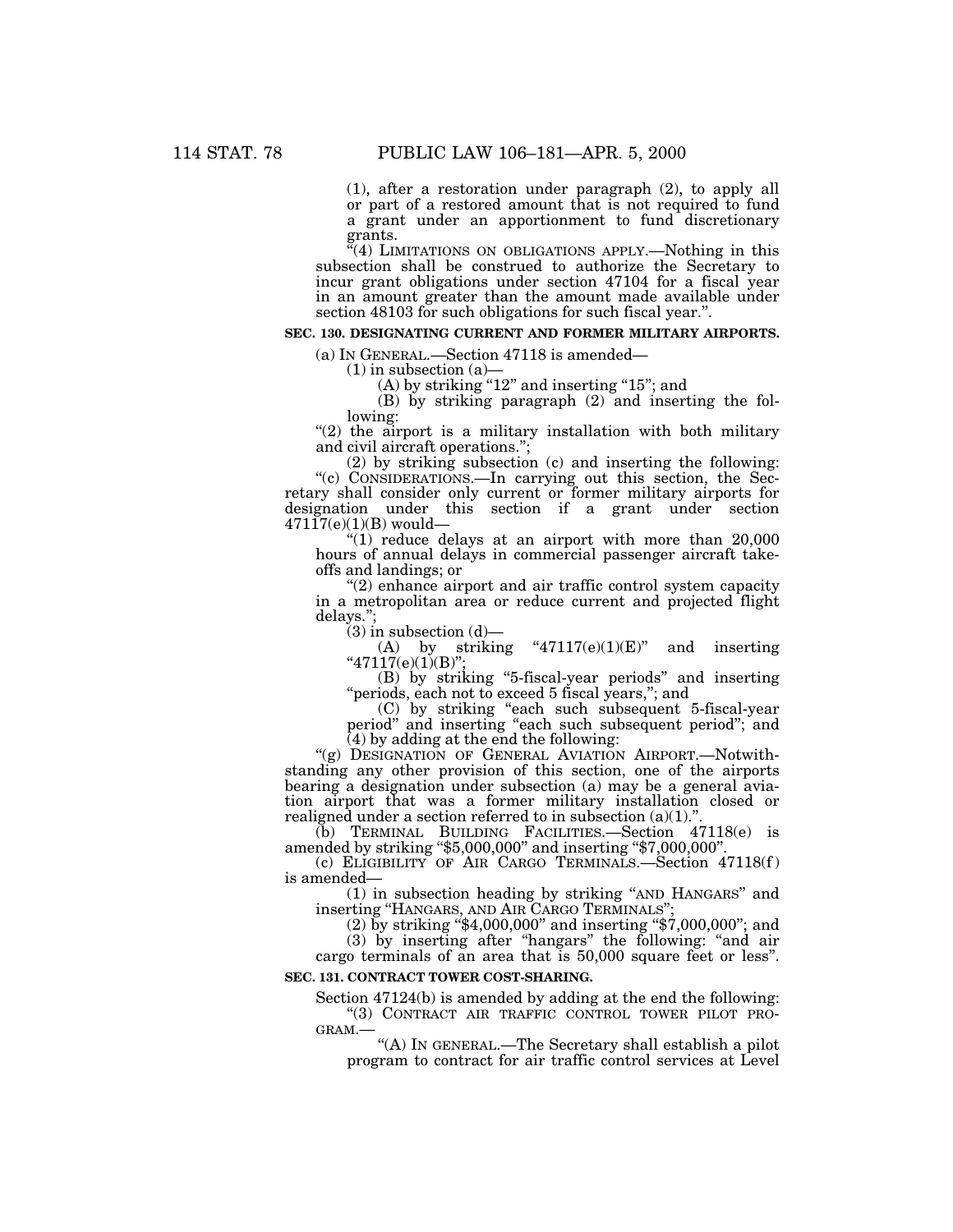(1), after a restoration under paragraph (2), to apply all or part of a restored amount that is not required to fund a grant under an apportionment to fund discretionary grants.

"(4) LIMITATIONS ON OBLIGATIONS APPLY.—Nothing in this subsection shall be construed to authorize the Secretary to incur grant obligations under section 47104 for a fiscal year in an amount greater than the amount made available under section 48103 for such obligations for such fiscal year.".

**SEC. 130. DESIGNATING CURRENT AND FORMER MILITARY AIRPORTS.**

(a) IN GENERAL.—Section 47118 is amended—

(1) in subsection (a)—

(A) by striking "12" and inserting "15"; and

(B) by striking paragraph (2) and inserting the following:

"(2) the airport is a military installation with both military and civil aircraft operations.";

(2) by striking subsection (c) and inserting the following:

"(c) CONSIDERATIONS.—In carrying out this section, the Secretary shall consider only current or former military airports for designation under this section if a grant under section 47117(e)(1)(B) would—

"(1) reduce delays at an airport with more than 20,000 hours of annual delays in commercial passenger aircraft takeoffs and landings; or

"(2) enhance airport and air traffic control system capacity in a metropolitan area or reduce current and projected flight delays.";

(3) in subsection (d)—

(A) by striking "47117(e)(1)(E)" and inserting "47117(e)(1)(B)";

(B) by striking "5-fiscal-year periods" and inserting "periods, each not to exceed 5 fiscal years,"; and

(C) by striking "each such subsequent 5-fiscal-year period" and inserting "each such subsequent period"; and

(4) by adding at the end the following:

"(g) DESIGNATION OF GENERAL AVIATION AIRPORT.—Notwithstanding any other provision of this section, one of the airports bearing a designation under subsection (a) may be a general aviation airport that was a former military installation closed or realigned under a section referred to in subsection (a)(1).".

(b) TERMINAL BUILDING FACILITIES.—Section 47118(e) is amended by striking "$5,000,000" and inserting "$7,000,000".

(c) ELIGIBILITY OF AIR CARGO TERMINALS.—Section 47118(f) is amended—

(1) in subsection heading by striking "AND HANGARS" and inserting "HANGARS, AND AIR CARGO TERMINALS";

(2) by striking "$4,000,000" and inserting "$7,000,000"; and

(3) by inserting after "hangars" the following: "and air cargo terminals of an area that is 50,000 square feet or less".

**SEC. 131. CONTRACT TOWER COST-SHARING.**

Section 47124(b) is amended by adding at the end the following:

"(3) CONTRACT AIR TRAFFIC CONTROL TOWER PILOT PROGRAM.—

"(A) IN GENERAL.—The Secretary shall establish a pilot program to contract for air traffic control services at Level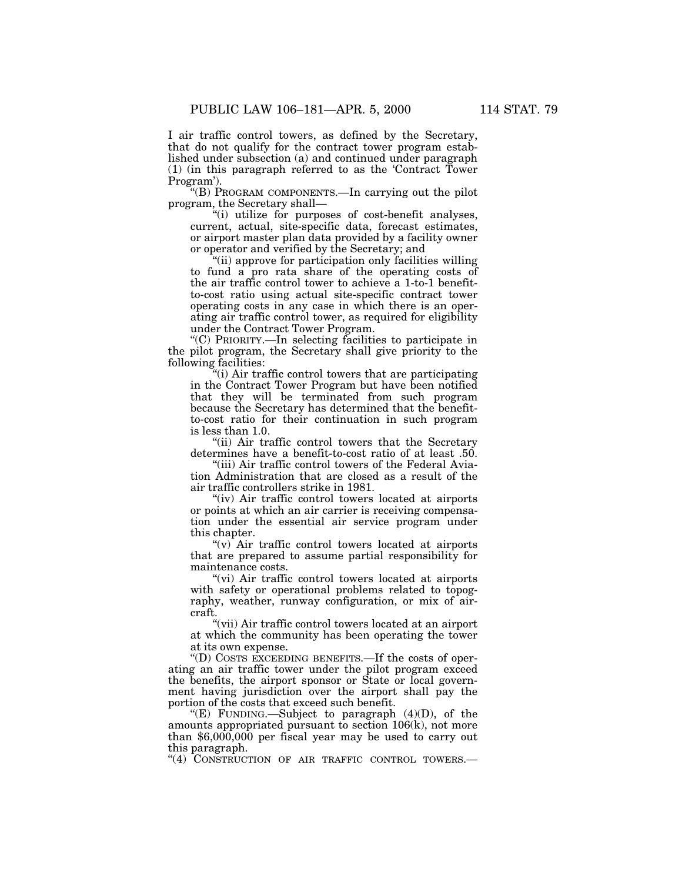I air traffic control towers, as defined by the Secretary, that do not qualify for the contract tower program established under subsection (a) and continued under paragraph (1) (in this paragraph referred to as the 'Contract Tower Program').

"(B) PROGRAM COMPONENTS.—In carrying out the pilot program, the Secretary shall—

"(i) utilize for purposes of cost-benefit analyses, current, actual, site-specific data, forecast estimates, or airport master plan data provided by a facility owner or operator and verified by the Secretary; and

"(ii) approve for participation only facilities willing to fund a pro rata share of the operating costs of the air traffic control tower to achieve a 1-to-1 benefit-to-cost ratio using actual site-specific contract tower operating costs in any case in which there is an operating air traffic control tower, as required for eligibility under the Contract Tower Program.

"(C) PRIORITY.—In selecting facilities to participate in the pilot program, the Secretary shall give priority to the following facilities:

"(i) Air traffic control towers that are participating in the Contract Tower Program but have been notified that they will be terminated from such program because the Secretary has determined that the benefit-to-cost ratio for their continuation in such program is less than 1.0.

"(ii) Air traffic control towers that the Secretary determines have a benefit-to-cost ratio of at least .50.

"(iii) Air traffic control towers of the Federal Aviation Administration that are closed as a result of the air traffic controllers strike in 1981.

"(iv) Air traffic control towers located at airports or points at which an air carrier is receiving compensation under the essential air service program under this chapter.

"(v) Air traffic control towers located at airports that are prepared to assume partial responsibility for maintenance costs.

"(vi) Air traffic control towers located at airports with safety or operational problems related to topography, weather, runway configuration, or mix of aircraft.

"(vii) Air traffic control towers located at an airport at which the community has been operating the tower at its own expense.

"(D) COSTS EXCEEDING BENEFITS.—If the costs of operating an air traffic tower under the pilot program exceed the benefits, the airport sponsor or State or local government having jurisdiction over the airport shall pay the portion of the costs that exceed such benefit.

"(E) FUNDING.—Subject to paragraph (4)(D), of the amounts appropriated pursuant to section 106(k), not more than $6,000,000 per fiscal year may be used to carry out this paragraph.

"(4) CONSTRUCTION OF AIR TRAFFIC CONTROL TOWERS.—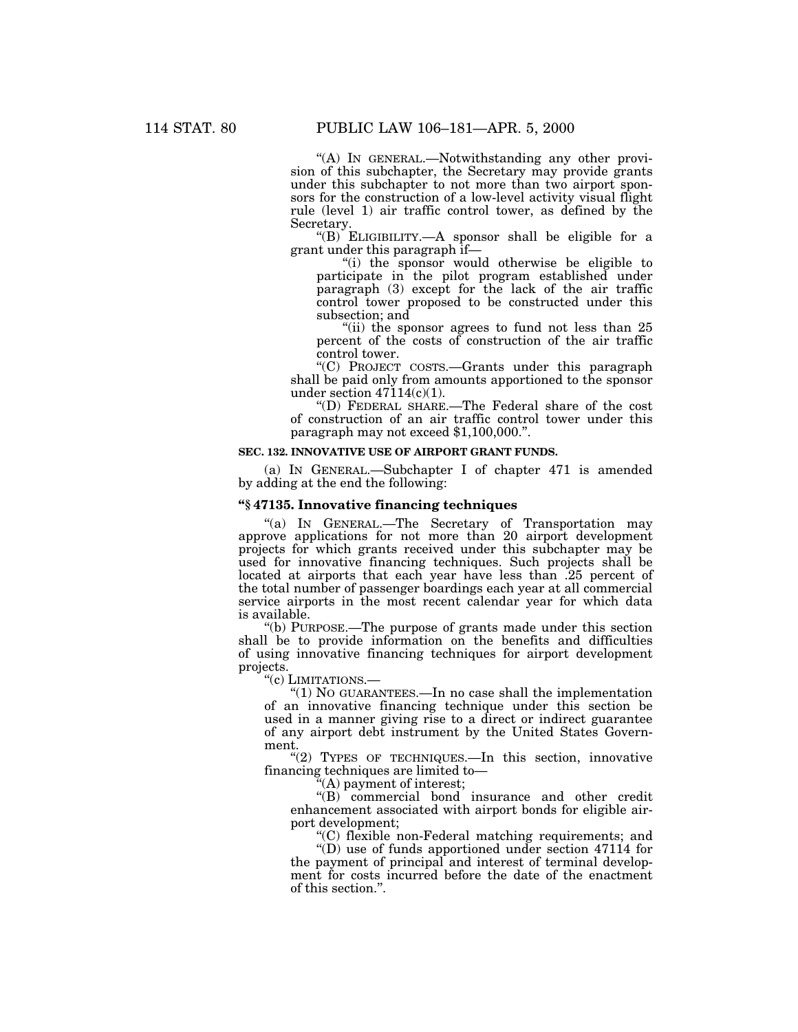"(A) IN GENERAL.—Notwithstanding any other provision of this subchapter, the Secretary may provide grants under this subchapter to not more than two airport sponsors for the construction of a low-level activity visual flight rule (level 1) air traffic control tower, as defined by the Secretary.

"(B) ELIGIBILITY.—A sponsor shall be eligible for a grant under this paragraph if—

"(i) the sponsor would otherwise be eligible to participate in the pilot program established under paragraph (3) except for the lack of the air traffic control tower proposed to be constructed under this subsection; and

"(ii) the sponsor agrees to fund not less than 25 percent of the costs of construction of the air traffic control tower.

"(C) PROJECT COSTS.—Grants under this paragraph shall be paid only from amounts apportioned to the sponsor under section 47114(c)(1).

"(D) FEDERAL SHARE.—The Federal share of the cost of construction of an air traffic control tower under this paragraph may not exceed $1,100,000.".

**SEC. 132. INNOVATIVE USE OF AIRPORT GRANT FUNDS.**

(a) IN GENERAL.—Subchapter I of chapter 471 is amended by adding at the end the following:

**"§ 47135. Innovative financing techniques**

"(a) IN GENERAL.—The Secretary of Transportation may approve applications for not more than 20 airport development projects for which grants received under this subchapter may be used for innovative financing techniques. Such projects shall be located at airports that each year have less than .25 percent of the total number of passenger boardings each year at all commercial service airports in the most recent calendar year for which data is available.

"(b) PURPOSE.—The purpose of grants made under this section shall be to provide information on the benefits and difficulties of using innovative financing techniques for airport development projects.

"(c) LIMITATIONS.—

"(1) NO GUARANTEES.—In no case shall the implementation of an innovative financing technique under this section be used in a manner giving rise to a direct or indirect guarantee of any airport debt instrument by the United States Government.

"(2) TYPES OF TECHNIQUES.—In this section, innovative financing techniques are limited to—

"(A) payment of interest;

"(B) commercial bond insurance and other credit enhancement associated with airport bonds for eligible airport development;

"(C) flexible non-Federal matching requirements; and

"(D) use of funds apportioned under section 47114 for the payment of principal and interest of terminal development for costs incurred before the date of the enactment of this section.".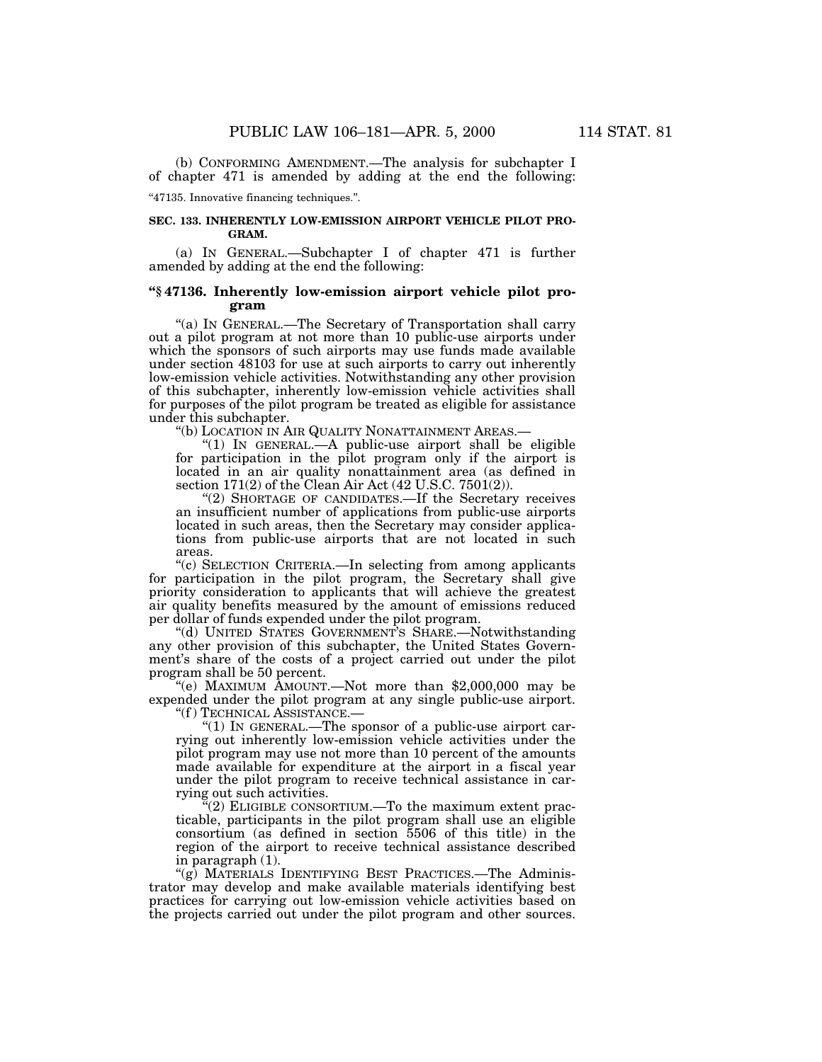(b) CONFORMING AMENDMENT.—The analysis for subchapter I of chapter 471 is amended by adding at the end the following:

"47135. Innovative financing techniques.".

**SEC. 133. INHERENTLY LOW-EMISSION AIRPORT VEHICLE PILOT PROGRAM.**

(a) IN GENERAL.—Subchapter I of chapter 471 is further amended by adding at the end the following:

**"§ 47136. Inherently low-emission airport vehicle pilot program**

"(a) IN GENERAL.—The Secretary of Transportation shall carry out a pilot program at not more than 10 public-use airports under which the sponsors of such airports may use funds made available under section 48103 for use at such airports to carry out inherently low-emission vehicle activities. Notwithstanding any other provision of this subchapter, inherently low-emission vehicle activities shall for purposes of the pilot program be treated as eligible for assistance under this subchapter.

"(b) LOCATION IN AIR QUALITY NONATTAINMENT AREAS.—

"(1) IN GENERAL.—A public-use airport shall be eligible for participation in the pilot program only if the airport is located in an air quality nonattainment area (as defined in section 171(2) of the Clean Air Act (42 U.S.C. 7501(2)).

"(2) SHORTAGE OF CANDIDATES.—If the Secretary receives an insufficient number of applications from public-use airports located in such areas, then the Secretary may consider applications from public-use airports that are not located in such areas.

"(c) SELECTION CRITERIA.—In selecting from among applicants for participation in the pilot program, the Secretary shall give priority consideration to applicants that will achieve the greatest air quality benefits measured by the amount of emissions reduced per dollar of funds expended under the pilot program.

"(d) UNITED STATES GOVERNMENT'S SHARE.—Notwithstanding any other provision of this subchapter, the United States Government's share of the costs of a project carried out under the pilot program shall be 50 percent.

"(e) MAXIMUM AMOUNT.—Not more than $2,000,000 may be expended under the pilot program at any single public-use airport.

"(f) TECHNICAL ASSISTANCE.—

"(1) IN GENERAL.—The sponsor of a public-use airport carrying out inherently low-emission vehicle activities under the pilot program may use not more than 10 percent of the amounts made available for expenditure at the airport in a fiscal year under the pilot program to receive technical assistance in carrying out such activities.

"(2) ELIGIBLE CONSORTIUM.—To the maximum extent practicable, participants in the pilot program shall use an eligible consortium (as defined in section 5506 of this title) in the region of the airport to receive technical assistance described in paragraph (1).

"(g) MATERIALS IDENTIFYING BEST PRACTICES.—The Administrator may develop and make available materials identifying best practices for carrying out low-emission vehicle activities based on the projects carried out under the pilot program and other sources.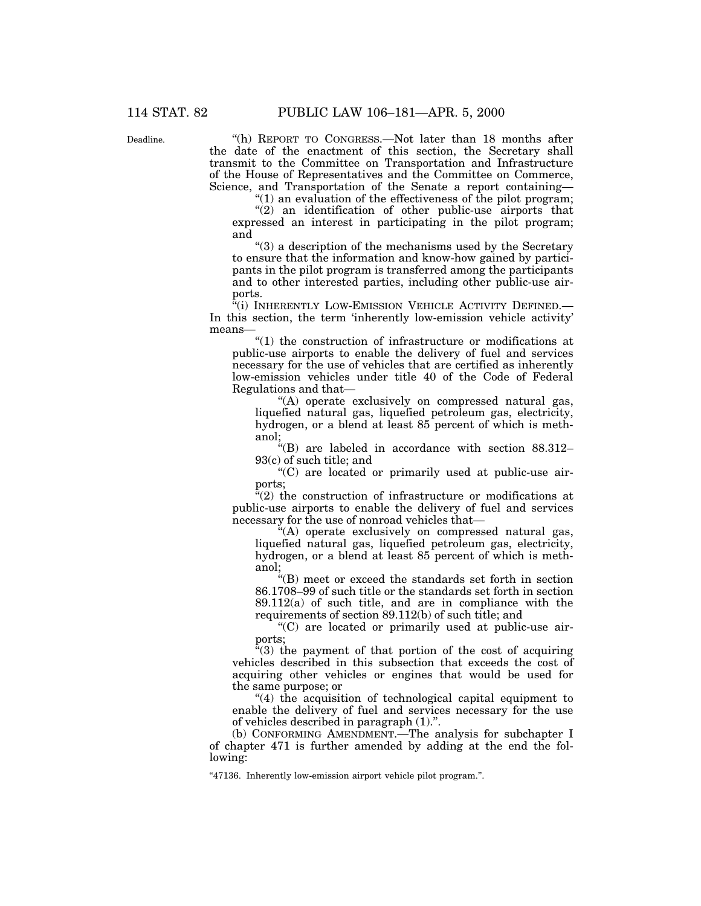Deadline.

"(h) REPORT TO CONGRESS.—Not later than 18 months after the date of the enactment of this section, the Secretary shall transmit to the Committee on Transportation and Infrastructure of the House of Representatives and the Committee on Commerce, Science, and Transportation of the Senate a report containing—

"(1) an evaluation of the effectiveness of the pilot program;

"(2) an identification of other public-use airports that expressed an interest in participating in the pilot program; and

"(3) a description of the mechanisms used by the Secretary to ensure that the information and know-how gained by participants in the pilot program is transferred among the participants and to other interested parties, including other public-use airports.

"(i) INHERENTLY LOW-EMISSION VEHICLE ACTIVITY DEFINED.—In this section, the term 'inherently low-emission vehicle activity' means—

"(1) the construction of infrastructure or modifications at public-use airports to enable the delivery of fuel and services necessary for the use of vehicles that are certified as inherently low-emission vehicles under title 40 of the Code of Federal Regulations and that—

"(A) operate exclusively on compressed natural gas, liquefied natural gas, liquefied petroleum gas, electricity, hydrogen, or a blend at least 85 percent of which is methanol;

"(B) are labeled in accordance with section 88.312–93(c) of such title; and

"(C) are located or primarily used at public-use airports;

"(2) the construction of infrastructure or modifications at public-use airports to enable the delivery of fuel and services necessary for the use of nonroad vehicles that—

"(A) operate exclusively on compressed natural gas, liquefied natural gas, liquefied petroleum gas, electricity, hydrogen, or a blend at least 85 percent of which is methanol;

"(B) meet or exceed the standards set forth in section 86.1708–99 of such title or the standards set forth in section 89.112(a) of such title, and are in compliance with the requirements of section 89.112(b) of such title; and

"(C) are located or primarily used at public-use airports;

"(3) the payment of that portion of the cost of acquiring vehicles described in this subsection that exceeds the cost of acquiring other vehicles or engines that would be used for the same purpose; or

"(4) the acquisition of technological capital equipment to enable the delivery of fuel and services necessary for the use of vehicles described in paragraph (1).".

(b) CONFORMING AMENDMENT.—The analysis for subchapter I of chapter 471 is further amended by adding at the end the following:

"47136. Inherently low-emission airport vehicle pilot program.".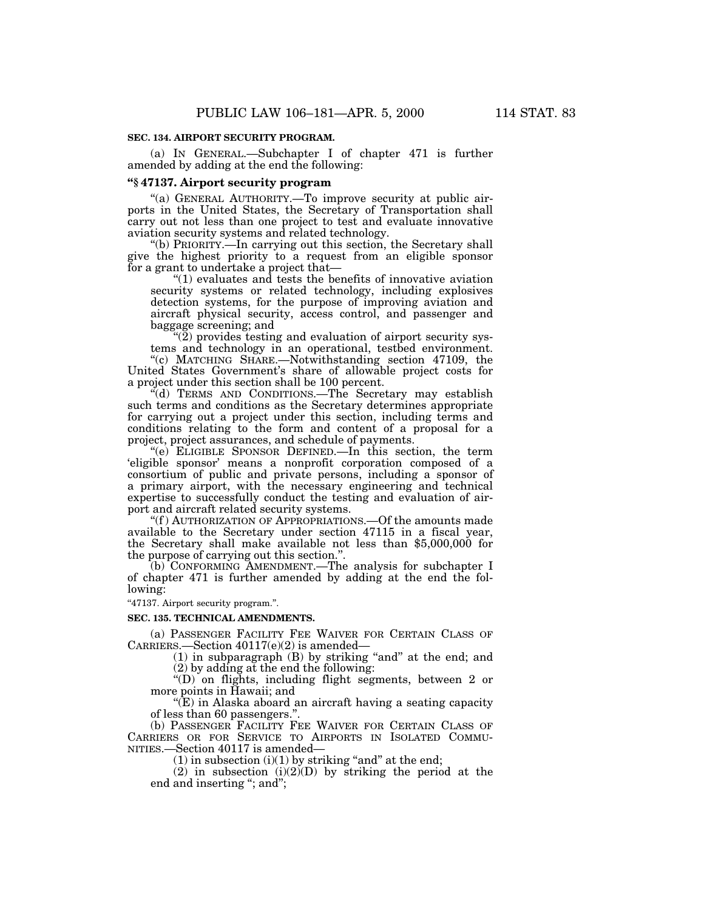**SEC. 134. AIRPORT SECURITY PROGRAM.**

(a) IN GENERAL.—Subchapter I of chapter 471 is further amended by adding at the end the following:

**"§ 47137. Airport security program**

"(a) GENERAL AUTHORITY.—To improve security at public airports in the United States, the Secretary of Transportation shall carry out not less than one project to test and evaluate innovative aviation security systems and related technology.

"(b) PRIORITY.—In carrying out this section, the Secretary shall give the highest priority to a request from an eligible sponsor for a grant to undertake a project that—

"(1) evaluates and tests the benefits of innovative aviation security systems or related technology, including explosives detection systems, for the purpose of improving aviation and aircraft physical security, access control, and passenger and baggage screening; and

"(2) provides testing and evaluation of airport security systems and technology in an operational, testbed environment.

"(c) MATCHING SHARE.—Notwithstanding section 47109, the United States Government's share of allowable project costs for a project under this section shall be 100 percent.

"(d) TERMS AND CONDITIONS.—The Secretary may establish such terms and conditions as the Secretary determines appropriate for carrying out a project under this section, including terms and conditions relating to the form and content of a proposal for a project, project assurances, and schedule of payments.

"(e) ELIGIBLE SPONSOR DEFINED.—In this section, the term 'eligible sponsor' means a nonprofit corporation composed of a consortium of public and private persons, including a sponsor of a primary airport, with the necessary engineering and technical expertise to successfully conduct the testing and evaluation of airport and aircraft related security systems.

"(f) AUTHORIZATION OF APPROPRIATIONS.—Of the amounts made available to the Secretary under section 47115 in a fiscal year, the Secretary shall make available not less than $5,000,000 for the purpose of carrying out this section.".

(b) CONFORMING AMENDMENT.—The analysis for subchapter I of chapter 471 is further amended by adding at the end the following:

"47137. Airport security program.".

**SEC. 135. TECHNICAL AMENDMENTS.**

(a) PASSENGER FACILITY FEE WAIVER FOR CERTAIN CLASS OF CARRIERS.—Section 40117(e)(2) is amended—

(1) in subparagraph (B) by striking "and" at the end; and

(2) by adding at the end the following:

"(D) on flights, including flight segments, between 2 or more points in Hawaii; and

"(E) in Alaska aboard an aircraft having a seating capacity of less than 60 passengers.".

(b) PASSENGER FACILITY FEE WAIVER FOR CERTAIN CLASS OF CARRIERS OR FOR SERVICE TO AIRPORTS IN ISOLATED COMMUNITIES.—Section 40117 is amended—

(1) in subsection (i)(1) by striking "and" at the end;

(2) in subsection (i)(2)(D) by striking the period at the end and inserting "; and";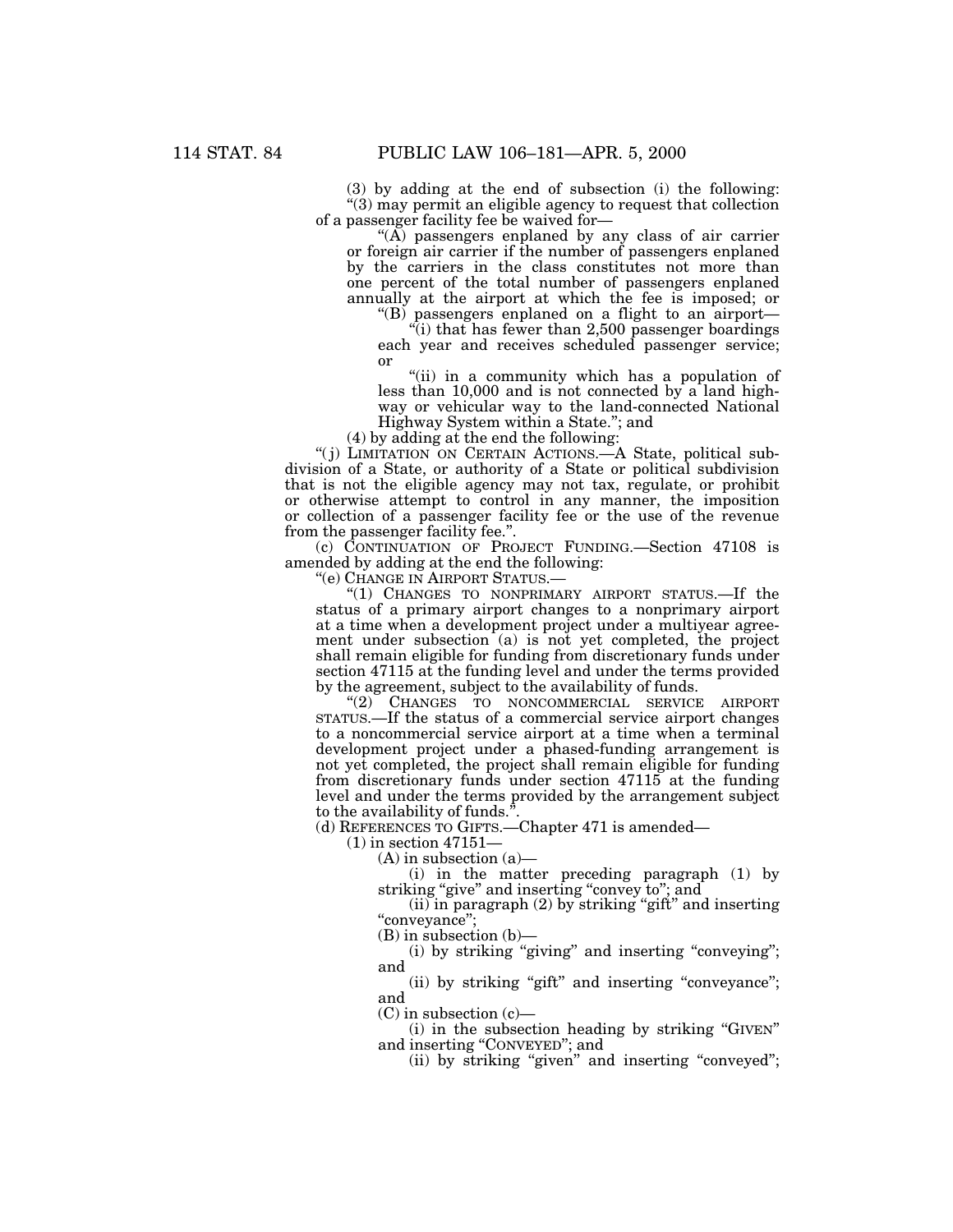(3) by adding at the end of subsection (i) the following:

"(3) may permit an eligible agency to request that collection of a passenger facility fee be waived for—

"(A) passengers enplaned by any class of air carrier or foreign air carrier if the number of passengers enplaned by the carriers in the class constitutes not more than one percent of the total number of passengers enplaned annually at the airport at which the fee is imposed; or

"(B) passengers enplaned on a flight to an airport—

"(i) that has fewer than 2,500 passenger boardings each year and receives scheduled passenger service; or

"(ii) in a community which has a population of less than 10,000 and is not connected by a land highway or vehicular way to the land-connected National Highway System within a State."; and

(4) by adding at the end the following:

"(j) LIMITATION ON CERTAIN ACTIONS.—A State, political subdivision of a State, or authority of a State or political subdivision that is not the eligible agency may not tax, regulate, or prohibit or otherwise attempt to control in any manner, the imposition or collection of a passenger facility fee or the use of the revenue from the passenger facility fee.".

(c) CONTINUATION OF PROJECT FUNDING.—Section 47108 is amended by adding at the end the following:

"(e) CHANGE IN AIRPORT STATUS.—

"(1) CHANGES TO NONPRIMARY AIRPORT STATUS.—If the status of a primary airport changes to a nonprimary airport at a time when a development project under a multiyear agreement under subsection (a) is not yet completed, the project shall remain eligible for funding from discretionary funds under section 47115 at the funding level and under the terms provided by the agreement, subject to the availability of funds.

"(2) CHANGES TO NONCOMMERCIAL SERVICE AIRPORT STATUS.—If the status of a commercial service airport changes to a noncommercial service airport at a time when a terminal development project under a phased-funding arrangement is not yet completed, the project shall remain eligible for funding from discretionary funds under section 47115 at the funding level and under the terms provided by the arrangement subject to the availability of funds.".

(d) REFERENCES TO GIFTS.—Chapter 471 is amended—

(1) in section 47151—

(A) in subsection (a)—

(i) in the matter preceding paragraph (1) by striking "give" and inserting "convey to"; and

(ii) in paragraph (2) by striking "gift" and inserting "conveyance";

(B) in subsection (b)—

(i) by striking "giving" and inserting "conveying"; and

(ii) by striking "gift" and inserting "conveyance"; and

(C) in subsection (c)—

(i) in the subsection heading by striking "GIVEN" and inserting "CONVEYED"; and

(ii) by striking "given" and inserting "conveyed";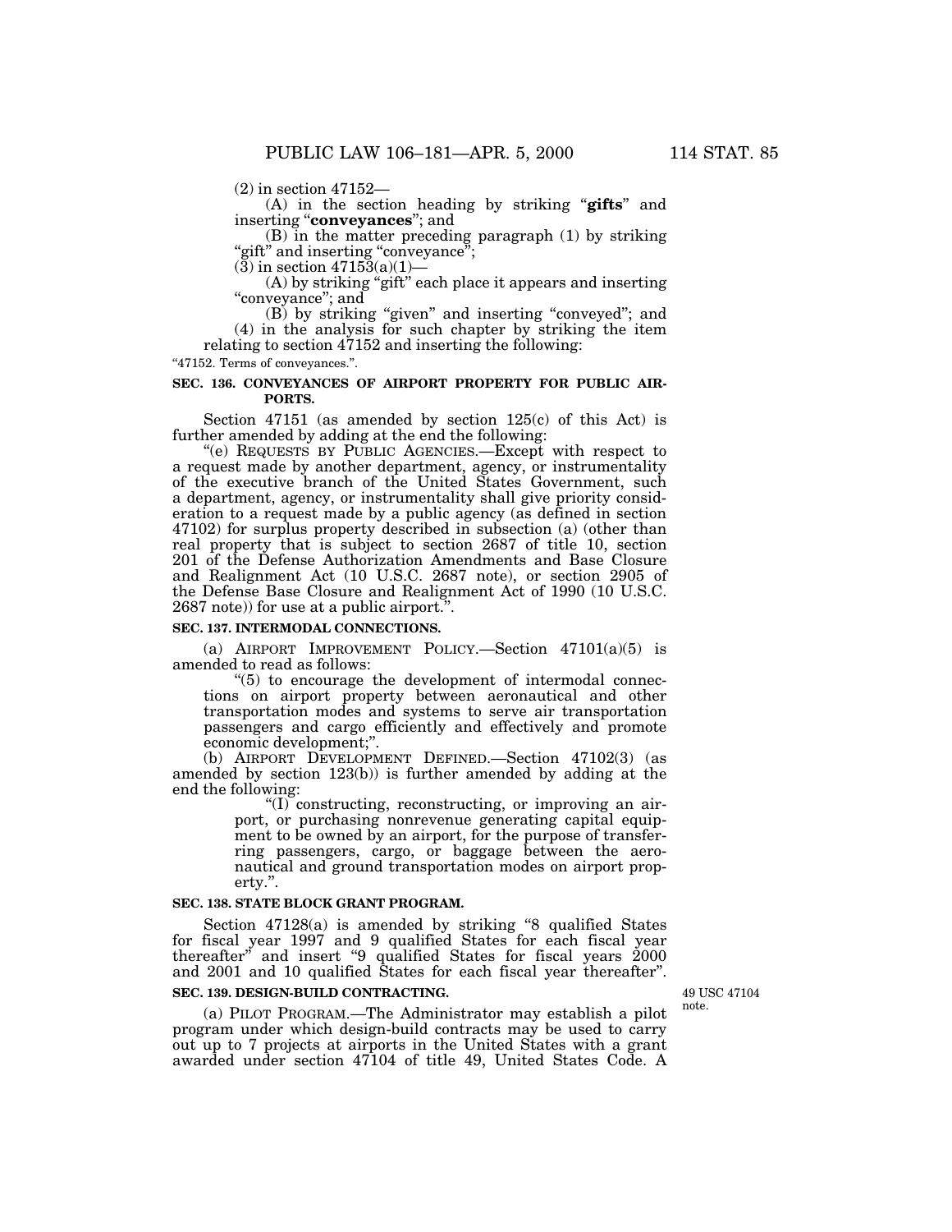(2) in section 47152—

(A) in the section heading by striking "**gifts**" and inserting "**conveyances**"; and

(B) in the matter preceding paragraph (1) by striking "gift" and inserting "conveyance";

(3) in section 47153(a)(1)—

(A) by striking "gift" each place it appears and inserting "conveyance"; and

(B) by striking "given" and inserting "conveyed"; and

(4) in the analysis for such chapter by striking the item relating to section 47152 and inserting the following:

"47152. Terms of conveyances.".

**SEC. 136. CONVEYANCES OF AIRPORT PROPERTY FOR PUBLIC AIRPORTS.**

Section 47151 (as amended by section 125(c) of this Act) is further amended by adding at the end the following:

"(e) REQUESTS BY PUBLIC AGENCIES.—Except with respect to a request made by another department, agency, or instrumentality of the executive branch of the United States Government, such a department, agency, or instrumentality shall give priority consideration to a request made by a public agency (as defined in section 47102) for surplus property described in subsection (a) (other than real property that is subject to section 2687 of title 10, section 201 of the Defense Authorization Amendments and Base Closure and Realignment Act (10 U.S.C. 2687 note), or section 2905 of the Defense Base Closure and Realignment Act of 1990 (10 U.S.C. 2687 note)) for use at a public airport.".

**SEC. 137. INTERMODAL CONNECTIONS.**

(a) AIRPORT IMPROVEMENT POLICY.—Section 47101(a)(5) is amended to read as follows:

"(5) to encourage the development of intermodal connections on airport property between aeronautical and other transportation modes and systems to serve air transportation passengers and cargo efficiently and effectively and promote economic development;".

(b) AIRPORT DEVELOPMENT DEFINED.—Section 47102(3) (as amended by section 123(b)) is further amended by adding at the end the following:

"(I) constructing, reconstructing, or improving an airport, or purchasing nonrevenue generating capital equipment to be owned by an airport, for the purpose of transferring passengers, cargo, or baggage between the aeronautical and ground transportation modes on airport property.".

**SEC. 138. STATE BLOCK GRANT PROGRAM.**

Section 47128(a) is amended by striking "8 qualified States for fiscal year 1997 and 9 qualified States for each fiscal year thereafter" and insert "9 qualified States for fiscal years 2000 and 2001 and 10 qualified States for each fiscal year thereafter".

**SEC. 139. DESIGN-BUILD CONTRACTING.**

49 USC 47104 note.

(a) PILOT PROGRAM.—The Administrator may establish a pilot program under which design-build contracts may be used to carry out up to 7 projects at airports in the United States with a grant awarded under section 47104 of title 49, United States Code. A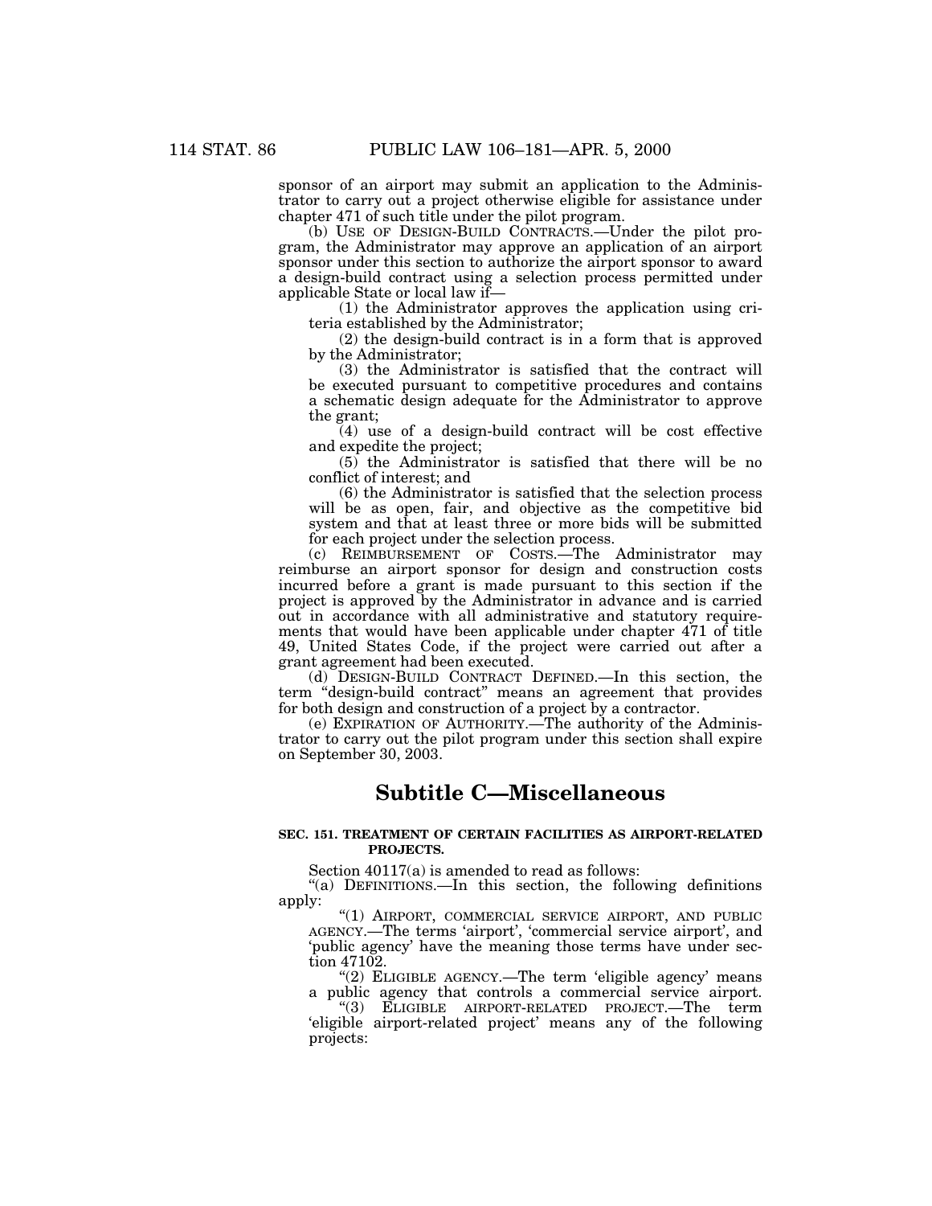sponsor of an airport may submit an application to the Administrator to carry out a project otherwise eligible for assistance under chapter 471 of such title under the pilot program.

(b) USE OF DESIGN-BUILD CONTRACTS.—Under the pilot program, the Administrator may approve an application of an airport sponsor under this section to authorize the airport sponsor to award a design-build contract using a selection process permitted under applicable State or local law if—

(1) the Administrator approves the application using criteria established by the Administrator;

(2) the design-build contract is in a form that is approved by the Administrator;

(3) the Administrator is satisfied that the contract will be executed pursuant to competitive procedures and contains a schematic design adequate for the Administrator to approve the grant;

(4) use of a design-build contract will be cost effective and expedite the project;

(5) the Administrator is satisfied that there will be no conflict of interest; and

(6) the Administrator is satisfied that the selection process will be as open, fair, and objective as the competitive bid system and that at least three or more bids will be submitted for each project under the selection process.

(c) REIMBURSEMENT OF COSTS.—The Administrator may reimburse an airport sponsor for design and construction costs incurred before a grant is made pursuant to this section if the project is approved by the Administrator in advance and is carried out in accordance with all administrative and statutory requirements that would have been applicable under chapter 471 of title 49, United States Code, if the project were carried out after a grant agreement had been executed.

(d) DESIGN-BUILD CONTRACT DEFINED.—In this section, the term "design-build contract" means an agreement that provides for both design and construction of a project by a contractor.

(e) EXPIRATION OF AUTHORITY.—The authority of the Administrator to carry out the pilot program under this section shall expire on September 30, 2003.

## Subtitle C—Miscellaneous

### SEC. 151. TREATMENT OF CERTAIN FACILITIES AS AIRPORT-RELATED PROJECTS.

Section 40117(a) is amended to read as follows:

"(a) DEFINITIONS.—In this section, the following definitions apply:

"(1) AIRPORT, COMMERCIAL SERVICE AIRPORT, AND PUBLIC AGENCY.—The terms 'airport', 'commercial service airport', and 'public agency' have the meaning those terms have under section 47102.

"(2) ELIGIBLE AGENCY.—The term 'eligible agency' means a public agency that controls a commercial service airport.

"(3) ELIGIBLE AIRPORT-RELATED PROJECT.—The term 'eligible airport-related project' means any of the following projects: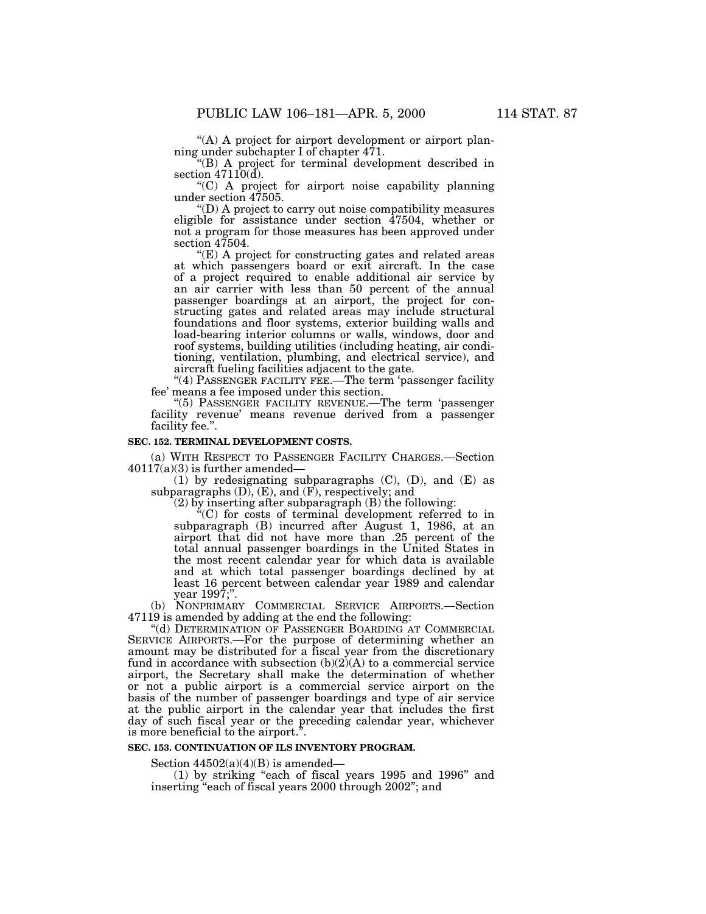"(A) A project for airport development or airport planning under subchapter I of chapter 471.

"(B) A project for terminal development described in section 47110(d).

"(C) A project for airport noise capability planning under section 47505.

"(D) A project to carry out noise compatibility measures eligible for assistance under section 47504, whether or not a program for those measures has been approved under section 47504.

"(E) A project for constructing gates and related areas at which passengers board or exit aircraft. In the case of a project required to enable additional air service by an air carrier with less than 50 percent of the annual passenger boardings at an airport, the project for constructing gates and related areas may include structural foundations and floor systems, exterior building walls and load-bearing interior columns or walls, windows, door and roof systems, building utilities (including heating, air conditioning, ventilation, plumbing, and electrical service), and aircraft fueling facilities adjacent to the gate.

"(4) PASSENGER FACILITY FEE.—The term 'passenger facility fee' means a fee imposed under this section.

"(5) PASSENGER FACILITY REVENUE.—The term 'passenger facility revenue' means revenue derived from a passenger facility fee.".

**SEC. 152. TERMINAL DEVELOPMENT COSTS.**

(a) WITH RESPECT TO PASSENGER FACILITY CHARGES.—Section 40117(a)(3) is further amended—

(1) by redesignating subparagraphs (C), (D), and (E) as subparagraphs (D), (E), and (F), respectively; and

(2) by inserting after subparagraph (B) the following:

"(C) for costs of terminal development referred to in subparagraph (B) incurred after August 1, 1986, at an airport that did not have more than .25 percent of the total annual passenger boardings in the United States in the most recent calendar year for which data is available and at which total passenger boardings declined by at least 16 percent between calendar year 1989 and calendar year 1997;".

(b) NONPRIMARY COMMERCIAL SERVICE AIRPORTS.—Section 47119 is amended by adding at the end the following:

"(d) DETERMINATION OF PASSENGER BOARDING AT COMMERCIAL SERVICE AIRPORTS.—For the purpose of determining whether an amount may be distributed for a fiscal year from the discretionary fund in accordance with subsection (b)(2)(A) to a commercial service airport, the Secretary shall make the determination of whether or not a public airport is a commercial service airport on the basis of the number of passenger boardings and type of air service at the public airport in the calendar year that includes the first day of such fiscal year or the preceding calendar year, whichever is more beneficial to the airport.".

**SEC. 153. CONTINUATION OF ILS INVENTORY PROGRAM.**

Section 44502(a)(4)(B) is amended—

(1) by striking "each of fiscal years 1995 and 1996" and inserting "each of fiscal years 2000 through 2002"; and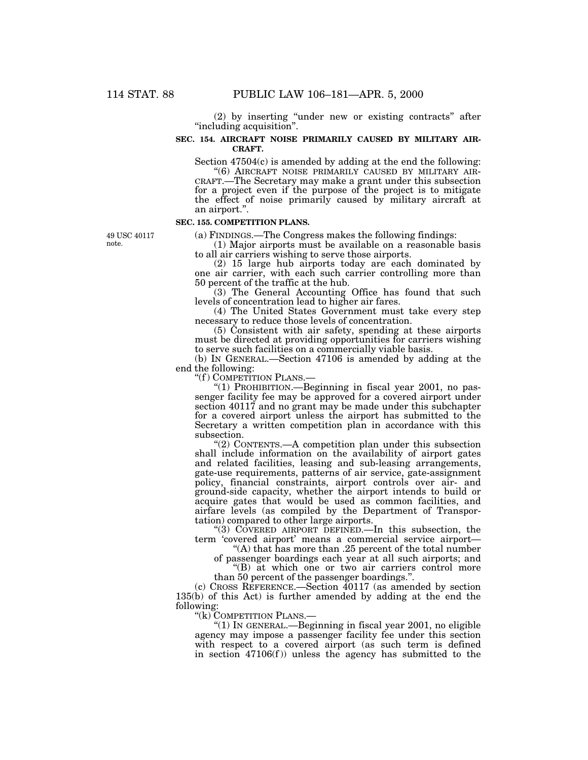(2) by inserting "under new or existing contracts" after "including acquisition".

**SEC. 154. AIRCRAFT NOISE PRIMARILY CAUSED BY MILITARY AIRCRAFT.**

Section 47504(c) is amended by adding at the end the following:

"(6) AIRCRAFT NOISE PRIMARILY CAUSED BY MILITARY AIRCRAFT.—The Secretary may make a grant under this subsection for a project even if the purpose of the project is to mitigate the effect of noise primarily caused by military aircraft at an airport.".

**SEC. 155. COMPETITION PLANS.**

49 USC 40117 note.

(a) FINDINGS.—The Congress makes the following findings:

(1) Major airports must be available on a reasonable basis to all air carriers wishing to serve those airports.

(2) 15 large hub airports today are each dominated by one air carrier, with each such carrier controlling more than 50 percent of the traffic at the hub.

(3) The General Accounting Office has found that such levels of concentration lead to higher air fares.

(4) The United States Government must take every step necessary to reduce those levels of concentration.

(5) Consistent with air safety, spending at these airports must be directed at providing opportunities for carriers wishing to serve such facilities on a commercially viable basis.

(b) IN GENERAL.—Section 47106 is amended by adding at the end the following:

"(f) COMPETITION PLANS.—

"(1) PROHIBITION.—Beginning in fiscal year 2001, no passenger facility fee may be approved for a covered airport under section 40117 and no grant may be made under this subchapter for a covered airport unless the airport has submitted to the Secretary a written competition plan in accordance with this subsection.

"(2) CONTENTS.—A competition plan under this subsection shall include information on the availability of airport gates and related facilities, leasing and sub-leasing arrangements, gate-use requirements, patterns of air service, gate-assignment policy, financial constraints, airport controls over air- and ground-side capacity, whether the airport intends to build or acquire gates that would be used as common facilities, and airfare levels (as compiled by the Department of Transportation) compared to other large airports.

"(3) COVERED AIRPORT DEFINED.—In this subsection, the term 'covered airport' means a commercial service airport—

"(A) that has more than .25 percent of the total number of passenger boardings each year at all such airports; and

"(B) at which one or two air carriers control more than 50 percent of the passenger boardings.".

(c) CROSS REFERENCE.—Section 40117 (as amended by section 135(b) of this Act) is further amended by adding at the end the following:

"(k) COMPETITION PLANS.—

"(1) IN GENERAL.—Beginning in fiscal year 2001, no eligible agency may impose a passenger facility fee under this section with respect to a covered airport (as such term is defined in section 47106(f)) unless the agency has submitted to the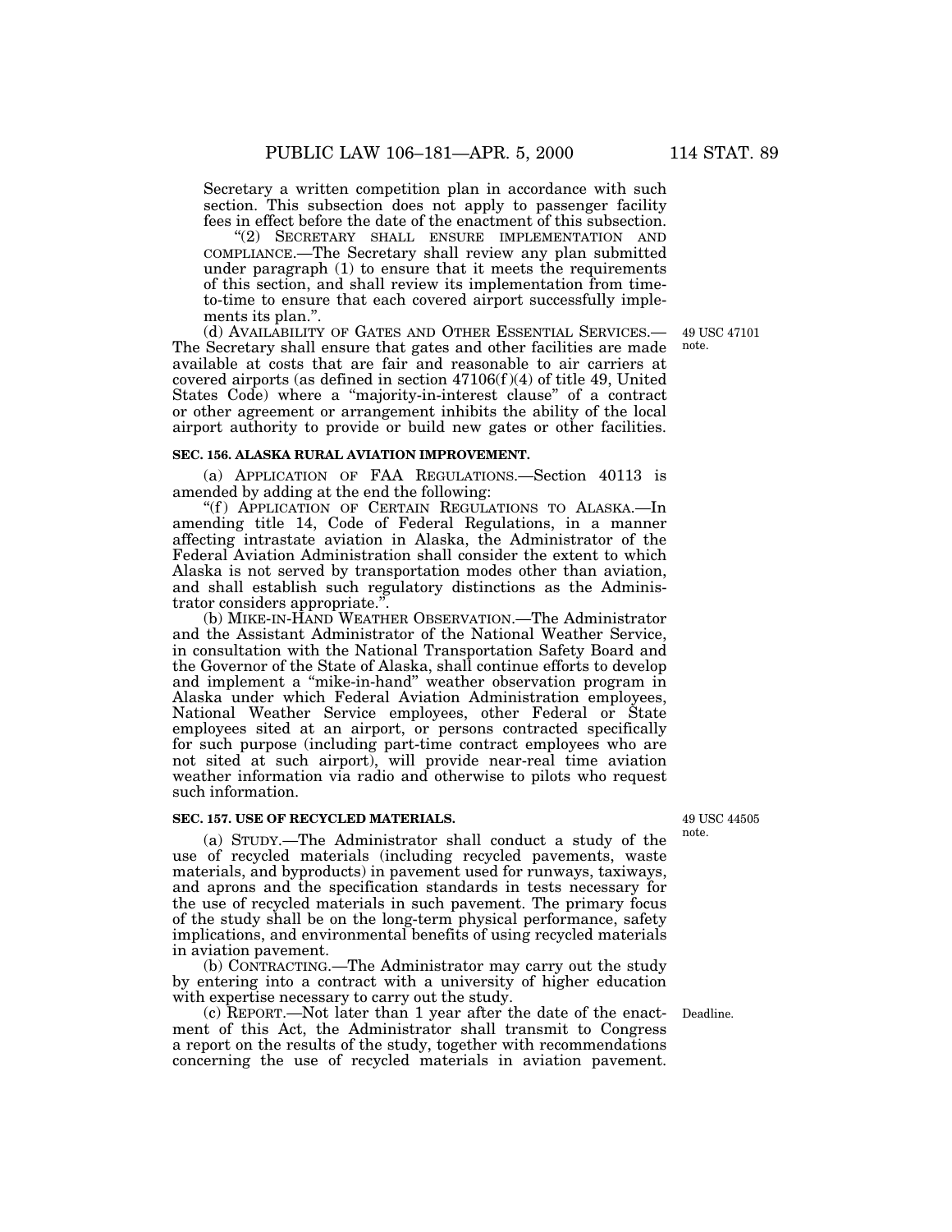Secretary a written competition plan in accordance with such section. This subsection does not apply to passenger facility fees in effect before the date of the enactment of this subsection.

"(2) SECRETARY SHALL ENSURE IMPLEMENTATION AND COMPLIANCE.—The Secretary shall review any plan submitted under paragraph (1) to ensure that it meets the requirements of this section, and shall review its implementation from time-to-time to ensure that each covered airport successfully implements its plan.".

49 USC 47101 note.

(d) AVAILABILITY OF GATES AND OTHER ESSENTIAL SERVICES.—The Secretary shall ensure that gates and other facilities are made available at costs that are fair and reasonable to air carriers at covered airports (as defined in section 47106(f)(4) of title 49, United States Code) where a "majority-in-interest clause" of a contract or other agreement or arrangement inhibits the ability of the local airport authority to provide or build new gates or other facilities.

**SEC. 156. ALASKA RURAL AVIATION IMPROVEMENT.**

(a) APPLICATION OF FAA REGULATIONS.—Section 40113 is amended by adding at the end the following:

"(f) APPLICATION OF CERTAIN REGULATIONS TO ALASKA.—In amending title 14, Code of Federal Regulations, in a manner affecting intrastate aviation in Alaska, the Administrator of the Federal Aviation Administration shall consider the extent to which Alaska is not served by transportation modes other than aviation, and shall establish such regulatory distinctions as the Administrator considers appropriate.".

(b) MIKE-IN-HAND WEATHER OBSERVATION.—The Administrator and the Assistant Administrator of the National Weather Service, in consultation with the National Transportation Safety Board and the Governor of the State of Alaska, shall continue efforts to develop and implement a "mike-in-hand" weather observation program in Alaska under which Federal Aviation Administration employees, National Weather Service employees, other Federal or State employees sited at an airport, or persons contracted specifically for such purpose (including part-time contract employees who are not sited at such airport), will provide near-real time aviation weather information via radio and otherwise to pilots who request such information.

**SEC. 157. USE OF RECYCLED MATERIALS.**

49 USC 44505 note.

(a) STUDY.—The Administrator shall conduct a study of the use of recycled materials (including recycled pavements, waste materials, and byproducts) in pavement used for runways, taxiways, and aprons and the specification standards in tests necessary for the use of recycled materials in such pavement. The primary focus of the study shall be on the long-term physical performance, safety implications, and environmental benefits of using recycled materials in aviation pavement.

(b) CONTRACTING.—The Administrator may carry out the study by entering into a contract with a university of higher education with expertise necessary to carry out the study.

Deadline.

(c) REPORT.—Not later than 1 year after the date of the enactment of this Act, the Administrator shall transmit to Congress a report on the results of the study, together with recommendations concerning the use of recycled materials in aviation pavement.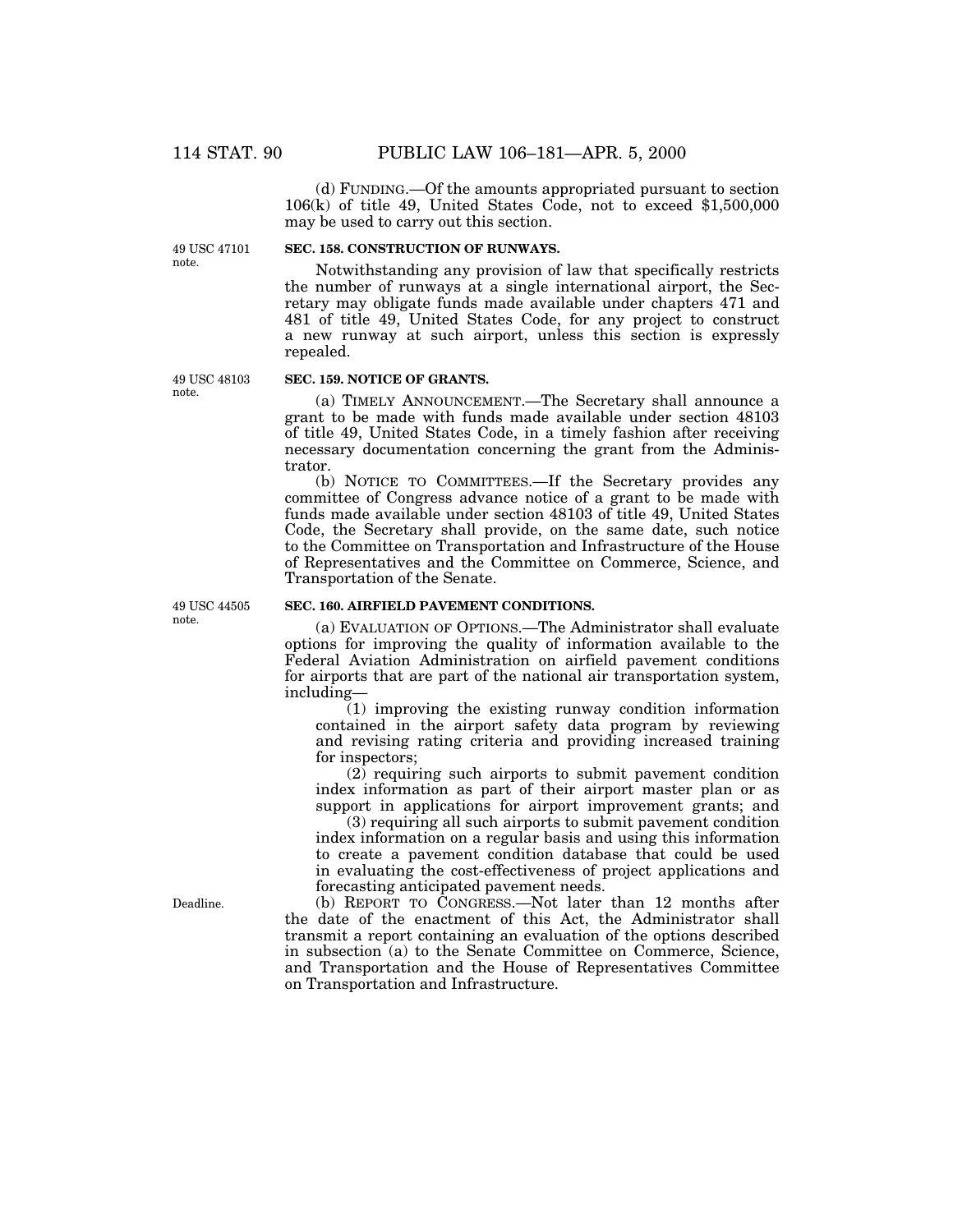(d) FUNDING.—Of the amounts appropriated pursuant to section 106(k) of title 49, United States Code, not to exceed $1,500,000 may be used to carry out this section.

49 USC 47101 note.

**SEC. 158. CONSTRUCTION OF RUNWAYS.**

Notwithstanding any provision of law that specifically restricts the number of runways at a single international airport, the Secretary may obligate funds made available under chapters 471 and 481 of title 49, United States Code, for any project to construct a new runway at such airport, unless this section is expressly repealed.

49 USC 48103 note.

**SEC. 159. NOTICE OF GRANTS.**

(a) TIMELY ANNOUNCEMENT.—The Secretary shall announce a grant to be made with funds made available under section 48103 of title 49, United States Code, in a timely fashion after receiving necessary documentation concerning the grant from the Administrator.

(b) NOTICE TO COMMITTEES.—If the Secretary provides any committee of Congress advance notice of a grant to be made with funds made available under section 48103 of title 49, United States Code, the Secretary shall provide, on the same date, such notice to the Committee on Transportation and Infrastructure of the House of Representatives and the Committee on Commerce, Science, and Transportation of the Senate.

49 USC 44505 note.

**SEC. 160. AIRFIELD PAVEMENT CONDITIONS.**

(a) EVALUATION OF OPTIONS.—The Administrator shall evaluate options for improving the quality of information available to the Federal Aviation Administration on airfield pavement conditions for airports that are part of the national air transportation system, including—

(1) improving the existing runway condition information contained in the airport safety data program by reviewing and revising rating criteria and providing increased training for inspectors;

(2) requiring such airports to submit pavement condition index information as part of their airport master plan or as support in applications for airport improvement grants; and

(3) requiring all such airports to submit pavement condition index information on a regular basis and using this information to create a pavement condition database that could be used in evaluating the cost-effectiveness of project applications and forecasting anticipated pavement needs.

Deadline.

(b) REPORT TO CONGRESS.—Not later than 12 months after the date of the enactment of this Act, the Administrator shall transmit a report containing an evaluation of the options described in subsection (a) to the Senate Committee on Commerce, Science, and Transportation and the House of Representatives Committee on Transportation and Infrastructure.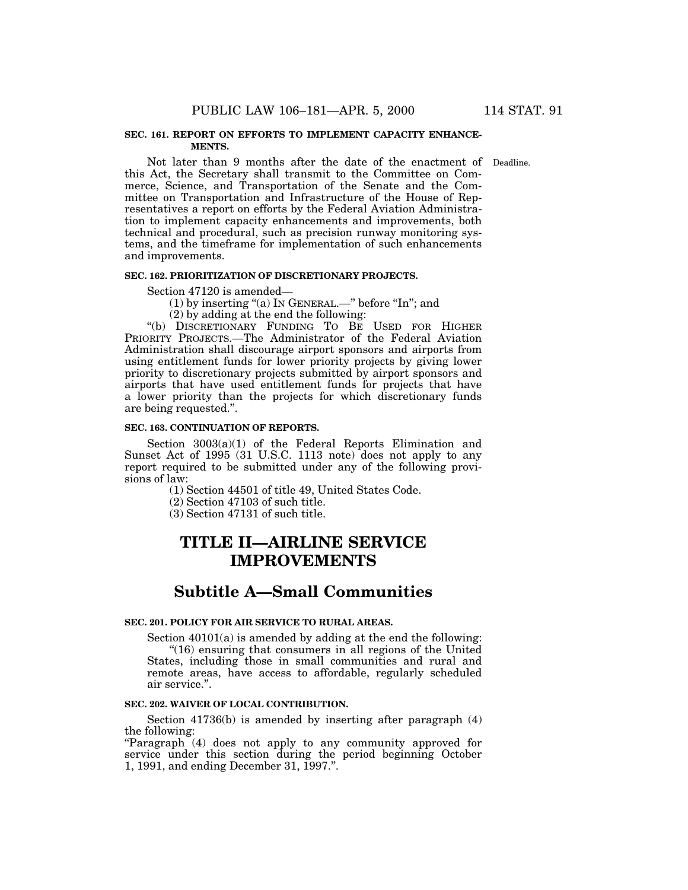**SEC. 161. REPORT ON EFFORTS TO IMPLEMENT CAPACITY ENHANCEMENTS.**

Deadline.

Not later than 9 months after the date of the enactment of this Act, the Secretary shall transmit to the Committee on Commerce, Science, and Transportation of the Senate and the Committee on Transportation and Infrastructure of the House of Representatives a report on efforts by the Federal Aviation Administration to implement capacity enhancements and improvements, both technical and procedural, such as precision runway monitoring systems, and the timeframe for implementation of such enhancements and improvements.

**SEC. 162. PRIORITIZATION OF DISCRETIONARY PROJECTS.**

Section 47120 is amended—

(1) by inserting "(a) IN GENERAL.—" before "In"; and

(2) by adding at the end the following:

"(b) DISCRETIONARY FUNDING TO BE USED FOR HIGHER PRIORITY PROJECTS.—The Administrator of the Federal Aviation Administration shall discourage airport sponsors and airports from using entitlement funds for lower priority projects by giving lower priority to discretionary projects submitted by airport sponsors and airports that have used entitlement funds for projects that have a lower priority than the projects for which discretionary funds are being requested.".

**SEC. 163. CONTINUATION OF REPORTS.**

Section 3003(a)(1) of the Federal Reports Elimination and Sunset Act of 1995 (31 U.S.C. 1113 note) does not apply to any report required to be submitted under any of the following provisions of law:

(1) Section 44501 of title 49, United States Code.

(2) Section 47103 of such title.

(3) Section 47131 of such title.

# TITLE II—AIRLINE SERVICE IMPROVEMENTS

## Subtitle A—Small Communities

**SEC. 201. POLICY FOR AIR SERVICE TO RURAL AREAS.**

Section 40101(a) is amended by adding at the end the following:

"(16) ensuring that consumers in all regions of the United States, including those in small communities and rural and remote areas, have access to affordable, regularly scheduled air service.".

**SEC. 202. WAIVER OF LOCAL CONTRIBUTION.**

Section 41736(b) is amended by inserting after paragraph (4) the following:

"Paragraph (4) does not apply to any community approved for service under this section during the period beginning October 1, 1991, and ending December 31, 1997.".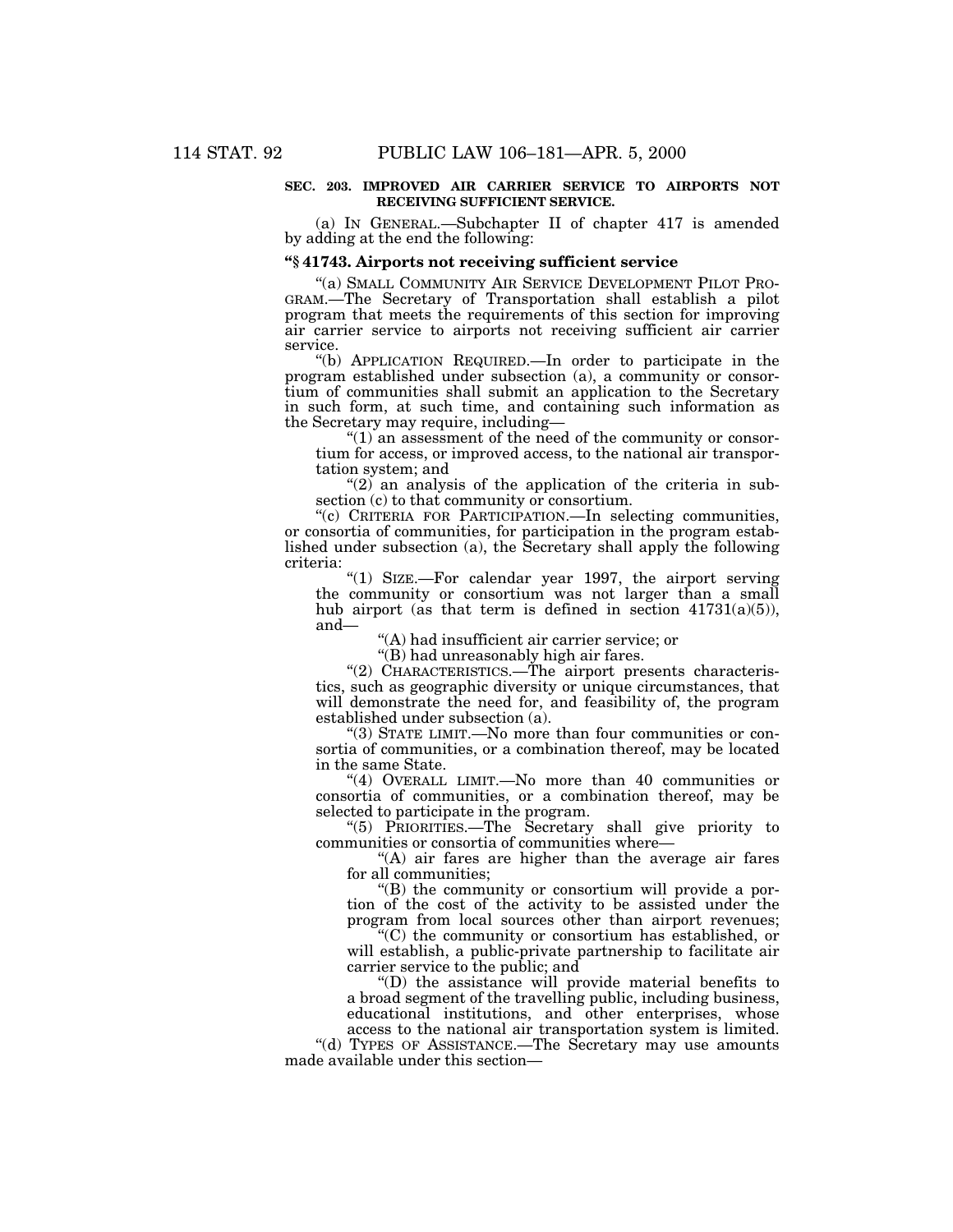**SEC. 203. IMPROVED AIR CARRIER SERVICE TO AIRPORTS NOT RECEIVING SUFFICIENT SERVICE.**

(a) IN GENERAL.—Subchapter II of chapter 417 is amended by adding at the end the following:

**"§ 41743. Airports not receiving sufficient service**

"(a) SMALL COMMUNITY AIR SERVICE DEVELOPMENT PILOT PROGRAM.—The Secretary of Transportation shall establish a pilot program that meets the requirements of this section for improving air carrier service to airports not receiving sufficient air carrier service.

"(b) APPLICATION REQUIRED.—In order to participate in the program established under subsection (a), a community or consortium of communities shall submit an application to the Secretary in such form, at such time, and containing such information as the Secretary may require, including—

"(1) an assessment of the need of the community or consortium for access, or improved access, to the national air transportation system; and

"(2) an analysis of the application of the criteria in subsection (c) to that community or consortium.

"(c) CRITERIA FOR PARTICIPATION.—In selecting communities, or consortia of communities, for participation in the program established under subsection (a), the Secretary shall apply the following criteria:

"(1) SIZE.—For calendar year 1997, the airport serving the community or consortium was not larger than a small hub airport (as that term is defined in section 41731(a)(5)), and—

"(A) had insufficient air carrier service; or

"(B) had unreasonably high air fares.

"(2) CHARACTERISTICS.—The airport presents characteristics, such as geographic diversity or unique circumstances, that will demonstrate the need for, and feasibility of, the program established under subsection (a).

"(3) STATE LIMIT.—No more than four communities or consortia of communities, or a combination thereof, may be located in the same State.

"(4) OVERALL LIMIT.—No more than 40 communities or consortia of communities, or a combination thereof, may be selected to participate in the program.

"(5) PRIORITIES.—The Secretary shall give priority to communities or consortia of communities where—

"(A) air fares are higher than the average air fares for all communities;

"(B) the community or consortium will provide a portion of the cost of the activity to be assisted under the program from local sources other than airport revenues;

"(C) the community or consortium has established, or will establish, a public-private partnership to facilitate air carrier service to the public; and

"(D) the assistance will provide material benefits to a broad segment of the travelling public, including business, educational institutions, and other enterprises, whose access to the national air transportation system is limited.

"(d) TYPES OF ASSISTANCE.—The Secretary may use amounts made available under this section—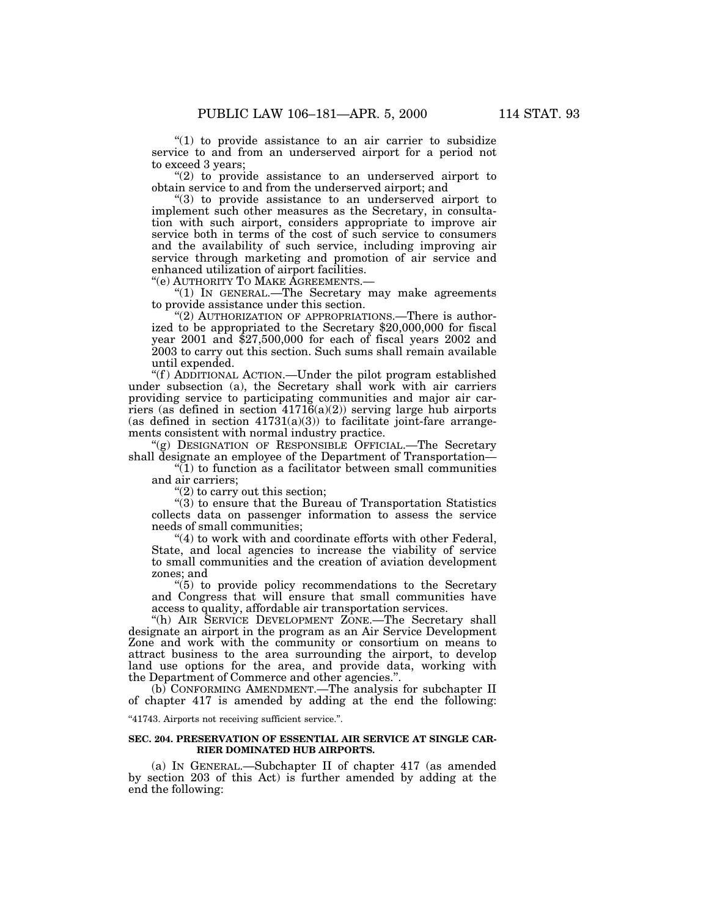"(1) to provide assistance to an air carrier to subsidize service to and from an underserved airport for a period not to exceed 3 years;

"(2) to provide assistance to an underserved airport to obtain service to and from the underserved airport; and

"(3) to provide assistance to an underserved airport to implement such other measures as the Secretary, in consultation with such airport, considers appropriate to improve air service both in terms of the cost of such service to consumers and the availability of such service, including improving air service through marketing and promotion of air service and enhanced utilization of airport facilities.

"(e) AUTHORITY TO MAKE AGREEMENTS.—

"(1) IN GENERAL.—The Secretary may make agreements to provide assistance under this section.

"(2) AUTHORIZATION OF APPROPRIATIONS.—There is authorized to be appropriated to the Secretary $20,000,000 for fiscal year 2001 and $27,500,000 for each of fiscal years 2002 and 2003 to carry out this section. Such sums shall remain available until expended.

"(f) ADDITIONAL ACTION.—Under the pilot program established under subsection (a), the Secretary shall work with air carriers providing service to participating communities and major air carriers (as defined in section 41716(a)(2)) serving large hub airports (as defined in section 41731(a)(3)) to facilitate joint-fare arrangements consistent with normal industry practice.

"(g) DESIGNATION OF RESPONSIBLE OFFICIAL.—The Secretary shall designate an employee of the Department of Transportation—

"(1) to function as a facilitator between small communities and air carriers;

"(2) to carry out this section;

"(3) to ensure that the Bureau of Transportation Statistics collects data on passenger information to assess the service needs of small communities;

"(4) to work with and coordinate efforts with other Federal, State, and local agencies to increase the viability of service to small communities and the creation of aviation development zones; and

"(5) to provide policy recommendations to the Secretary and Congress that will ensure that small communities have access to quality, affordable air transportation services.

"(h) AIR SERVICE DEVELOPMENT ZONE.—The Secretary shall designate an airport in the program as an Air Service Development Zone and work with the community or consortium on means to attract business to the area surrounding the airport, to develop land use options for the area, and provide data, working with the Department of Commerce and other agencies.".

(b) CONFORMING AMENDMENT.—The analysis for subchapter II of chapter 417 is amended by adding at the end the following:

"41743. Airports not receiving sufficient service.".

**SEC. 204. PRESERVATION OF ESSENTIAL AIR SERVICE AT SINGLE CARRIER DOMINATED HUB AIRPORTS.**

(a) IN GENERAL.—Subchapter II of chapter 417 (as amended by section 203 of this Act) is further amended by adding at the end the following: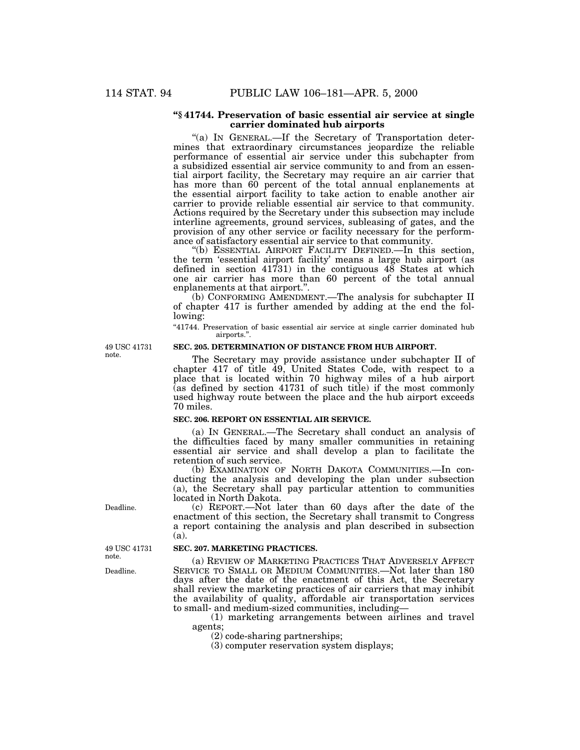**"§ 41744. Preservation of basic essential air service at single carrier dominated hub airports**

"(a) IN GENERAL.—If the Secretary of Transportation determines that extraordinary circumstances jeopardize the reliable performance of essential air service under this subchapter from a subsidized essential air service community to and from an essential airport facility, the Secretary may require an air carrier that has more than 60 percent of the total annual enplanements at the essential airport facility to take action to enable another air carrier to provide reliable essential air service to that community. Actions required by the Secretary under this subsection may include interline agreements, ground services, subleasing of gates, and the provision of any other service or facility necessary for the performance of satisfactory essential air service to that community.

"(b) ESSENTIAL AIRPORT FACILITY DEFINED.—In this section, the term 'essential airport facility' means a large hub airport (as defined in section 41731) in the contiguous 48 States at which one air carrier has more than 60 percent of the total annual enplanements at that airport.".

(b) CONFORMING AMENDMENT.—The analysis for subchapter II of chapter 417 is further amended by adding at the end the following:

"41744. Preservation of basic essential air service at single carrier dominated hub airports.".

49 USC 41731 note.

**SEC. 205. DETERMINATION OF DISTANCE FROM HUB AIRPORT.**

The Secretary may provide assistance under subchapter II of chapter 417 of title 49, United States Code, with respect to a place that is located within 70 highway miles of a hub airport (as defined by section 41731 of such title) if the most commonly used highway route between the place and the hub airport exceeds 70 miles.

**SEC. 206. REPORT ON ESSENTIAL AIR SERVICE.**

(a) IN GENERAL.—The Secretary shall conduct an analysis of the difficulties faced by many smaller communities in retaining essential air service and shall develop a plan to facilitate the retention of such service.

(b) EXAMINATION OF NORTH DAKOTA COMMUNITIES.—In conducting the analysis and developing the plan under subsection (a), the Secretary shall pay particular attention to communities located in North Dakota.

Deadline.

(c) REPORT.—Not later than 60 days after the date of the enactment of this section, the Secretary shall transmit to Congress a report containing the analysis and plan described in subsection (a).

49 USC 41731 note.

**SEC. 207. MARKETING PRACTICES.**

Deadline.

(a) REVIEW OF MARKETING PRACTICES THAT ADVERSELY AFFECT SERVICE TO SMALL OR MEDIUM COMMUNITIES.—Not later than 180 days after the date of the enactment of this Act, the Secretary shall review the marketing practices of air carriers that may inhibit the availability of quality, affordable air transportation services to small- and medium-sized communities, including—

(1) marketing arrangements between airlines and travel agents;

(2) code-sharing partnerships;

(3) computer reservation system displays;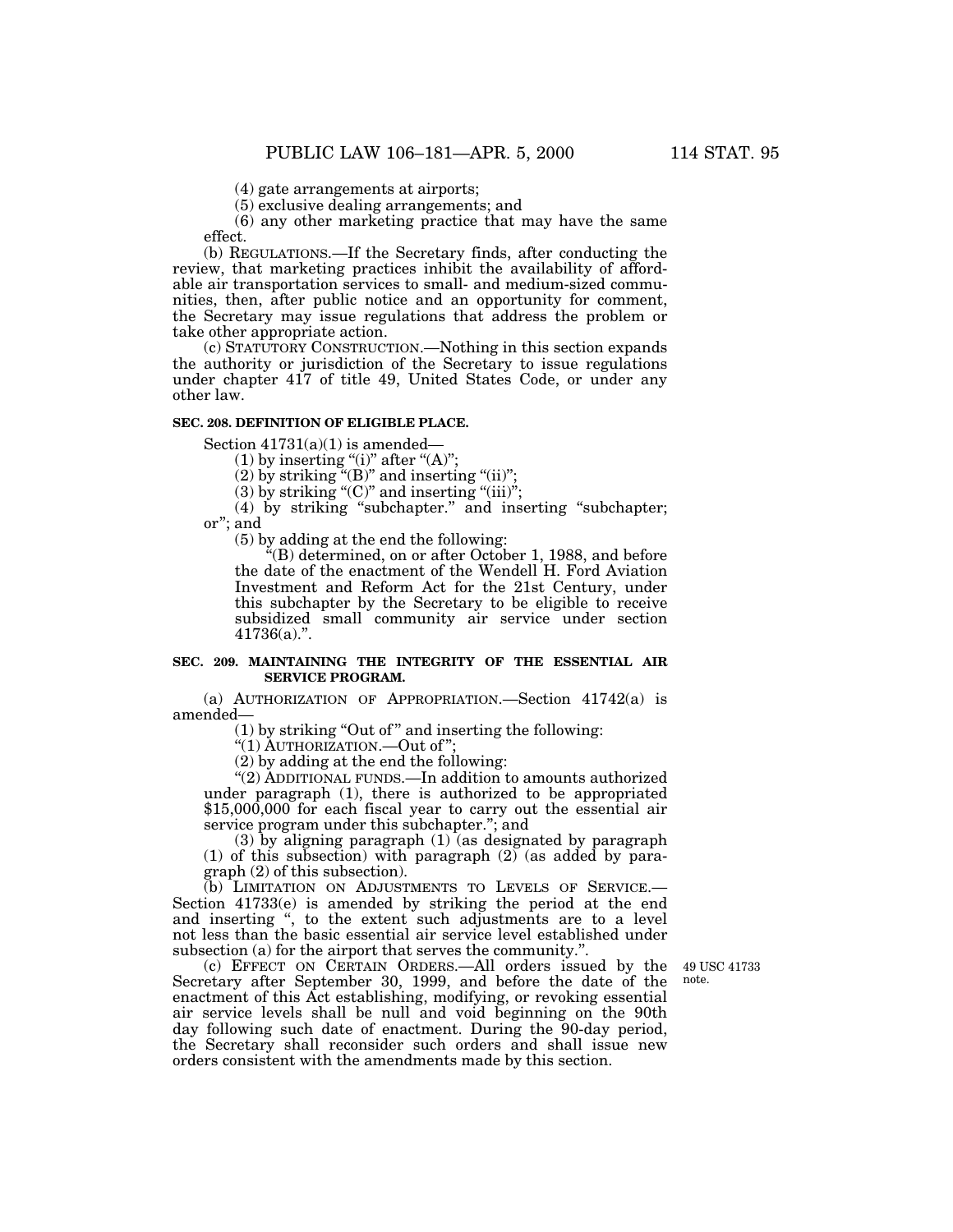(4) gate arrangements at airports;

(5) exclusive dealing arrangements; and

(6) any other marketing practice that may have the same effect.

(b) REGULATIONS.—If the Secretary finds, after conducting the review, that marketing practices inhibit the availability of affordable air transportation services to small- and medium-sized communities, then, after public notice and an opportunity for comment, the Secretary may issue regulations that address the problem or take other appropriate action.

(c) STATUTORY CONSTRUCTION.—Nothing in this section expands the authority or jurisdiction of the Secretary to issue regulations under chapter 417 of title 49, United States Code, or under any other law.

**SEC. 208. DEFINITION OF ELIGIBLE PLACE.**

Section 41731(a)(1) is amended—

(1) by inserting "(i)" after "(A)";

(2) by striking "(B)" and inserting "(ii)";

(3) by striking "(C)" and inserting "(iii)";

(4) by striking "subchapter." and inserting "subchapter; or"; and

(5) by adding at the end the following:

"(B) determined, on or after October 1, 1988, and before the date of the enactment of the Wendell H. Ford Aviation Investment and Reform Act for the 21st Century, under this subchapter by the Secretary to be eligible to receive subsidized small community air service under section 41736(a).".

**SEC. 209. MAINTAINING THE INTEGRITY OF THE ESSENTIAL AIR SERVICE PROGRAM.**

(a) AUTHORIZATION OF APPROPRIATION.—Section 41742(a) is amended—

(1) by striking "Out of" and inserting the following:

"(1) AUTHORIZATION.—Out of";

(2) by adding at the end the following:

"(2) ADDITIONAL FUNDS.—In addition to amounts authorized under paragraph (1), there is authorized to be appropriated $15,000,000 for each fiscal year to carry out the essential air service program under this subchapter."; and

(3) by aligning paragraph (1) (as designated by paragraph (1) of this subsection) with paragraph (2) (as added by paragraph (2) of this subsection).

(b) LIMITATION ON ADJUSTMENTS TO LEVELS OF SERVICE.—Section 41733(e) is amended by striking the period at the end and inserting ", to the extent such adjustments are to a level not less than the basic essential air service level established under subsection (a) for the airport that serves the community.".

49 USC 41733 note.

(c) EFFECT ON CERTAIN ORDERS.—All orders issued by the Secretary after September 30, 1999, and before the date of the enactment of this Act establishing, modifying, or revoking essential air service levels shall be null and void beginning on the 90th day following such date of enactment. During the 90-day period, the Secretary shall reconsider such orders and shall issue new orders consistent with the amendments made by this section.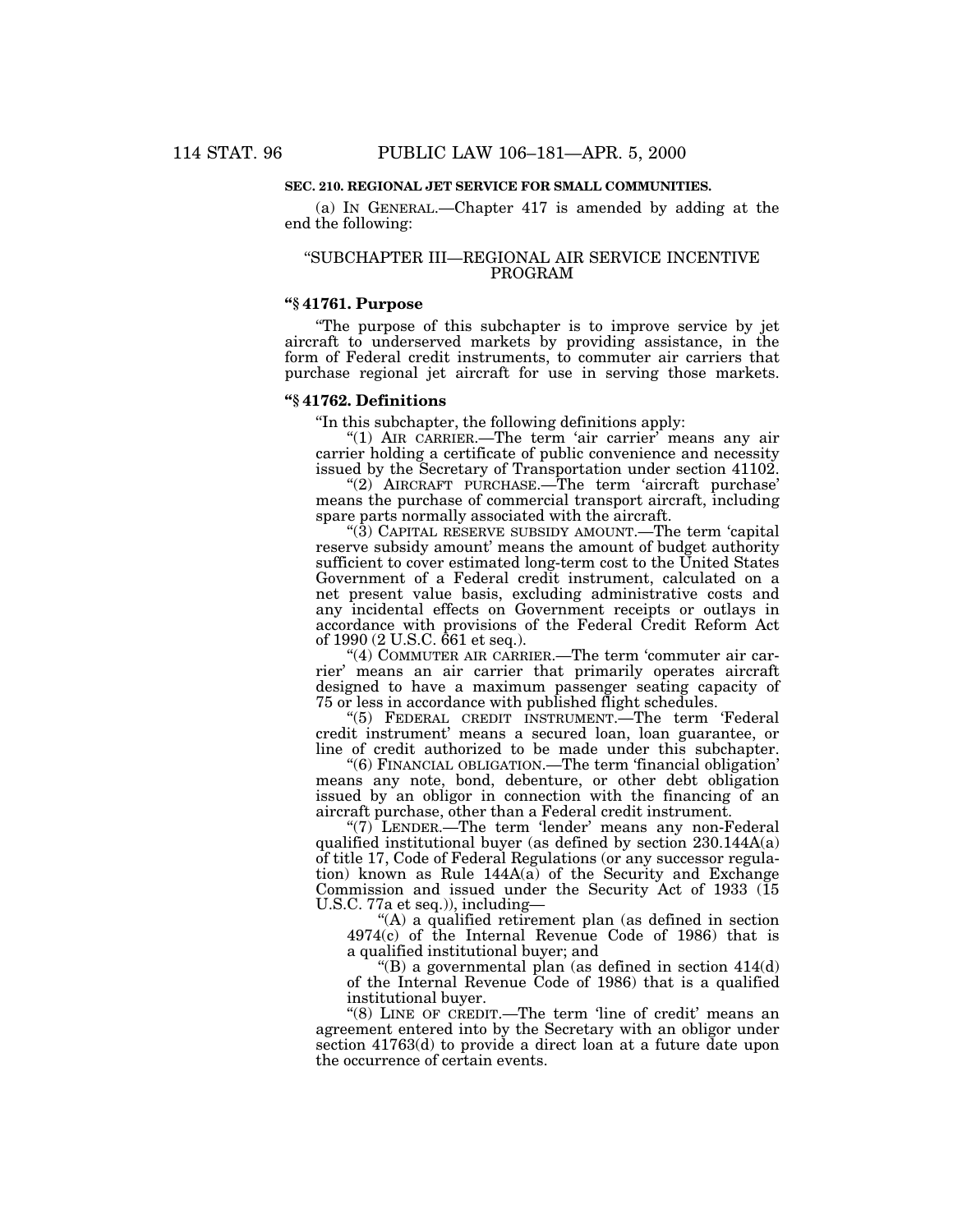**SEC. 210. REGIONAL JET SERVICE FOR SMALL COMMUNITIES.**

(a) IN GENERAL.—Chapter 417 is amended by adding at the end the following:

"SUBCHAPTER III—REGIONAL AIR SERVICE INCENTIVE PROGRAM

**"§ 41761. Purpose**

"The purpose of this subchapter is to improve service by jet aircraft to underserved markets by providing assistance, in the form of Federal credit instruments, to commuter air carriers that purchase regional jet aircraft for use in serving those markets.

**"§ 41762. Definitions**

"In this subchapter, the following definitions apply:

"(1) AIR CARRIER.—The term 'air carrier' means any air carrier holding a certificate of public convenience and necessity issued by the Secretary of Transportation under section 41102.

"(2) AIRCRAFT PURCHASE.—The term 'aircraft purchase' means the purchase of commercial transport aircraft, including spare parts normally associated with the aircraft.

"(3) CAPITAL RESERVE SUBSIDY AMOUNT.—The term 'capital reserve subsidy amount' means the amount of budget authority sufficient to cover estimated long-term cost to the United States Government of a Federal credit instrument, calculated on a net present value basis, excluding administrative costs and any incidental effects on Government receipts or outlays in accordance with provisions of the Federal Credit Reform Act of 1990 (2 U.S.C. 661 et seq.).

"(4) COMMUTER AIR CARRIER.—The term 'commuter air carrier' means an air carrier that primarily operates aircraft designed to have a maximum passenger seating capacity of 75 or less in accordance with published flight schedules.

"(5) FEDERAL CREDIT INSTRUMENT.—The term 'Federal credit instrument' means a secured loan, loan guarantee, or line of credit authorized to be made under this subchapter.

"(6) FINANCIAL OBLIGATION.—The term 'financial obligation' means any note, bond, debenture, or other debt obligation issued by an obligor in connection with the financing of an aircraft purchase, other than a Federal credit instrument.

"(7) LENDER.—The term 'lender' means any non-Federal qualified institutional buyer (as defined by section 230.144A(a) of title 17, Code of Federal Regulations (or any successor regulation) known as Rule 144A(a) of the Security and Exchange Commission and issued under the Security Act of 1933 (15 U.S.C. 77a et seq.)), including—

"(A) a qualified retirement plan (as defined in section 4974(c) of the Internal Revenue Code of 1986) that is a qualified institutional buyer; and

"(B) a governmental plan (as defined in section 414(d) of the Internal Revenue Code of 1986) that is a qualified institutional buyer.

"(8) LINE OF CREDIT.—The term 'line of credit' means an agreement entered into by the Secretary with an obligor under section 41763(d) to provide a direct loan at a future date upon the occurrence of certain events.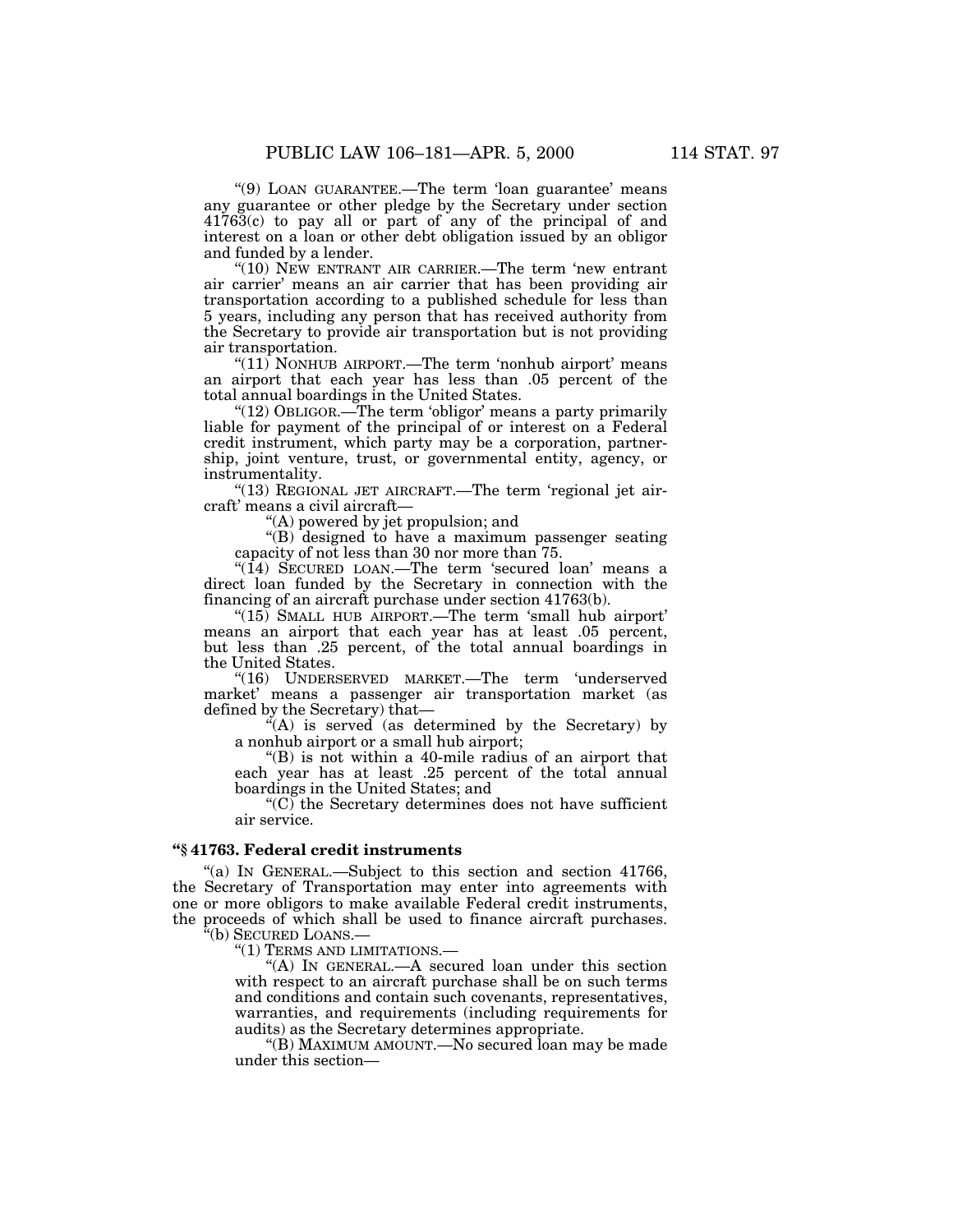"(9) LOAN GUARANTEE.—The term 'loan guarantee' means any guarantee or other pledge by the Secretary under section 41763(c) to pay all or part of any of the principal of and interest on a loan or other debt obligation issued by an obligor and funded by a lender.

"(10) NEW ENTRANT AIR CARRIER.—The term 'new entrant air carrier' means an air carrier that has been providing air transportation according to a published schedule for less than 5 years, including any person that has received authority from the Secretary to provide air transportation but is not providing air transportation.

"(11) NONHUB AIRPORT.—The term 'nonhub airport' means an airport that each year has less than .05 percent of the total annual boardings in the United States.

"(12) OBLIGOR.—The term 'obligor' means a party primarily liable for payment of the principal of or interest on a Federal credit instrument, which party may be a corporation, partnership, joint venture, trust, or governmental entity, agency, or instrumentality.

"(13) REGIONAL JET AIRCRAFT.—The term 'regional jet aircraft' means a civil aircraft—

"(A) powered by jet propulsion; and

"(B) designed to have a maximum passenger seating capacity of not less than 30 nor more than 75.

"(14) SECURED LOAN.—The term 'secured loan' means a direct loan funded by the Secretary in connection with the financing of an aircraft purchase under section 41763(b).

"(15) SMALL HUB AIRPORT.—The term 'small hub airport' means an airport that each year has at least .05 percent, but less than .25 percent, of the total annual boardings in the United States.

"(16) UNDERSERVED MARKET.—The term 'underserved market' means a passenger air transportation market (as defined by the Secretary) that—

"(A) is served (as determined by the Secretary) by a nonhub airport or a small hub airport;

"(B) is not within a 40-mile radius of an airport that each year has at least .25 percent of the total annual boardings in the United States; and

"(C) the Secretary determines does not have sufficient air service.

**"§ 41763. Federal credit instruments**

"(a) IN GENERAL.—Subject to this section and section 41766, the Secretary of Transportation may enter into agreements with one or more obligors to make available Federal credit instruments, the proceeds of which shall be used to finance aircraft purchases.

"(b) SECURED LOANS.—

"(1) TERMS AND LIMITATIONS.—

"(A) IN GENERAL.—A secured loan under this section with respect to an aircraft purchase shall be on such terms and conditions and contain such covenants, representatives, warranties, and requirements (including requirements for audits) as the Secretary determines appropriate.

"(B) MAXIMUM AMOUNT.—No secured loan may be made under this section—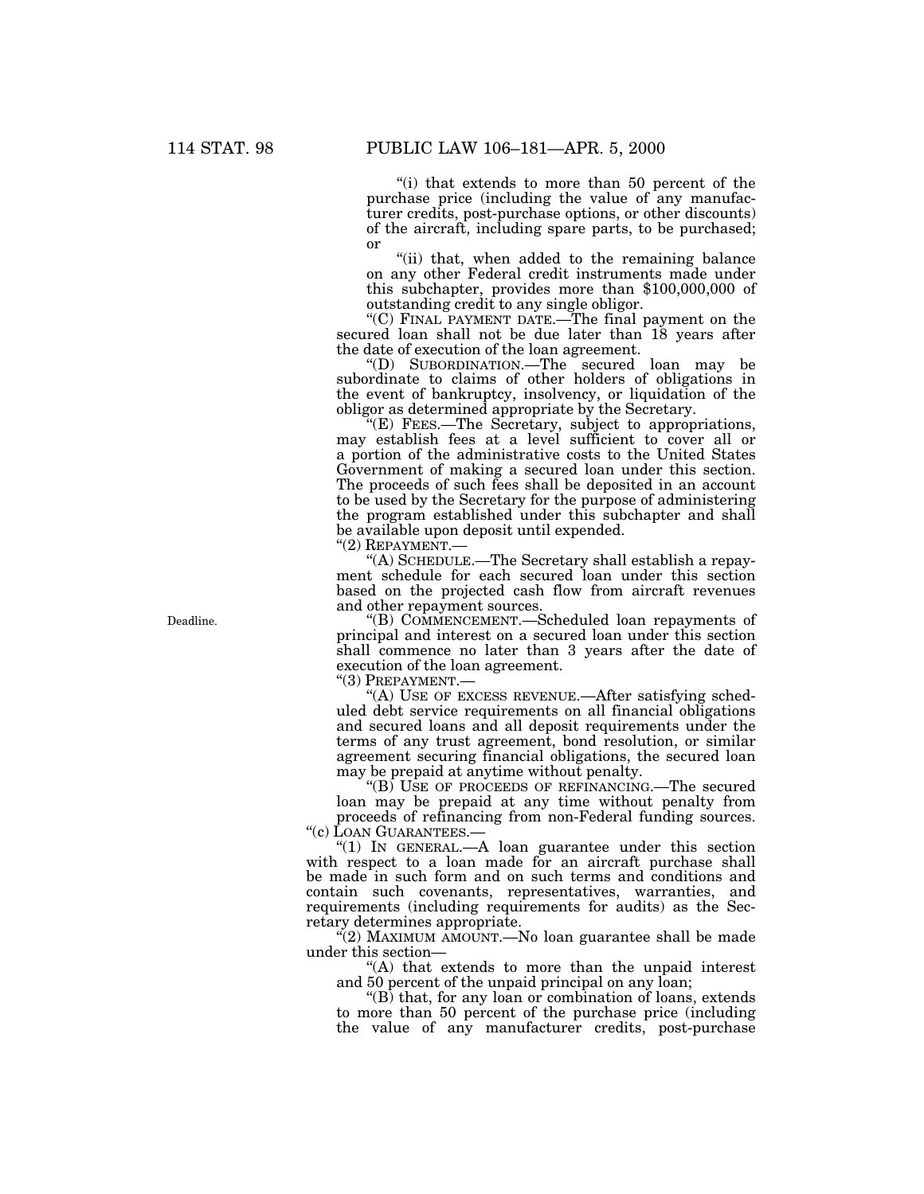"(i) that extends to more than 50 percent of the purchase price (including the value of any manufacturer credits, post-purchase options, or other discounts) of the aircraft, including spare parts, to be purchased; or

"(ii) that, when added to the remaining balance on any other Federal credit instruments made under this subchapter, provides more than $100,000,000 of outstanding credit to any single obligor.

"(C) FINAL PAYMENT DATE.—The final payment on the secured loan shall not be due later than 18 years after the date of execution of the loan agreement.

"(D) SUBORDINATION.—The secured loan may be subordinate to claims of other holders of obligations in the event of bankruptcy, insolvency, or liquidation of the obligor as determined appropriate by the Secretary.

"(E) FEES.—The Secretary, subject to appropriations, may establish fees at a level sufficient to cover all or a portion of the administrative costs to the United States Government of making a secured loan under this section. The proceeds of such fees shall be deposited in an account to be used by the Secretary for the purpose of administering the program established under this subchapter and shall be available upon deposit until expended.

"(2) REPAYMENT.—

"(A) SCHEDULE.—The Secretary shall establish a repayment schedule for each secured loan under this section based on the projected cash flow from aircraft revenues and other repayment sources.

Deadline.

"(B) COMMENCEMENT.—Scheduled loan repayments of principal and interest on a secured loan under this section shall commence no later than 3 years after the date of execution of the loan agreement.

"(3) PREPAYMENT.—

"(A) USE OF EXCESS REVENUE.—After satisfying scheduled debt service requirements on all financial obligations and secured loans and all deposit requirements under the terms of any trust agreement, bond resolution, or similar agreement securing financial obligations, the secured loan may be prepaid at anytime without penalty.

"(B) USE OF PROCEEDS OF REFINANCING.—The secured loan may be prepaid at any time without penalty from proceeds of refinancing from non-Federal funding sources.

"(c) LOAN GUARANTEES.—

"(1) IN GENERAL.—A loan guarantee under this section with respect to a loan made for an aircraft purchase shall be made in such form and on such terms and conditions and contain such covenants, representatives, warranties, and requirements (including requirements for audits) as the Secretary determines appropriate.

"(2) MAXIMUM AMOUNT.—No loan guarantee shall be made under this section—

"(A) that extends to more than the unpaid interest and 50 percent of the unpaid principal on any loan;

"(B) that, for any loan or combination of loans, extends to more than 50 percent of the purchase price (including the value of any manufacturer credits, post-purchase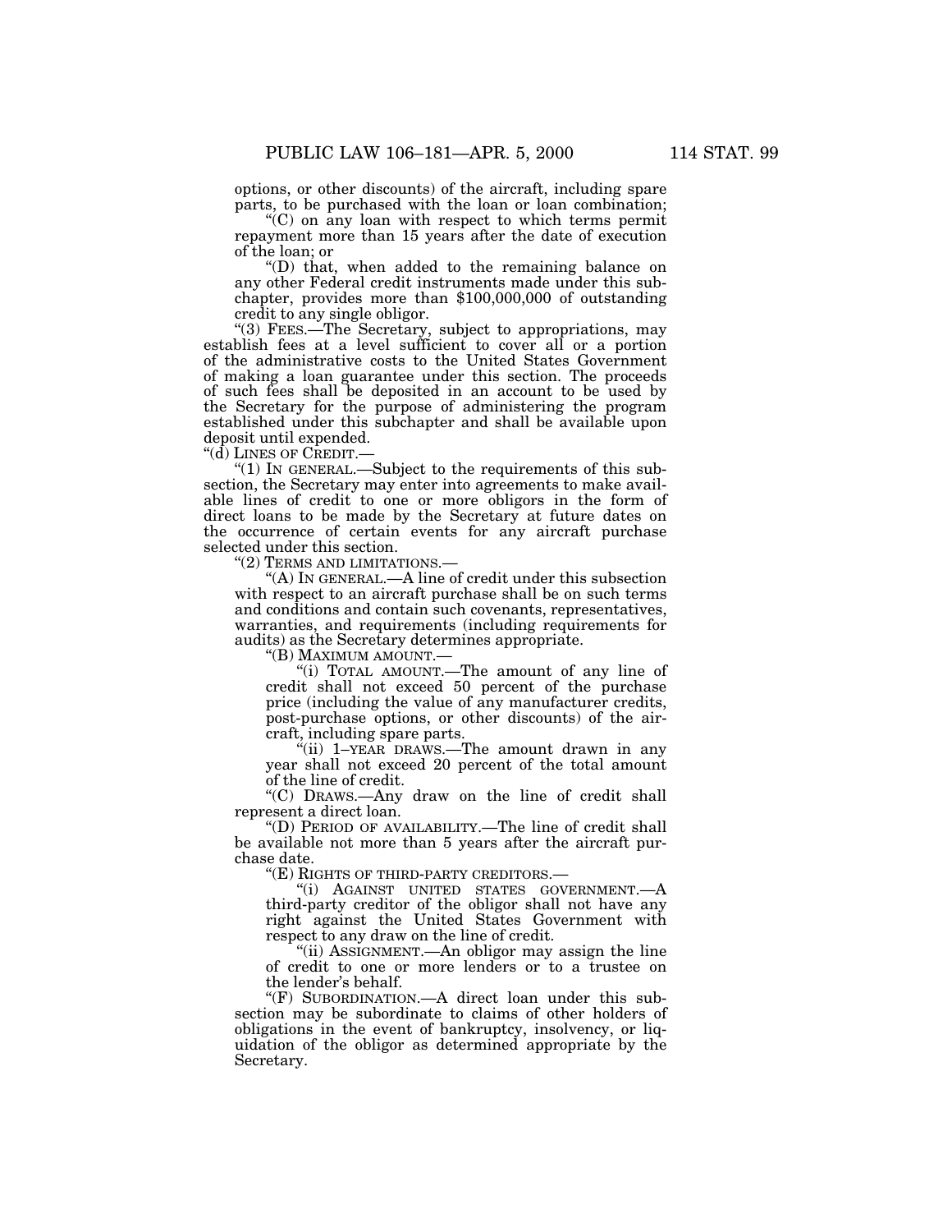options, or other discounts) of the aircraft, including spare parts, to be purchased with the loan or loan combination;

"(C) on any loan with respect to which terms permit repayment more than 15 years after the date of execution of the loan; or

"(D) that, when added to the remaining balance on any other Federal credit instruments made under this subchapter, provides more than $100,000,000 of outstanding credit to any single obligor.

"(3) FEES.—The Secretary, subject to appropriations, may establish fees at a level sufficient to cover all or a portion of the administrative costs to the United States Government of making a loan guarantee under this section. The proceeds of such fees shall be deposited in an account to be used by the Secretary for the purpose of administering the program established under this subchapter and shall be available upon deposit until expended.

"(d) LINES OF CREDIT.—

"(1) IN GENERAL.—Subject to the requirements of this subsection, the Secretary may enter into agreements to make available lines of credit to one or more obligors in the form of direct loans to be made by the Secretary at future dates on the occurrence of certain events for any aircraft purchase selected under this section.

"(2) TERMS AND LIMITATIONS.—

"(A) IN GENERAL.—A line of credit under this subsection with respect to an aircraft purchase shall be on such terms and conditions and contain such covenants, representatives, warranties, and requirements (including requirements for audits) as the Secretary determines appropriate.

"(B) MAXIMUM AMOUNT.—

"(i) TOTAL AMOUNT.—The amount of any line of credit shall not exceed 50 percent of the purchase price (including the value of any manufacturer credits, post-purchase options, or other discounts) of the aircraft, including spare parts.

"(ii) 1–YEAR DRAWS.—The amount drawn in any year shall not exceed 20 percent of the total amount of the line of credit.

"(C) DRAWS.—Any draw on the line of credit shall represent a direct loan.

"(D) PERIOD OF AVAILABILITY.—The line of credit shall be available not more than 5 years after the aircraft purchase date.

"(E) RIGHTS OF THIRD-PARTY CREDITORS.—

"(i) AGAINST UNITED STATES GOVERNMENT.—A third-party creditor of the obligor shall not have any right against the United States Government with respect to any draw on the line of credit.

"(ii) ASSIGNMENT.—An obligor may assign the line of credit to one or more lenders or to a trustee on the lender's behalf.

"(F) SUBORDINATION.—A direct loan under this subsection may be subordinate to claims of other holders of obligations in the event of bankruptcy, insolvency, or liquidation of the obligor as determined appropriate by the Secretary.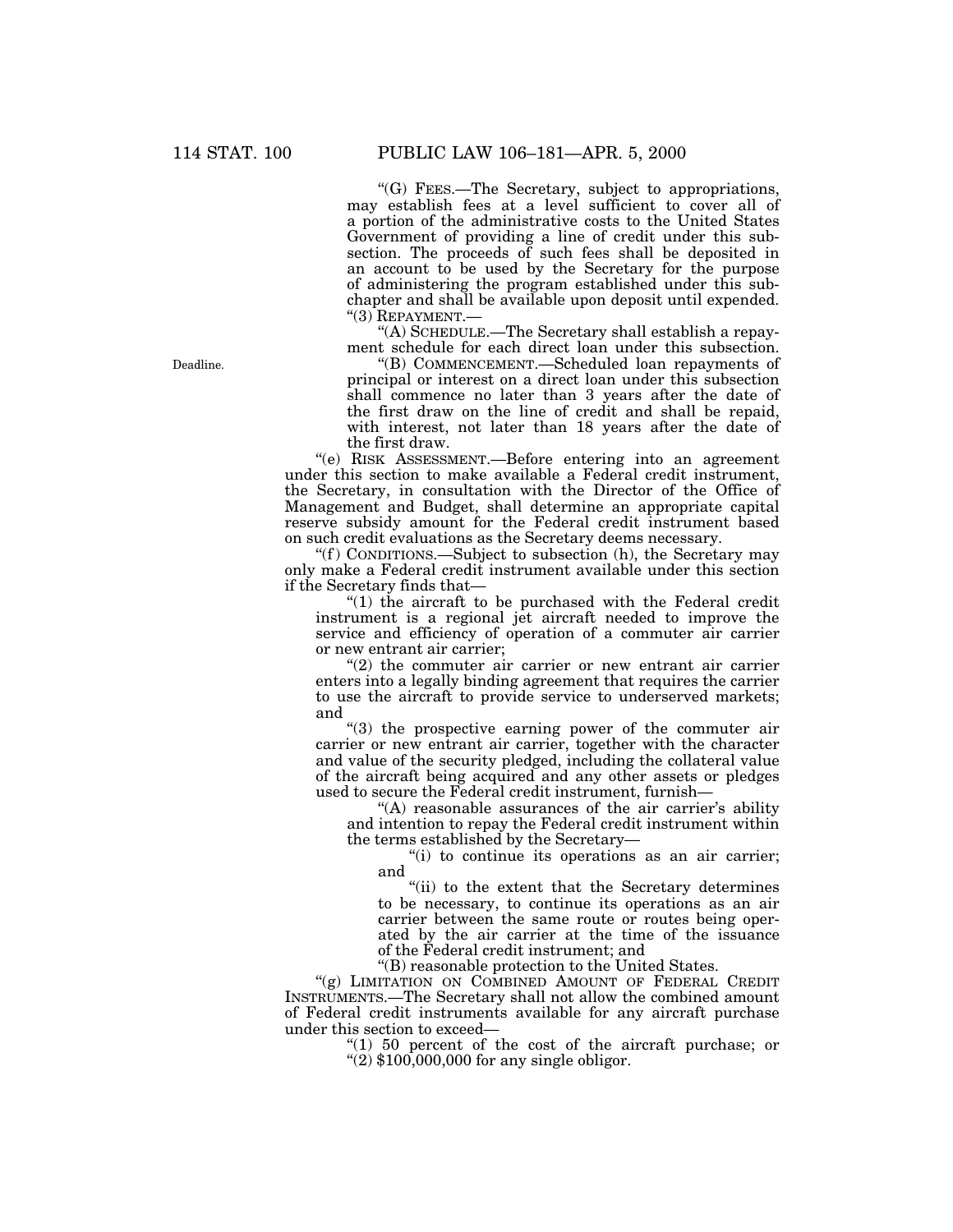"(G) FEES.—The Secretary, subject to appropriations, may establish fees at a level sufficient to cover all of a portion of the administrative costs to the United States Government of providing a line of credit under this subsection. The proceeds of such fees shall be deposited in an account to be used by the Secretary for the purpose of administering the program established under this subchapter and shall be available upon deposit until expended.

"(3) REPAYMENT.—

"(A) SCHEDULE.—The Secretary shall establish a repayment schedule for each direct loan under this subsection.

Deadline.

"(B) COMMENCEMENT.—Scheduled loan repayments of principal or interest on a direct loan under this subsection shall commence no later than 3 years after the date of the first draw on the line of credit and shall be repaid, with interest, not later than 18 years after the date of the first draw.

"(e) RISK ASSESSMENT.—Before entering into an agreement under this section to make available a Federal credit instrument, the Secretary, in consultation with the Director of the Office of Management and Budget, shall determine an appropriate capital reserve subsidy amount for the Federal credit instrument based on such credit evaluations as the Secretary deems necessary.

"(f) CONDITIONS.—Subject to subsection (h), the Secretary may only make a Federal credit instrument available under this section if the Secretary finds that—

"(1) the aircraft to be purchased with the Federal credit instrument is a regional jet aircraft needed to improve the service and efficiency of operation of a commuter air carrier or new entrant air carrier;

"(2) the commuter air carrier or new entrant air carrier enters into a legally binding agreement that requires the carrier to use the aircraft to provide service to underserved markets; and

"(3) the prospective earning power of the commuter air carrier or new entrant air carrier, together with the character and value of the security pledged, including the collateral value of the aircraft being acquired and any other assets or pledges used to secure the Federal credit instrument, furnish—

"(A) reasonable assurances of the air carrier's ability and intention to repay the Federal credit instrument within the terms established by the Secretary—

"(i) to continue its operations as an air carrier; and

"(ii) to the extent that the Secretary determines to be necessary, to continue its operations as an air carrier between the same route or routes being operated by the air carrier at the time of the issuance of the Federal credit instrument; and

"(B) reasonable protection to the United States.

"(g) LIMITATION ON COMBINED AMOUNT OF FEDERAL CREDIT INSTRUMENTS.—The Secretary shall not allow the combined amount of Federal credit instruments available for any aircraft purchase under this section to exceed—

"(1) 50 percent of the cost of the aircraft purchase; or

"(2) $100,000,000 for any single obligor.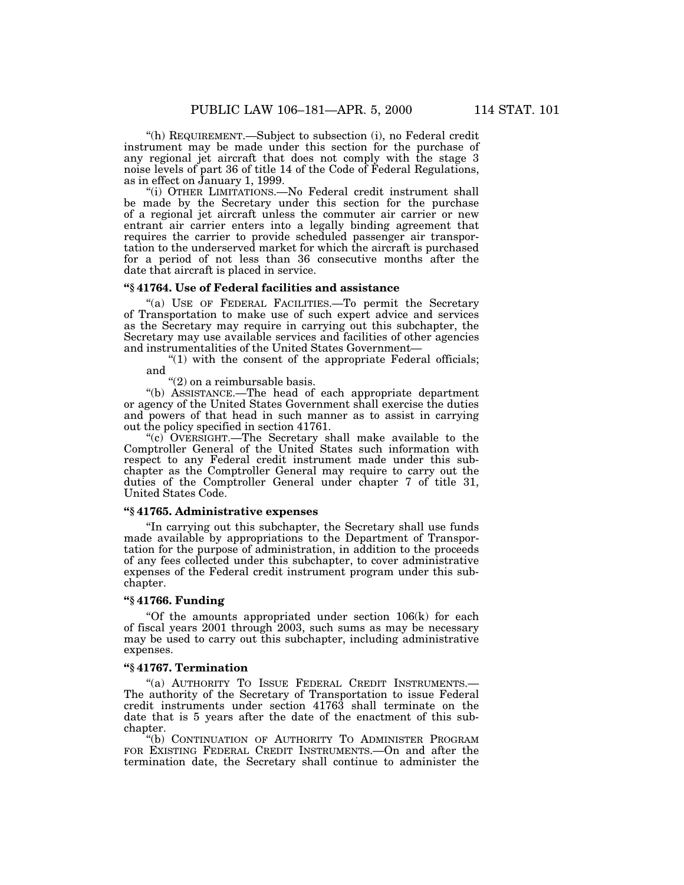“(h) REQUIREMENT.—Subject to subsection (i), no Federal credit instrument may be made under this section for the purchase of any regional jet aircraft that does not comply with the stage 3 noise levels of part 36 of title 14 of the Code of Federal Regulations, as in effect on January 1, 1999.

“(i) OTHER LIMITATIONS.—No Federal credit instrument shall be made by the Secretary under this section for the purchase of a regional jet aircraft unless the commuter air carrier or new entrant air carrier enters into a legally binding agreement that requires the carrier to provide scheduled passenger air transportation to the underserved market for which the aircraft is purchased for a period of not less than 36 consecutive months after the date that aircraft is placed in service.

### “§ 41764. Use of Federal facilities and assistance

“(a) USE OF FEDERAL FACILITIES.—To permit the Secretary of Transportation to make use of such expert advice and services as the Secretary may require in carrying out this subchapter, the Secretary may use available services and facilities of other agencies and instrumentalities of the United States Government—

“(1) with the consent of the appropriate Federal officials; and

“(2) on a reimbursable basis.

“(b) ASSISTANCE.—The head of each appropriate department or agency of the United States Government shall exercise the duties and powers of that head in such manner as to assist in carrying out the policy specified in section 41761.

“(c) OVERSIGHT.—The Secretary shall make available to the Comptroller General of the United States such information with respect to any Federal credit instrument made under this subchapter as the Comptroller General may require to carry out the duties of the Comptroller General under chapter 7 of title 31, United States Code.

### “§ 41765. Administrative expenses

“In carrying out this subchapter, the Secretary shall use funds made available by appropriations to the Department of Transportation for the purpose of administration, in addition to the proceeds of any fees collected under this subchapter, to cover administrative expenses of the Federal credit instrument program under this subchapter.

### “§ 41766. Funding

“Of the amounts appropriated under section 106(k) for each of fiscal years 2001 through 2003, such sums as may be necessary may be used to carry out this subchapter, including administrative expenses.

### “§ 41767. Termination

“(a) AUTHORITY TO ISSUE FEDERAL CREDIT INSTRUMENTS.—The authority of the Secretary of Transportation to issue Federal credit instruments under section 41763 shall terminate on the date that is 5 years after the date of the enactment of this subchapter.

“(b) CONTINUATION OF AUTHORITY TO ADMINISTER PROGRAM FOR EXISTING FEDERAL CREDIT INSTRUMENTS.—On and after the termination date, the Secretary shall continue to administer the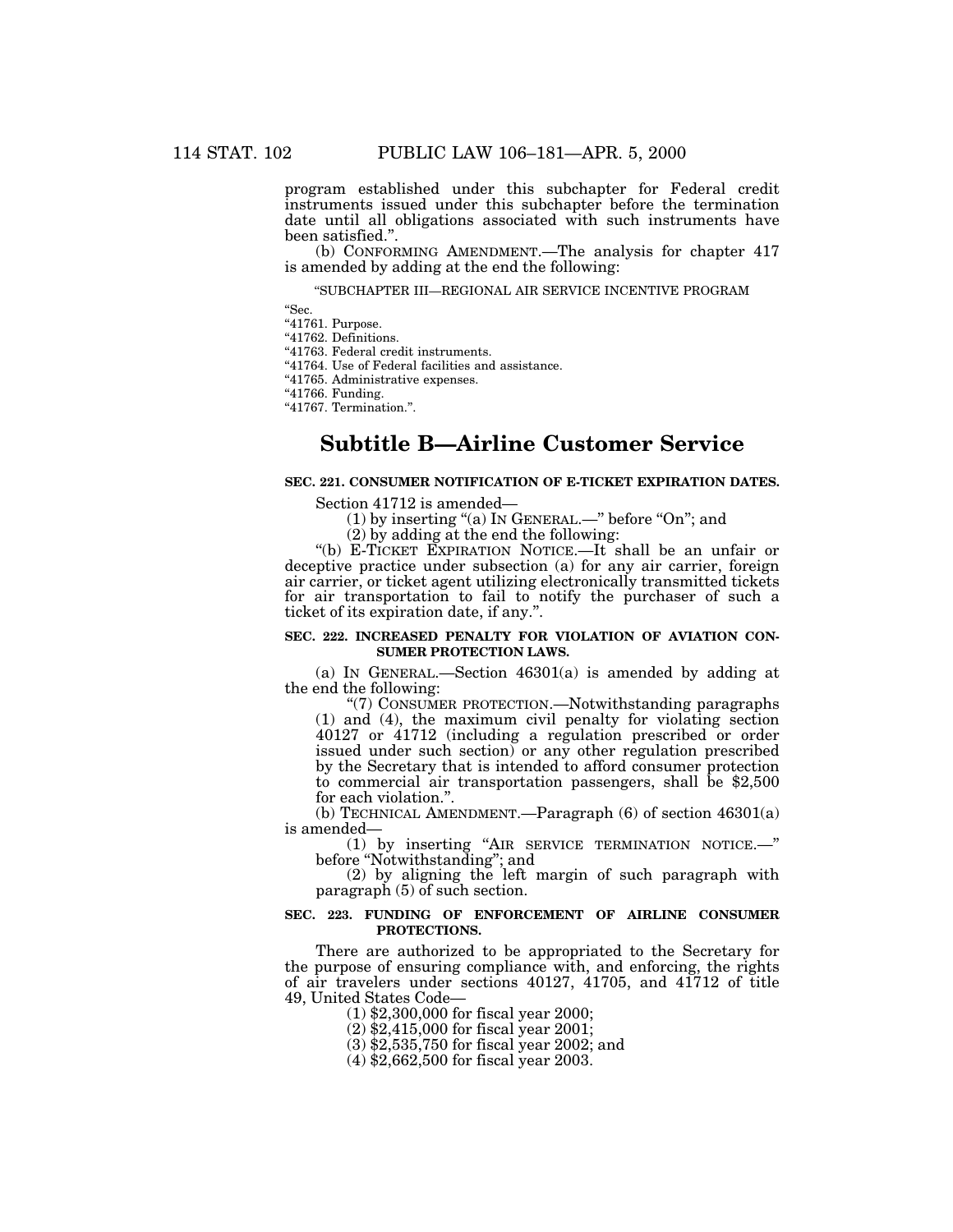program established under this subchapter for Federal credit instruments issued under this subchapter before the termination date until all obligations associated with such instruments have been satisfied.".

(b) CONFORMING AMENDMENT.—The analysis for chapter 417 is amended by adding at the end the following:

"SUBCHAPTER III—REGIONAL AIR SERVICE INCENTIVE PROGRAM

"Sec.
"41761. Purpose.
"41762. Definitions.
"41763. Federal credit instruments.
"41764. Use of Federal facilities and assistance.
"41765. Administrative expenses.
"41766. Funding.
"41767. Termination.".

## Subtitle B—Airline Customer Service

### SEC. 221. CONSUMER NOTIFICATION OF E-TICKET EXPIRATION DATES.

Section 41712 is amended—

(1) by inserting "(a) IN GENERAL.—" before "On"; and

(2) by adding at the end the following:

"(b) E-TICKET EXPIRATION NOTICE.—It shall be an unfair or deceptive practice under subsection (a) for any air carrier, foreign air carrier, or ticket agent utilizing electronically transmitted tickets for air transportation to fail to notify the purchaser of such a ticket of its expiration date, if any.".

### SEC. 222. INCREASED PENALTY FOR VIOLATION OF AVIATION CONSUMER PROTECTION LAWS.

(a) IN GENERAL.—Section 46301(a) is amended by adding at the end the following:

"(7) CONSUMER PROTECTION.—Notwithstanding paragraphs (1) and (4), the maximum civil penalty for violating section 40127 or 41712 (including a regulation prescribed or order issued under such section) or any other regulation prescribed by the Secretary that is intended to afford consumer protection to commercial air transportation passengers, shall be $2,500 for each violation.".

(b) TECHNICAL AMENDMENT.—Paragraph (6) of section 46301(a) is amended—

(1) by inserting "AIR SERVICE TERMINATION NOTICE.—" before "Notwithstanding"; and

(2) by aligning the left margin of such paragraph with paragraph (5) of such section.

### SEC. 223. FUNDING OF ENFORCEMENT OF AIRLINE CONSUMER PROTECTIONS.

There are authorized to be appropriated to the Secretary for the purpose of ensuring compliance with, and enforcing, the rights of air travelers under sections 40127, 41705, and 41712 of title 49, United States Code—

(1) $2,300,000 for fiscal year 2000;

(2) $2,415,000 for fiscal year 2001;

(3) $2,535,750 for fiscal year 2002; and

(4) $2,662,500 for fiscal year 2003.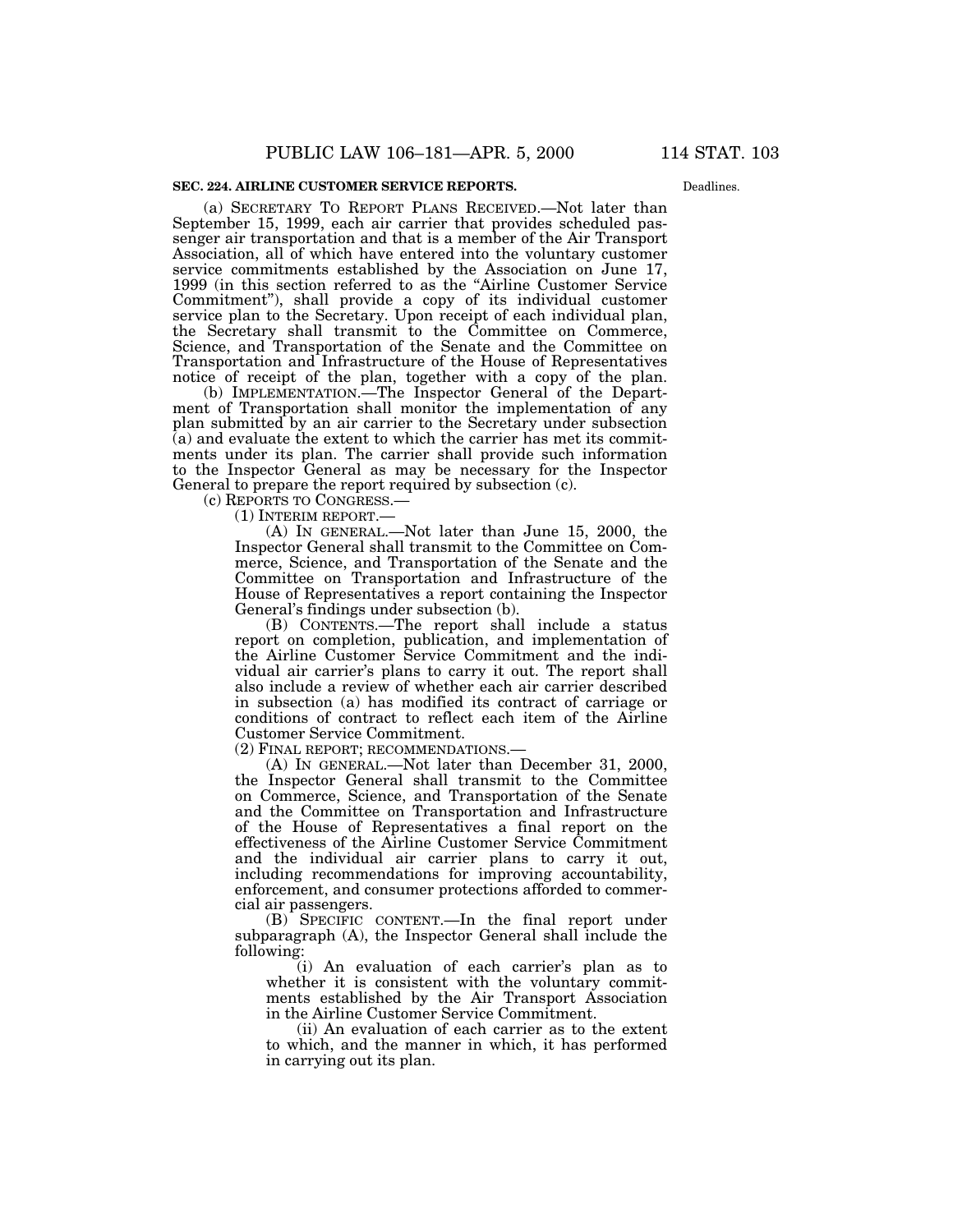**SEC. 224. AIRLINE CUSTOMER SERVICE REPORTS.**

Deadlines.

(a) SECRETARY TO REPORT PLANS RECEIVED.—Not later than September 15, 1999, each air carrier that provides scheduled passenger air transportation and that is a member of the Air Transport Association, all of which have entered into the voluntary customer service commitments established by the Association on June 17, 1999 (in this section referred to as the "Airline Customer Service Commitment"), shall provide a copy of its individual customer service plan to the Secretary. Upon receipt of each individual plan, the Secretary shall transmit to the Committee on Commerce, Science, and Transportation of the Senate and the Committee on Transportation and Infrastructure of the House of Representatives notice of receipt of the plan, together with a copy of the plan.

(b) IMPLEMENTATION.—The Inspector General of the Department of Transportation shall monitor the implementation of any plan submitted by an air carrier to the Secretary under subsection (a) and evaluate the extent to which the carrier has met its commitments under its plan. The carrier shall provide such information to the Inspector General as may be necessary for the Inspector General to prepare the report required by subsection (c).

(c) REPORTS TO CONGRESS.—

(1) INTERIM REPORT.—

(A) IN GENERAL.—Not later than June 15, 2000, the Inspector General shall transmit to the Committee on Commerce, Science, and Transportation of the Senate and the Committee on Transportation and Infrastructure of the House of Representatives a report containing the Inspector General's findings under subsection (b).

(B) CONTENTS.—The report shall include a status report on completion, publication, and implementation of the Airline Customer Service Commitment and the individual air carrier's plans to carry it out. The report shall also include a review of whether each air carrier described in subsection (a) has modified its contract of carriage or conditions of contract to reflect each item of the Airline Customer Service Commitment.

(2) FINAL REPORT; RECOMMENDATIONS.—

(A) IN GENERAL.—Not later than December 31, 2000, the Inspector General shall transmit to the Committee on Commerce, Science, and Transportation of the Senate and the Committee on Transportation and Infrastructure of the House of Representatives a final report on the effectiveness of the Airline Customer Service Commitment and the individual air carrier plans to carry it out, including recommendations for improving accountability, enforcement, and consumer protections afforded to commercial air passengers.

(B) SPECIFIC CONTENT.—In the final report under subparagraph (A), the Inspector General shall include the following:

(i) An evaluation of each carrier's plan as to whether it is consistent with the voluntary commitments established by the Air Transport Association in the Airline Customer Service Commitment.

(ii) An evaluation of each carrier as to the extent to which, and the manner in which, it has performed in carrying out its plan.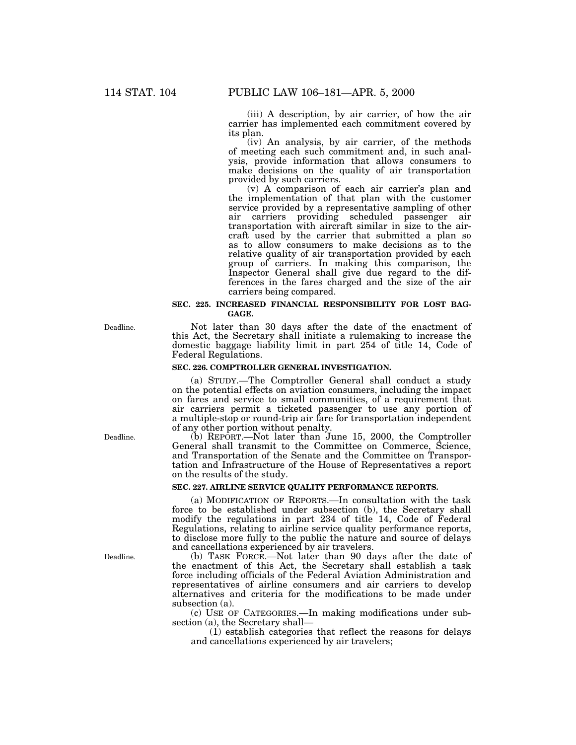(iii) A description, by air carrier, of how the air carrier has implemented each commitment covered by its plan.

(iv) An analysis, by air carrier, of the methods of meeting each such commitment and, in such analysis, provide information that allows consumers to make decisions on the quality of air transportation provided by such carriers.

(v) A comparison of each air carrier's plan and the implementation of that plan with the customer service provided by a representative sampling of other air carriers providing scheduled passenger air transportation with aircraft similar in size to the aircraft used by the carrier that submitted a plan so as to allow consumers to make decisions as to the relative quality of air transportation provided by each group of carriers. In making this comparison, the Inspector General shall give due regard to the differences in the fares charged and the size of the air carriers being compared.

**SEC. 225. INCREASED FINANCIAL RESPONSIBILITY FOR LOST BAGGAGE.**

Deadline.

Not later than 30 days after the date of the enactment of this Act, the Secretary shall initiate a rulemaking to increase the domestic baggage liability limit in part 254 of title 14, Code of Federal Regulations.

**SEC. 226. COMPTROLLER GENERAL INVESTIGATION.**

(a) STUDY.—The Comptroller General shall conduct a study on the potential effects on aviation consumers, including the impact on fares and service to small communities, of a requirement that air carriers permit a ticketed passenger to use any portion of a multiple-stop or round-trip air fare for transportation independent of any other portion without penalty.

Deadline.

(b) REPORT.—Not later than June 15, 2000, the Comptroller General shall transmit to the Committee on Commerce, Science, and Transportation of the Senate and the Committee on Transportation and Infrastructure of the House of Representatives a report on the results of the study.

**SEC. 227. AIRLINE SERVICE QUALITY PERFORMANCE REPORTS.**

(a) MODIFICATION OF REPORTS.—In consultation with the task force to be established under subsection (b), the Secretary shall modify the regulations in part 234 of title 14, Code of Federal Regulations, relating to airline service quality performance reports, to disclose more fully to the public the nature and source of delays and cancellations experienced by air travelers.

Deadline.

(b) TASK FORCE.—Not later than 90 days after the date of the enactment of this Act, the Secretary shall establish a task force including officials of the Federal Aviation Administration and representatives of airline consumers and air carriers to develop alternatives and criteria for the modifications to be made under subsection (a).

(c) USE OF CATEGORIES.—In making modifications under subsection (a), the Secretary shall—

(1) establish categories that reflect the reasons for delays and cancellations experienced by air travelers;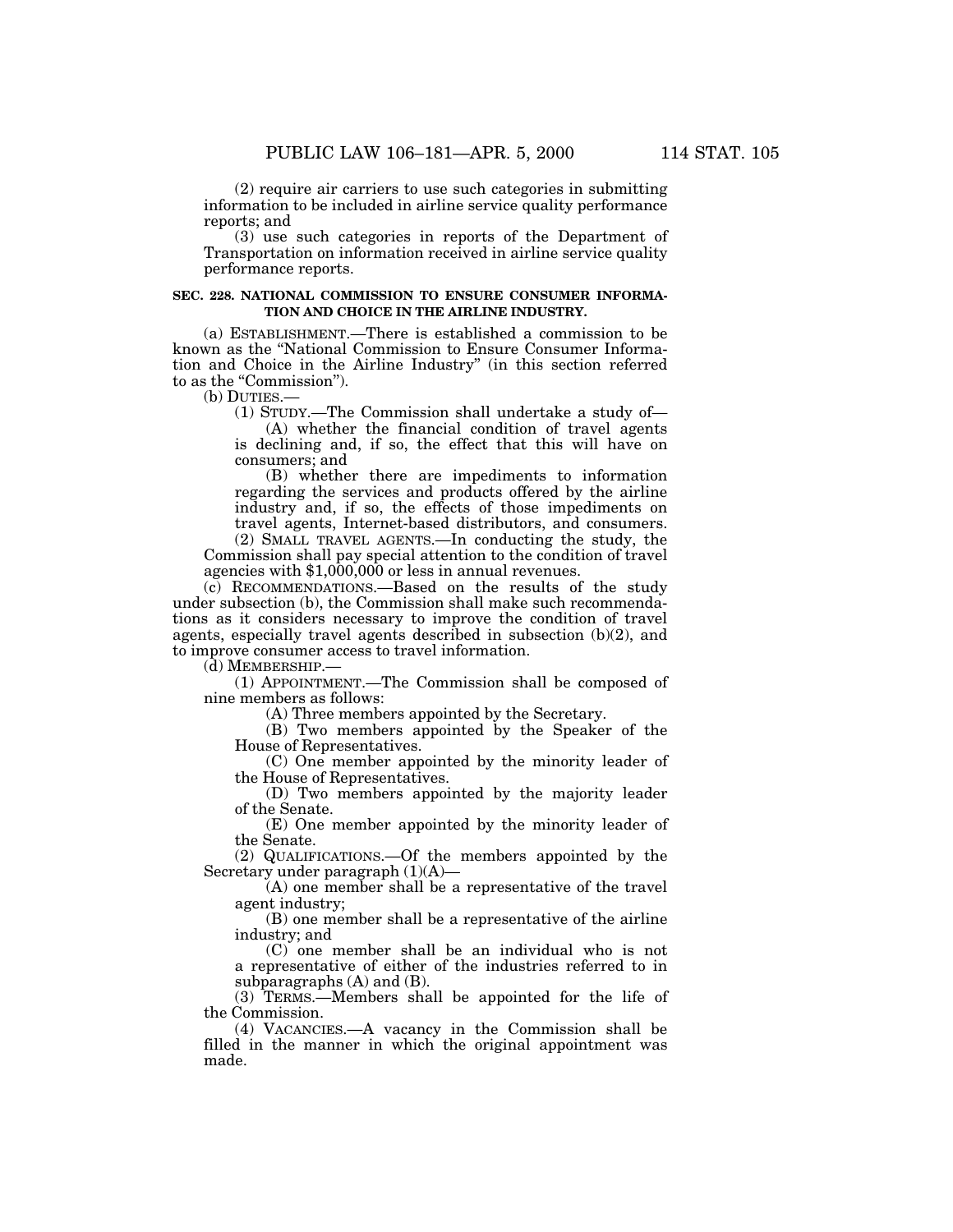(2) require air carriers to use such categories in submitting information to be included in airline service quality performance reports; and

(3) use such categories in reports of the Department of Transportation on information received in airline service quality performance reports.

**SEC. 228. NATIONAL COMMISSION TO ENSURE CONSUMER INFORMATION AND CHOICE IN THE AIRLINE INDUSTRY.**

(a) ESTABLISHMENT.—There is established a commission to be known as the "National Commission to Ensure Consumer Information and Choice in the Airline Industry" (in this section referred to as the "Commission").

(b) DUTIES.—

(1) STUDY.—The Commission shall undertake a study of—

(A) whether the financial condition of travel agents is declining and, if so, the effect that this will have on consumers; and

(B) whether there are impediments to information regarding the services and products offered by the airline industry and, if so, the effects of those impediments on travel agents, Internet-based distributors, and consumers.

(2) SMALL TRAVEL AGENTS.—In conducting the study, the Commission shall pay special attention to the condition of travel agencies with $1,000,000 or less in annual revenues.

(c) RECOMMENDATIONS.—Based on the results of the study under subsection (b), the Commission shall make such recommendations as it considers necessary to improve the condition of travel agents, especially travel agents described in subsection (b)(2), and to improve consumer access to travel information.

(d) MEMBERSHIP.—

(1) APPOINTMENT.—The Commission shall be composed of nine members as follows:

(A) Three members appointed by the Secretary.

(B) Two members appointed by the Speaker of the House of Representatives.

(C) One member appointed by the minority leader of the House of Representatives.

(D) Two members appointed by the majority leader of the Senate.

(E) One member appointed by the minority leader of the Senate.

(2) QUALIFICATIONS.—Of the members appointed by the Secretary under paragraph (1)(A)—

(A) one member shall be a representative of the travel agent industry;

(B) one member shall be a representative of the airline industry; and

(C) one member shall be an individual who is not a representative of either of the industries referred to in subparagraphs (A) and (B).

(3) TERMS.—Members shall be appointed for the life of the Commission.

(4) VACANCIES.—A vacancy in the Commission shall be filled in the manner in which the original appointment was made.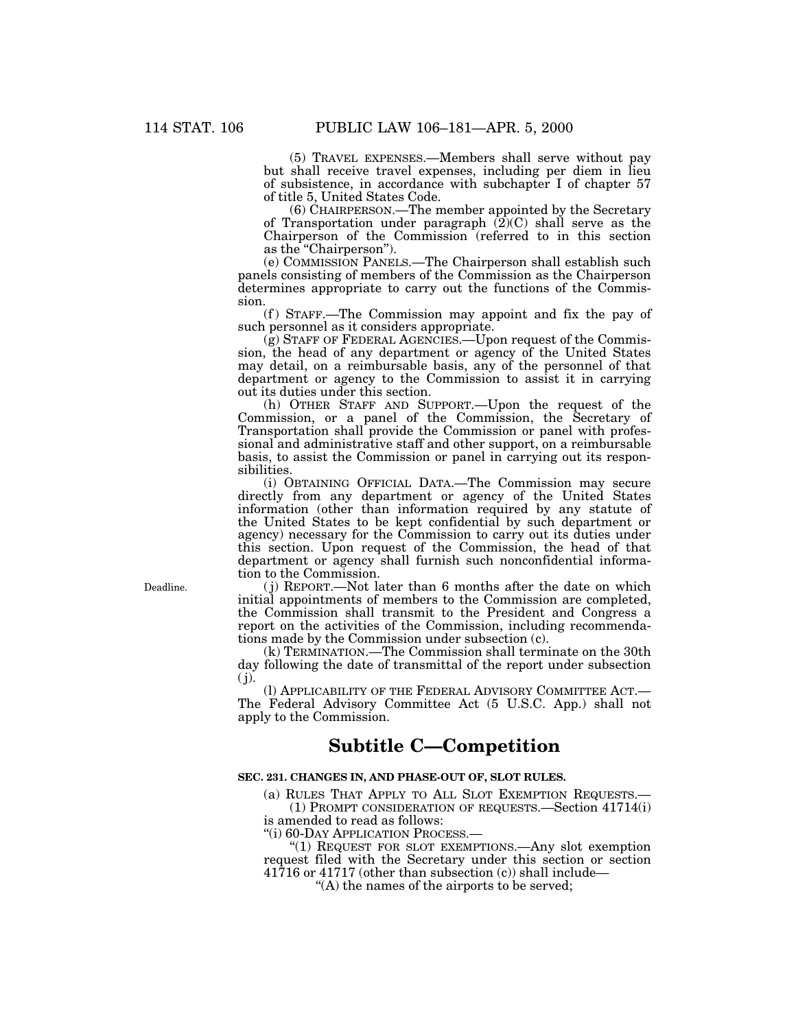(5) TRAVEL EXPENSES.—Members shall serve without pay but shall receive travel expenses, including per diem in lieu of subsistence, in accordance with subchapter I of chapter 57 of title 5, United States Code.

(6) CHAIRPERSON.—The member appointed by the Secretary of Transportation under paragraph (2)(C) shall serve as the Chairperson of the Commission (referred to in this section as the "Chairperson").

(e) COMMISSION PANELS.—The Chairperson shall establish such panels consisting of members of the Commission as the Chairperson determines appropriate to carry out the functions of the Commission.

(f) STAFF.—The Commission may appoint and fix the pay of such personnel as it considers appropriate.

(g) STAFF OF FEDERAL AGENCIES.—Upon request of the Commission, the head of any department or agency of the United States may detail, on a reimbursable basis, any of the personnel of that department or agency to the Commission to assist it in carrying out its duties under this section.

(h) OTHER STAFF AND SUPPORT.—Upon the request of the Commission, or a panel of the Commission, the Secretary of Transportation shall provide the Commission or panel with professional and administrative staff and other support, on a reimbursable basis, to assist the Commission or panel in carrying out its responsibilities.

(i) OBTAINING OFFICIAL DATA.—The Commission may secure directly from any department or agency of the United States information (other than information required by any statute of the United States to be kept confidential by such department or agency) necessary for the Commission to carry out its duties under this section. Upon request of the Commission, the head of that department or agency shall furnish such nonconfidential information to the Commission.

Deadline.

(j) REPORT.—Not later than 6 months after the date on which initial appointments of members to the Commission are completed, the Commission shall transmit to the President and Congress a report on the activities of the Commission, including recommendations made by the Commission under subsection (c).

(k) TERMINATION.—The Commission shall terminate on the 30th day following the date of transmittal of the report under subsection (j).

(l) APPLICABILITY OF THE FEDERAL ADVISORY COMMITTEE ACT.—The Federal Advisory Committee Act (5 U.S.C. App.) shall not apply to the Commission.

## Subtitle C—Competition

**SEC. 231. CHANGES IN, AND PHASE-OUT OF, SLOT RULES.**

(a) RULES THAT APPLY TO ALL SLOT EXEMPTION REQUESTS.—

(1) PROMPT CONSIDERATION OF REQUESTS.—Section 41714(i) is amended to read as follows:

"(i) 60-DAY APPLICATION PROCESS.—

"(1) REQUEST FOR SLOT EXEMPTIONS.—Any slot exemption request filed with the Secretary under this section or section 41716 or 41717 (other than subsection (c)) shall include—

"(A) the names of the airports to be served;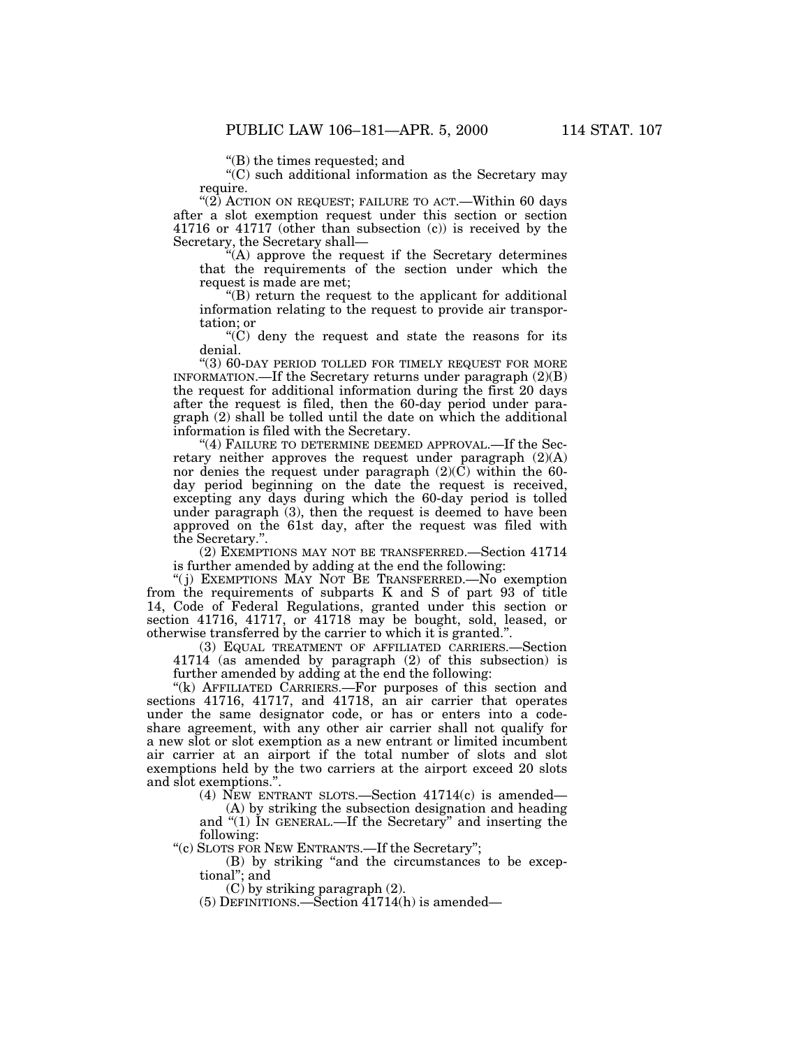"(B) the times requested; and

"(C) such additional information as the Secretary may require.

"(2) ACTION ON REQUEST; FAILURE TO ACT.—Within 60 days after a slot exemption request under this section or section 41716 or 41717 (other than subsection (c)) is received by the Secretary, the Secretary shall—

"(A) approve the request if the Secretary determines that the requirements of the section under which the request is made are met;

"(B) return the request to the applicant for additional information relating to the request to provide air transportation; or

"(C) deny the request and state the reasons for its denial.

"(3) 60-DAY PERIOD TOLLED FOR TIMELY REQUEST FOR MORE INFORMATION.—If the Secretary returns under paragraph (2)(B) the request for additional information during the first 20 days after the request is filed, then the 60-day period under paragraph (2) shall be tolled until the date on which the additional information is filed with the Secretary.

"(4) FAILURE TO DETERMINE DEEMED APPROVAL.—If the Secretary neither approves the request under paragraph (2)(A) nor denies the request under paragraph (2)(C) within the 60-day period beginning on the date the request is received, excepting any days during which the 60-day period is tolled under paragraph (3), then the request is deemed to have been approved on the 61st day, after the request was filed with the Secretary.".

(2) EXEMPTIONS MAY NOT BE TRANSFERRED.—Section 41714 is further amended by adding at the end the following:

"(j) EXEMPTIONS MAY NOT BE TRANSFERRED.—No exemption from the requirements of subparts K and S of part 93 of title 14, Code of Federal Regulations, granted under this section or section 41716, 41717, or 41718 may be bought, sold, leased, or otherwise transferred by the carrier to which it is granted.".

(3) EQUAL TREATMENT OF AFFILIATED CARRIERS.—Section 41714 (as amended by paragraph (2) of this subsection) is further amended by adding at the end the following:

"(k) AFFILIATED CARRIERS.—For purposes of this section and sections 41716, 41717, and 41718, an air carrier that operates under the same designator code, or has or enters into a code-share agreement, with any other air carrier shall not qualify for a new slot or slot exemption as a new entrant or limited incumbent air carrier at an airport if the total number of slots and slot exemptions held by the two carriers at the airport exceed 20 slots and slot exemptions.".

(4) NEW ENTRANT SLOTS.—Section 41714(c) is amended—

(A) by striking the subsection designation and heading and "(1) IN GENERAL.—If the Secretary" and inserting the following:

"(c) SLOTS FOR NEW ENTRANTS.—If the Secretary";

(B) by striking "and the circumstances to be exceptional"; and

(C) by striking paragraph (2).

(5) DEFINITIONS.—Section 41714(h) is amended—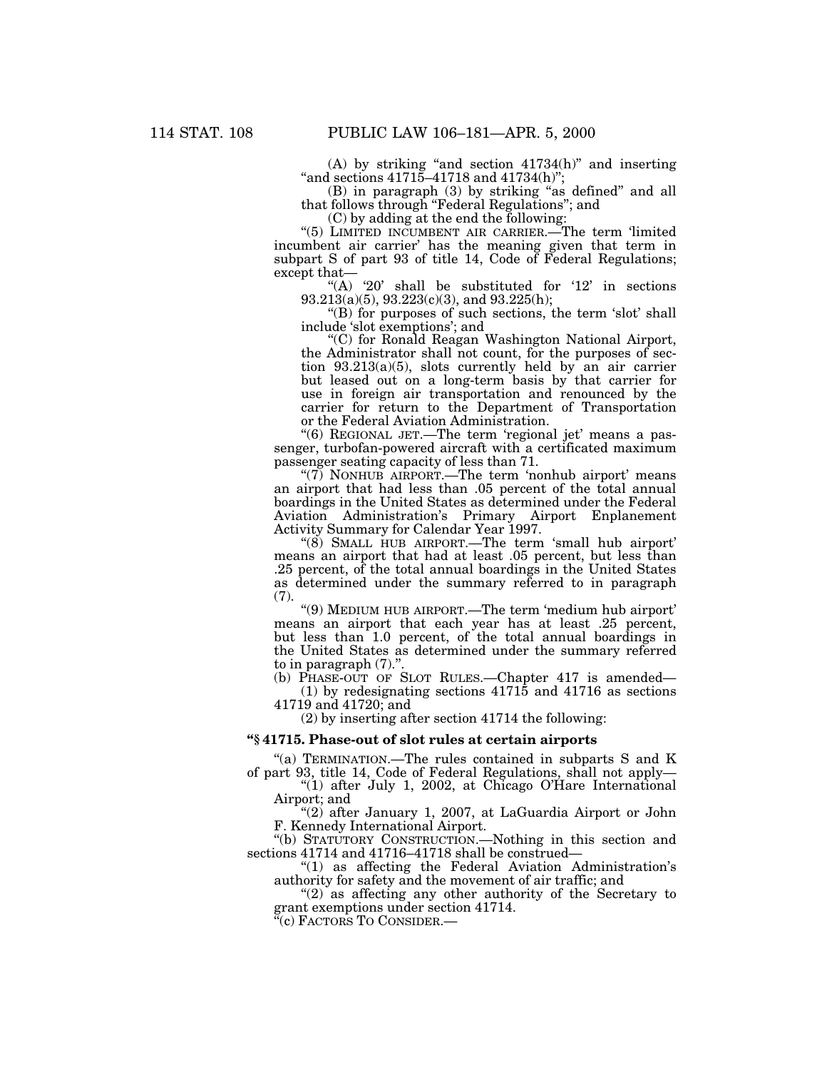(A) by striking "and section 41734(h)" and inserting "and sections 41715–41718 and 41734(h)";

(B) in paragraph (3) by striking "as defined" and all that follows through "Federal Regulations"; and

(C) by adding at the end the following:

"(5) LIMITED INCUMBENT AIR CARRIER.—The term 'limited incumbent air carrier' has the meaning given that term in subpart S of part 93 of title 14, Code of Federal Regulations; except that—

"(A) '20' shall be substituted for '12' in sections 93.213(a)(5), 93.223(c)(3), and 93.225(h);

"(B) for purposes of such sections, the term 'slot' shall include 'slot exemptions'; and

"(C) for Ronald Reagan Washington National Airport, the Administrator shall not count, for the purposes of section 93.213(a)(5), slots currently held by an air carrier but leased out on a long-term basis by that carrier for use in foreign air transportation and renounced by the carrier for return to the Department of Transportation or the Federal Aviation Administration.

"(6) REGIONAL JET.—The term 'regional jet' means a passenger, turbofan-powered aircraft with a certificated maximum passenger seating capacity of less than 71.

"(7) NONHUB AIRPORT.—The term 'nonhub airport' means an airport that had less than .05 percent of the total annual boardings in the United States as determined under the Federal Aviation Administration's Primary Airport Enplanement Activity Summary for Calendar Year 1997.

"(8) SMALL HUB AIRPORT.—The term 'small hub airport' means an airport that had at least .05 percent, but less than .25 percent, of the total annual boardings in the United States as determined under the summary referred to in paragraph (7).

"(9) MEDIUM HUB AIRPORT.—The term 'medium hub airport' means an airport that each year has at least .25 percent, but less than 1.0 percent, of the total annual boardings in the United States as determined under the summary referred to in paragraph (7).".

(b) PHASE-OUT OF SLOT RULES.—Chapter 417 is amended—

(1) by redesignating sections 41715 and 41716 as sections 41719 and 41720; and

(2) by inserting after section 41714 the following:

### "§ 41715. Phase-out of slot rules at certain airports

"(a) TERMINATION.—The rules contained in subparts S and K of part 93, title 14, Code of Federal Regulations, shall not apply—

"(1) after July 1, 2002, at Chicago O'Hare International Airport; and

"(2) after January 1, 2007, at LaGuardia Airport or John F. Kennedy International Airport.

"(b) STATUTORY CONSTRUCTION.—Nothing in this section and sections 41714 and 41716–41718 shall be construed—

"(1) as affecting the Federal Aviation Administration's authority for safety and the movement of air traffic; and

"(2) as affecting any other authority of the Secretary to grant exemptions under section 41714.

"(c) FACTORS TO CONSIDER.—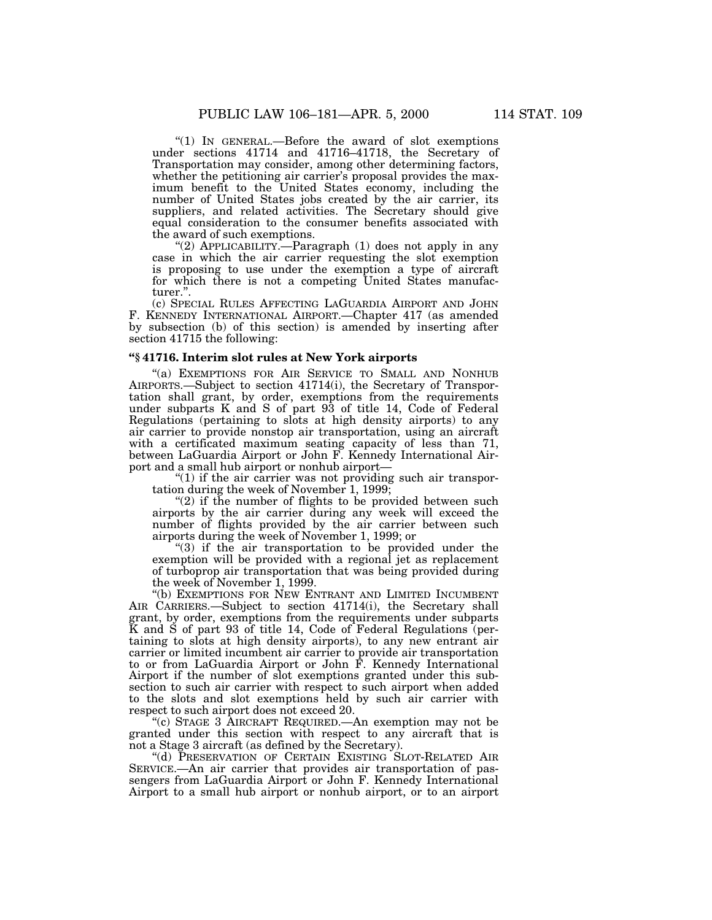"(1) IN GENERAL.—Before the award of slot exemptions under sections 41714 and 41716–41718, the Secretary of Transportation may consider, among other determining factors, whether the petitioning air carrier's proposal provides the maximum benefit to the United States economy, including the number of United States jobs created by the air carrier, its suppliers, and related activities. The Secretary should give equal consideration to the consumer benefits associated with the award of such exemptions.

"(2) APPLICABILITY.—Paragraph (1) does not apply in any case in which the air carrier requesting the slot exemption is proposing to use under the exemption a type of aircraft for which there is not a competing United States manufacturer.".

(c) SPECIAL RULES AFFECTING LAGUARDIA AIRPORT AND JOHN F. KENNEDY INTERNATIONAL AIRPORT.—Chapter 417 (as amended by subsection (b) of this section) is amended by inserting after section 41715 the following:

**"§ 41716. Interim slot rules at New York airports**

"(a) EXEMPTIONS FOR AIR SERVICE TO SMALL AND NONHUB AIRPORTS.—Subject to section 41714(i), the Secretary of Transportation shall grant, by order, exemptions from the requirements under subparts K and S of part 93 of title 14, Code of Federal Regulations (pertaining to slots at high density airports) to any air carrier to provide nonstop air transportation, using an aircraft with a certificated maximum seating capacity of less than 71, between LaGuardia Airport or John F. Kennedy International Airport and a small hub airport or nonhub airport—

"(1) if the air carrier was not providing such air transportation during the week of November 1, 1999;

"(2) if the number of flights to be provided between such airports by the air carrier during any week will exceed the number of flights provided by the air carrier between such airports during the week of November 1, 1999; or

"(3) if the air transportation to be provided under the exemption will be provided with a regional jet as replacement of turboprop air transportation that was being provided during the week of November 1, 1999.

"(b) EXEMPTIONS FOR NEW ENTRANT AND LIMITED INCUMBENT AIR CARRIERS.—Subject to section 41714(i), the Secretary shall grant, by order, exemptions from the requirements under subparts K and S of part 93 of title 14, Code of Federal Regulations (pertaining to slots at high density airports), to any new entrant air carrier or limited incumbent air carrier to provide air transportation to or from LaGuardia Airport or John F. Kennedy International Airport if the number of slot exemptions granted under this subsection to such air carrier with respect to such airport when added to the slots and slot exemptions held by such air carrier with respect to such airport does not exceed 20.

"(c) STAGE 3 AIRCRAFT REQUIRED.—An exemption may not be granted under this section with respect to any aircraft that is not a Stage 3 aircraft (as defined by the Secretary).

"(d) PRESERVATION OF CERTAIN EXISTING SLOT-RELATED AIR SERVICE.—An air carrier that provides air transportation of passengers from LaGuardia Airport or John F. Kennedy International Airport to a small hub airport or nonhub airport, or to an airport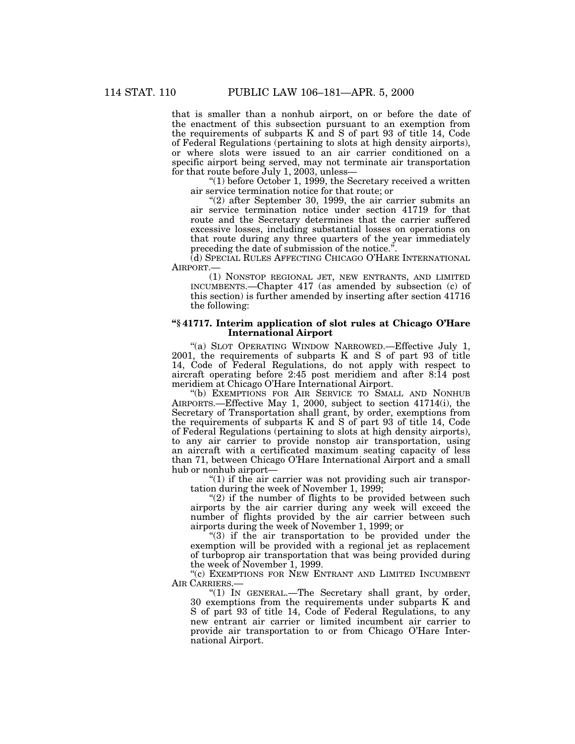that is smaller than a nonhub airport, on or before the date of the enactment of this subsection pursuant to an exemption from the requirements of subparts K and S of part 93 of title 14, Code of Federal Regulations (pertaining to slots at high density airports), or where slots were issued to an air carrier conditioned on a specific airport being served, may not terminate air transportation for that route before July 1, 2003, unless—

"(1) before October 1, 1999, the Secretary received a written air service termination notice for that route; or

"(2) after September 30, 1999, the air carrier submits an air service termination notice under section 41719 for that route and the Secretary determines that the carrier suffered excessive losses, including substantial losses on operations on that route during any three quarters of the year immediately preceding the date of submission of the notice.".

(d) SPECIAL RULES AFFECTING CHICAGO O'HARE INTERNATIONAL AIRPORT.—

(1) NONSTOP REGIONAL JET, NEW ENTRANTS, AND LIMITED INCUMBENTS.—Chapter 417 (as amended by subsection (c) of this section) is further amended by inserting after section 41716 the following:

### "§ 41717. Interim application of slot rules at Chicago O'Hare International Airport

"(a) SLOT OPERATING WINDOW NARROWED.—Effective July 1, 2001, the requirements of subparts K and S of part 93 of title 14, Code of Federal Regulations, do not apply with respect to aircraft operating before 2:45 post meridiem and after 8:14 post meridiem at Chicago O'Hare International Airport.

"(b) EXEMPTIONS FOR AIR SERVICE TO SMALL AND NONHUB AIRPORTS.—Effective May 1, 2000, subject to section 41714(i), the Secretary of Transportation shall grant, by order, exemptions from the requirements of subparts K and S of part 93 of title 14, Code of Federal Regulations (pertaining to slots at high density airports), to any air carrier to provide nonstop air transportation, using an aircraft with a certificated maximum seating capacity of less than 71, between Chicago O'Hare International Airport and a small hub or nonhub airport—

"(1) if the air carrier was not providing such air transportation during the week of November 1, 1999;

"(2) if the number of flights to be provided between such airports by the air carrier during any week will exceed the number of flights provided by the air carrier between such airports during the week of November 1, 1999; or

"(3) if the air transportation to be provided under the exemption will be provided with a regional jet as replacement of turboprop air transportation that was being provided during the week of November 1, 1999.

"(c) EXEMPTIONS FOR NEW ENTRANT AND LIMITED INCUMBENT AIR CARRIERS.—

"(1) IN GENERAL.—The Secretary shall grant, by order, 30 exemptions from the requirements under subparts K and S of part 93 of title 14, Code of Federal Regulations, to any new entrant air carrier or limited incumbent air carrier to provide air transportation to or from Chicago O'Hare International Airport.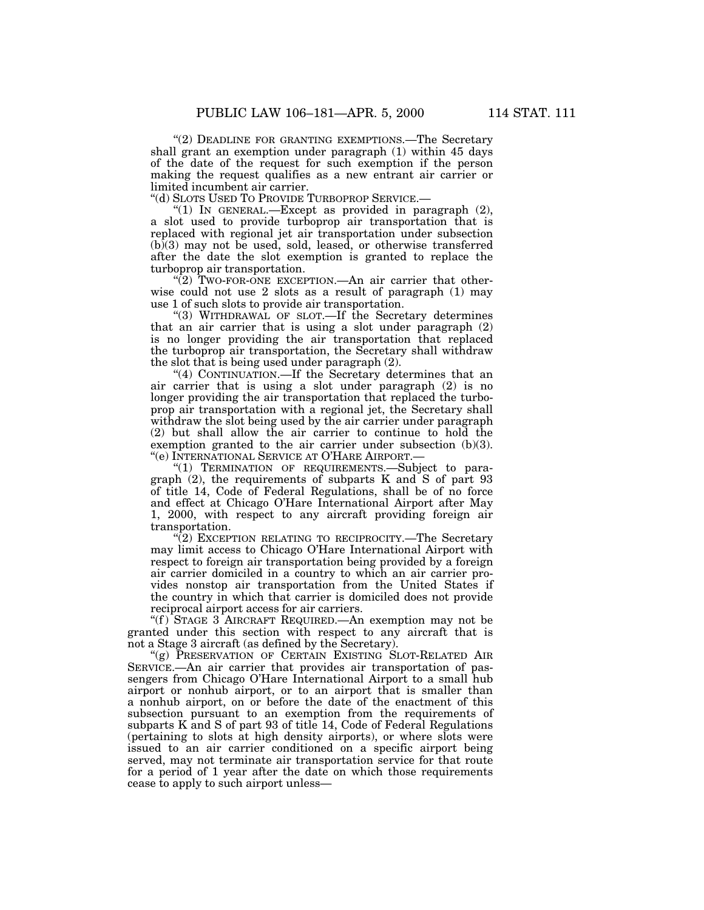"(2) DEADLINE FOR GRANTING EXEMPTIONS.—The Secretary shall grant an exemption under paragraph (1) within 45 days of the date of the request for such exemption if the person making the request qualifies as a new entrant air carrier or limited incumbent air carrier.

"(d) SLOTS USED TO PROVIDE TURBOPROP SERVICE.—

"(1) IN GENERAL.—Except as provided in paragraph (2), a slot used to provide turboprop air transportation that is replaced with regional jet air transportation under subsection (b)(3) may not be used, sold, leased, or otherwise transferred after the date the slot exemption is granted to replace the turboprop air transportation.

"(2) TWO-FOR-ONE EXCEPTION.—An air carrier that otherwise could not use 2 slots as a result of paragraph (1) may use 1 of such slots to provide air transportation.

"(3) WITHDRAWAL OF SLOT.—If the Secretary determines that an air carrier that is using a slot under paragraph (2) is no longer providing the air transportation that replaced the turboprop air transportation, the Secretary shall withdraw the slot that is being used under paragraph (2).

"(4) CONTINUATION.—If the Secretary determines that an air carrier that is using a slot under paragraph (2) is no longer providing the air transportation that replaced the turboprop air transportation with a regional jet, the Secretary shall withdraw the slot being used by the air carrier under paragraph (2) but shall allow the air carrier to continue to hold the exemption granted to the air carrier under subsection (b)(3).

"(e) INTERNATIONAL SERVICE AT O'HARE AIRPORT.—

"(1) TERMINATION OF REQUIREMENTS.—Subject to paragraph (2), the requirements of subparts K and S of part 93 of title 14, Code of Federal Regulations, shall be of no force and effect at Chicago O'Hare International Airport after May 1, 2000, with respect to any aircraft providing foreign air transportation.

"(2) EXCEPTION RELATING TO RECIPROCITY.—The Secretary may limit access to Chicago O'Hare International Airport with respect to foreign air transportation being provided by a foreign air carrier domiciled in a country to which an air carrier provides nonstop air transportation from the United States if the country in which that carrier is domiciled does not provide reciprocal airport access for air carriers.

"(f) STAGE 3 AIRCRAFT REQUIRED.—An exemption may not be granted under this section with respect to any aircraft that is not a Stage 3 aircraft (as defined by the Secretary).

"(g) PRESERVATION OF CERTAIN EXISTING SLOT-RELATED AIR SERVICE.—An air carrier that provides air transportation of passengers from Chicago O'Hare International Airport to a small hub airport or nonhub airport, or to an airport that is smaller than a nonhub airport, on or before the date of the enactment of this subsection pursuant to an exemption from the requirements of subparts K and S of part 93 of title 14, Code of Federal Regulations (pertaining to slots at high density airports), or where slots were issued to an air carrier conditioned on a specific airport being served, may not terminate air transportation service for that route for a period of 1 year after the date on which those requirements cease to apply to such airport unless—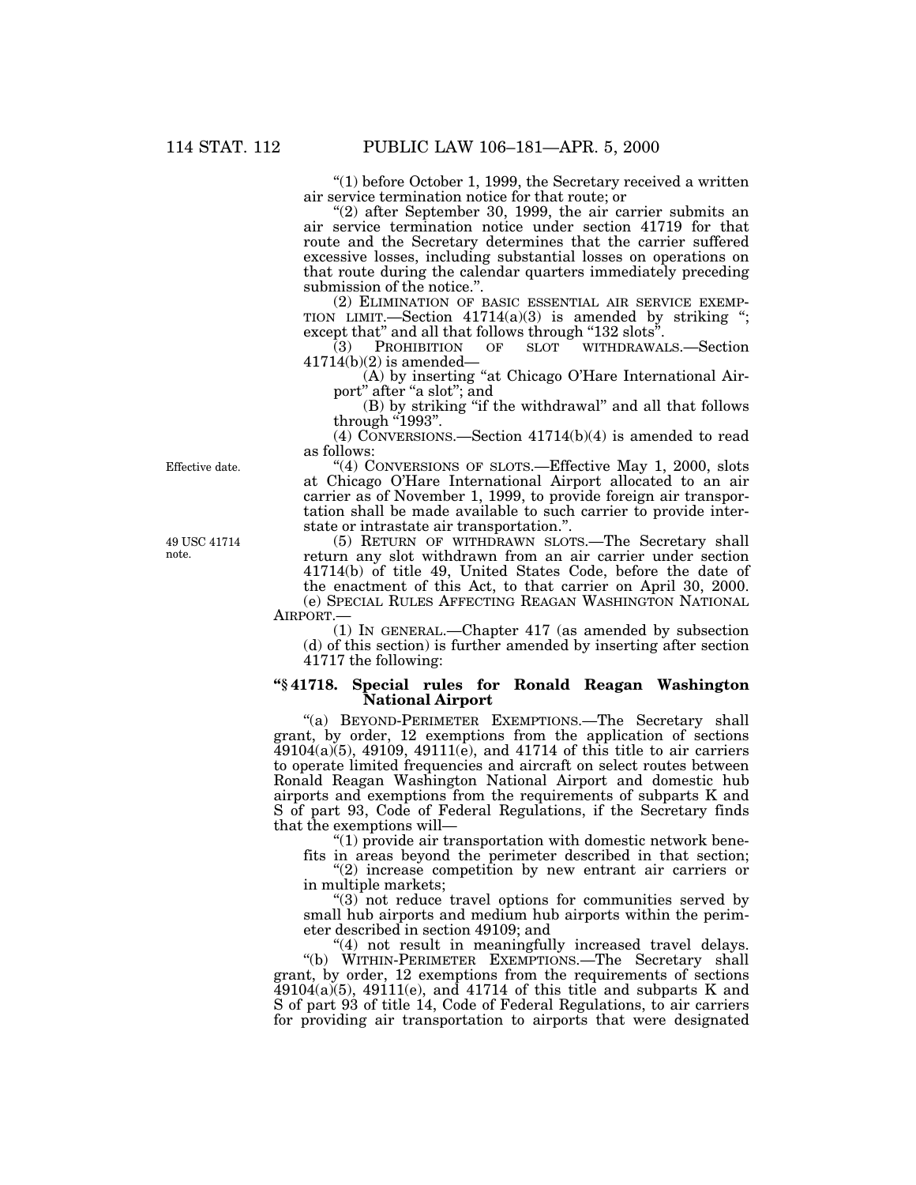"(1) before October 1, 1999, the Secretary received a written air service termination notice for that route; or

"(2) after September 30, 1999, the air carrier submits an air service termination notice under section 41719 for that route and the Secretary determines that the carrier suffered excessive losses, including substantial losses on operations on that route during the calendar quarters immediately preceding submission of the notice.".

(2) ELIMINATION OF BASIC ESSENTIAL AIR SERVICE EXEMPTION LIMIT.—Section 41714(a)(3) is amended by striking "; except that" and all that follows through "132 slots".

(3) PROHIBITION OF SLOT WITHDRAWALS.—Section 41714(b)(2) is amended—

(A) by inserting "at Chicago O'Hare International Airport" after "a slot"; and

(B) by striking "if the withdrawal" and all that follows through "1993".

(4) CONVERSIONS.—Section 41714(b)(4) is amended to read as follows:

Effective date.

"(4) CONVERSIONS OF SLOTS.—Effective May 1, 2000, slots at Chicago O'Hare International Airport allocated to an air carrier as of November 1, 1999, to provide foreign air transportation shall be made available to such carrier to provide interstate or intrastate air transportation.".

49 USC 41714 note.

(5) RETURN OF WITHDRAWN SLOTS.—The Secretary shall return any slot withdrawn from an air carrier under section 41714(b) of title 49, United States Code, before the date of the enactment of this Act, to that carrier on April 30, 2000.

(e) SPECIAL RULES AFFECTING REAGAN WASHINGTON NATIONAL AIRPORT.—

(1) IN GENERAL.—Chapter 417 (as amended by subsection (d) of this section) is further amended by inserting after section 41717 the following:

### "§ 41718. Special rules for Ronald Reagan Washington National Airport

"(a) BEYOND-PERIMETER EXEMPTIONS.—The Secretary shall grant, by order, 12 exemptions from the application of sections 49104(a)(5), 49109, 49111(e), and 41714 of this title to air carriers to operate limited frequencies and aircraft on select routes between Ronald Reagan Washington National Airport and domestic hub airports and exemptions from the requirements of subparts K and S of part 93, Code of Federal Regulations, if the Secretary finds that the exemptions will—

"(1) provide air transportation with domestic network benefits in areas beyond the perimeter described in that section;

"(2) increase competition by new entrant air carriers or in multiple markets;

"(3) not reduce travel options for communities served by small hub airports and medium hub airports within the perimeter described in section 49109; and

"(4) not result in meaningfully increased travel delays.

"(b) WITHIN-PERIMETER EXEMPTIONS.—The Secretary shall grant, by order, 12 exemptions from the requirements of sections 49104(a)(5), 49111(e), and 41714 of this title and subparts K and S of part 93 of title 14, Code of Federal Regulations, to air carriers for providing air transportation to airports that were designated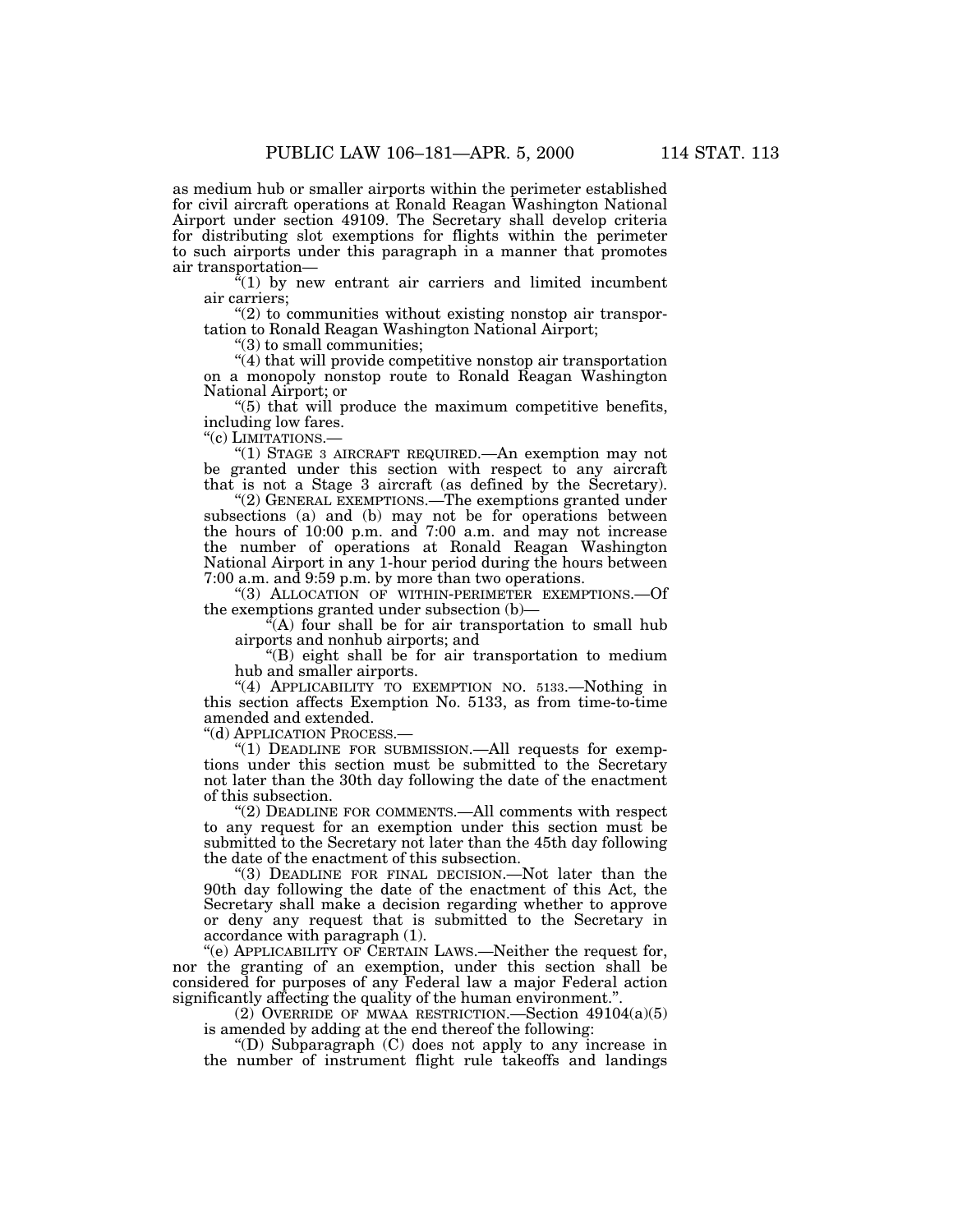as medium hub or smaller airports within the perimeter established for civil aircraft operations at Ronald Reagan Washington National Airport under section 49109. The Secretary shall develop criteria for distributing slot exemptions for flights within the perimeter to such airports under this paragraph in a manner that promotes air transportation—

"(1) by new entrant air carriers and limited incumbent air carriers;

"(2) to communities without existing nonstop air transportation to Ronald Reagan Washington National Airport;

"(3) to small communities;

"(4) that will provide competitive nonstop air transportation on a monopoly nonstop route to Ronald Reagan Washington National Airport; or

"(5) that will produce the maximum competitive benefits, including low fares.

"(c) LIMITATIONS.—

"(1) STAGE 3 AIRCRAFT REQUIRED.—An exemption may not be granted under this section with respect to any aircraft that is not a Stage 3 aircraft (as defined by the Secretary).

"(2) GENERAL EXEMPTIONS.—The exemptions granted under subsections (a) and (b) may not be for operations between the hours of 10:00 p.m. and 7:00 a.m. and may not increase the number of operations at Ronald Reagan Washington National Airport in any 1-hour period during the hours between 7:00 a.m. and 9:59 p.m. by more than two operations.

"(3) ALLOCATION OF WITHIN-PERIMETER EXEMPTIONS.—Of the exemptions granted under subsection (b)—

"(A) four shall be for air transportation to small hub airports and nonhub airports; and

"(B) eight shall be for air transportation to medium hub and smaller airports.

"(4) APPLICABILITY TO EXEMPTION NO. 5133.—Nothing in this section affects Exemption No. 5133, as from time-to-time amended and extended.

"(d) APPLICATION PROCESS.—

"(1) DEADLINE FOR SUBMISSION.—All requests for exemptions under this section must be submitted to the Secretary not later than the 30th day following the date of the enactment of this subsection.

"(2) DEADLINE FOR COMMENTS.—All comments with respect to any request for an exemption under this section must be submitted to the Secretary not later than the 45th day following the date of the enactment of this subsection.

"(3) DEADLINE FOR FINAL DECISION.—Not later than the 90th day following the date of the enactment of this Act, the Secretary shall make a decision regarding whether to approve or deny any request that is submitted to the Secretary in accordance with paragraph (1).

"(e) APPLICABILITY OF CERTAIN LAWS.—Neither the request for, nor the granting of an exemption, under this section shall be considered for purposes of any Federal law a major Federal action significantly affecting the quality of the human environment.".

(2) OVERRIDE OF MWAA RESTRICTION.—Section 49104(a)(5) is amended by adding at the end thereof the following:

"(D) Subparagraph (C) does not apply to any increase in the number of instrument flight rule takeoffs and landings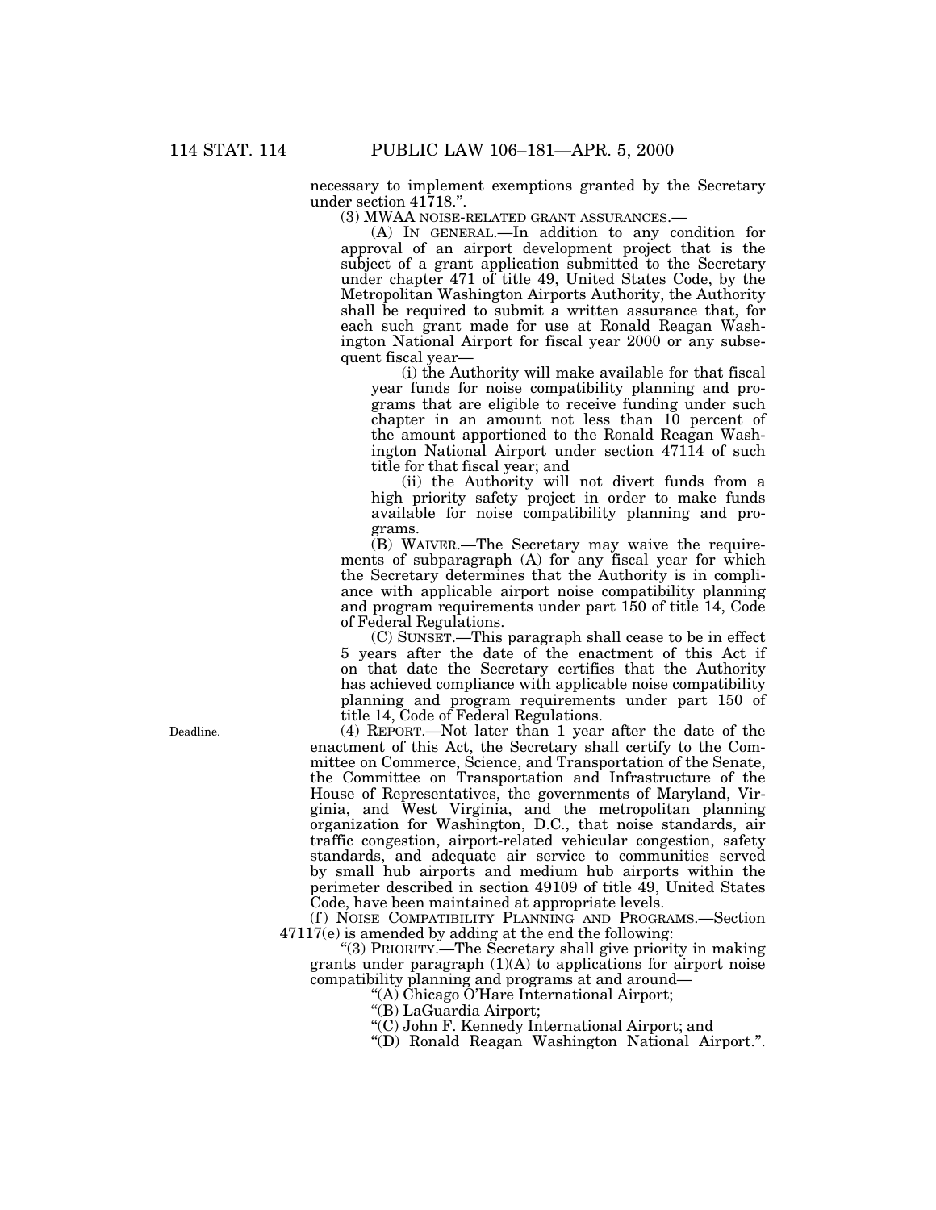necessary to implement exemptions granted by the Secretary under section 41718.".

(3) MWAA NOISE-RELATED GRANT ASSURANCES.—

(A) IN GENERAL.—In addition to any condition for approval of an airport development project that is the subject of a grant application submitted to the Secretary under chapter 471 of title 49, United States Code, by the Metropolitan Washington Airports Authority, the Authority shall be required to submit a written assurance that, for each such grant made for use at Ronald Reagan Washington National Airport for fiscal year 2000 or any subsequent fiscal year—

(i) the Authority will make available for that fiscal year funds for noise compatibility planning and programs that are eligible to receive funding under such chapter in an amount not less than 10 percent of the amount apportioned to the Ronald Reagan Washington National Airport under section 47114 of such title for that fiscal year; and

(ii) the Authority will not divert funds from a high priority safety project in order to make funds available for noise compatibility planning and programs.

(B) WAIVER.—The Secretary may waive the requirements of subparagraph (A) for any fiscal year for which the Secretary determines that the Authority is in compliance with applicable airport noise compatibility planning and program requirements under part 150 of title 14, Code of Federal Regulations.

(C) SUNSET.—This paragraph shall cease to be in effect 5 years after the date of the enactment of this Act if on that date the Secretary certifies that the Authority has achieved compliance with applicable noise compatibility planning and program requirements under part 150 of title 14, Code of Federal Regulations.

Deadline.

(4) REPORT.—Not later than 1 year after the date of the enactment of this Act, the Secretary shall certify to the Committee on Commerce, Science, and Transportation of the Senate, the Committee on Transportation and Infrastructure of the House of Representatives, the governments of Maryland, Virginia, and West Virginia, and the metropolitan planning organization for Washington, D.C., that noise standards, air traffic congestion, airport-related vehicular congestion, safety standards, and adequate air service to communities served by small hub airports and medium hub airports within the perimeter described in section 49109 of title 49, United States Code, have been maintained at appropriate levels.

(f) NOISE COMPATIBILITY PLANNING AND PROGRAMS.—Section 47117(e) is amended by adding at the end the following:

"(3) PRIORITY.—The Secretary shall give priority in making grants under paragraph (1)(A) to applications for airport noise compatibility planning and programs at and around—

"(A) Chicago O'Hare International Airport;

"(B) LaGuardia Airport;

"(C) John F. Kennedy International Airport; and

"(D) Ronald Reagan Washington National Airport.".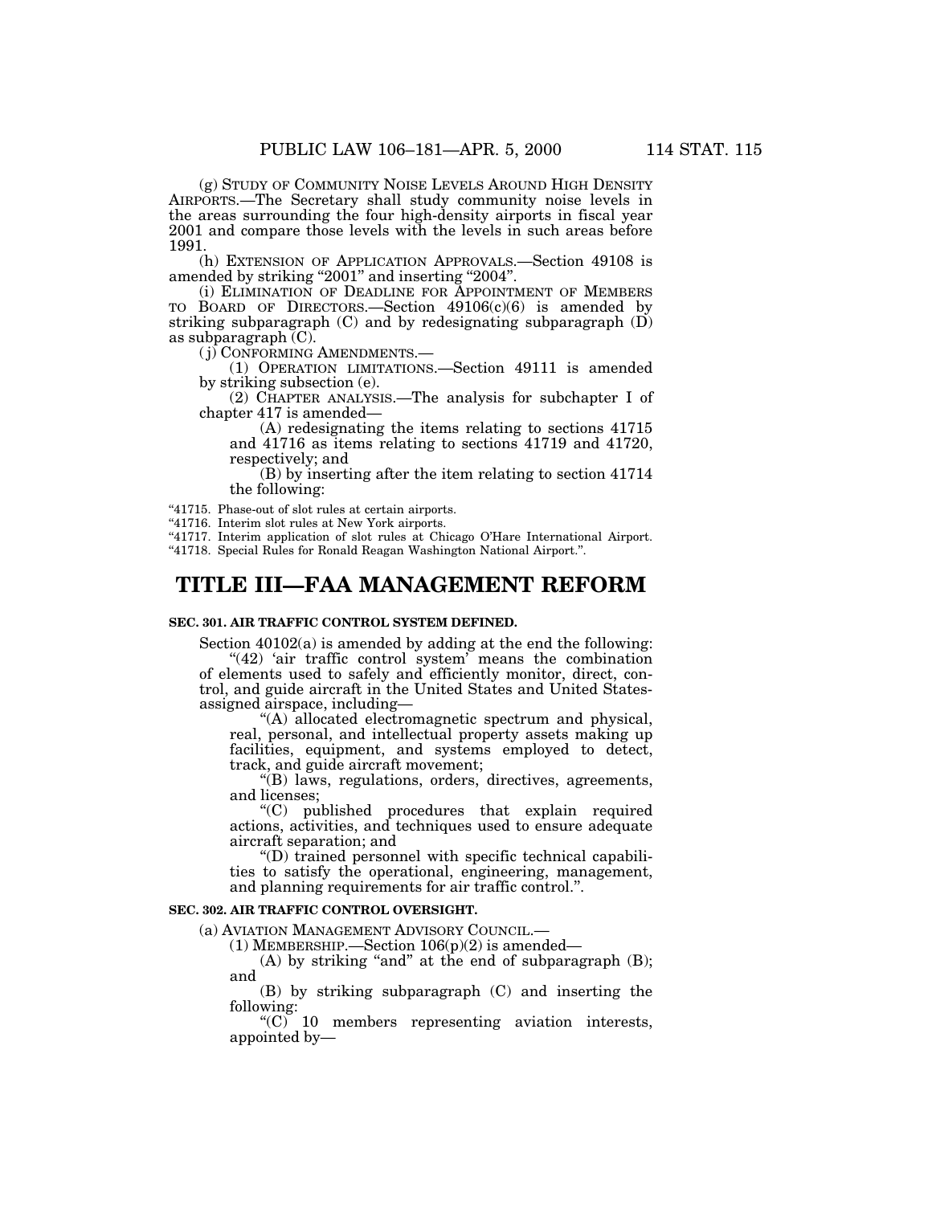(g) STUDY OF COMMUNITY NOISE LEVELS AROUND HIGH DENSITY AIRPORTS.—The Secretary shall study community noise levels in the areas surrounding the four high-density airports in fiscal year 2001 and compare those levels with the levels in such areas before 1991.

(h) EXTENSION OF APPLICATION APPROVALS.—Section 49108 is amended by striking "2001" and inserting "2004".

(i) ELIMINATION OF DEADLINE FOR APPOINTMENT OF MEMBERS TO BOARD OF DIRECTORS.—Section 49106(c)(6) is amended by striking subparagraph (C) and by redesignating subparagraph (D) as subparagraph (C).

(j) CONFORMING AMENDMENTS.—

(1) OPERATION LIMITATIONS.—Section 49111 is amended by striking subsection (e).

(2) CHAPTER ANALYSIS.—The analysis for subchapter I of chapter 417 is amended—

(A) redesignating the items relating to sections 41715 and 41716 as items relating to sections 41719 and 41720, respectively; and

(B) by inserting after the item relating to section 41714 the following:

"41715. Phase-out of slot rules at certain airports.
"41716. Interim slot rules at New York airports.
"41717. Interim application of slot rules at Chicago O'Hare International Airport.
"41718. Special Rules for Ronald Reagan Washington National Airport.".

# TITLE III—FAA MANAGEMENT REFORM

### SEC. 301. AIR TRAFFIC CONTROL SYSTEM DEFINED.

Section 40102(a) is amended by adding at the end the following:

"(42) 'air traffic control system' means the combination of elements used to safely and efficiently monitor, direct, control, and guide aircraft in the United States and United States-assigned airspace, including—

"(A) allocated electromagnetic spectrum and physical, real, personal, and intellectual property assets making up facilities, equipment, and systems employed to detect, track, and guide aircraft movement;

"(B) laws, regulations, orders, directives, agreements, and licenses;

"(C) published procedures that explain required actions, activities, and techniques used to ensure adequate aircraft separation; and

"(D) trained personnel with specific technical capabilities to satisfy the operational, engineering, management, and planning requirements for air traffic control.".

### SEC. 302. AIR TRAFFIC CONTROL OVERSIGHT.

(a) AVIATION MANAGEMENT ADVISORY COUNCIL.—

(1) MEMBERSHIP.—Section 106(p)(2) is amended—

(A) by striking "and" at the end of subparagraph (B); and

(B) by striking subparagraph (C) and inserting the following:

"(C) 10 members representing aviation interests, appointed by—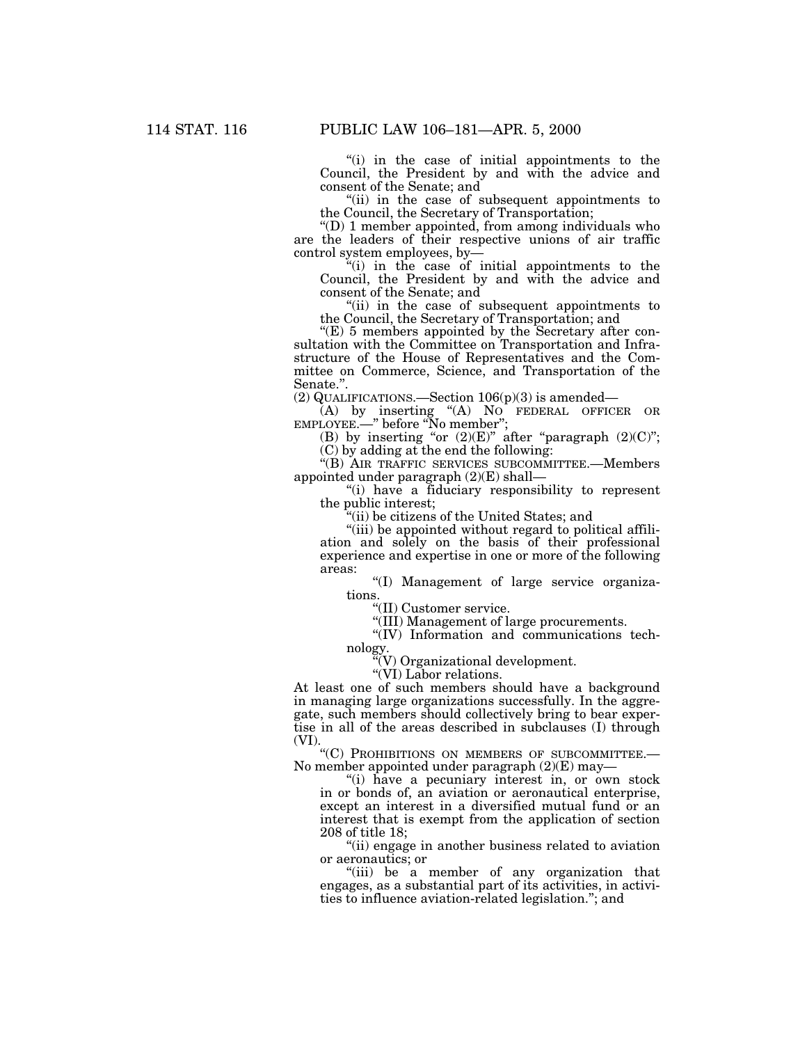"(i) in the case of initial appointments to the Council, the President by and with the advice and consent of the Senate; and

"(ii) in the case of subsequent appointments to the Council, the Secretary of Transportation;

"(D) 1 member appointed, from among individuals who are the leaders of their respective unions of air traffic control system employees, by—

"(i) in the case of initial appointments to the Council, the President by and with the advice and consent of the Senate; and

"(ii) in the case of subsequent appointments to the Council, the Secretary of Transportation; and

"(E) 5 members appointed by the Secretary after consultation with the Committee on Transportation and Infrastructure of the House of Representatives and the Committee on Commerce, Science, and Transportation of the Senate.".

(2) QUALIFICATIONS.—Section 106(p)(3) is amended—

(A) by inserting "(A) NO FEDERAL OFFICER OR EMPLOYEE.—" before "No member";

(B) by inserting "or (2)(E)" after "paragraph (2)(C)";

(C) by adding at the end the following:

"(B) AIR TRAFFIC SERVICES SUBCOMMITTEE.—Members appointed under paragraph (2)(E) shall—

"(i) have a fiduciary responsibility to represent the public interest;

"(ii) be citizens of the United States; and

"(iii) be appointed without regard to political affiliation and solely on the basis of their professional experience and expertise in one or more of the following areas:

"(I) Management of large service organizations.

"(II) Customer service.

"(III) Management of large procurements.

"(IV) Information and communications technology.

"(V) Organizational development.

"(VI) Labor relations.

At least one of such members should have a background in managing large organizations successfully. In the aggregate, such members should collectively bring to bear expertise in all of the areas described in subclauses (I) through (VI).

"(C) PROHIBITIONS ON MEMBERS OF SUBCOMMITTEE.—No member appointed under paragraph (2)(E) may—

"(i) have a pecuniary interest in, or own stock in or bonds of, an aviation or aeronautical enterprise, except an interest in a diversified mutual fund or an interest that is exempt from the application of section 208 of title 18;

"(ii) engage in another business related to aviation or aeronautics; or

"(iii) be a member of any organization that engages, as a substantial part of its activities, in activities to influence aviation-related legislation."; and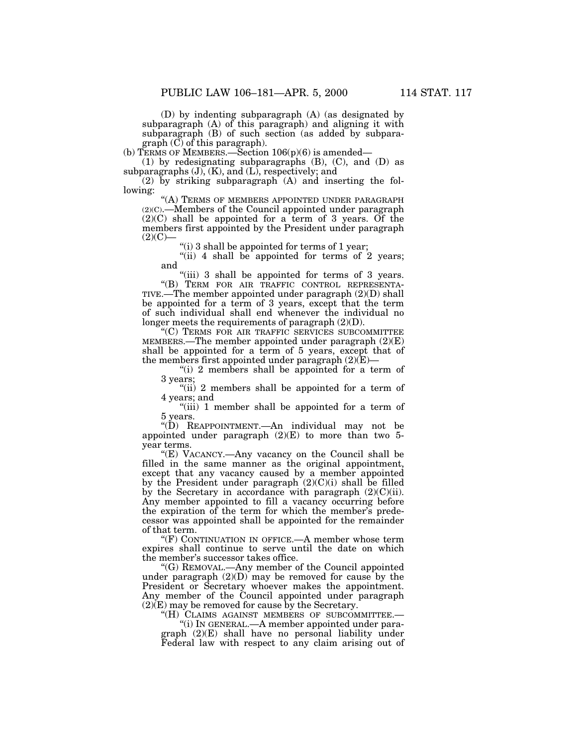(D) by indenting subparagraph (A) (as designated by subparagraph (A) of this paragraph) and aligning it with subparagraph (B) of such section (as added by subparagraph (C) of this paragraph).

(b) TERMS OF MEMBERS.—Section 106(p)(6) is amended—

(1) by redesignating subparagraphs (B), (C), and (D) as subparagraphs (J), (K), and (L), respectively; and

(2) by striking subparagraph (A) and inserting the following:

"(A) TERMS OF MEMBERS APPOINTED UNDER PARAGRAPH (2)(C).—Members of the Council appointed under paragraph (2)(C) shall be appointed for a term of 3 years. Of the members first appointed by the President under paragraph (2)(C)—

"(i) 3 shall be appointed for terms of 1 year;

"(ii) 4 shall be appointed for terms of 2 years; and

"(iii) 3 shall be appointed for terms of 3 years.

"(B) TERM FOR AIR TRAFFIC CONTROL REPRESENTATIVE.—The member appointed under paragraph (2)(D) shall be appointed for a term of 3 years, except that the term of such individual shall end whenever the individual no longer meets the requirements of paragraph (2)(D).

"(C) TERMS FOR AIR TRAFFIC SERVICES SUBCOMMITTEE MEMBERS.—The member appointed under paragraph (2)(E) shall be appointed for a term of 5 years, except that of the members first appointed under paragraph (2)(E)—

"(i) 2 members shall be appointed for a term of 3 years;

"(ii) 2 members shall be appointed for a term of 4 years; and

"(iii) 1 member shall be appointed for a term of 5 years.

"(D) REAPPOINTMENT.—An individual may not be appointed under paragraph (2)(E) to more than two 5-year terms.

"(E) VACANCY.—Any vacancy on the Council shall be filled in the same manner as the original appointment, except that any vacancy caused by a member appointed by the President under paragraph (2)(C)(i) shall be filled by the Secretary in accordance with paragraph (2)(C)(ii). Any member appointed to fill a vacancy occurring before the expiration of the term for which the member's predecessor was appointed shall be appointed for the remainder of that term.

"(F) CONTINUATION IN OFFICE.—A member whose term expires shall continue to serve until the date on which the member's successor takes office.

"(G) REMOVAL.—Any member of the Council appointed under paragraph (2)(D) may be removed for cause by the President or Secretary whoever makes the appointment. Any member of the Council appointed under paragraph (2)(E) may be removed for cause by the Secretary.

"(H) CLAIMS AGAINST MEMBERS OF SUBCOMMITTEE.—

"(i) IN GENERAL.—A member appointed under paragraph (2)(E) shall have no personal liability under Federal law with respect to any claim arising out of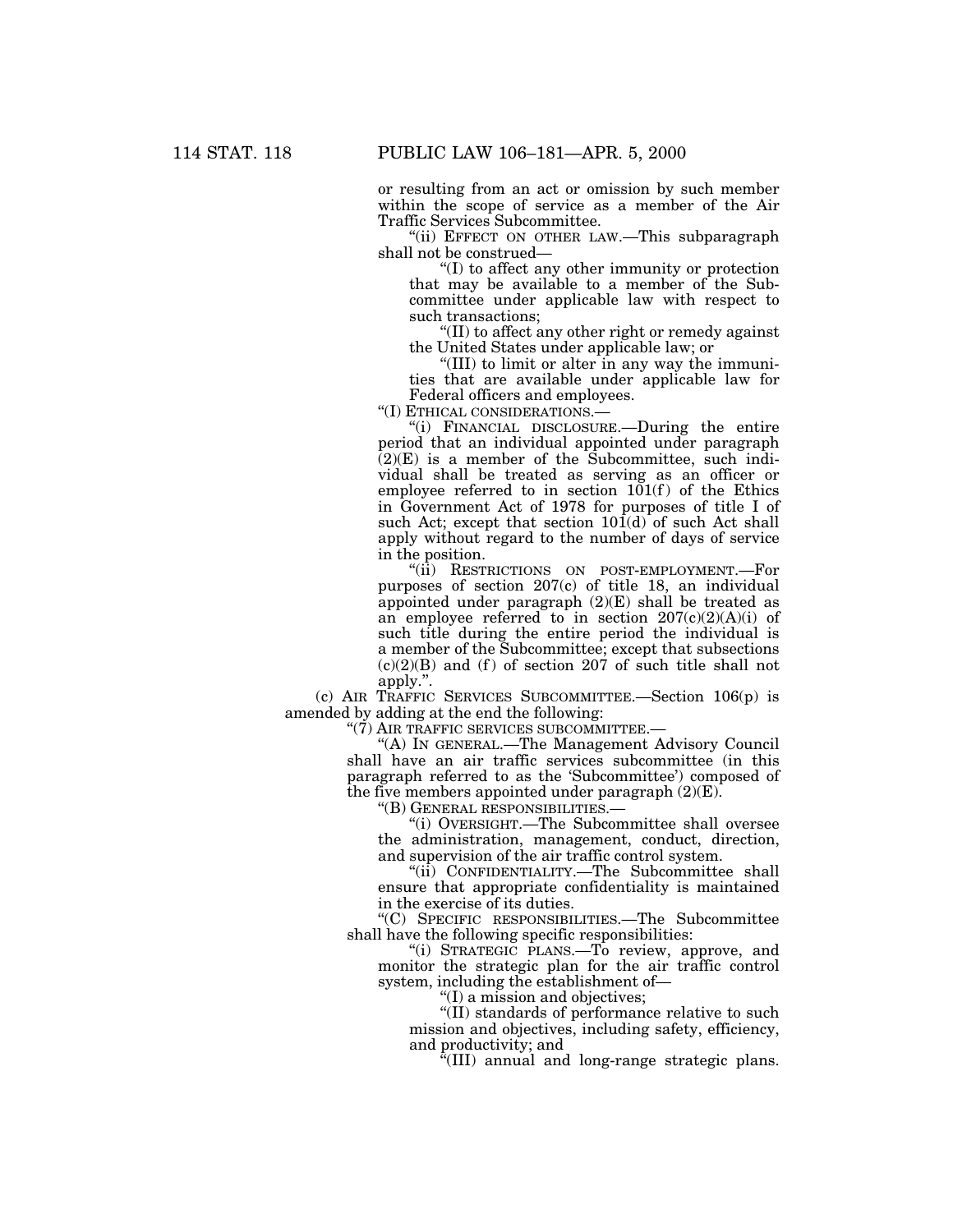or resulting from an act or omission by such member within the scope of service as a member of the Air Traffic Services Subcommittee.

"(ii) EFFECT ON OTHER LAW.—This subparagraph shall not be construed—

"(I) to affect any other immunity or protection that may be available to a member of the Subcommittee under applicable law with respect to such transactions;

"(II) to affect any other right or remedy against the United States under applicable law; or

"(III) to limit or alter in any way the immunities that are available under applicable law for Federal officers and employees.

"(I) ETHICAL CONSIDERATIONS.—

"(i) FINANCIAL DISCLOSURE.—During the entire period that an individual appointed under paragraph (2)(E) is a member of the Subcommittee, such individual shall be treated as serving as an officer or employee referred to in section 101(f) of the Ethics in Government Act of 1978 for purposes of title I of such Act; except that section 101(d) of such Act shall apply without regard to the number of days of service in the position.

"(ii) RESTRICTIONS ON POST-EMPLOYMENT.—For purposes of section 207(c) of title 18, an individual appointed under paragraph (2)(E) shall be treated as an employee referred to in section 207(c)(2)(A)(i) of such title during the entire period the individual is a member of the Subcommittee; except that subsections (c)(2)(B) and (f) of section 207 of such title shall not apply.".

(c) AIR TRAFFIC SERVICES SUBCOMMITTEE.—Section 106(p) is amended by adding at the end the following:

"(7) AIR TRAFFIC SERVICES SUBCOMMITTEE.—

"(A) IN GENERAL.—The Management Advisory Council shall have an air traffic services subcommittee (in this paragraph referred to as the 'Subcommittee') composed of the five members appointed under paragraph (2)(E).

"(B) GENERAL RESPONSIBILITIES.—

"(i) OVERSIGHT.—The Subcommittee shall oversee the administration, management, conduct, direction, and supervision of the air traffic control system.

"(ii) CONFIDENTIALITY.—The Subcommittee shall ensure that appropriate confidentiality is maintained in the exercise of its duties.

"(C) SPECIFIC RESPONSIBILITIES.—The Subcommittee shall have the following specific responsibilities:

"(i) STRATEGIC PLANS.—To review, approve, and monitor the strategic plan for the air traffic control system, including the establishment of—

"(I) a mission and objectives;

"(II) standards of performance relative to such mission and objectives, including safety, efficiency, and productivity; and

"(III) annual and long-range strategic plans.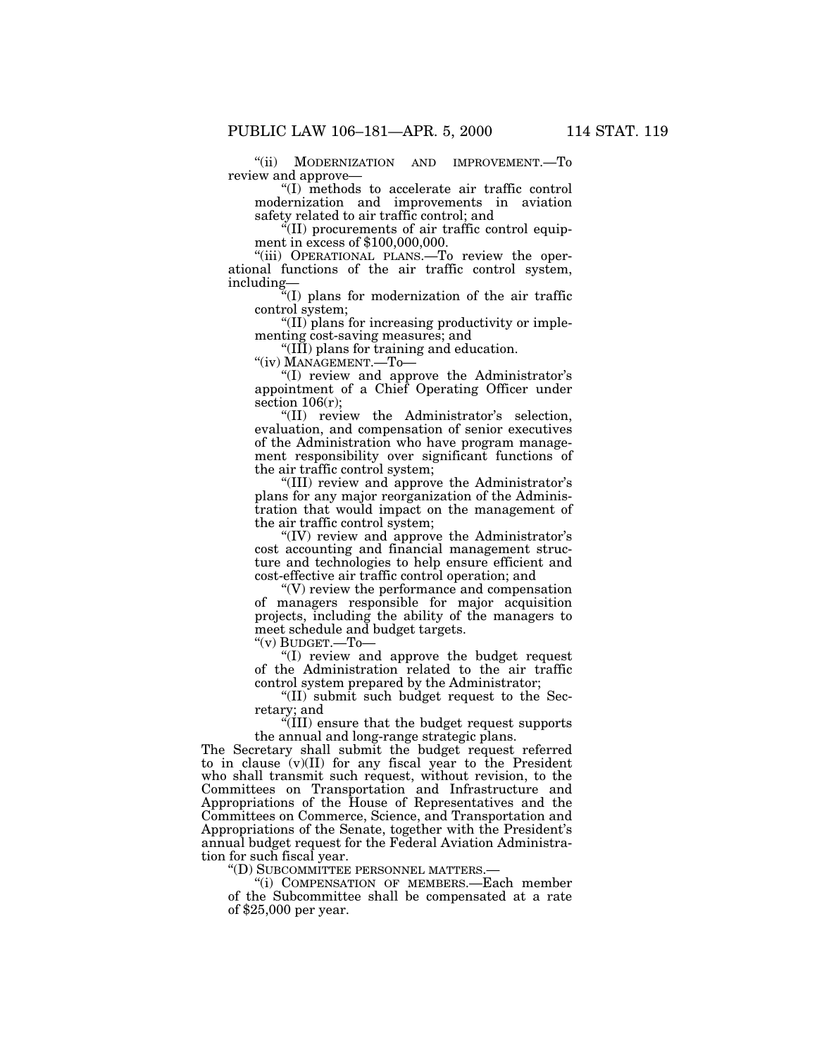"(ii) MODERNIZATION AND IMPROVEMENT.—To review and approve—

"(I) methods to accelerate air traffic control modernization and improvements in aviation safety related to air traffic control; and

"(II) procurements of air traffic control equipment in excess of $100,000,000.

"(iii) OPERATIONAL PLANS.—To review the operational functions of the air traffic control system, including—

"(I) plans for modernization of the air traffic control system;

"(II) plans for increasing productivity or implementing cost-saving measures; and

"(III) plans for training and education.

"(iv) MANAGEMENT.—To—

"(I) review and approve the Administrator's appointment of a Chief Operating Officer under section 106(r);

"(II) review the Administrator's selection, evaluation, and compensation of senior executives of the Administration who have program management responsibility over significant functions of the air traffic control system;

"(III) review and approve the Administrator's plans for any major reorganization of the Administration that would impact on the management of the air traffic control system;

"(IV) review and approve the Administrator's cost accounting and financial management structure and technologies to help ensure efficient and cost-effective air traffic control operation; and

"(V) review the performance and compensation of managers responsible for major acquisition projects, including the ability of the managers to meet schedule and budget targets.

"(v) BUDGET.—To—

"(I) review and approve the budget request of the Administration related to the air traffic control system prepared by the Administrator;

"(II) submit such budget request to the Secretary; and

"(III) ensure that the budget request supports the annual and long-range strategic plans.

The Secretary shall submit the budget request referred to in clause (v)(II) for any fiscal year to the President who shall transmit such request, without revision, to the Committees on Transportation and Infrastructure and Appropriations of the House of Representatives and the Committees on Commerce, Science, and Transportation and Appropriations of the Senate, together with the President's annual budget request for the Federal Aviation Administration for such fiscal year.

"(D) SUBCOMMITTEE PERSONNEL MATTERS.—

"(i) COMPENSATION OF MEMBERS.—Each member of the Subcommittee shall be compensated at a rate of $25,000 per year.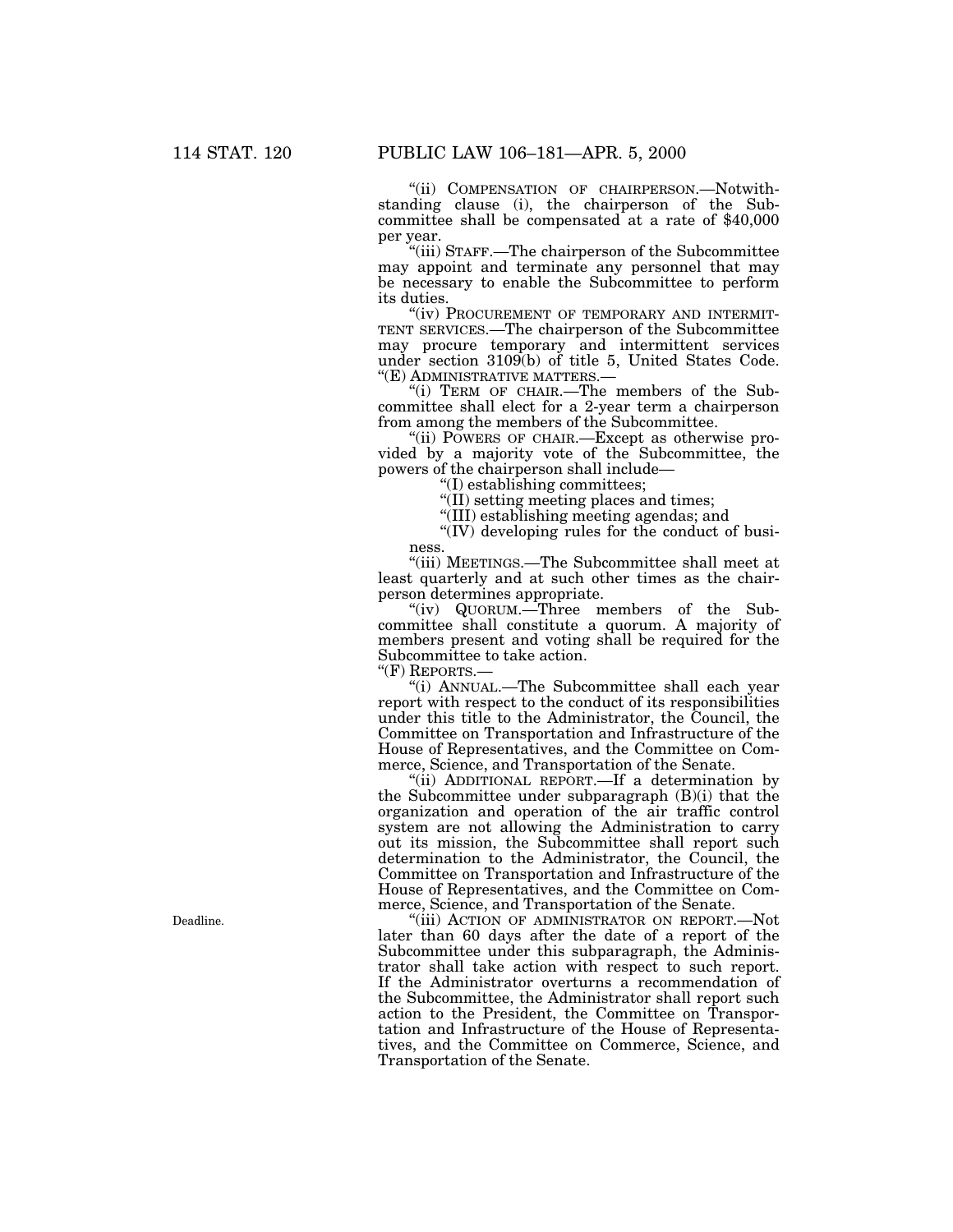"(ii) COMPENSATION OF CHAIRPERSON.—Notwithstanding clause (i), the chairperson of the Subcommittee shall be compensated at a rate of $40,000 per year.

"(iii) STAFF.—The chairperson of the Subcommittee may appoint and terminate any personnel that may be necessary to enable the Subcommittee to perform its duties.

"(iv) PROCUREMENT OF TEMPORARY AND INTERMITTENT SERVICES.—The chairperson of the Subcommittee may procure temporary and intermittent services under section 3109(b) of title 5, United States Code.

"(E) ADMINISTRATIVE MATTERS.—

"(i) TERM OF CHAIR.—The members of the Subcommittee shall elect for a 2-year term a chairperson from among the members of the Subcommittee.

"(ii) POWERS OF CHAIR.—Except as otherwise provided by a majority vote of the Subcommittee, the powers of the chairperson shall include—

"(I) establishing committees;

"(II) setting meeting places and times;

"(III) establishing meeting agendas; and

"(IV) developing rules for the conduct of business.

"(iii) MEETINGS.—The Subcommittee shall meet at least quarterly and at such other times as the chairperson determines appropriate.

"(iv) QUORUM.—Three members of the Subcommittee shall constitute a quorum. A majority of members present and voting shall be required for the Subcommittee to take action.

"(F) REPORTS.—

"(i) ANNUAL.—The Subcommittee shall each year report with respect to the conduct of its responsibilities under this title to the Administrator, the Council, the Committee on Transportation and Infrastructure of the House of Representatives, and the Committee on Commerce, Science, and Transportation of the Senate.

"(ii) ADDITIONAL REPORT.—If a determination by the Subcommittee under subparagraph (B)(i) that the organization and operation of the air traffic control system are not allowing the Administration to carry out its mission, the Subcommittee shall report such determination to the Administrator, the Council, the Committee on Transportation and Infrastructure of the House of Representatives, and the Committee on Commerce, Science, and Transportation of the Senate.

Deadline.

"(iii) ACTION OF ADMINISTRATOR ON REPORT.—Not later than 60 days after the date of a report of the Subcommittee under this subparagraph, the Administrator shall take action with respect to such report. If the Administrator overturns a recommendation of the Subcommittee, the Administrator shall report such action to the President, the Committee on Transportation and Infrastructure of the House of Representatives, and the Committee on Commerce, Science, and Transportation of the Senate.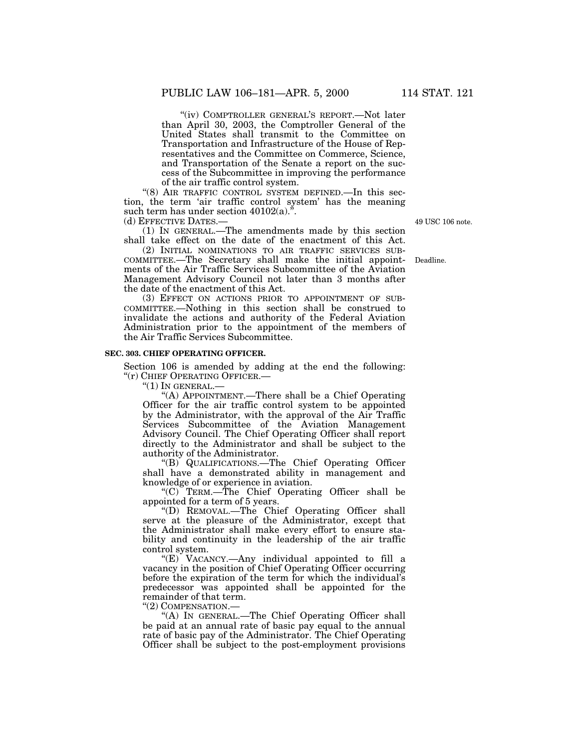"(iv) COMPTROLLER GENERAL'S REPORT.—Not later than April 30, 2003, the Comptroller General of the United States shall transmit to the Committee on Transportation and Infrastructure of the House of Representatives and the Committee on Commerce, Science, and Transportation of the Senate a report on the success of the Subcommittee in improving the performance of the air traffic control system.

"(8) AIR TRAFFIC CONTROL SYSTEM DEFINED.—In this section, the term 'air traffic control system' has the meaning such term has under section 40102(a).".

(d) EFFECTIVE DATES.— 49 USC 106 note.

(1) IN GENERAL.—The amendments made by this section shall take effect on the date of the enactment of this Act.

(2) INITIAL NOMINATIONS TO AIR TRAFFIC SERVICES SUBCOMMITTEE.—The Secretary shall make the initial appointments of the Air Traffic Services Subcommittee of the Aviation Management Advisory Council not later than 3 months after the date of the enactment of this Act. Deadline.

(3) EFFECT ON ACTIONS PRIOR TO APPOINTMENT OF SUBCOMMITTEE.—Nothing in this section shall be construed to invalidate the actions and authority of the Federal Aviation Administration prior to the appointment of the members of the Air Traffic Services Subcommittee.

**SEC. 303. CHIEF OPERATING OFFICER.**

Section 106 is amended by adding at the end the following:

"(r) CHIEF OPERATING OFFICER.—

"(1) IN GENERAL.—

"(A) APPOINTMENT.—There shall be a Chief Operating Officer for the air traffic control system to be appointed by the Administrator, with the approval of the Air Traffic Services Subcommittee of the Aviation Management Advisory Council. The Chief Operating Officer shall report directly to the Administrator and shall be subject to the authority of the Administrator.

"(B) QUALIFICATIONS.—The Chief Operating Officer shall have a demonstrated ability in management and knowledge of or experience in aviation.

"(C) TERM.—The Chief Operating Officer shall be appointed for a term of 5 years.

"(D) REMOVAL.—The Chief Operating Officer shall serve at the pleasure of the Administrator, except that the Administrator shall make every effort to ensure stability and continuity in the leadership of the air traffic control system.

"(E) VACANCY.—Any individual appointed to fill a vacancy in the position of Chief Operating Officer occurring before the expiration of the term for which the individual's predecessor was appointed shall be appointed for the remainder of that term.

"(2) COMPENSATION.—

"(A) IN GENERAL.—The Chief Operating Officer shall be paid at an annual rate of basic pay equal to the annual rate of basic pay of the Administrator. The Chief Operating Officer shall be subject to the post-employment provisions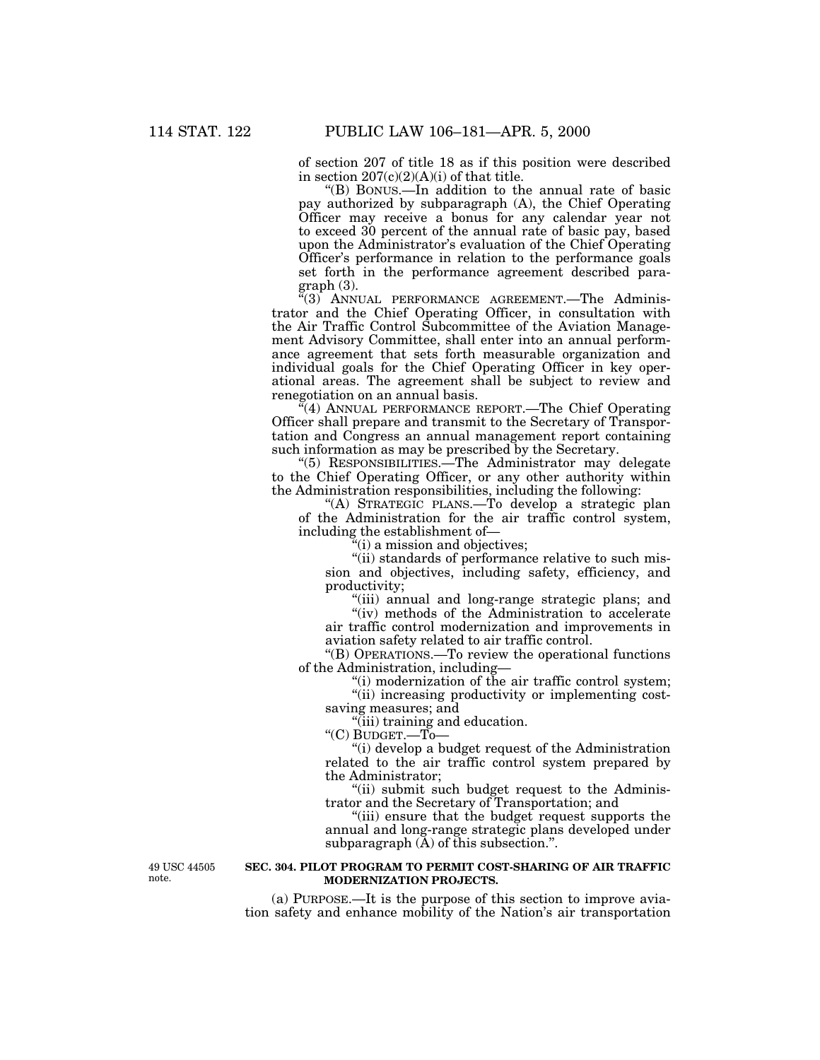of section 207 of title 18 as if this position were described in section 207(c)(2)(A)(i) of that title.

"(B) BONUS.—In addition to the annual rate of basic pay authorized by subparagraph (A), the Chief Operating Officer may receive a bonus for any calendar year not to exceed 30 percent of the annual rate of basic pay, based upon the Administrator's evaluation of the Chief Operating Officer's performance in relation to the performance goals set forth in the performance agreement described paragraph (3).

"(3) ANNUAL PERFORMANCE AGREEMENT.—The Administrator and the Chief Operating Officer, in consultation with the Air Traffic Control Subcommittee of the Aviation Management Advisory Committee, shall enter into an annual performance agreement that sets forth measurable organization and individual goals for the Chief Operating Officer in key operational areas. The agreement shall be subject to review and renegotiation on an annual basis.

"(4) ANNUAL PERFORMANCE REPORT.—The Chief Operating Officer shall prepare and transmit to the Secretary of Transportation and Congress an annual management report containing such information as may be prescribed by the Secretary.

"(5) RESPONSIBILITIES.—The Administrator may delegate to the Chief Operating Officer, or any other authority within the Administration responsibilities, including the following:

"(A) STRATEGIC PLANS.—To develop a strategic plan of the Administration for the air traffic control system, including the establishment of—

"(i) a mission and objectives;

"(ii) standards of performance relative to such mission and objectives, including safety, efficiency, and productivity;

"(iii) annual and long-range strategic plans; and

"(iv) methods of the Administration to accelerate air traffic control modernization and improvements in aviation safety related to air traffic control.

"(B) OPERATIONS.—To review the operational functions of the Administration, including—

"(i) modernization of the air traffic control system;

"(ii) increasing productivity or implementing cost-saving measures; and

"(iii) training and education.

"(C) BUDGET.—To—

"(i) develop a budget request of the Administration related to the air traffic control system prepared by the Administrator;

"(ii) submit such budget request to the Administrator and the Secretary of Transportation; and

"(iii) ensure that the budget request supports the annual and long-range strategic plans developed under subparagraph (A) of this subsection.".

49 USC 44505 note.

**SEC. 304. PILOT PROGRAM TO PERMIT COST-SHARING OF AIR TRAFFIC MODERNIZATION PROJECTS.**

(a) PURPOSE.—It is the purpose of this section to improve aviation safety and enhance mobility of the Nation's air transportation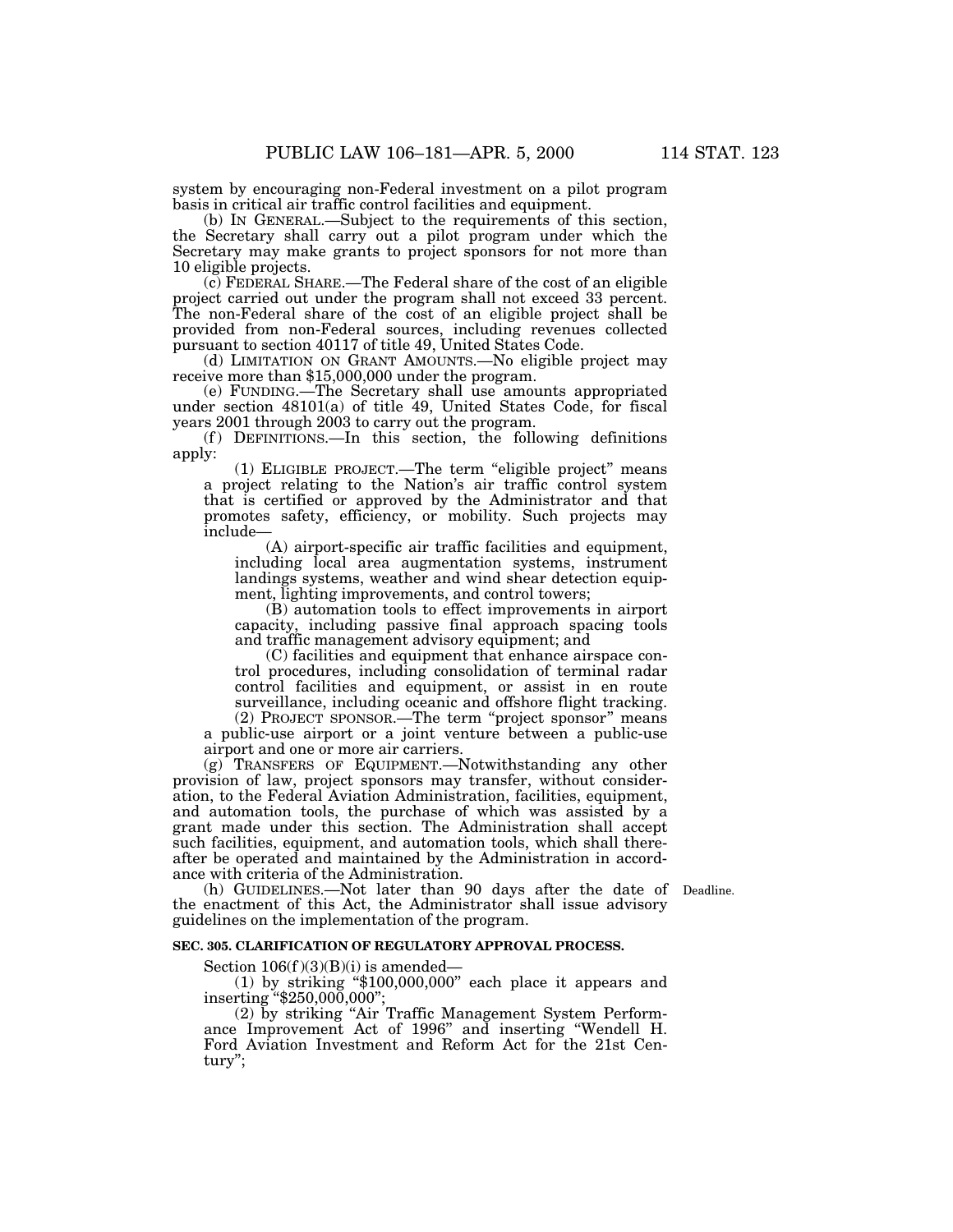system by encouraging non-Federal investment on a pilot program basis in critical air traffic control facilities and equipment.

(b) IN GENERAL.—Subject to the requirements of this section, the Secretary shall carry out a pilot program under which the Secretary may make grants to project sponsors for not more than 10 eligible projects.

(c) FEDERAL SHARE.—The Federal share of the cost of an eligible project carried out under the program shall not exceed 33 percent. The non-Federal share of the cost of an eligible project shall be provided from non-Federal sources, including revenues collected pursuant to section 40117 of title 49, United States Code.

(d) LIMITATION ON GRANT AMOUNTS.—No eligible project may receive more than $15,000,000 under the program.

(e) FUNDING.—The Secretary shall use amounts appropriated under section 48101(a) of title 49, United States Code, for fiscal years 2001 through 2003 to carry out the program.

(f) DEFINITIONS.—In this section, the following definitions apply:

(1) ELIGIBLE PROJECT.—The term "eligible project" means a project relating to the Nation's air traffic control system that is certified or approved by the Administrator and that promotes safety, efficiency, or mobility. Such projects may include—

(A) airport-specific air traffic facilities and equipment, including local area augmentation systems, instrument landings systems, weather and wind shear detection equipment, lighting improvements, and control towers;

(B) automation tools to effect improvements in airport capacity, including passive final approach spacing tools and traffic management advisory equipment; and

(C) facilities and equipment that enhance airspace control procedures, including consolidation of terminal radar control facilities and equipment, or assist in en route surveillance, including oceanic and offshore flight tracking.

(2) PROJECT SPONSOR.—The term "project sponsor" means a public-use airport or a joint venture between a public-use airport and one or more air carriers.

(g) TRANSFERS OF EQUIPMENT.—Notwithstanding any other provision of law, project sponsors may transfer, without consideration, to the Federal Aviation Administration, facilities, equipment, and automation tools, the purchase of which was assisted by a grant made under this section. The Administration shall accept such facilities, equipment, and automation tools, which shall thereafter be operated and maintained by the Administration in accordance with criteria of the Administration.

Deadline.

(h) GUIDELINES.—Not later than 90 days after the date of the enactment of this Act, the Administrator shall issue advisory guidelines on the implementation of the program.

**SEC. 305. CLARIFICATION OF REGULATORY APPROVAL PROCESS.**

Section 106(f)(3)(B)(i) is amended—

(1) by striking "$100,000,000" each place it appears and inserting "$250,000,000";

(2) by striking "Air Traffic Management System Performance Improvement Act of 1996" and inserting "Wendell H. Ford Aviation Investment and Reform Act for the 21st Century";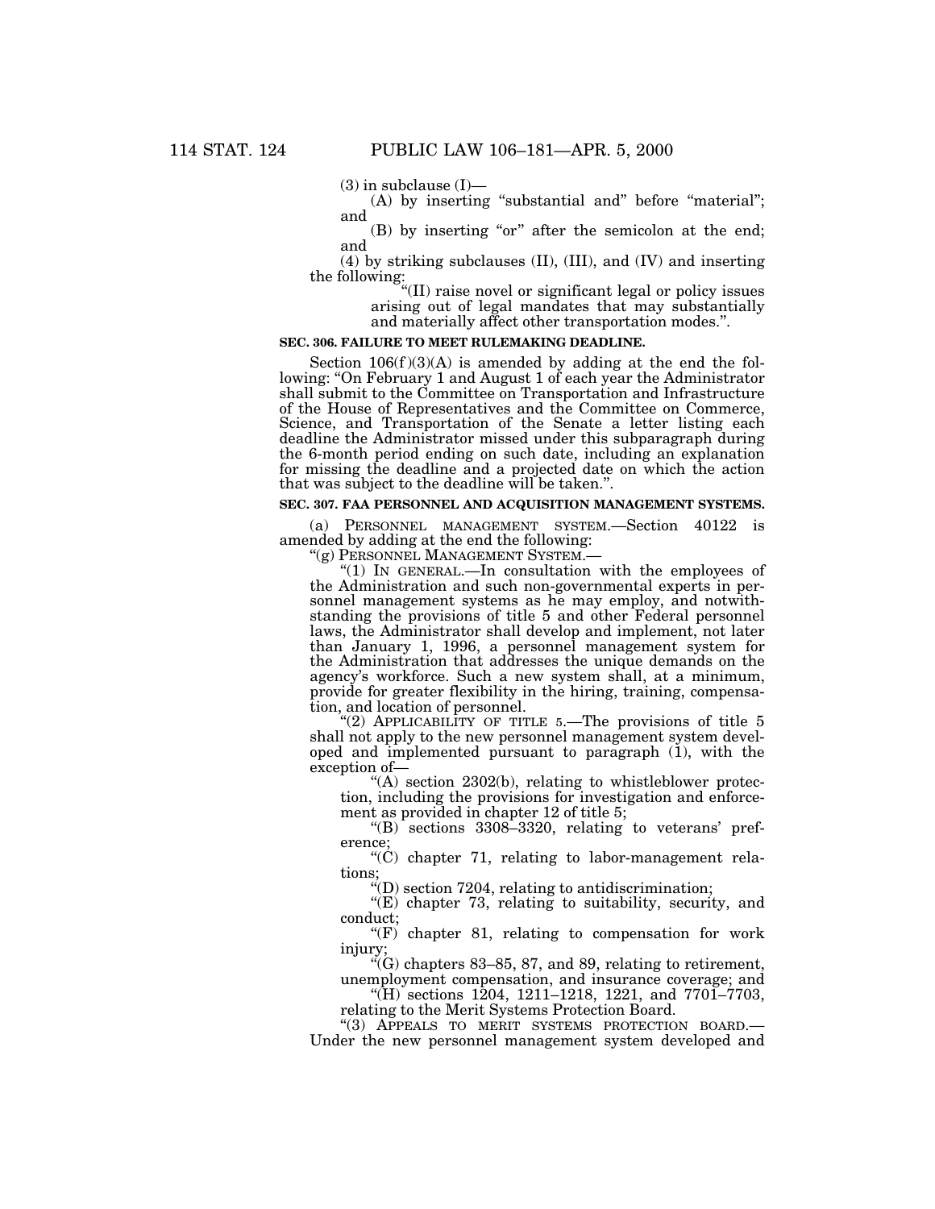(3) in subclause (I)—

(A) by inserting “substantial and” before “material”; and

(B) by inserting “or” after the semicolon at the end; and

(4) by striking subclauses (II), (III), and (IV) and inserting the following:

“(II) raise novel or significant legal or policy issues arising out of legal mandates that may substantially and materially affect other transportation modes.”.

**SEC. 306. FAILURE TO MEET RULEMAKING DEADLINE.**

Section 106(f)(3)(A) is amended by adding at the end the following: “On February 1 and August 1 of each year the Administrator shall submit to the Committee on Transportation and Infrastructure of the House of Representatives and the Committee on Commerce, Science, and Transportation of the Senate a letter listing each deadline the Administrator missed under this subparagraph during the 6-month period ending on such date, including an explanation for missing the deadline and a projected date on which the action that was subject to the deadline will be taken.”.

**SEC. 307. FAA PERSONNEL AND ACQUISITION MANAGEMENT SYSTEMS.**

(a) PERSONNEL MANAGEMENT SYSTEM.—Section 40122 is amended by adding at the end the following:

“(g) PERSONNEL MANAGEMENT SYSTEM.—

“(1) IN GENERAL.—In consultation with the employees of the Administration and such non-governmental experts in personnel management systems as he may employ, and notwithstanding the provisions of title 5 and other Federal personnel laws, the Administrator shall develop and implement, not later than January 1, 1996, a personnel management system for the Administration that addresses the unique demands on the agency’s workforce. Such a new system shall, at a minimum, provide for greater flexibility in the hiring, training, compensation, and location of personnel.

“(2) APPLICABILITY OF TITLE 5.—The provisions of title 5 shall not apply to the new personnel management system developed and implemented pursuant to paragraph (1), with the exception of—

“(A) section 2302(b), relating to whistleblower protection, including the provisions for investigation and enforcement as provided in chapter 12 of title 5;

“(B) sections 3308–3320, relating to veterans’ preference;

“(C) chapter 71, relating to labor-management relations;

“(D) section 7204, relating to antidiscrimination;

“(E) chapter 73, relating to suitability, security, and conduct;

“(F) chapter 81, relating to compensation for work injury;

“(G) chapters 83–85, 87, and 89, relating to retirement, unemployment compensation, and insurance coverage; and

“(H) sections 1204, 1211–1218, 1221, and 7701–7703, relating to the Merit Systems Protection Board.

“(3) APPEALS TO MERIT SYSTEMS PROTECTION BOARD.— Under the new personnel management system developed and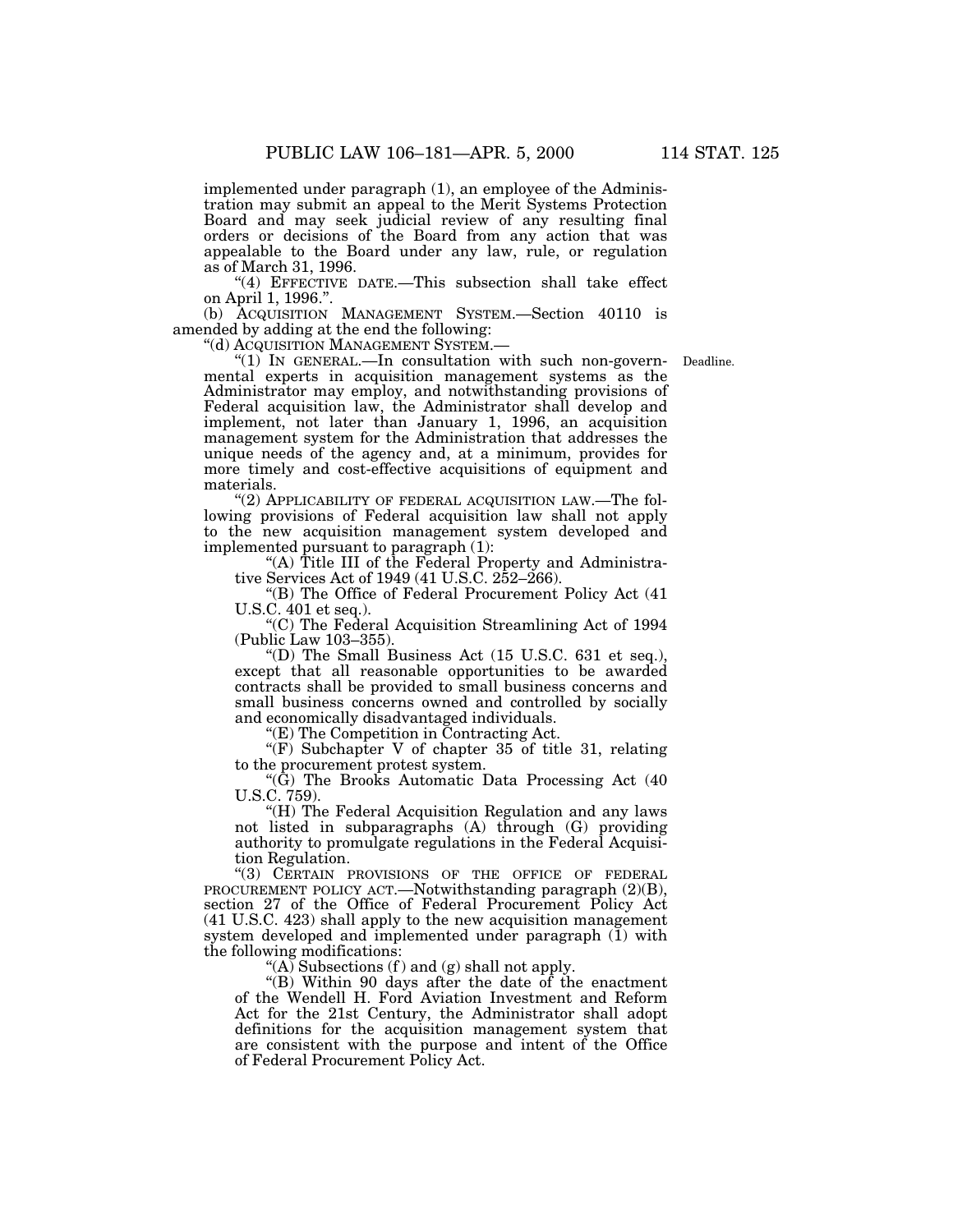implemented under paragraph (1), an employee of the Administration may submit an appeal to the Merit Systems Protection Board and may seek judicial review of any resulting final orders or decisions of the Board from any action that was appealable to the Board under any law, rule, or regulation as of March 31, 1996.

"(4) EFFECTIVE DATE.—This subsection shall take effect on April 1, 1996.".

(b) ACQUISITION MANAGEMENT SYSTEM.—Section 40110 is amended by adding at the end the following:

"(d) ACQUISITION MANAGEMENT SYSTEM.—

"(1) IN GENERAL.—In consultation with such non-governmental experts in acquisition management systems as the Administrator may employ, and notwithstanding provisions of Federal acquisition law, the Administrator shall develop and implement, not later than January 1, 1996, an acquisition management system for the Administration that addresses the unique needs of the agency and, at a minimum, provides for more timely and cost-effective acquisitions of equipment and materials.

Deadline.

"(2) APPLICABILITY OF FEDERAL ACQUISITION LAW.—The following provisions of Federal acquisition law shall not apply to the new acquisition management system developed and implemented pursuant to paragraph (1):

"(A) Title III of the Federal Property and Administrative Services Act of 1949 (41 U.S.C. 252–266).

"(B) The Office of Federal Procurement Policy Act (41 U.S.C. 401 et seq.).

"(C) The Federal Acquisition Streamlining Act of 1994 (Public Law 103–355).

"(D) The Small Business Act (15 U.S.C. 631 et seq.), except that all reasonable opportunities to be awarded contracts shall be provided to small business concerns and small business concerns owned and controlled by socially and economically disadvantaged individuals.

"(E) The Competition in Contracting Act.

"(F) Subchapter V of chapter 35 of title 31, relating to the procurement protest system.

"(G) The Brooks Automatic Data Processing Act (40 U.S.C. 759).

"(H) The Federal Acquisition Regulation and any laws not listed in subparagraphs (A) through (G) providing authority to promulgate regulations in the Federal Acquisition Regulation.

"(3) CERTAIN PROVISIONS OF THE OFFICE OF FEDERAL PROCUREMENT POLICY ACT.—Notwithstanding paragraph (2)(B), section 27 of the Office of Federal Procurement Policy Act (41 U.S.C. 423) shall apply to the new acquisition management system developed and implemented under paragraph (1) with the following modifications:

"(A) Subsections (f) and (g) shall not apply.

"(B) Within 90 days after the date of the enactment of the Wendell H. Ford Aviation Investment and Reform Act for the 21st Century, the Administrator shall adopt definitions for the acquisition management system that are consistent with the purpose and intent of the Office of Federal Procurement Policy Act.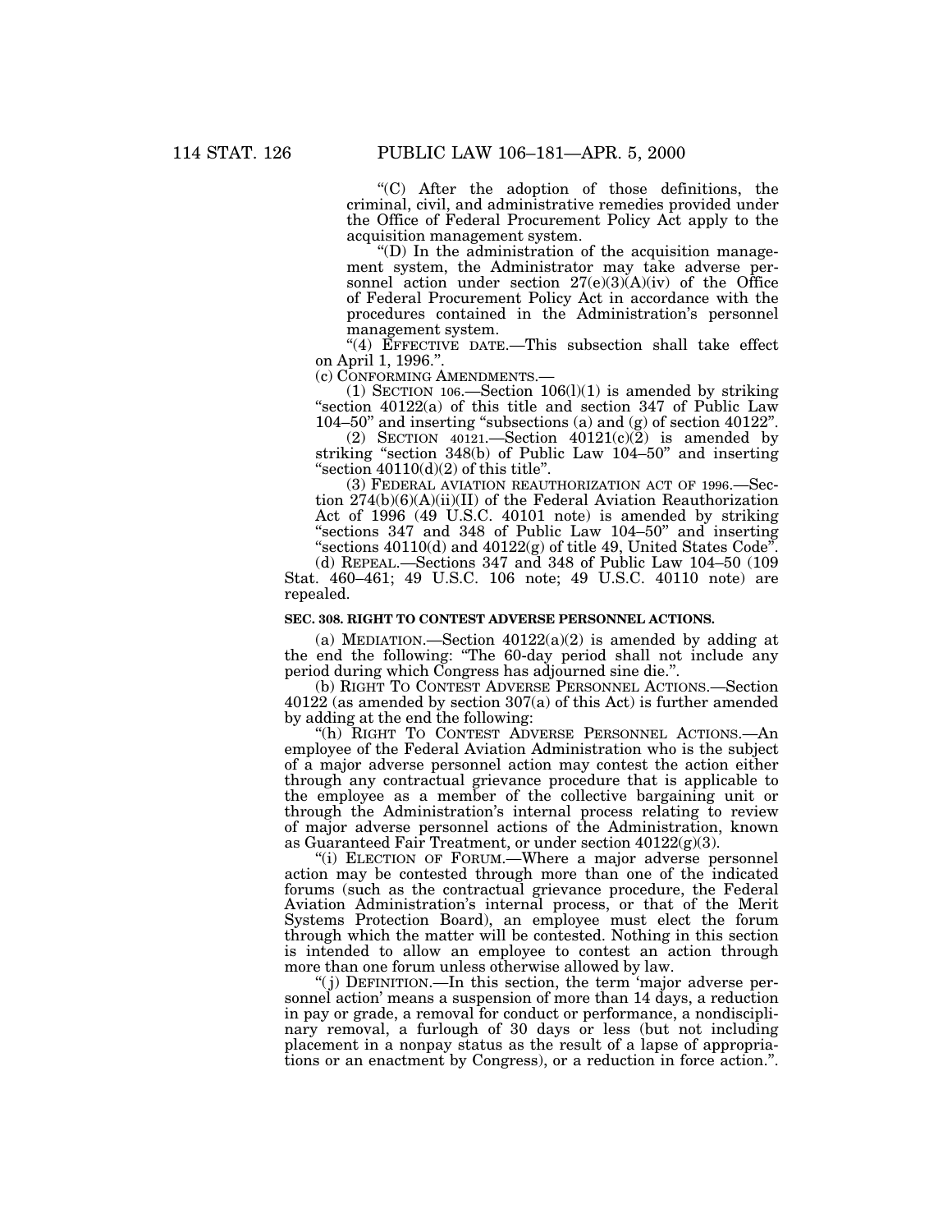"(C) After the adoption of those definitions, the criminal, civil, and administrative remedies provided under the Office of Federal Procurement Policy Act apply to the acquisition management system.

"(D) In the administration of the acquisition management system, the Administrator may take adverse personnel action under section 27(e)(3)(A)(iv) of the Office of Federal Procurement Policy Act in accordance with the procedures contained in the Administration's personnel management system.

"(4) EFFECTIVE DATE.—This subsection shall take effect on April 1, 1996.".

(c) CONFORMING AMENDMENTS.—

(1) SECTION 106.—Section 106(l)(1) is amended by striking "section 40122(a) of this title and section 347 of Public Law 104–50" and inserting "subsections (a) and (g) of section 40122".

(2) SECTION 40121.—Section 40121(c)(2) is amended by striking "section 348(b) of Public Law 104–50" and inserting "section 40110(d)(2) of this title".

(3) FEDERAL AVIATION REAUTHORIZATION ACT OF 1996.—Section 274(b)(6)(A)(ii)(II) of the Federal Aviation Reauthorization Act of 1996 (49 U.S.C. 40101 note) is amended by striking "sections 347 and 348 of Public Law 104–50" and inserting "sections 40110(d) and 40122(g) of title 49, United States Code".

(d) REPEAL.—Sections 347 and 348 of Public Law 104–50 (109 Stat. 460–461; 49 U.S.C. 106 note; 49 U.S.C. 40110 note) are repealed.

**SEC. 308. RIGHT TO CONTEST ADVERSE PERSONNEL ACTIONS.**

(a) MEDIATION.—Section 40122(a)(2) is amended by adding at the end the following: "The 60-day period shall not include any period during which Congress has adjourned sine die.".

(b) RIGHT TO CONTEST ADVERSE PERSONNEL ACTIONS.—Section 40122 (as amended by section 307(a) of this Act) is further amended by adding at the end the following:

"(h) RIGHT TO CONTEST ADVERSE PERSONNEL ACTIONS.—An employee of the Federal Aviation Administration who is the subject of a major adverse personnel action may contest the action either through any contractual grievance procedure that is applicable to the employee as a member of the collective bargaining unit or through the Administration's internal process relating to review of major adverse personnel actions of the Administration, known as Guaranteed Fair Treatment, or under section 40122(g)(3).

"(i) ELECTION OF FORUM.—Where a major adverse personnel action may be contested through more than one of the indicated forums (such as the contractual grievance procedure, the Federal Aviation Administration's internal process, or that of the Merit Systems Protection Board), an employee must elect the forum through which the matter will be contested. Nothing in this section is intended to allow an employee to contest an action through more than one forum unless otherwise allowed by law.

"(j) DEFINITION.—In this section, the term 'major adverse personnel action' means a suspension of more than 14 days, a reduction in pay or grade, a removal for conduct or performance, a nondisciplinary removal, a furlough of 30 days or less (but not including placement in a nonpay status as the result of a lapse of appropriations or an enactment by Congress), or a reduction in force action.".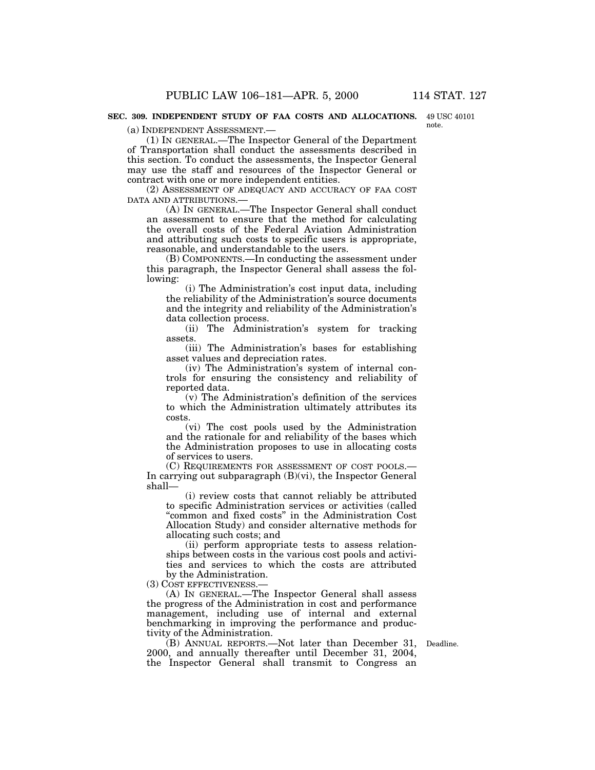**SEC. 309. INDEPENDENT STUDY OF FAA COSTS AND ALLOCATIONS.**

49 USC 40101 note.

(a) INDEPENDENT ASSESSMENT.—

(1) IN GENERAL.—The Inspector General of the Department of Transportation shall conduct the assessments described in this section. To conduct the assessments, the Inspector General may use the staff and resources of the Inspector General or contract with one or more independent entities.

(2) ASSESSMENT OF ADEQUACY AND ACCURACY OF FAA COST DATA AND ATTRIBUTIONS.—

(A) IN GENERAL.—The Inspector General shall conduct an assessment to ensure that the method for calculating the overall costs of the Federal Aviation Administration and attributing such costs to specific users is appropriate, reasonable, and understandable to the users.

(B) COMPONENTS.—In conducting the assessment under this paragraph, the Inspector General shall assess the following:

(i) The Administration's cost input data, including the reliability of the Administration's source documents and the integrity and reliability of the Administration's data collection process.

(ii) The Administration's system for tracking assets.

(iii) The Administration's bases for establishing asset values and depreciation rates.

(iv) The Administration's system of internal controls for ensuring the consistency and reliability of reported data.

(v) The Administration's definition of the services to which the Administration ultimately attributes its costs.

(vi) The cost pools used by the Administration and the rationale for and reliability of the bases which the Administration proposes to use in allocating costs of services to users.

(C) REQUIREMENTS FOR ASSESSMENT OF COST POOLS.—In carrying out subparagraph (B)(vi), the Inspector General shall—

(i) review costs that cannot reliably be attributed to specific Administration services or activities (called "common and fixed costs" in the Administration Cost Allocation Study) and consider alternative methods for allocating such costs; and

(ii) perform appropriate tests to assess relationships between costs in the various cost pools and activities and services to which the costs are attributed by the Administration.

(3) COST EFFECTIVENESS.—

(A) IN GENERAL.—The Inspector General shall assess the progress of the Administration in cost and performance management, including use of internal and external benchmarking in improving the performance and productivity of the Administration.

Deadline.

(B) ANNUAL REPORTS.—Not later than December 31, 2000, and annually thereafter until December 31, 2004, the Inspector General shall transmit to Congress an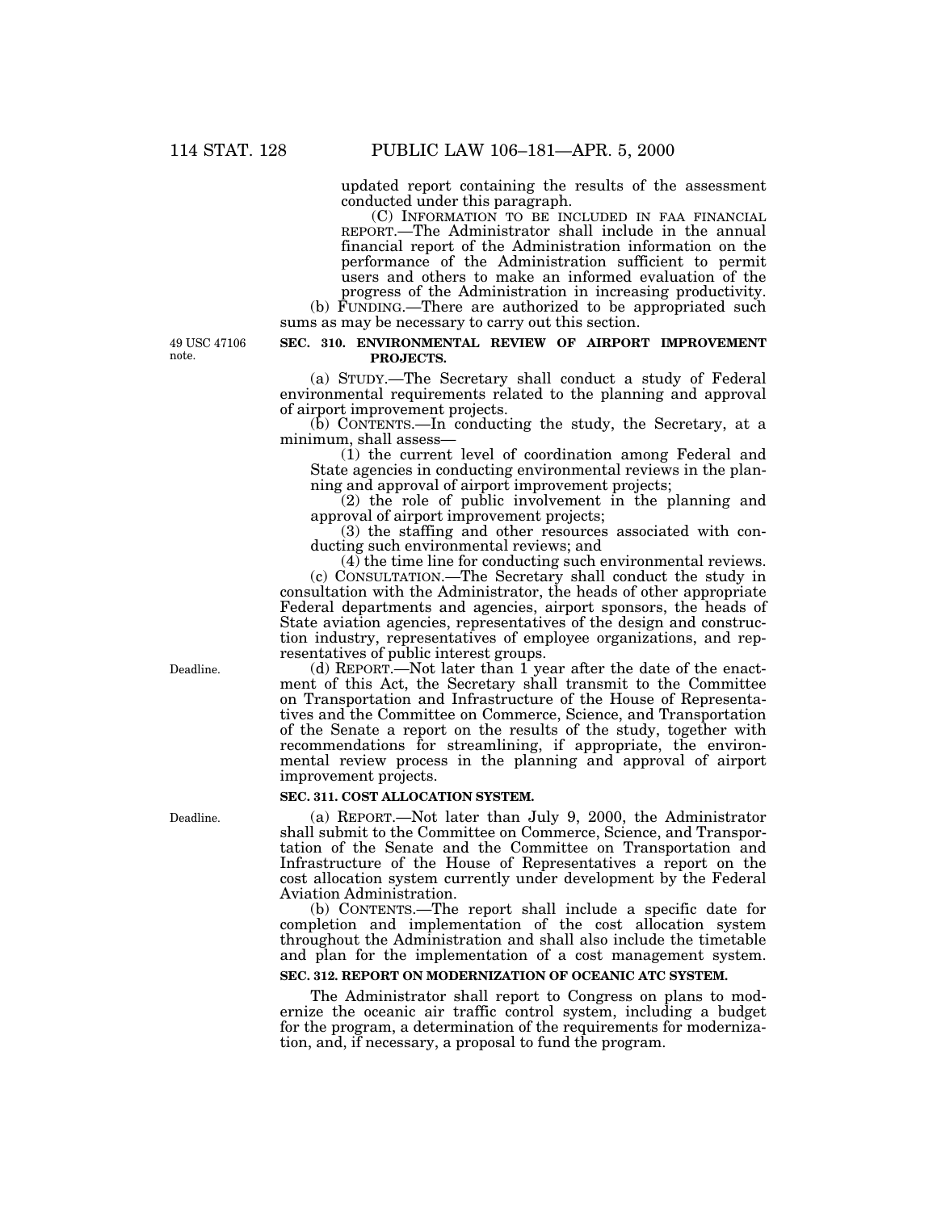updated report containing the results of the assessment conducted under this paragraph.

(C) INFORMATION TO BE INCLUDED IN FAA FINANCIAL REPORT.—The Administrator shall include in the annual financial report of the Administration information on the performance of the Administration sufficient to permit users and others to make an informed evaluation of the progress of the Administration in increasing productivity.

(b) FUNDING.—There are authorized to be appropriated such sums as may be necessary to carry out this section.

49 USC 47106 note.

**SEC. 310. ENVIRONMENTAL REVIEW OF AIRPORT IMPROVEMENT PROJECTS.**

(a) STUDY.—The Secretary shall conduct a study of Federal environmental requirements related to the planning and approval of airport improvement projects.

(b) CONTENTS.—In conducting the study, the Secretary, at a minimum, shall assess—

(1) the current level of coordination among Federal and State agencies in conducting environmental reviews in the planning and approval of airport improvement projects;

(2) the role of public involvement in the planning and approval of airport improvement projects;

(3) the staffing and other resources associated with conducting such environmental reviews; and

(4) the time line for conducting such environmental reviews.

(c) CONSULTATION.—The Secretary shall conduct the study in consultation with the Administrator, the heads of other appropriate Federal departments and agencies, airport sponsors, the heads of State aviation agencies, representatives of the design and construction industry, representatives of employee organizations, and representatives of public interest groups.

Deadline.

(d) REPORT.—Not later than 1 year after the date of the enactment of this Act, the Secretary shall transmit to the Committee on Transportation and Infrastructure of the House of Representatives and the Committee on Commerce, Science, and Transportation of the Senate a report on the results of the study, together with recommendations for streamlining, if appropriate, the environmental review process in the planning and approval of airport improvement projects.

**SEC. 311. COST ALLOCATION SYSTEM.**

Deadline.

(a) REPORT.—Not later than July 9, 2000, the Administrator shall submit to the Committee on Commerce, Science, and Transportation of the Senate and the Committee on Transportation and Infrastructure of the House of Representatives a report on the cost allocation system currently under development by the Federal Aviation Administration.

(b) CONTENTS.—The report shall include a specific date for completion and implementation of the cost allocation system throughout the Administration and shall also include the timetable and plan for the implementation of a cost management system.

**SEC. 312. REPORT ON MODERNIZATION OF OCEANIC ATC SYSTEM.**

The Administrator shall report to Congress on plans to modernize the oceanic air traffic control system, including a budget for the program, a determination of the requirements for modernization, and, if necessary, a proposal to fund the program.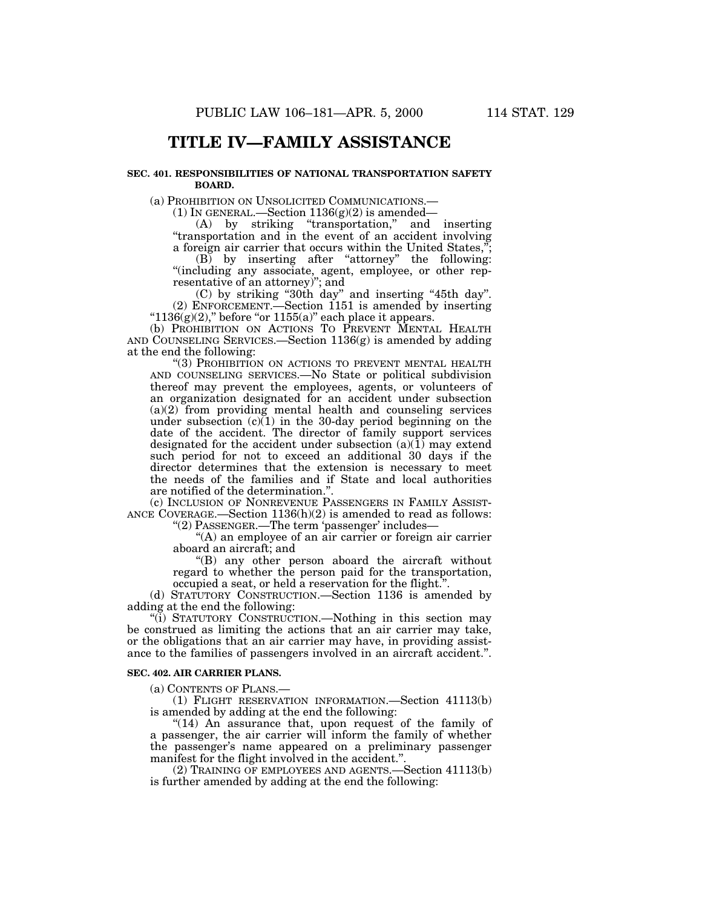# TITLE IV—FAMILY ASSISTANCE

**SEC. 401. RESPONSIBILITIES OF NATIONAL TRANSPORTATION SAFETY BOARD.**

(a) PROHIBITION ON UNSOLICITED COMMUNICATIONS.—

(1) IN GENERAL.—Section 1136(g)(2) is amended—

(A) by striking "transportation," and inserting "transportation and in the event of an accident involving a foreign air carrier that occurs within the United States,";

(B) by inserting after "attorney" the following: "(including any associate, agent, employee, or other representative of an attorney)"; and

(C) by striking "30th day" and inserting "45th day".

(2) ENFORCEMENT.—Section 1151 is amended by inserting "1136(g)(2)," before "or 1155(a)" each place it appears.

(b) PROHIBITION ON ACTIONS TO PREVENT MENTAL HEALTH AND COUNSELING SERVICES.—Section 1136(g) is amended by adding at the end the following:

"(3) PROHIBITION ON ACTIONS TO PREVENT MENTAL HEALTH AND COUNSELING SERVICES.—No State or political subdivision thereof may prevent the employees, agents, or volunteers of an organization designated for an accident under subsection (a)(2) from providing mental health and counseling services under subsection (c)(1) in the 30-day period beginning on the date of the accident. The director of family support services designated for the accident under subsection (a)(1) may extend such period for not to exceed an additional 30 days if the director determines that the extension is necessary to meet the needs of the families and if State and local authorities are notified of the determination.".

(c) INCLUSION OF NONREVENUE PASSENGERS IN FAMILY ASSISTANCE COVERAGE.—Section 1136(h)(2) is amended to read as follows:

"(2) PASSENGER.—The term 'passenger' includes—

"(A) an employee of an air carrier or foreign air carrier aboard an aircraft; and

"(B) any other person aboard the aircraft without regard to whether the person paid for the transportation, occupied a seat, or held a reservation for the flight.".

(d) STATUTORY CONSTRUCTION.—Section 1136 is amended by adding at the end the following:

"(i) STATUTORY CONSTRUCTION.—Nothing in this section may be construed as limiting the actions that an air carrier may take, or the obligations that an air carrier may have, in providing assistance to the families of passengers involved in an aircraft accident.".

**SEC. 402. AIR CARRIER PLANS.**

(a) CONTENTS OF PLANS.—

(1) FLIGHT RESERVATION INFORMATION.—Section 41113(b) is amended by adding at the end the following:

"(14) An assurance that, upon request of the family of a passenger, the air carrier will inform the family of whether the passenger's name appeared on a preliminary passenger manifest for the flight involved in the accident.".

(2) TRAINING OF EMPLOYEES AND AGENTS.—Section 41113(b) is further amended by adding at the end the following: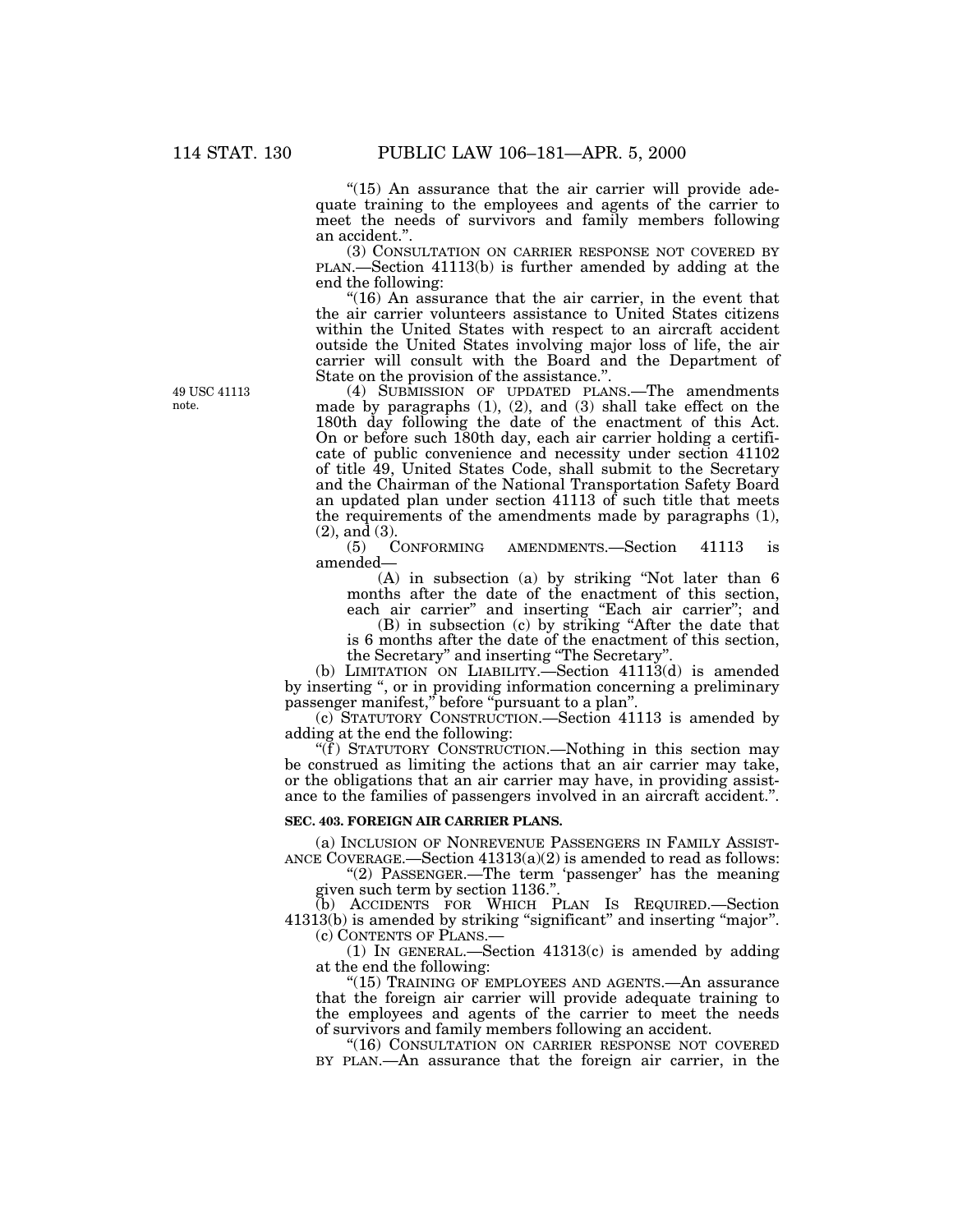"(15) An assurance that the air carrier will provide adequate training to the employees and agents of the carrier to meet the needs of survivors and family members following an accident.".

(3) CONSULTATION ON CARRIER RESPONSE NOT COVERED BY PLAN.—Section 41113(b) is further amended by adding at the end the following:

"(16) An assurance that the air carrier, in the event that the air carrier volunteers assistance to United States citizens within the United States with respect to an aircraft accident outside the United States involving major loss of life, the air carrier will consult with the Board and the Department of State on the provision of the assistance.".

49 USC 41113 note.

(4) SUBMISSION OF UPDATED PLANS.—The amendments made by paragraphs (1), (2), and (3) shall take effect on the 180th day following the date of the enactment of this Act. On or before such 180th day, each air carrier holding a certificate of public convenience and necessity under section 41102 of title 49, United States Code, shall submit to the Secretary and the Chairman of the National Transportation Safety Board an updated plan under section 41113 of such title that meets the requirements of the amendments made by paragraphs (1), (2), and (3).

(5) CONFORMING AMENDMENTS.—Section 41113 is amended—

(A) in subsection (a) by striking "Not later than 6 months after the date of the enactment of this section, each air carrier" and inserting "Each air carrier"; and

(B) in subsection (c) by striking "After the date that is 6 months after the date of the enactment of this section, the Secretary" and inserting "The Secretary".

(b) LIMITATION ON LIABILITY.—Section 41113(d) is amended by inserting ", or in providing information concerning a preliminary passenger manifest," before "pursuant to a plan".

(c) STATUTORY CONSTRUCTION.—Section 41113 is amended by adding at the end the following:

"(f) STATUTORY CONSTRUCTION.—Nothing in this section may be construed as limiting the actions that an air carrier may take, or the obligations that an air carrier may have, in providing assistance to the families of passengers involved in an aircraft accident.".

**SEC. 403. FOREIGN AIR CARRIER PLANS.**

(a) INCLUSION OF NONREVENUE PASSENGERS IN FAMILY ASSISTANCE COVERAGE.—Section 41313(a)(2) is amended to read as follows:

"(2) PASSENGER.—The term 'passenger' has the meaning given such term by section 1136.".

(b) ACCIDENTS FOR WHICH PLAN IS REQUIRED.—Section 41313(b) is amended by striking "significant" and inserting "major".

(c) CONTENTS OF PLANS.—

(1) IN GENERAL.—Section 41313(c) is amended by adding at the end the following:

"(15) TRAINING OF EMPLOYEES AND AGENTS.—An assurance that the foreign air carrier will provide adequate training to the employees and agents of the carrier to meet the needs of survivors and family members following an accident.

"(16) CONSULTATION ON CARRIER RESPONSE NOT COVERED BY PLAN.—An assurance that the foreign air carrier, in the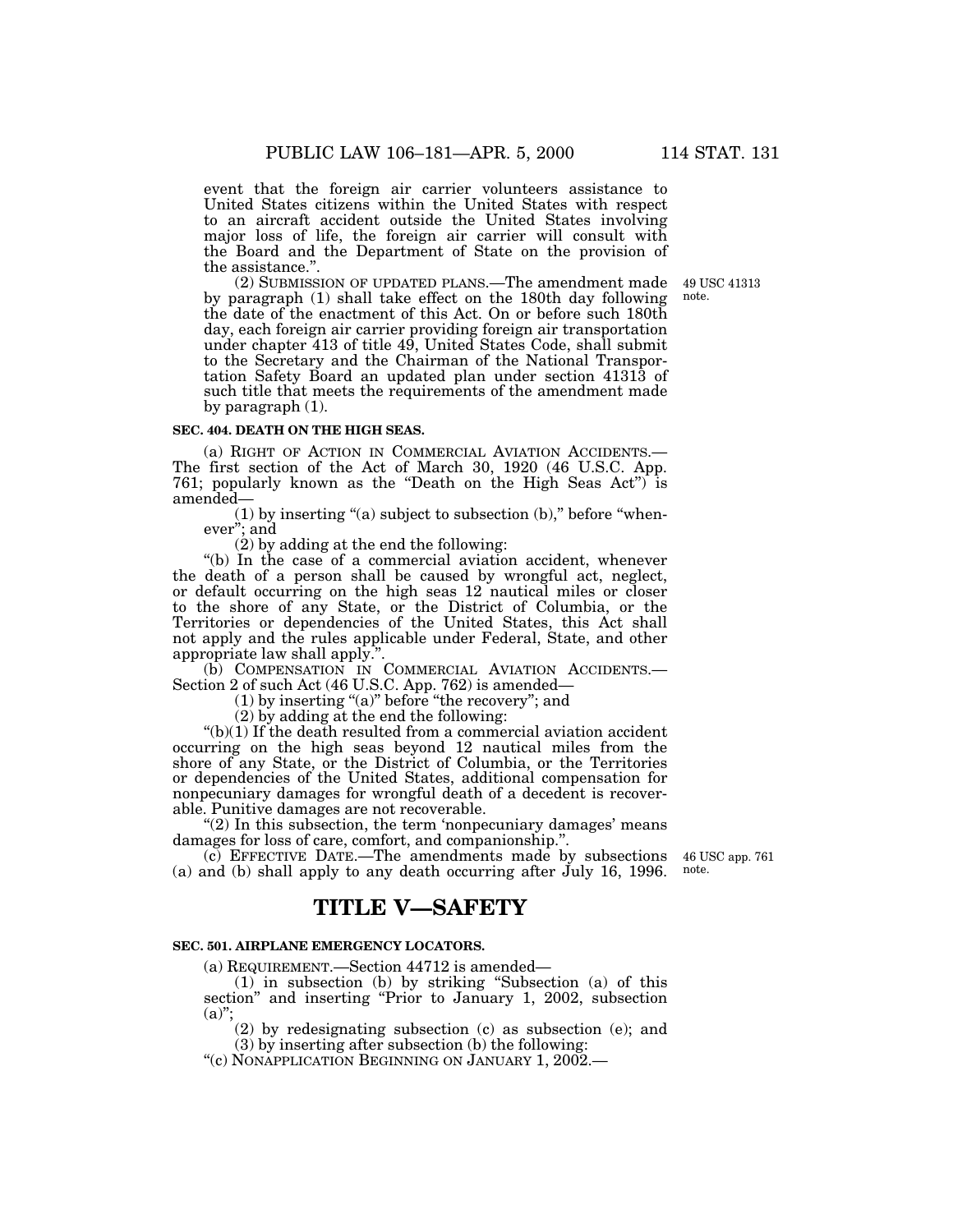event that the foreign air carrier volunteers assistance to United States citizens within the United States with respect to an aircraft accident outside the United States involving major loss of life, the foreign air carrier will consult with the Board and the Department of State on the provision of the assistance.".

(2) SUBMISSION OF UPDATED PLANS.—The amendment made by paragraph (1) shall take effect on the 180th day following the date of the enactment of this Act. On or before such 180th day, each foreign air carrier providing foreign air transportation under chapter 413 of title 49, United States Code, shall submit to the Secretary and the Chairman of the National Transportation Safety Board an updated plan under section 41313 of such title that meets the requirements of the amendment made by paragraph (1).

49 USC 41313 note.

**SEC. 404. DEATH ON THE HIGH SEAS.**

(a) RIGHT OF ACTION IN COMMERCIAL AVIATION ACCIDENTS.—The first section of the Act of March 30, 1920 (46 U.S.C. App. 761; popularly known as the "Death on the High Seas Act") is amended—

(1) by inserting "(a) subject to subsection (b)," before "whenever"; and

(2) by adding at the end the following:

"(b) In the case of a commercial aviation accident, whenever the death of a person shall be caused by wrongful act, neglect, or default occurring on the high seas 12 nautical miles or closer to the shore of any State, or the District of Columbia, or the Territories or dependencies of the United States, this Act shall not apply and the rules applicable under Federal, State, and other appropriate law shall apply.".

(b) COMPENSATION IN COMMERCIAL AVIATION ACCIDENTS.—Section 2 of such Act (46 U.S.C. App. 762) is amended—

(1) by inserting "(a)" before "the recovery"; and

(2) by adding at the end the following:

"(b)(1) If the death resulted from a commercial aviation accident occurring on the high seas beyond 12 nautical miles from the shore of any State, or the District of Columbia, or the Territories or dependencies of the United States, additional compensation for nonpecuniary damages for wrongful death of a decedent is recoverable. Punitive damages are not recoverable.

"(2) In this subsection, the term 'nonpecuniary damages' means damages for loss of care, comfort, and companionship.".

(c) EFFECTIVE DATE.—The amendments made by subsections (a) and (b) shall apply to any death occurring after July 16, 1996.

46 USC app. 761 note.

# TITLE V—SAFETY

**SEC. 501. AIRPLANE EMERGENCY LOCATORS.**

(a) REQUIREMENT.—Section 44712 is amended—

(1) in subsection (b) by striking "Subsection (a) of this section" and inserting "Prior to January 1, 2002, subsection (a)";

(2) by redesignating subsection (c) as subsection (e); and

(3) by inserting after subsection (b) the following:

"(c) NONAPPLICATION BEGINNING ON JANUARY 1, 2002.—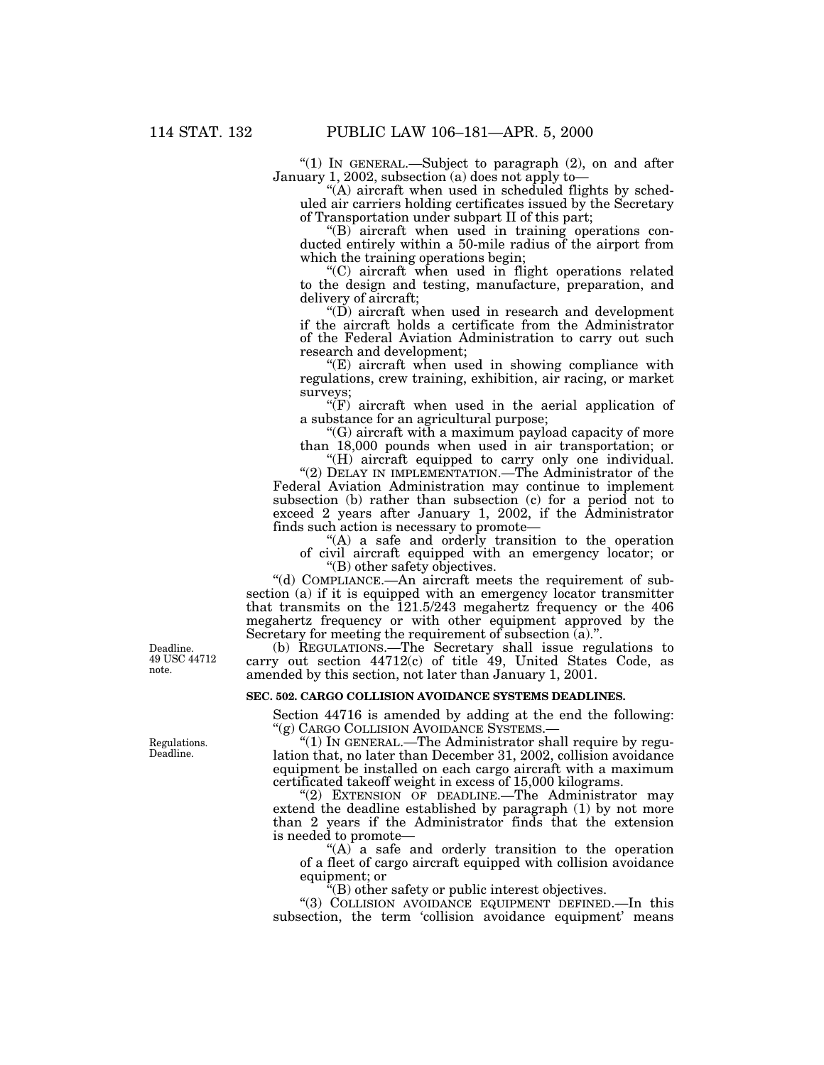"(1) IN GENERAL.—Subject to paragraph (2), on and after January 1, 2002, subsection (a) does not apply to—

"(A) aircraft when used in scheduled flights by scheduled air carriers holding certificates issued by the Secretary of Transportation under subpart II of this part;

"(B) aircraft when used in training operations conducted entirely within a 50-mile radius of the airport from which the training operations begin;

"(C) aircraft when used in flight operations related to the design and testing, manufacture, preparation, and delivery of aircraft;

"(D) aircraft when used in research and development if the aircraft holds a certificate from the Administrator of the Federal Aviation Administration to carry out such research and development;

"(E) aircraft when used in showing compliance with regulations, crew training, exhibition, air racing, or market surveys;

"(F) aircraft when used in the aerial application of a substance for an agricultural purpose;

"(G) aircraft with a maximum payload capacity of more than 18,000 pounds when used in air transportation; or

"(H) aircraft equipped to carry only one individual.

"(2) DELAY IN IMPLEMENTATION.—The Administrator of the Federal Aviation Administration may continue to implement subsection (b) rather than subsection (c) for a period not to exceed 2 years after January 1, 2002, if the Administrator finds such action is necessary to promote—

"(A) a safe and orderly transition to the operation of civil aircraft equipped with an emergency locator; or

"(B) other safety objectives.

"(d) COMPLIANCE.—An aircraft meets the requirement of subsection (a) if it is equipped with an emergency locator transmitter that transmits on the 121.5/243 megahertz frequency or the 406 megahertz frequency or with other equipment approved by the Secretary for meeting the requirement of subsection (a).".

Deadline. 49 USC 44712 note.

(b) REGULATIONS.—The Secretary shall issue regulations to carry out section 44712(c) of title 49, United States Code, as amended by this section, not later than January 1, 2001.

**SEC. 502. CARGO COLLISION AVOIDANCE SYSTEMS DEADLINES.**

Section 44716 is amended by adding at the end the following:

"(g) CARGO COLLISION AVOIDANCE SYSTEMS.—

Regulations. Deadline.

"(1) IN GENERAL.—The Administrator shall require by regulation that, no later than December 31, 2002, collision avoidance equipment be installed on each cargo aircraft with a maximum certificated takeoff weight in excess of 15,000 kilograms.

"(2) EXTENSION OF DEADLINE.—The Administrator may extend the deadline established by paragraph (1) by not more than 2 years if the Administrator finds that the extension is needed to promote—

"(A) a safe and orderly transition to the operation of a fleet of cargo aircraft equipped with collision avoidance equipment; or

"(B) other safety or public interest objectives.

"(3) COLLISION AVOIDANCE EQUIPMENT DEFINED.—In this subsection, the term 'collision avoidance equipment' means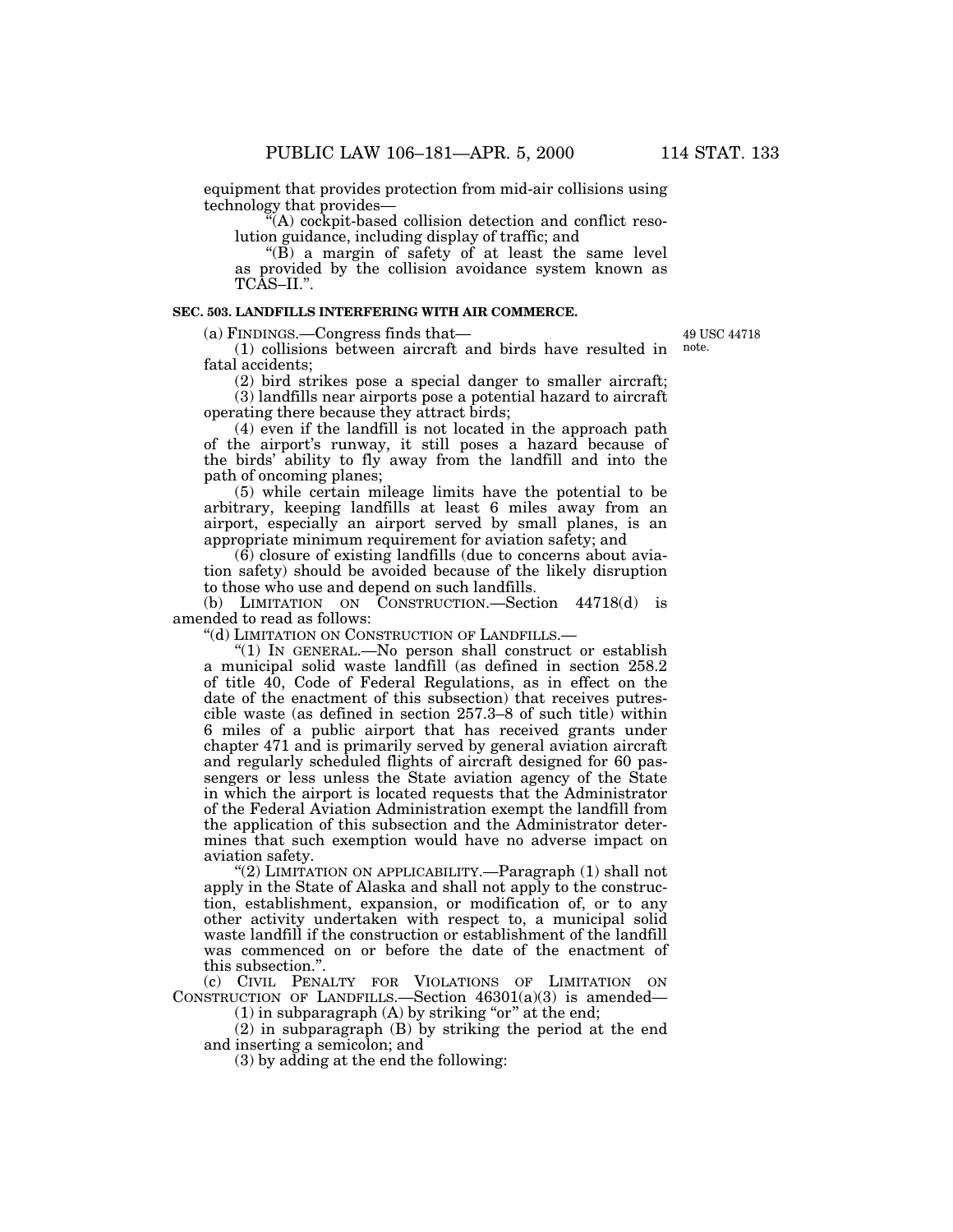equipment that provides protection from mid-air collisions using technology that provides—

"(A) cockpit-based collision detection and conflict resolution guidance, including display of traffic; and

"(B) a margin of safety of at least the same level as provided by the collision avoidance system known as TCAS–II.".

**SEC. 503. LANDFILLS INTERFERING WITH AIR COMMERCE.**

(a) FINDINGS.—Congress finds that—

49 USC 44718 note.

(1) collisions between aircraft and birds have resulted in fatal accidents;

(2) bird strikes pose a special danger to smaller aircraft;

(3) landfills near airports pose a potential hazard to aircraft operating there because they attract birds;

(4) even if the landfill is not located in the approach path of the airport's runway, it still poses a hazard because of the birds' ability to fly away from the landfill and into the path of oncoming planes;

(5) while certain mileage limits have the potential to be arbitrary, keeping landfills at least 6 miles away from an airport, especially an airport served by small planes, is an appropriate minimum requirement for aviation safety; and

(6) closure of existing landfills (due to concerns about aviation safety) should be avoided because of the likely disruption to those who use and depend on such landfills.

(b) LIMITATION ON CONSTRUCTION.—Section 44718(d) is amended to read as follows:

"(d) LIMITATION ON CONSTRUCTION OF LANDFILLS.—

"(1) IN GENERAL.—No person shall construct or establish a municipal solid waste landfill (as defined in section 258.2 of title 40, Code of Federal Regulations, as in effect on the date of the enactment of this subsection) that receives putrescible waste (as defined in section 257.3–8 of such title) within 6 miles of a public airport that has received grants under chapter 471 and is primarily served by general aviation aircraft and regularly scheduled flights of aircraft designed for 60 passengers or less unless the State aviation agency of the State in which the airport is located requests that the Administrator of the Federal Aviation Administration exempt the landfill from the application of this subsection and the Administrator determines that such exemption would have no adverse impact on aviation safety.

"(2) LIMITATION ON APPLICABILITY.—Paragraph (1) shall not apply in the State of Alaska and shall not apply to the construction, establishment, expansion, or modification of, or to any other activity undertaken with respect to, a municipal solid waste landfill if the construction or establishment of the landfill was commenced on or before the date of the enactment of this subsection.".

(c) CIVIL PENALTY FOR VIOLATIONS OF LIMITATION ON CONSTRUCTION OF LANDFILLS.—Section 46301(a)(3) is amended—

(1) in subparagraph (A) by striking "or" at the end;

(2) in subparagraph (B) by striking the period at the end and inserting a semicolon; and

(3) by adding at the end the following: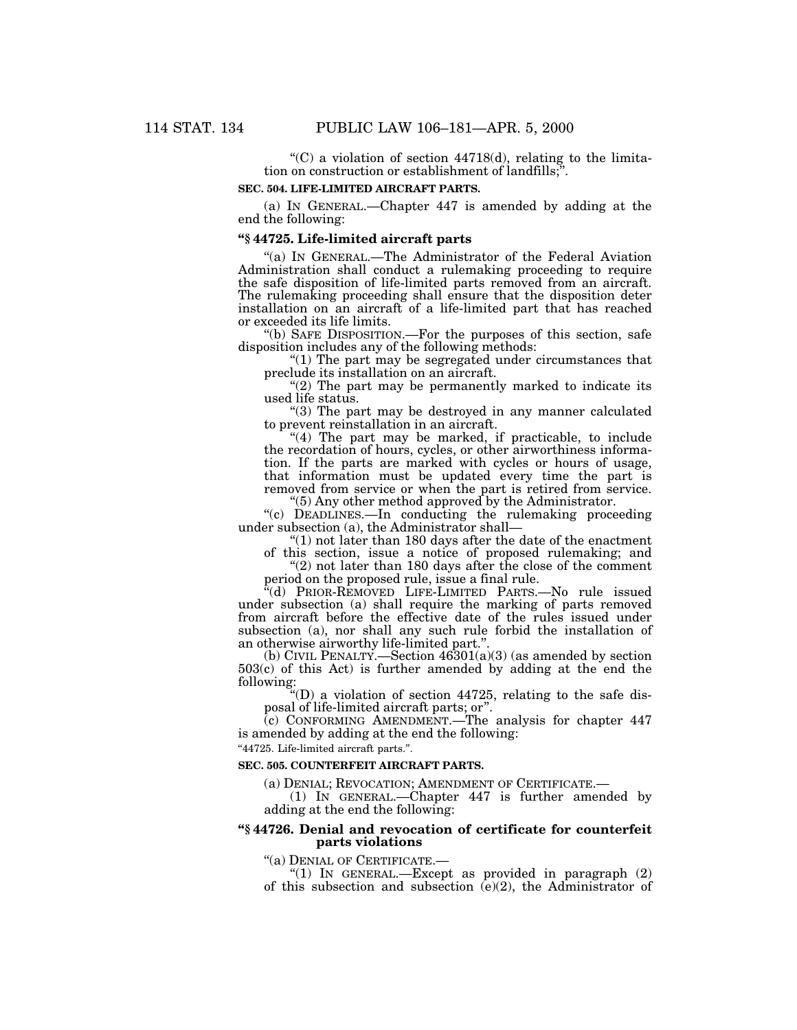"(C) a violation of section 44718(d), relating to the limitation on construction or establishment of landfills;".

**SEC. 504. LIFE-LIMITED AIRCRAFT PARTS.**

(a) IN GENERAL.—Chapter 447 is amended by adding at the end the following:

### "§ 44725. Life-limited aircraft parts

"(a) IN GENERAL.—The Administrator of the Federal Aviation Administration shall conduct a rulemaking proceeding to require the safe disposition of life-limited parts removed from an aircraft. The rulemaking proceeding shall ensure that the disposition deter installation on an aircraft of a life-limited part that has reached or exceeded its life limits.

"(b) SAFE DISPOSITION.—For the purposes of this section, safe disposition includes any of the following methods:

"(1) The part may be segregated under circumstances that preclude its installation on an aircraft.

"(2) The part may be permanently marked to indicate its used life status.

"(3) The part may be destroyed in any manner calculated to prevent reinstallation in an aircraft.

"(4) The part may be marked, if practicable, to include the recordation of hours, cycles, or other airworthiness information. If the parts are marked with cycles or hours of usage, that information must be updated every time the part is removed from service or when the part is retired from service.

"(5) Any other method approved by the Administrator.

"(c) DEADLINES.—In conducting the rulemaking proceeding under subsection (a), the Administrator shall—

"(1) not later than 180 days after the date of the enactment of this section, issue a notice of proposed rulemaking; and

"(2) not later than 180 days after the close of the comment period on the proposed rule, issue a final rule.

"(d) PRIOR-REMOVED LIFE-LIMITED PARTS.—No rule issued under subsection (a) shall require the marking of parts removed from aircraft before the effective date of the rules issued under subsection (a), nor shall any such rule forbid the installation of an otherwise airworthy life-limited part.".

(b) CIVIL PENALTY.—Section 46301(a)(3) (as amended by section 503(c) of this Act) is further amended by adding at the end the following:

"(D) a violation of section 44725, relating to the safe disposal of life-limited aircraft parts; or".

(c) CONFORMING AMENDMENT.—The analysis for chapter 447 is amended by adding at the end the following:

"44725. Life-limited aircraft parts.".

**SEC. 505. COUNTERFEIT AIRCRAFT PARTS.**

(a) DENIAL; REVOCATION; AMENDMENT OF CERTIFICATE.—

(1) IN GENERAL.—Chapter 447 is further amended by adding at the end the following:

### "§ 44726. Denial and revocation of certificate for counterfeit parts violations

"(a) DENIAL OF CERTIFICATE.—

"(1) IN GENERAL.—Except as provided in paragraph (2) of this subsection and subsection (e)(2), the Administrator of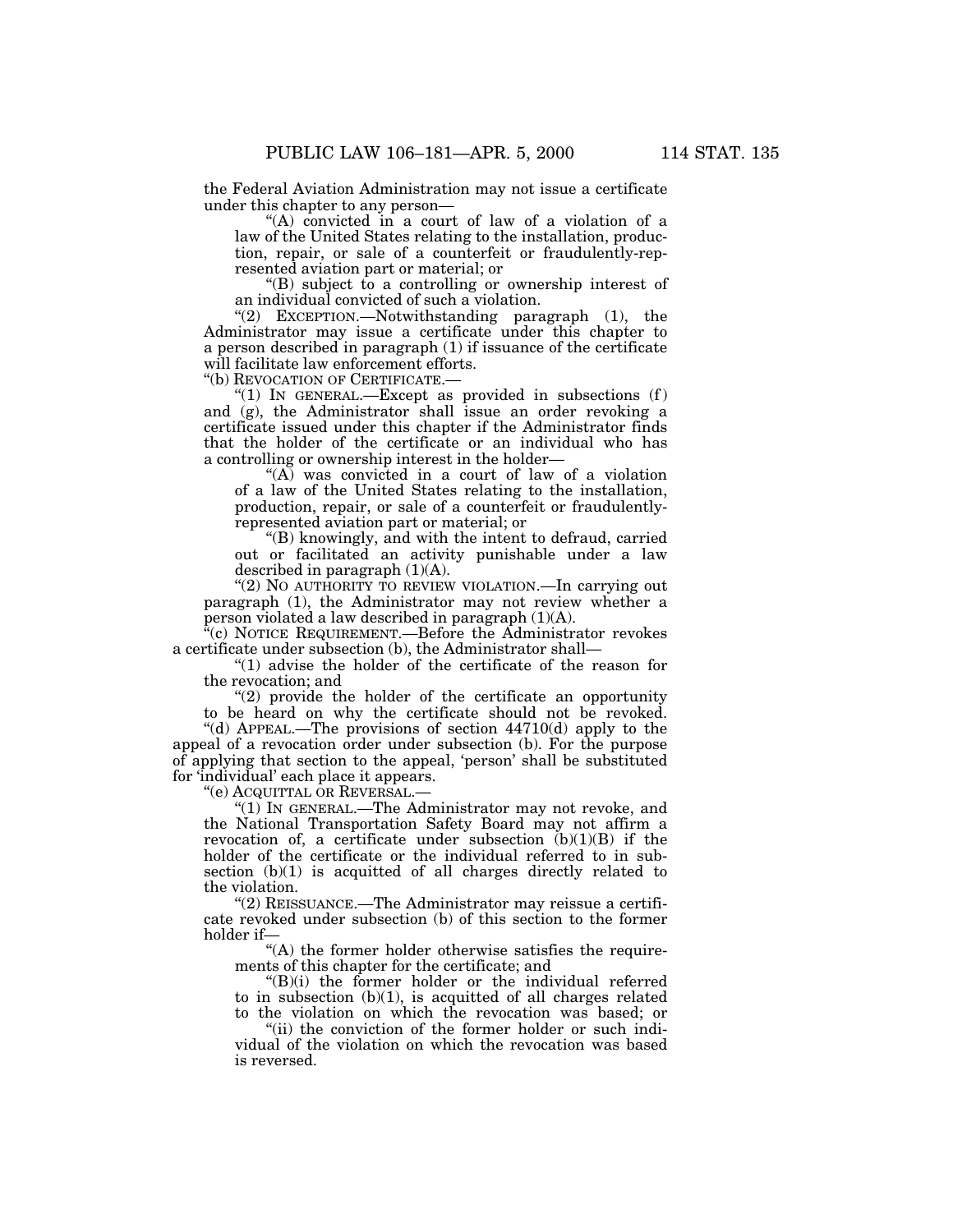the Federal Aviation Administration may not issue a certificate under this chapter to any person—

"(A) convicted in a court of law of a violation of a law of the United States relating to the installation, production, repair, or sale of a counterfeit or fraudulently-represented aviation part or material; or

"(B) subject to a controlling or ownership interest of an individual convicted of such a violation.

"(2) EXCEPTION.—Notwithstanding paragraph (1), the Administrator may issue a certificate under this chapter to a person described in paragraph (1) if issuance of the certificate will facilitate law enforcement efforts.

"(b) REVOCATION OF CERTIFICATE.—

"(1) IN GENERAL.—Except as provided in subsections (f) and (g), the Administrator shall issue an order revoking a certificate issued under this chapter if the Administrator finds that the holder of the certificate or an individual who has a controlling or ownership interest in the holder—

"(A) was convicted in a court of law of a violation of a law of the United States relating to the installation, production, repair, or sale of a counterfeit or fraudulently-represented aviation part or material; or

"(B) knowingly, and with the intent to defraud, carried out or facilitated an activity punishable under a law described in paragraph (1)(A).

"(2) NO AUTHORITY TO REVIEW VIOLATION.—In carrying out paragraph (1), the Administrator may not review whether a person violated a law described in paragraph (1)(A).

"(c) NOTICE REQUIREMENT.—Before the Administrator revokes a certificate under subsection (b), the Administrator shall—

"(1) advise the holder of the certificate of the reason for the revocation; and

"(2) provide the holder of the certificate an opportunity to be heard on why the certificate should not be revoked.

"(d) APPEAL.—The provisions of section 44710(d) apply to the appeal of a revocation order under subsection (b). For the purpose of applying that section to the appeal, 'person' shall be substituted for 'individual' each place it appears.

"(e) ACQUITTAL OR REVERSAL.—

"(1) IN GENERAL.—The Administrator may not revoke, and the National Transportation Safety Board may not affirm a revocation of, a certificate under subsection (b)(1)(B) if the holder of the certificate or the individual referred to in subsection (b)(1) is acquitted of all charges directly related to the violation.

"(2) REISSUANCE.—The Administrator may reissue a certificate revoked under subsection (b) of this section to the former holder if—

"(A) the former holder otherwise satisfies the requirements of this chapter for the certificate; and

"(B)(i) the former holder or the individual referred to in subsection (b)(1), is acquitted of all charges related to the violation on which the revocation was based; or

"(ii) the conviction of the former holder or such individual of the violation on which the revocation was based is reversed.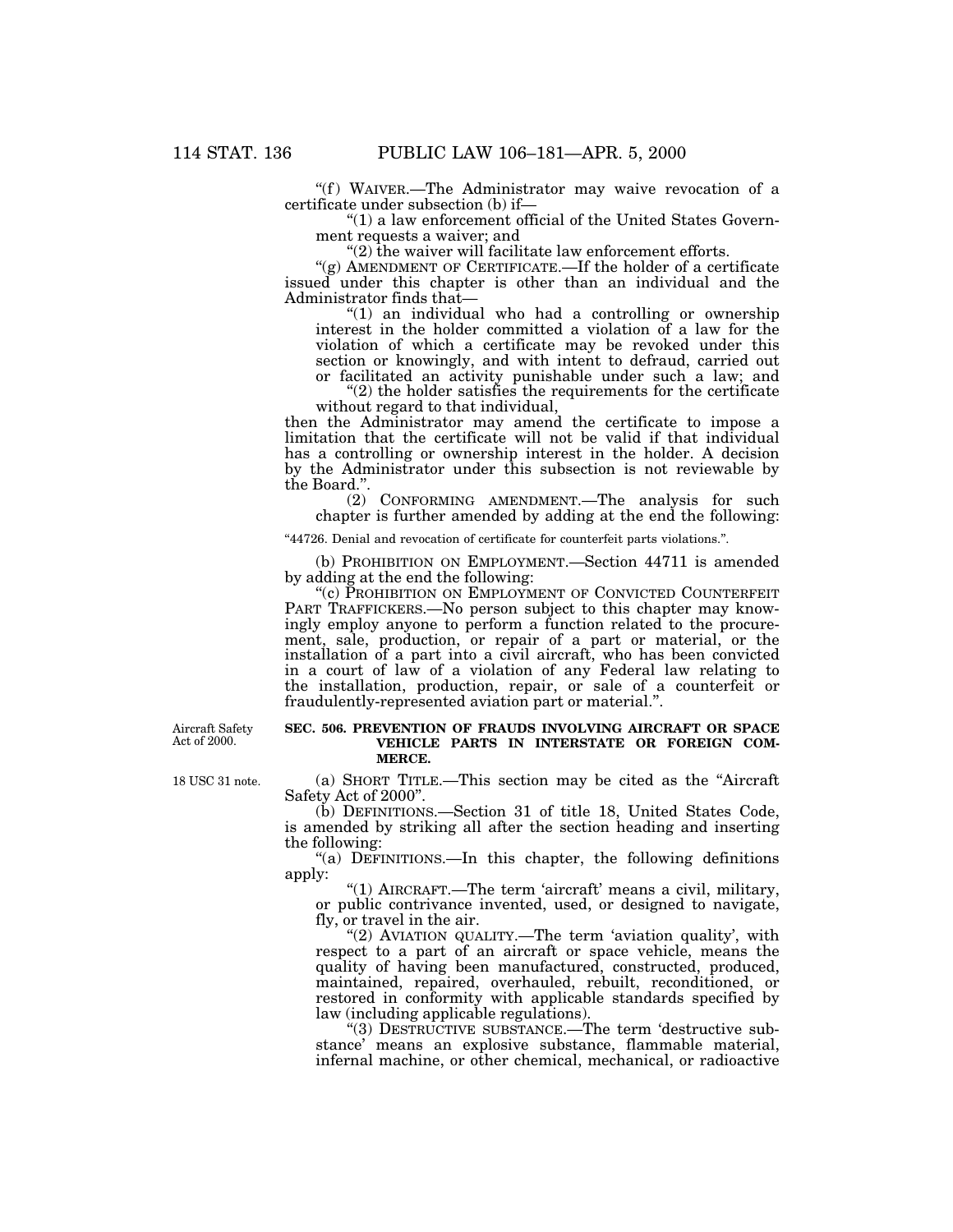"(f) WAIVER.—The Administrator may waive revocation of a certificate under subsection (b) if—

"(1) a law enforcement official of the United States Government requests a waiver; and

"(2) the waiver will facilitate law enforcement efforts.

"(g) AMENDMENT OF CERTIFICATE.—If the holder of a certificate issued under this chapter is other than an individual and the Administrator finds that—

"(1) an individual who had a controlling or ownership interest in the holder committed a violation of a law for the violation of which a certificate may be revoked under this section or knowingly, and with intent to defraud, carried out or facilitated an activity punishable under such a law; and

"(2) the holder satisfies the requirements for the certificate without regard to that individual,

then the Administrator may amend the certificate to impose a limitation that the certificate will not be valid if that individual has a controlling or ownership interest in the holder. A decision by the Administrator under this subsection is not reviewable by the Board.".

(2) CONFORMING AMENDMENT.—The analysis for such chapter is further amended by adding at the end the following:

"44726. Denial and revocation of certificate for counterfeit parts violations.".

(b) PROHIBITION ON EMPLOYMENT.—Section 44711 is amended by adding at the end the following:

"(c) PROHIBITION ON EMPLOYMENT OF CONVICTED COUNTERFEIT PART TRAFFICKERS.—No person subject to this chapter may knowingly employ anyone to perform a function related to the procurement, sale, production, or repair of a part or material, or the installation of a part into a civil aircraft, who has been convicted in a court of law of a violation of any Federal law relating to the installation, production, repair, or sale of a counterfeit or fraudulently-represented aviation part or material.".

Aircraft Safety Act of 2000.

**SEC. 506. PREVENTION OF FRAUDS INVOLVING AIRCRAFT OR SPACE VEHICLE PARTS IN INTERSTATE OR FOREIGN COMMERCE.**

18 USC 31 note.

(a) SHORT TITLE.—This section may be cited as the "Aircraft Safety Act of 2000".

(b) DEFINITIONS.—Section 31 of title 18, United States Code, is amended by striking all after the section heading and inserting the following:

"(a) DEFINITIONS.—In this chapter, the following definitions apply:

"(1) AIRCRAFT.—The term 'aircraft' means a civil, military, or public contrivance invented, used, or designed to navigate, fly, or travel in the air.

"(2) AVIATION QUALITY.—The term 'aviation quality', with respect to a part of an aircraft or space vehicle, means the quality of having been manufactured, constructed, produced, maintained, repaired, overhauled, rebuilt, reconditioned, or restored in conformity with applicable standards specified by law (including applicable regulations).

"(3) DESTRUCTIVE SUBSTANCE.—The term 'destructive substance' means an explosive substance, flammable material, infernal machine, or other chemical, mechanical, or radioactive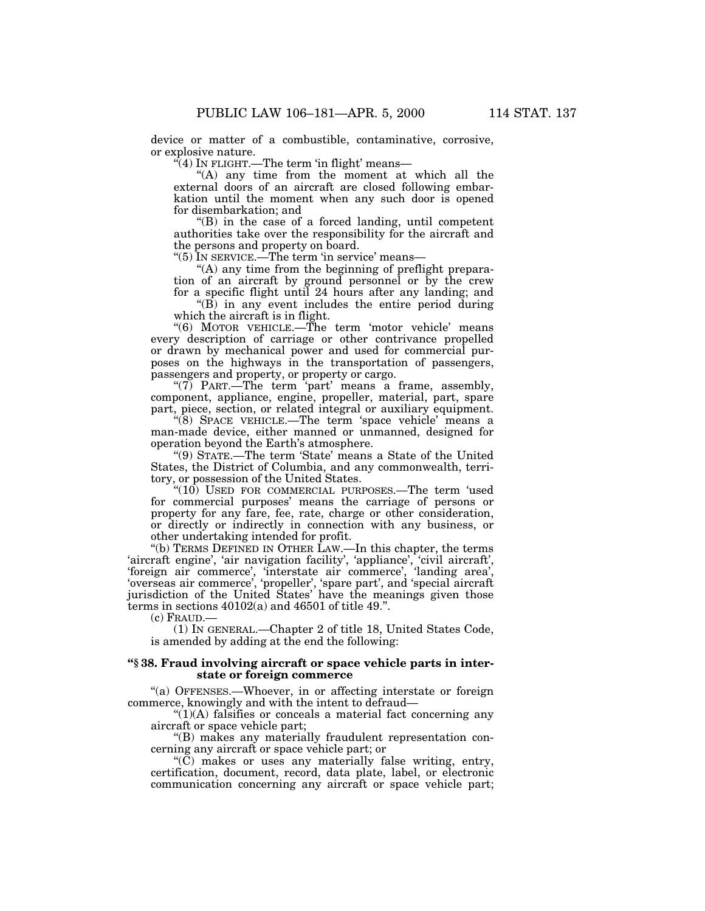device or matter of a combustible, contaminative, corrosive, or explosive nature.

"(4) IN FLIGHT.—The term 'in flight' means—

"(A) any time from the moment at which all the external doors of an aircraft are closed following embarkation until the moment when any such door is opened for disembarkation; and

"(B) in the case of a forced landing, until competent authorities take over the responsibility for the aircraft and the persons and property on board.

"(5) IN SERVICE.—The term 'in service' means—

"(A) any time from the beginning of preflight preparation of an aircraft by ground personnel or by the crew for a specific flight until 24 hours after any landing; and

"(B) in any event includes the entire period during which the aircraft is in flight.

"(6) MOTOR VEHICLE.—The term 'motor vehicle' means every description of carriage or other contrivance propelled or drawn by mechanical power and used for commercial purposes on the highways in the transportation of passengers, passengers and property, or property or cargo.

"(7) PART.—The term 'part' means a frame, assembly, component, appliance, engine, propeller, material, part, spare part, piece, section, or related integral or auxiliary equipment.

"(8) SPACE VEHICLE.—The term 'space vehicle' means a man-made device, either manned or unmanned, designed for operation beyond the Earth's atmosphere.

"(9) STATE.—The term 'State' means a State of the United States, the District of Columbia, and any commonwealth, territory, or possession of the United States.

"(10) USED FOR COMMERCIAL PURPOSES.—The term 'used for commercial purposes' means the carriage of persons or property for any fare, fee, rate, charge or other consideration, or directly or indirectly in connection with any business, or other undertaking intended for profit.

"(b) TERMS DEFINED IN OTHER LAW.—In this chapter, the terms 'aircraft engine', 'air navigation facility', 'appliance', 'civil aircraft', 'foreign air commerce', 'interstate air commerce', 'landing area', 'overseas air commerce', 'propeller', 'spare part', and 'special aircraft jurisdiction of the United States' have the meanings given those terms in sections 40102(a) and 46501 of title 49.".

(c) FRAUD.—

(1) IN GENERAL.—Chapter 2 of title 18, United States Code, is amended by adding at the end the following:

**"§ 38. Fraud involving aircraft or space vehicle parts in interstate or foreign commerce**

"(a) OFFENSES.—Whoever, in or affecting interstate or foreign commerce, knowingly and with the intent to defraud—

"(1)(A) falsifies or conceals a material fact concerning any aircraft or space vehicle part;

"(B) makes any materially fraudulent representation concerning any aircraft or space vehicle part; or

"(C) makes or uses any materially false writing, entry, certification, document, record, data plate, label, or electronic communication concerning any aircraft or space vehicle part;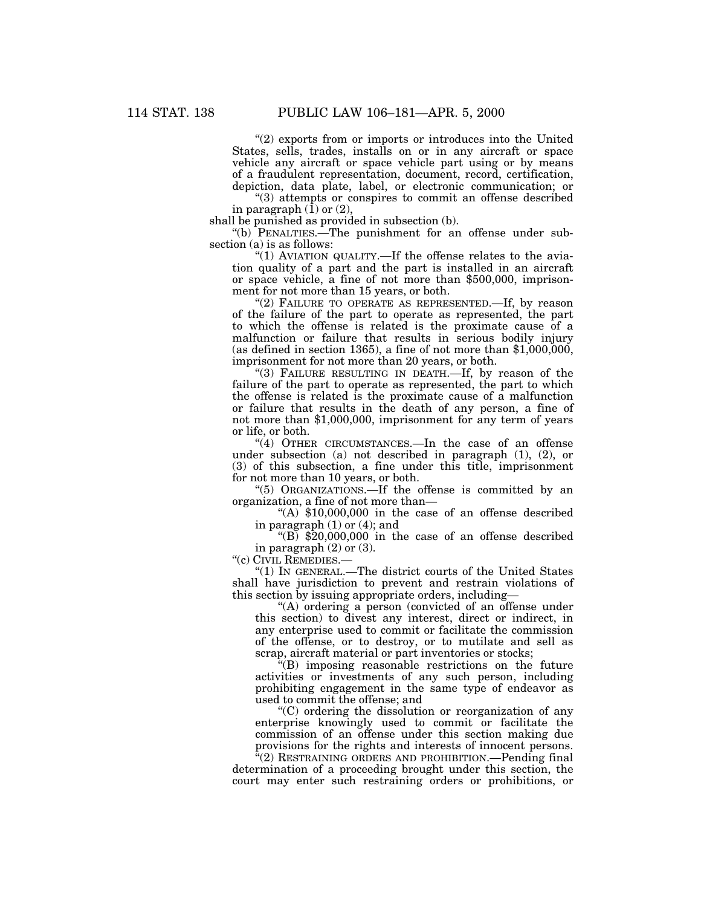“(2) exports from or imports or introduces into the United States, sells, trades, installs on or in any aircraft or space vehicle any aircraft or space vehicle part using or by means of a fraudulent representation, document, record, certification, depiction, data plate, label, or electronic communication; or

“(3) attempts or conspires to commit an offense described in paragraph (1) or (2),

shall be punished as provided in subsection (b).

“(b) PENALTIES.—The punishment for an offense under subsection (a) is as follows:

“(1) AVIATION QUALITY.—If the offense relates to the aviation quality of a part and the part is installed in an aircraft or space vehicle, a fine of not more than $500,000, imprisonment for not more than 15 years, or both.

“(2) FAILURE TO OPERATE AS REPRESENTED.—If, by reason of the failure of the part to operate as represented, the part to which the offense is related is the proximate cause of a malfunction or failure that results in serious bodily injury (as defined in section 1365), a fine of not more than $1,000,000, imprisonment for not more than 20 years, or both.

“(3) FAILURE RESULTING IN DEATH.—If, by reason of the failure of the part to operate as represented, the part to which the offense is related is the proximate cause of a malfunction or failure that results in the death of any person, a fine of not more than $1,000,000, imprisonment for any term of years or life, or both.

“(4) OTHER CIRCUMSTANCES.—In the case of an offense under subsection (a) not described in paragraph (1), (2), or (3) of this subsection, a fine under this title, imprisonment for not more than 10 years, or both.

“(5) ORGANIZATIONS.—If the offense is committed by an organization, a fine of not more than—

“(A) $10,000,000 in the case of an offense described in paragraph (1) or (4); and

“(B) $20,000,000 in the case of an offense described in paragraph (2) or (3).

“(c) CIVIL REMEDIES.—

“(1) IN GENERAL.—The district courts of the United States shall have jurisdiction to prevent and restrain violations of this section by issuing appropriate orders, including—

“(A) ordering a person (convicted of an offense under this section) to divest any interest, direct or indirect, in any enterprise used to commit or facilitate the commission of the offense, or to destroy, or to mutilate and sell as scrap, aircraft material or part inventories or stocks;

“(B) imposing reasonable restrictions on the future activities or investments of any such person, including prohibiting engagement in the same type of endeavor as used to commit the offense; and

“(C) ordering the dissolution or reorganization of any enterprise knowingly used to commit or facilitate the commission of an offense under this section making due provisions for the rights and interests of innocent persons.

“(2) RESTRAINING ORDERS AND PROHIBITION.—Pending final determination of a proceeding brought under this section, the court may enter such restraining orders or prohibitions, or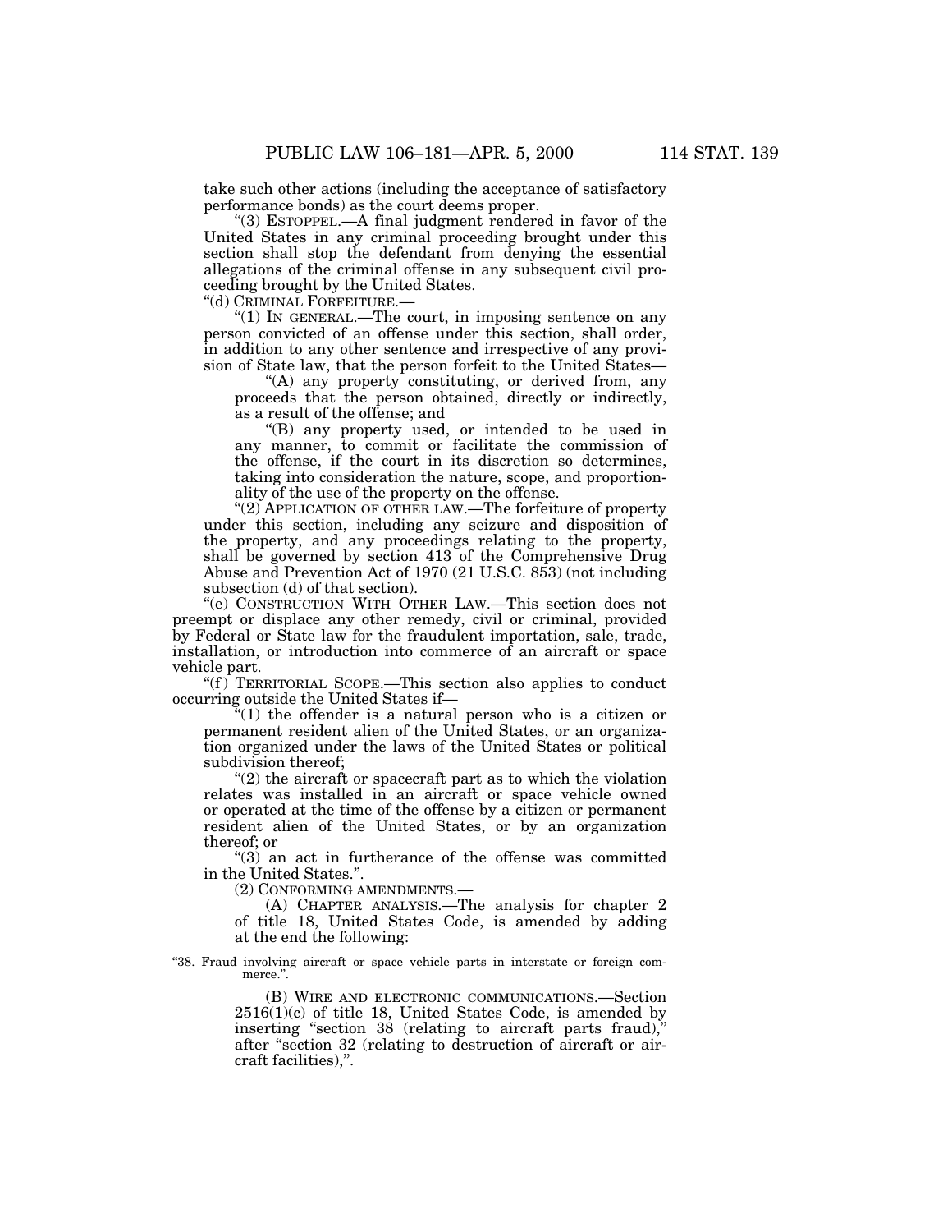take such other actions (including the acceptance of satisfactory performance bonds) as the court deems proper.

"(3) ESTOPPEL.—A final judgment rendered in favor of the United States in any criminal proceeding brought under this section shall stop the defendant from denying the essential allegations of the criminal offense in any subsequent civil proceeding brought by the United States.

"(d) CRIMINAL FORFEITURE.—

"(1) IN GENERAL.—The court, in imposing sentence on any person convicted of an offense under this section, shall order, in addition to any other sentence and irrespective of any provision of State law, that the person forfeit to the United States—

"(A) any property constituting, or derived from, any proceeds that the person obtained, directly or indirectly, as a result of the offense; and

"(B) any property used, or intended to be used in any manner, to commit or facilitate the commission of the offense, if the court in its discretion so determines, taking into consideration the nature, scope, and proportionality of the use of the property on the offense.

"(2) APPLICATION OF OTHER LAW.—The forfeiture of property under this section, including any seizure and disposition of the property, and any proceedings relating to the property, shall be governed by section 413 of the Comprehensive Drug Abuse and Prevention Act of 1970 (21 U.S.C. 853) (not including subsection (d) of that section).

"(e) CONSTRUCTION WITH OTHER LAW.—This section does not preempt or displace any other remedy, civil or criminal, provided by Federal or State law for the fraudulent importation, sale, trade, installation, or introduction into commerce of an aircraft or space vehicle part.

"(f) TERRITORIAL SCOPE.—This section also applies to conduct occurring outside the United States if—

"(1) the offender is a natural person who is a citizen or permanent resident alien of the United States, or an organization organized under the laws of the United States or political subdivision thereof;

"(2) the aircraft or spacecraft part as to which the violation relates was installed in an aircraft or space vehicle owned or operated at the time of the offense by a citizen or permanent resident alien of the United States, or by an organization thereof; or

"(3) an act in furtherance of the offense was committed in the United States.".

(2) CONFORMING AMENDMENTS.—

(A) CHAPTER ANALYSIS.—The analysis for chapter 2 of title 18, United States Code, is amended by adding at the end the following:

"38. Fraud involving aircraft or space vehicle parts in interstate or foreign commerce.".

(B) WIRE AND ELECTRONIC COMMUNICATIONS.—Section 2516(1)(c) of title 18, United States Code, is amended by inserting "section 38 (relating to aircraft parts fraud)," after "section 32 (relating to destruction of aircraft or aircraft facilities),".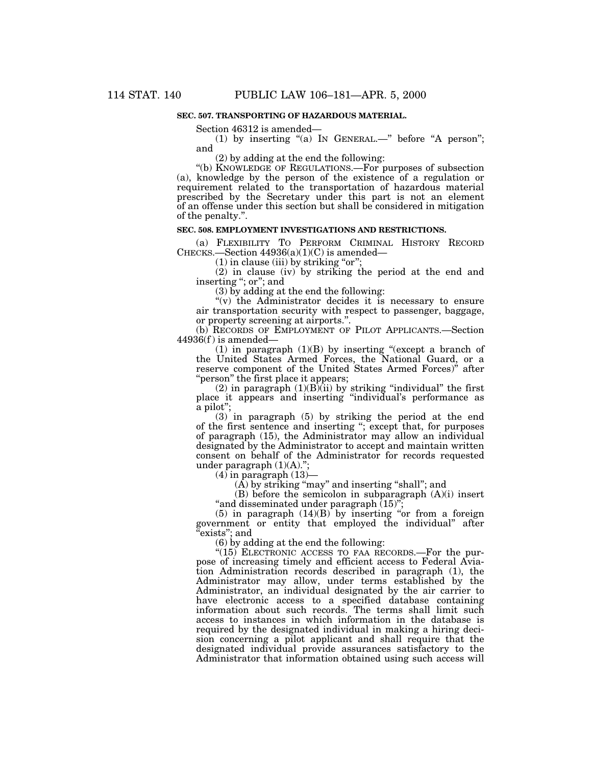**SEC. 507. TRANSPORTING OF HAZARDOUS MATERIAL.**

Section 46312 is amended—

(1) by inserting "(a) IN GENERAL.—" before "A person"; and

(2) by adding at the end the following:

"(b) KNOWLEDGE OF REGULATIONS.—For purposes of subsection (a), knowledge by the person of the existence of a regulation or requirement related to the transportation of hazardous material prescribed by the Secretary under this part is not an element of an offense under this section but shall be considered in mitigation of the penalty.".

**SEC. 508. EMPLOYMENT INVESTIGATIONS AND RESTRICTIONS.**

(a) FLEXIBILITY TO PERFORM CRIMINAL HISTORY RECORD CHECKS.—Section 44936(a)(1)(C) is amended—

(1) in clause (iii) by striking "or";

(2) in clause (iv) by striking the period at the end and inserting "; or"; and

(3) by adding at the end the following:

"(v) the Administrator decides it is necessary to ensure air transportation security with respect to passenger, baggage, or property screening at airports.".

(b) RECORDS OF EMPLOYMENT OF PILOT APPLICANTS.—Section 44936(f) is amended—

(1) in paragraph (1)(B) by inserting "(except a branch of the United States Armed Forces, the National Guard, or a reserve component of the United States Armed Forces)" after "person" the first place it appears;

(2) in paragraph (1)(B)(ii) by striking "individual" the first place it appears and inserting "individual's performance as a pilot";

(3) in paragraph (5) by striking the period at the end of the first sentence and inserting "; except that, for purposes of paragraph (15), the Administrator may allow an individual designated by the Administrator to accept and maintain written consent on behalf of the Administrator for records requested under paragraph (1)(A).";

(4) in paragraph (13)—

(A) by striking "may" and inserting "shall"; and

(B) before the semicolon in subparagraph (A)(i) insert "and disseminated under paragraph (15)";

(5) in paragraph (14)(B) by inserting "or from a foreign government or entity that employed the individual" after "exists"; and

(6) by adding at the end the following:

"(15) ELECTRONIC ACCESS TO FAA RECORDS.—For the purpose of increasing timely and efficient access to Federal Aviation Administration records described in paragraph (1), the Administrator may allow, under terms established by the Administrator, an individual designated by the air carrier to have electronic access to a specified database containing information about such records. The terms shall limit such access to instances in which information in the database is required by the designated individual in making a hiring decision concerning a pilot applicant and shall require that the designated individual provide assurances satisfactory to the Administrator that information obtained using such access will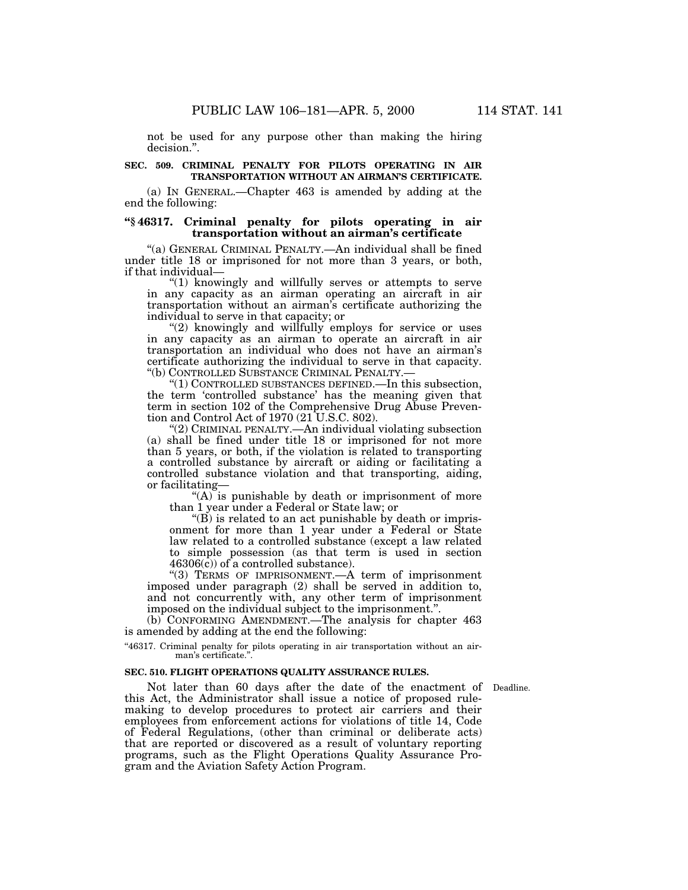not be used for any purpose other than making the hiring decision.".

**SEC. 509. CRIMINAL PENALTY FOR PILOTS OPERATING IN AIR TRANSPORTATION WITHOUT AN AIRMAN'S CERTIFICATE.**

(a) IN GENERAL.—Chapter 463 is amended by adding at the end the following:

**"§ 46317. Criminal penalty for pilots operating in air transportation without an airman's certificate**

"(a) GENERAL CRIMINAL PENALTY.—An individual shall be fined under title 18 or imprisoned for not more than 3 years, or both, if that individual—

"(1) knowingly and willfully serves or attempts to serve in any capacity as an airman operating an aircraft in air transportation without an airman's certificate authorizing the individual to serve in that capacity; or

"(2) knowingly and willfully employs for service or uses in any capacity as an airman to operate an aircraft in air transportation an individual who does not have an airman's certificate authorizing the individual to serve in that capacity.

"(b) CONTROLLED SUBSTANCE CRIMINAL PENALTY.—

"(1) CONTROLLED SUBSTANCES DEFINED.—In this subsection, the term 'controlled substance' has the meaning given that term in section 102 of the Comprehensive Drug Abuse Prevention and Control Act of 1970 (21 U.S.C. 802).

"(2) CRIMINAL PENALTY.—An individual violating subsection (a) shall be fined under title 18 or imprisoned for not more than 5 years, or both, if the violation is related to transporting a controlled substance by aircraft or aiding or facilitating a controlled substance violation and that transporting, aiding, or facilitating—

"(A) is punishable by death or imprisonment of more than 1 year under a Federal or State law; or

"(B) is related to an act punishable by death or imprisonment for more than 1 year under a Federal or State law related to a controlled substance (except a law related to simple possession (as that term is used in section 46306(c)) of a controlled substance).

"(3) TERMS OF IMPRISONMENT.—A term of imprisonment imposed under paragraph (2) shall be served in addition to, and not concurrently with, any other term of imprisonment imposed on the individual subject to the imprisonment.".

(b) CONFORMING AMENDMENT.—The analysis for chapter 463 is amended by adding at the end the following:

"46317. Criminal penalty for pilots operating in air transportation without an airman's certificate.".

**SEC. 510. FLIGHT OPERATIONS QUALITY ASSURANCE RULES.**

Deadline.

Not later than 60 days after the date of the enactment of this Act, the Administrator shall issue a notice of proposed rulemaking to develop procedures to protect air carriers and their employees from enforcement actions for violations of title 14, Code of Federal Regulations, (other than criminal or deliberate acts) that are reported or discovered as a result of voluntary reporting programs, such as the Flight Operations Quality Assurance Program and the Aviation Safety Action Program.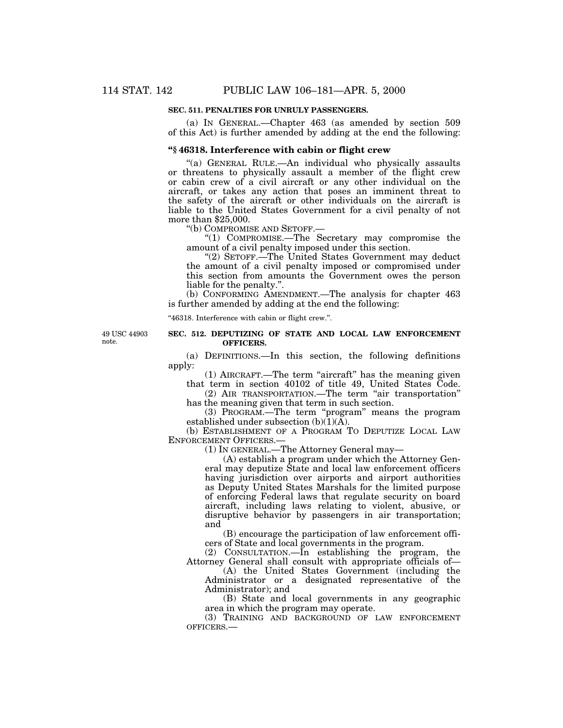**SEC. 511. PENALTIES FOR UNRULY PASSENGERS.**

(a) IN GENERAL.—Chapter 463 (as amended by section 509 of this Act) is further amended by adding at the end the following:

**"§ 46318. Interference with cabin or flight crew**

"(a) GENERAL RULE.—An individual who physically assaults or threatens to physically assault a member of the flight crew or cabin crew of a civil aircraft or any other individual on the aircraft, or takes any action that poses an imminent threat to the safety of the aircraft or other individuals on the aircraft is liable to the United States Government for a civil penalty of not more than $25,000.

"(b) COMPROMISE AND SETOFF.—

"(1) COMPROMISE.—The Secretary may compromise the amount of a civil penalty imposed under this section.

"(2) SETOFF.—The United States Government may deduct the amount of a civil penalty imposed or compromised under this section from amounts the Government owes the person liable for the penalty.".

(b) CONFORMING AMENDMENT.—The analysis for chapter 463 is further amended by adding at the end the following:

"46318. Interference with cabin or flight crew.".

49 USC 44903 note.

**SEC. 512. DEPUTIZING OF STATE AND LOCAL LAW ENFORCEMENT OFFICERS.**

(a) DEFINITIONS.—In this section, the following definitions apply:

(1) AIRCRAFT.—The term "aircraft" has the meaning given that term in section 40102 of title 49, United States Code.

(2) AIR TRANSPORTATION.—The term "air transportation" has the meaning given that term in such section.

(3) PROGRAM.—The term "program" means the program established under subsection (b)(1)(A).

(b) ESTABLISHMENT OF A PROGRAM TO DEPUTIZE LOCAL LAW ENFORCEMENT OFFICERS.—

(1) IN GENERAL.—The Attorney General may—

(A) establish a program under which the Attorney General may deputize State and local law enforcement officers having jurisdiction over airports and airport authorities as Deputy United States Marshals for the limited purpose of enforcing Federal laws that regulate security on board aircraft, including laws relating to violent, abusive, or disruptive behavior by passengers in air transportation; and

(B) encourage the participation of law enforcement officers of State and local governments in the program.

(2) CONSULTATION.—In establishing the program, the Attorney General shall consult with appropriate officials of—

(A) the United States Government (including the Administrator or a designated representative of the Administrator); and

(B) State and local governments in any geographic area in which the program may operate.

(3) TRAINING AND BACKGROUND OF LAW ENFORCEMENT OFFICERS.—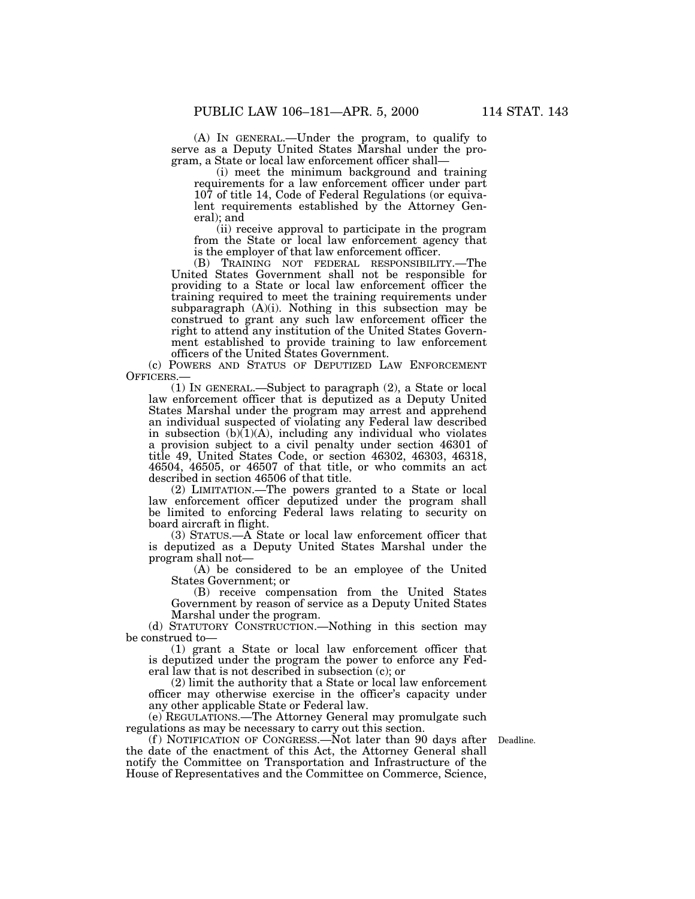(A) IN GENERAL.—Under the program, to qualify to serve as a Deputy United States Marshal under the program, a State or local law enforcement officer shall—

(i) meet the minimum background and training requirements for a law enforcement officer under part 107 of title 14, Code of Federal Regulations (or equivalent requirements established by the Attorney General); and

(ii) receive approval to participate in the program from the State or local law enforcement agency that is the employer of that law enforcement officer.

(B) TRAINING NOT FEDERAL RESPONSIBILITY.—The United States Government shall not be responsible for providing to a State or local law enforcement officer the training required to meet the training requirements under subparagraph (A)(i). Nothing in this subsection may be construed to grant any such law enforcement officer the right to attend any institution of the United States Government established to provide training to law enforcement officers of the United States Government.

(c) POWERS AND STATUS OF DEPUTIZED LAW ENFORCEMENT OFFICERS.—

(1) IN GENERAL.—Subject to paragraph (2), a State or local law enforcement officer that is deputized as a Deputy United States Marshal under the program may arrest and apprehend an individual suspected of violating any Federal law described in subsection (b)(1)(A), including any individual who violates a provision subject to a civil penalty under section 46301 of title 49, United States Code, or section 46302, 46303, 46318, 46504, 46505, or 46507 of that title, or who commits an act described in section 46506 of that title.

(2) LIMITATION.—The powers granted to a State or local law enforcement officer deputized under the program shall be limited to enforcing Federal laws relating to security on board aircraft in flight.

(3) STATUS.—A State or local law enforcement officer that is deputized as a Deputy United States Marshal under the program shall not—

(A) be considered to be an employee of the United States Government; or

(B) receive compensation from the United States Government by reason of service as a Deputy United States Marshal under the program.

(d) STATUTORY CONSTRUCTION.—Nothing in this section may be construed to—

(1) grant a State or local law enforcement officer that is deputized under the program the power to enforce any Federal law that is not described in subsection (c); or

(2) limit the authority that a State or local law enforcement officer may otherwise exercise in the officer's capacity under any other applicable State or Federal law.

(e) REGULATIONS.—The Attorney General may promulgate such regulations as may be necessary to carry out this section.

Deadline.

(f) NOTIFICATION OF CONGRESS.—Not later than 90 days after the date of the enactment of this Act, the Attorney General shall notify the Committee on Transportation and Infrastructure of the House of Representatives and the Committee on Commerce, Science,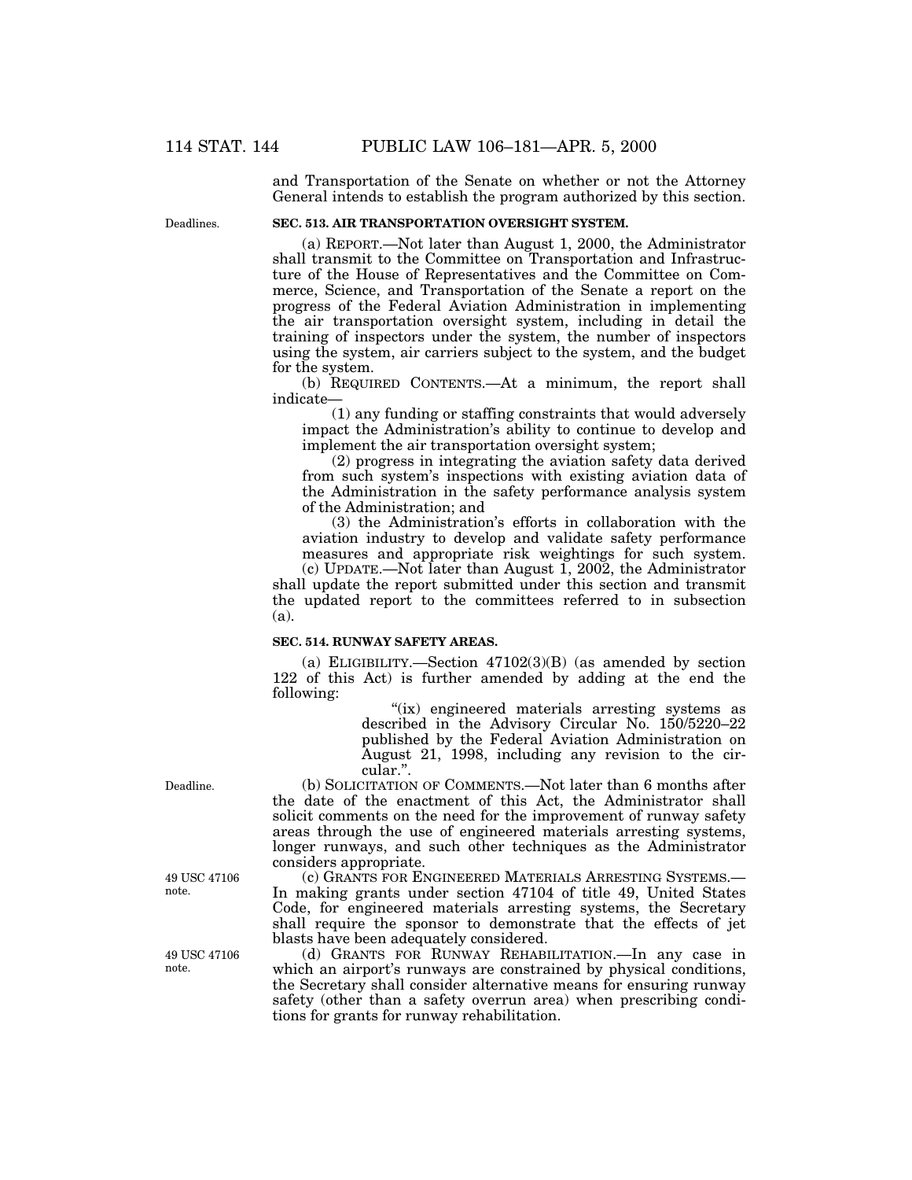and Transportation of the Senate on whether or not the Attorney General intends to establish the program authorized by this section.

Deadlines.

**SEC. 513. AIR TRANSPORTATION OVERSIGHT SYSTEM.**

(a) REPORT.—Not later than August 1, 2000, the Administrator shall transmit to the Committee on Transportation and Infrastructure of the House of Representatives and the Committee on Commerce, Science, and Transportation of the Senate a report on the progress of the Federal Aviation Administration in implementing the air transportation oversight system, including in detail the training of inspectors under the system, the number of inspectors using the system, air carriers subject to the system, and the budget for the system.

(b) REQUIRED CONTENTS.—At a minimum, the report shall indicate—

(1) any funding or staffing constraints that would adversely impact the Administration's ability to continue to develop and implement the air transportation oversight system;

(2) progress in integrating the aviation safety data derived from such system's inspections with existing aviation data of the Administration in the safety performance analysis system of the Administration; and

(3) the Administration's efforts in collaboration with the aviation industry to develop and validate safety performance measures and appropriate risk weightings for such system.

(c) UPDATE.—Not later than August 1, 2002, the Administrator shall update the report submitted under this section and transmit the updated report to the committees referred to in subsection (a).

**SEC. 514. RUNWAY SAFETY AREAS.**

(a) ELIGIBILITY.—Section 47102(3)(B) (as amended by section 122 of this Act) is further amended by adding at the end the following:

"(ix) engineered materials arresting systems as described in the Advisory Circular No. 150/5220–22 published by the Federal Aviation Administration on August 21, 1998, including any revision to the circular.".

Deadline.

(b) SOLICITATION OF COMMENTS.—Not later than 6 months after the date of the enactment of this Act, the Administrator shall solicit comments on the need for the improvement of runway safety areas through the use of engineered materials arresting systems, longer runways, and such other techniques as the Administrator considers appropriate.

49 USC 47106 note.

(c) GRANTS FOR ENGINEERED MATERIALS ARRESTING SYSTEMS.—In making grants under section 47104 of title 49, United States Code, for engineered materials arresting systems, the Secretary shall require the sponsor to demonstrate that the effects of jet blasts have been adequately considered.

49 USC 47106 note.

(d) GRANTS FOR RUNWAY REHABILITATION.—In any case in which an airport's runways are constrained by physical conditions, the Secretary shall consider alternative means for ensuring runway safety (other than a safety overrun area) when prescribing conditions for grants for runway rehabilitation.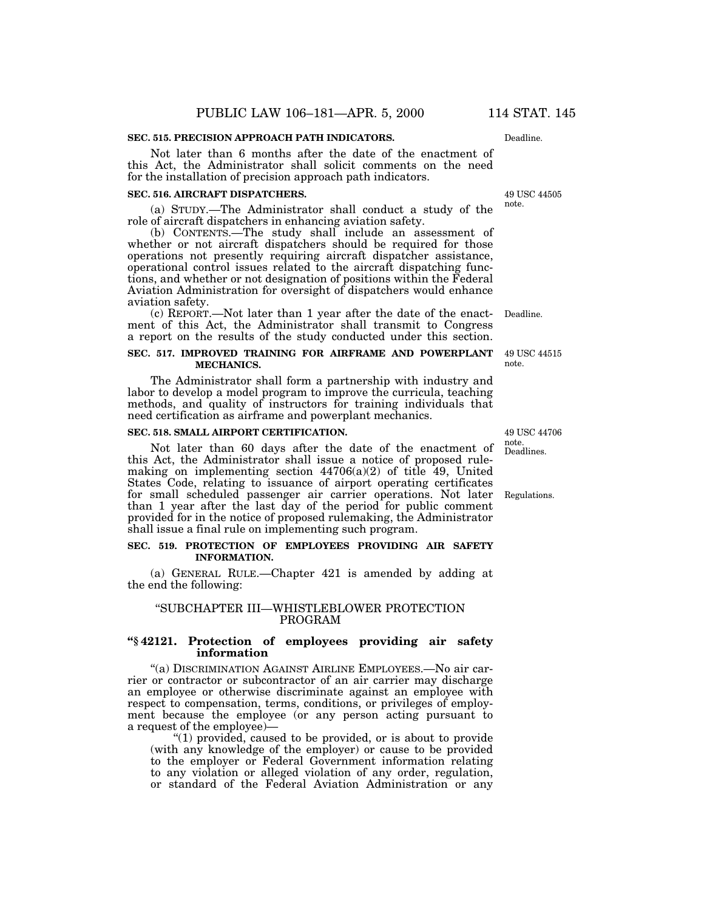**SEC. 515. PRECISION APPROACH PATH INDICATORS.**

Deadline.

Not later than 6 months after the date of the enactment of this Act, the Administrator shall solicit comments on the need for the installation of precision approach path indicators.

**SEC. 516. AIRCRAFT DISPATCHERS.**

49 USC 44505 note.

(a) STUDY.—The Administrator shall conduct a study of the role of aircraft dispatchers in enhancing aviation safety.

(b) CONTENTS.—The study shall include an assessment of whether or not aircraft dispatchers should be required for those operations not presently requiring aircraft dispatcher assistance, operational control issues related to the aircraft dispatching functions, and whether or not designation of positions within the Federal Aviation Administration for oversight of dispatchers would enhance aviation safety.

Deadline.

(c) REPORT.—Not later than 1 year after the date of the enactment of this Act, the Administrator shall transmit to Congress a report on the results of the study conducted under this section.

**SEC. 517. IMPROVED TRAINING FOR AIRFRAME AND POWERPLANT MECHANICS.**

49 USC 44515 note.

The Administrator shall form a partnership with industry and labor to develop a model program to improve the curricula, teaching methods, and quality of instructors for training individuals that need certification as airframe and powerplant mechanics.

**SEC. 518. SMALL AIRPORT CERTIFICATION.**

49 USC 44706 note. Deadlines.

Not later than 60 days after the date of the enactment of this Act, the Administrator shall issue a notice of proposed rulemaking on implementing section 44706(a)(2) of title 49, United States Code, relating to issuance of airport operating certificates for small scheduled passenger air carrier operations. Not later than 1 year after the last day of the period for public comment provided for in the notice of proposed rulemaking, the Administrator shall issue a final rule on implementing such program.

Regulations.

**SEC. 519. PROTECTION OF EMPLOYEES PROVIDING AIR SAFETY INFORMATION.**

(a) GENERAL RULE.—Chapter 421 is amended by adding at the end the following:

"SUBCHAPTER III—WHISTLEBLOWER PROTECTION PROGRAM

**"§ 42121. Protection of employees providing air safety information**

"(a) DISCRIMINATION AGAINST AIRLINE EMPLOYEES.—No air carrier or contractor or subcontractor of an air carrier may discharge an employee or otherwise discriminate against an employee with respect to compensation, terms, conditions, or privileges of employment because the employee (or any person acting pursuant to a request of the employee)—

"(1) provided, caused to be provided, or is about to provide (with any knowledge of the employer) or cause to be provided to the employer or Federal Government information relating to any violation or alleged violation of any order, regulation, or standard of the Federal Aviation Administration or any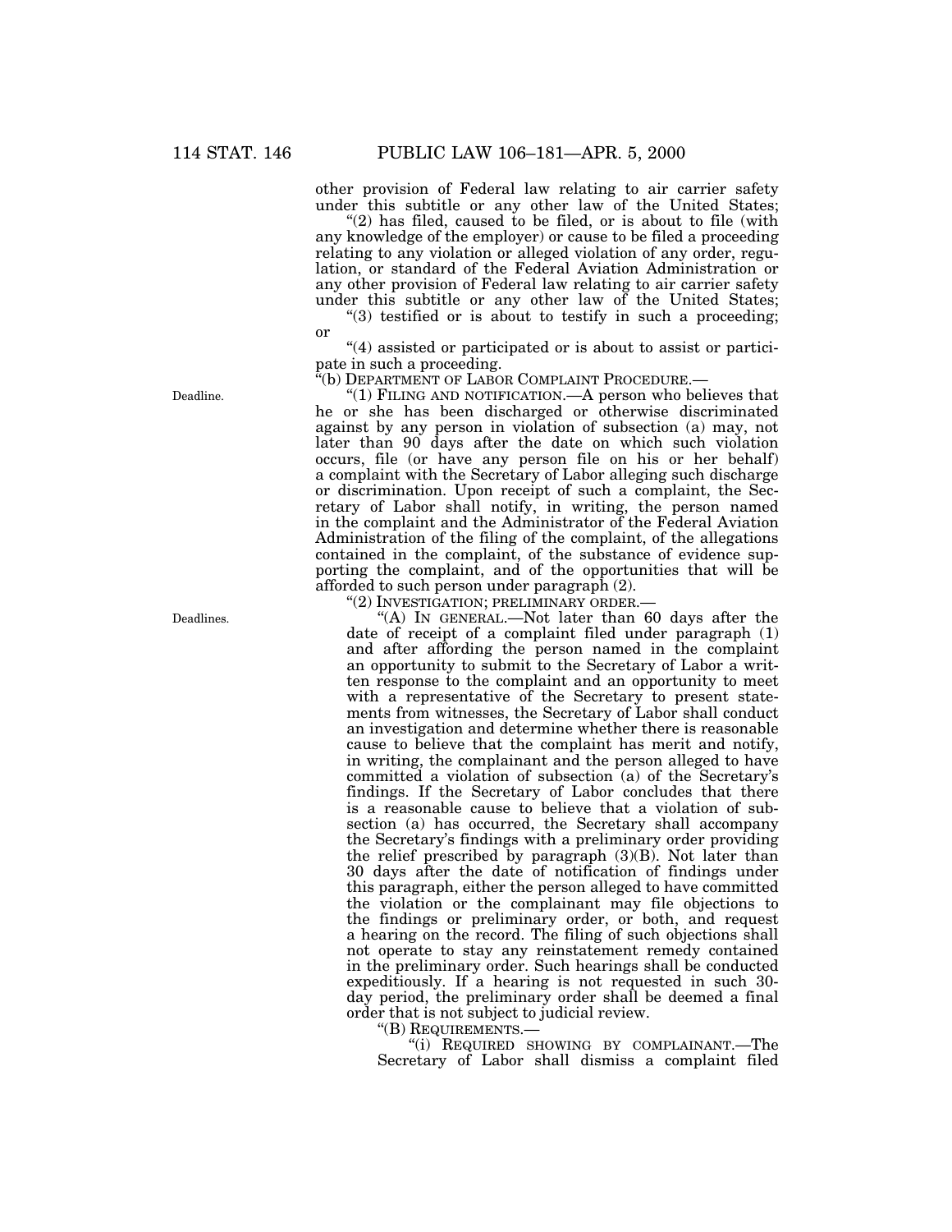other provision of Federal law relating to air carrier safety under this subtitle or any other law of the United States;

"(2) has filed, caused to be filed, or is about to file (with any knowledge of the employer) or cause to be filed a proceeding relating to any violation or alleged violation of any order, regulation, or standard of the Federal Aviation Administration or any other provision of Federal law relating to air carrier safety under this subtitle or any other law of the United States;

"(3) testified or is about to testify in such a proceeding; or

"(4) assisted or participated or is about to assist or participate in such a proceeding.

"(b) DEPARTMENT OF LABOR COMPLAINT PROCEDURE.—

Deadline.

"(1) FILING AND NOTIFICATION.—A person who believes that he or she has been discharged or otherwise discriminated against by any person in violation of subsection (a) may, not later than 90 days after the date on which such violation occurs, file (or have any person file on his or her behalf) a complaint with the Secretary of Labor alleging such discharge or discrimination. Upon receipt of such a complaint, the Secretary of Labor shall notify, in writing, the person named in the complaint and the Administrator of the Federal Aviation Administration of the filing of the complaint, of the allegations contained in the complaint, of the substance of evidence supporting the complaint, and of the opportunities that will be afforded to such person under paragraph (2).

"(2) INVESTIGATION; PRELIMINARY ORDER.—

Deadlines.

"(A) IN GENERAL.—Not later than 60 days after the date of receipt of a complaint filed under paragraph (1) and after affording the person named in the complaint an opportunity to submit to the Secretary of Labor a written response to the complaint and an opportunity to meet with a representative of the Secretary to present statements from witnesses, the Secretary of Labor shall conduct an investigation and determine whether there is reasonable cause to believe that the complaint has merit and notify, in writing, the complainant and the person alleged to have committed a violation of subsection (a) of the Secretary's findings. If the Secretary of Labor concludes that there is a reasonable cause to believe that a violation of subsection (a) has occurred, the Secretary shall accompany the Secretary's findings with a preliminary order providing the relief prescribed by paragraph (3)(B). Not later than 30 days after the date of notification of findings under this paragraph, either the person alleged to have committed the violation or the complainant may file objections to the findings or preliminary order, or both, and request a hearing on the record. The filing of such objections shall not operate to stay any reinstatement remedy contained in the preliminary order. Such hearings shall be conducted expeditiously. If a hearing is not requested in such 30-day period, the preliminary order shall be deemed a final order that is not subject to judicial review.

"(B) REQUIREMENTS.—

"(i) REQUIRED SHOWING BY COMPLAINANT.—The Secretary of Labor shall dismiss a complaint filed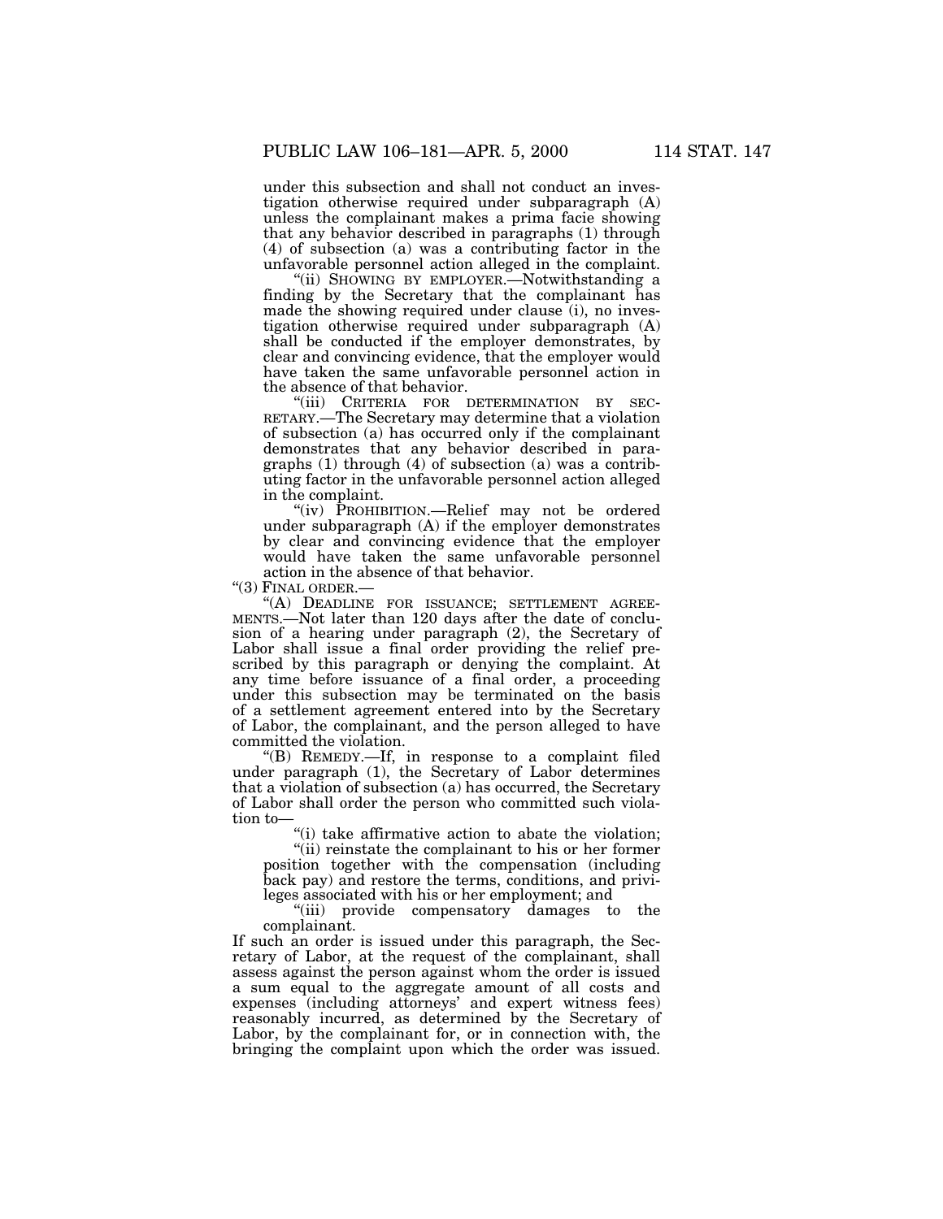under this subsection and shall not conduct an investigation otherwise required under subparagraph (A) unless the complainant makes a prima facie showing that any behavior described in paragraphs (1) through (4) of subsection (a) was a contributing factor in the unfavorable personnel action alleged in the complaint.

"(ii) SHOWING BY EMPLOYER.—Notwithstanding a finding by the Secretary that the complainant has made the showing required under clause (i), no investigation otherwise required under subparagraph (A) shall be conducted if the employer demonstrates, by clear and convincing evidence, that the employer would have taken the same unfavorable personnel action in the absence of that behavior.

"(iii) CRITERIA FOR DETERMINATION BY SECRETARY.—The Secretary may determine that a violation of subsection (a) has occurred only if the complainant demonstrates that any behavior described in paragraphs (1) through (4) of subsection (a) was a contributing factor in the unfavorable personnel action alleged in the complaint.

"(iv) PROHIBITION.—Relief may not be ordered under subparagraph (A) if the employer demonstrates by clear and convincing evidence that the employer would have taken the same unfavorable personnel action in the absence of that behavior.

"(3) FINAL ORDER.—

"(A) DEADLINE FOR ISSUANCE; SETTLEMENT AGREEMENTS.—Not later than 120 days after the date of conclusion of a hearing under paragraph (2), the Secretary of Labor shall issue a final order providing the relief prescribed by this paragraph or denying the complaint. At any time before issuance of a final order, a proceeding under this subsection may be terminated on the basis of a settlement agreement entered into by the Secretary of Labor, the complainant, and the person alleged to have committed the violation.

"(B) REMEDY.—If, in response to a complaint filed under paragraph (1), the Secretary of Labor determines that a violation of subsection (a) has occurred, the Secretary of Labor shall order the person who committed such violation to—

"(i) take affirmative action to abate the violation;

"(ii) reinstate the complainant to his or her former position together with the compensation (including back pay) and restore the terms, conditions, and privileges associated with his or her employment; and

"(iii) provide compensatory damages to the complainant.

If such an order is issued under this paragraph, the Secretary of Labor, at the request of the complainant, shall assess against the person against whom the order is issued a sum equal to the aggregate amount of all costs and expenses (including attorneys' and expert witness fees) reasonably incurred, as determined by the Secretary of Labor, by the complainant for, or in connection with, the bringing the complaint upon which the order was issued.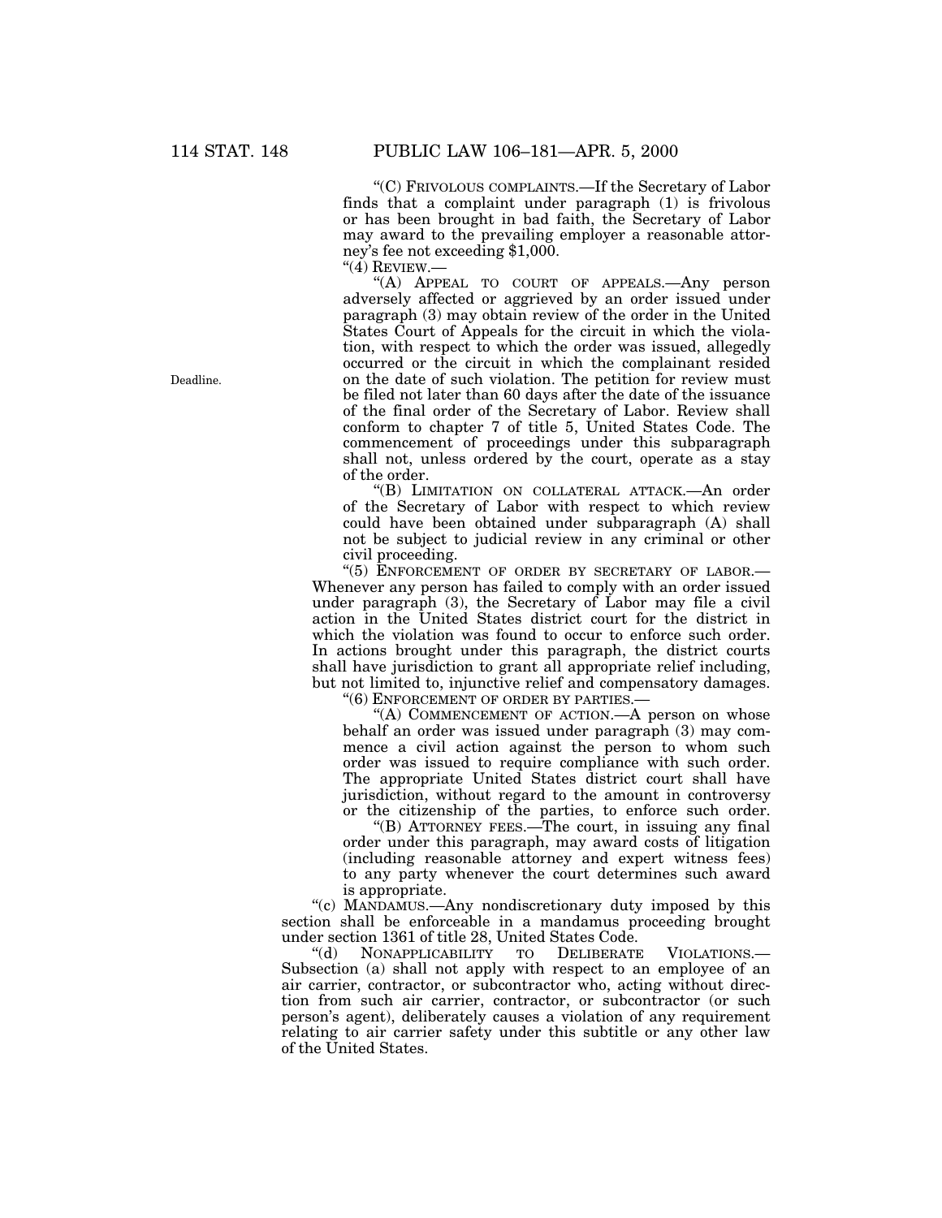"(C) FRIVOLOUS COMPLAINTS.—If the Secretary of Labor finds that a complaint under paragraph (1) is frivolous or has been brought in bad faith, the Secretary of Labor may award to the prevailing employer a reasonable attorney's fee not exceeding $1,000.

"(4) REVIEW.—

"(A) APPEAL TO COURT OF APPEALS.—Any person adversely affected or aggrieved by an order issued under paragraph (3) may obtain review of the order in the United States Court of Appeals for the circuit in which the violation, with respect to which the order was issued, allegedly occurred or the circuit in which the complainant resided on the date of such violation. The petition for review must be filed not later than 60 days after the date of the issuance of the final order of the Secretary of Labor. Review shall conform to chapter 7 of title 5, United States Code. The commencement of proceedings under this subparagraph shall not, unless ordered by the court, operate as a stay of the order.

Deadline.

"(B) LIMITATION ON COLLATERAL ATTACK.—An order of the Secretary of Labor with respect to which review could have been obtained under subparagraph (A) shall not be subject to judicial review in any criminal or other civil proceeding.

"(5) ENFORCEMENT OF ORDER BY SECRETARY OF LABOR.—Whenever any person has failed to comply with an order issued under paragraph (3), the Secretary of Labor may file a civil action in the United States district court for the district in which the violation was found to occur to enforce such order. In actions brought under this paragraph, the district courts shall have jurisdiction to grant all appropriate relief including, but not limited to, injunctive relief and compensatory damages.

"(6) ENFORCEMENT OF ORDER BY PARTIES.—

"(A) COMMENCEMENT OF ACTION.—A person on whose behalf an order was issued under paragraph (3) may commence a civil action against the person to whom such order was issued to require compliance with such order. The appropriate United States district court shall have jurisdiction, without regard to the amount in controversy or the citizenship of the parties, to enforce such order.

"(B) ATTORNEY FEES.—The court, in issuing any final order under this paragraph, may award costs of litigation (including reasonable attorney and expert witness fees) to any party whenever the court determines such award is appropriate.

"(c) MANDAMUS.—Any nondiscretionary duty imposed by this section shall be enforceable in a mandamus proceeding brought under section 1361 of title 28, United States Code.

"(d) NONAPPLICABILITY TO DELIBERATE VIOLATIONS.—Subsection (a) shall not apply with respect to an employee of an air carrier, contractor, or subcontractor who, acting without direction from such air carrier, contractor, or subcontractor (or such person's agent), deliberately causes a violation of any requirement relating to air carrier safety under this subtitle or any other law of the United States.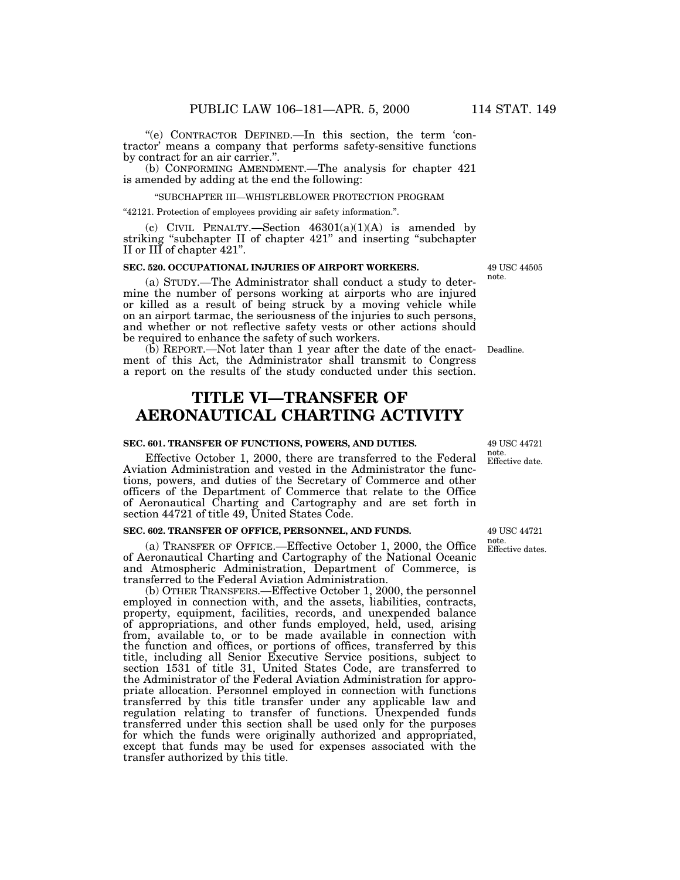"(e) CONTRACTOR DEFINED.—In this section, the term 'contractor' means a company that performs safety-sensitive functions by contract for an air carrier.".

(b) CONFORMING AMENDMENT.—The analysis for chapter 421 is amended by adding at the end the following:

"SUBCHAPTER III—WHISTLEBLOWER PROTECTION PROGRAM

"42121. Protection of employees providing air safety information.".

(c) CIVIL PENALTY.—Section 46301(a)(1)(A) is amended by striking "subchapter II of chapter 421" and inserting "subchapter II or III of chapter 421".

**SEC. 520. OCCUPATIONAL INJURIES OF AIRPORT WORKERS.**

49 USC 44505 note.

(a) STUDY.—The Administrator shall conduct a study to determine the number of persons working at airports who are injured or killed as a result of being struck by a moving vehicle while on an airport tarmac, the seriousness of the injuries to such persons, and whether or not reflective safety vests or other actions should be required to enhance the safety of such workers.

Deadline.

(b) REPORT.—Not later than 1 year after the date of the enactment of this Act, the Administrator shall transmit to Congress a report on the results of the study conducted under this section.

# TITLE VI—TRANSFER OF AERONAUTICAL CHARTING ACTIVITY

**SEC. 601. TRANSFER OF FUNCTIONS, POWERS, AND DUTIES.**

49 USC 44721 note. Effective date.

Effective October 1, 2000, there are transferred to the Federal Aviation Administration and vested in the Administrator the functions, powers, and duties of the Secretary of Commerce and other officers of the Department of Commerce that relate to the Office of Aeronautical Charting and Cartography and are set forth in section 44721 of title 49, United States Code.

**SEC. 602. TRANSFER OF OFFICE, PERSONNEL, AND FUNDS.**

49 USC 44721 note. Effective dates.

(a) TRANSFER OF OFFICE.—Effective October 1, 2000, the Office of Aeronautical Charting and Cartography of the National Oceanic and Atmospheric Administration, Department of Commerce, is transferred to the Federal Aviation Administration.

(b) OTHER TRANSFERS.—Effective October 1, 2000, the personnel employed in connection with, and the assets, liabilities, contracts, property, equipment, facilities, records, and unexpended balance of appropriations, and other funds employed, held, used, arising from, available to, or to be made available in connection with the function and offices, or portions of offices, transferred by this title, including all Senior Executive Service positions, subject to section 1531 of title 31, United States Code, are transferred to the Administrator of the Federal Aviation Administration for appropriate allocation. Personnel employed in connection with functions transferred by this title transfer under any applicable law and regulation relating to transfer of functions. Unexpended funds transferred under this section shall be used only for the purposes for which the funds were originally authorized and appropriated, except that funds may be used for expenses associated with the transfer authorized by this title.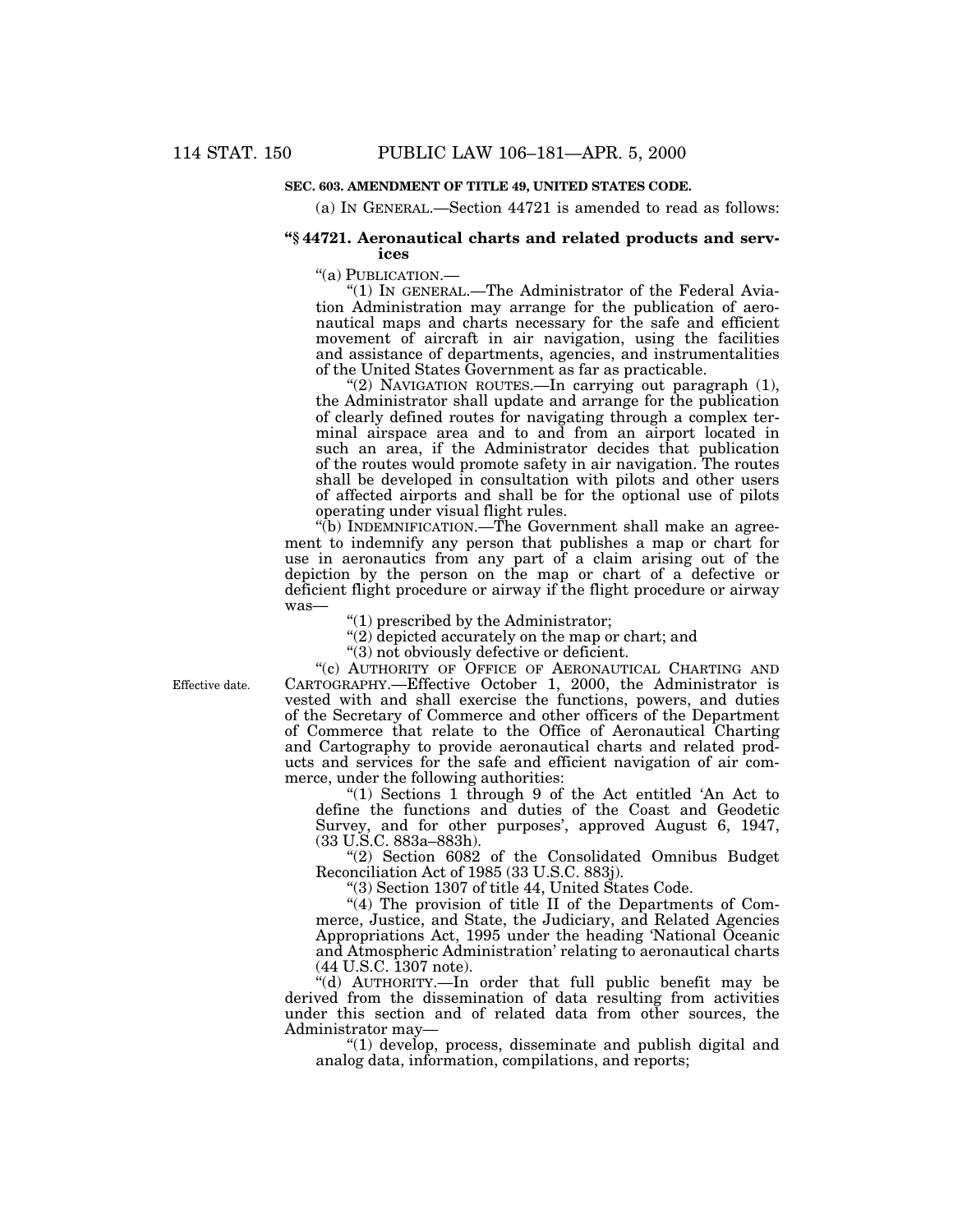**SEC. 603. AMENDMENT OF TITLE 49, UNITED STATES CODE.**

(a) IN GENERAL.—Section 44721 is amended to read as follows:

**"§ 44721. Aeronautical charts and related products and services**

"(a) PUBLICATION.—

"(1) IN GENERAL.—The Administrator of the Federal Aviation Administration may arrange for the publication of aeronautical maps and charts necessary for the safe and efficient movement of aircraft in air navigation, using the facilities and assistance of departments, agencies, and instrumentalities of the United States Government as far as practicable.

"(2) NAVIGATION ROUTES.—In carrying out paragraph (1), the Administrator shall update and arrange for the publication of clearly defined routes for navigating through a complex terminal airspace area and to and from an airport located in such an area, if the Administrator decides that publication of the routes would promote safety in air navigation. The routes shall be developed in consultation with pilots and other users of affected airports and shall be for the optional use of pilots operating under visual flight rules.

"(b) INDEMNIFICATION.—The Government shall make an agreement to indemnify any person that publishes a map or chart for use in aeronautics from any part of a claim arising out of the depiction by the person on the map or chart of a defective or deficient flight procedure or airway if the flight procedure or airway was—

"(1) prescribed by the Administrator;

"(2) depicted accurately on the map or chart; and

"(3) not obviously defective or deficient.

Effective date.

"(c) AUTHORITY OF OFFICE OF AERONAUTICAL CHARTING AND CARTOGRAPHY.—Effective October 1, 2000, the Administrator is vested with and shall exercise the functions, powers, and duties of the Secretary of Commerce and other officers of the Department of Commerce that relate to the Office of Aeronautical Charting and Cartography to provide aeronautical charts and related products and services for the safe and efficient navigation of air commerce, under the following authorities:

"(1) Sections 1 through 9 of the Act entitled 'An Act to define the functions and duties of the Coast and Geodetic Survey, and for other purposes', approved August 6, 1947, (33 U.S.C. 883a–883h).

"(2) Section 6082 of the Consolidated Omnibus Budget Reconciliation Act of 1985 (33 U.S.C. 883j).

"(3) Section 1307 of title 44, United States Code.

"(4) The provision of title II of the Departments of Commerce, Justice, and State, the Judiciary, and Related Agencies Appropriations Act, 1995 under the heading 'National Oceanic and Atmospheric Administration' relating to aeronautical charts (44 U.S.C. 1307 note).

"(d) AUTHORITY.—In order that full public benefit may be derived from the dissemination of data resulting from activities under this section and of related data from other sources, the Administrator may—

"(1) develop, process, disseminate and publish digital and analog data, information, compilations, and reports;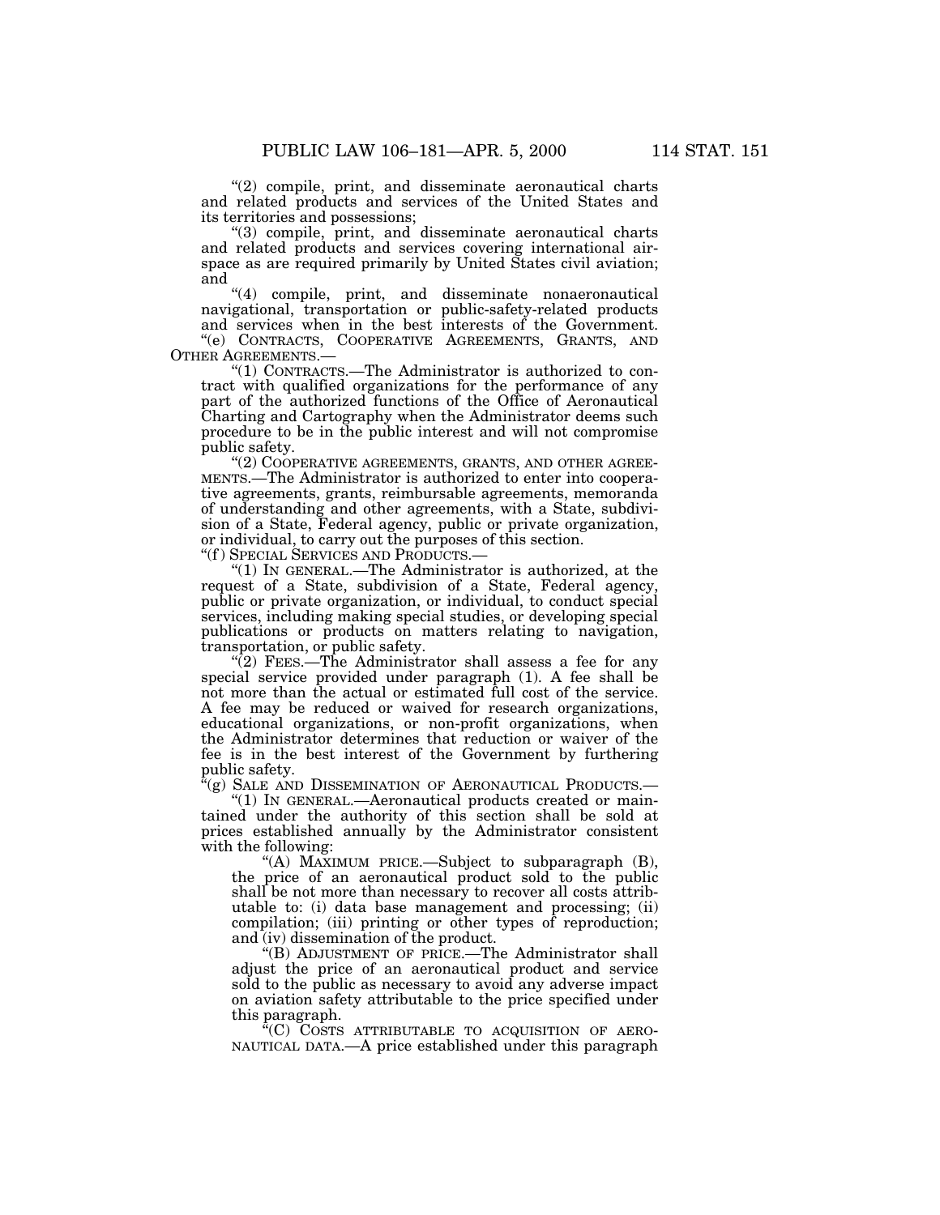"(2) compile, print, and disseminate aeronautical charts and related products and services of the United States and its territories and possessions;

"(3) compile, print, and disseminate aeronautical charts and related products and services covering international airspace as are required primarily by United States civil aviation; and

"(4) compile, print, and disseminate nonaeronautical navigational, transportation or public-safety-related products and services when in the best interests of the Government.

"(e) CONTRACTS, COOPERATIVE AGREEMENTS, GRANTS, AND OTHER AGREEMENTS.—

"(1) CONTRACTS.—The Administrator is authorized to contract with qualified organizations for the performance of any part of the authorized functions of the Office of Aeronautical Charting and Cartography when the Administrator deems such procedure to be in the public interest and will not compromise public safety.

"(2) COOPERATIVE AGREEMENTS, GRANTS, AND OTHER AGREEMENTS.—The Administrator is authorized to enter into cooperative agreements, grants, reimbursable agreements, memoranda of understanding and other agreements, with a State, subdivision of a State, Federal agency, public or private organization, or individual, to carry out the purposes of this section.

"(f) SPECIAL SERVICES AND PRODUCTS.—

"(1) IN GENERAL.—The Administrator is authorized, at the request of a State, subdivision of a State, Federal agency, public or private organization, or individual, to conduct special services, including making special studies, or developing special publications or products on matters relating to navigation, transportation, or public safety.

"(2) FEES.—The Administrator shall assess a fee for any special service provided under paragraph (1). A fee shall be not more than the actual or estimated full cost of the service. A fee may be reduced or waived for research organizations, educational organizations, or non-profit organizations, when the Administrator determines that reduction or waiver of the fee is in the best interest of the Government by furthering public safety.

"(g) SALE AND DISSEMINATION OF AERONAUTICAL PRODUCTS.—

"(1) IN GENERAL.—Aeronautical products created or maintained under the authority of this section shall be sold at prices established annually by the Administrator consistent with the following:

"(A) MAXIMUM PRICE.—Subject to subparagraph (B), the price of an aeronautical product sold to the public shall be not more than necessary to recover all costs attributable to: (i) data base management and processing; (ii) compilation; (iii) printing or other types of reproduction; and (iv) dissemination of the product.

"(B) ADJUSTMENT OF PRICE.—The Administrator shall adjust the price of an aeronautical product and service sold to the public as necessary to avoid any adverse impact on aviation safety attributable to the price specified under this paragraph.

"(C) COSTS ATTRIBUTABLE TO ACQUISITION OF AERONAUTICAL DATA.—A price established under this paragraph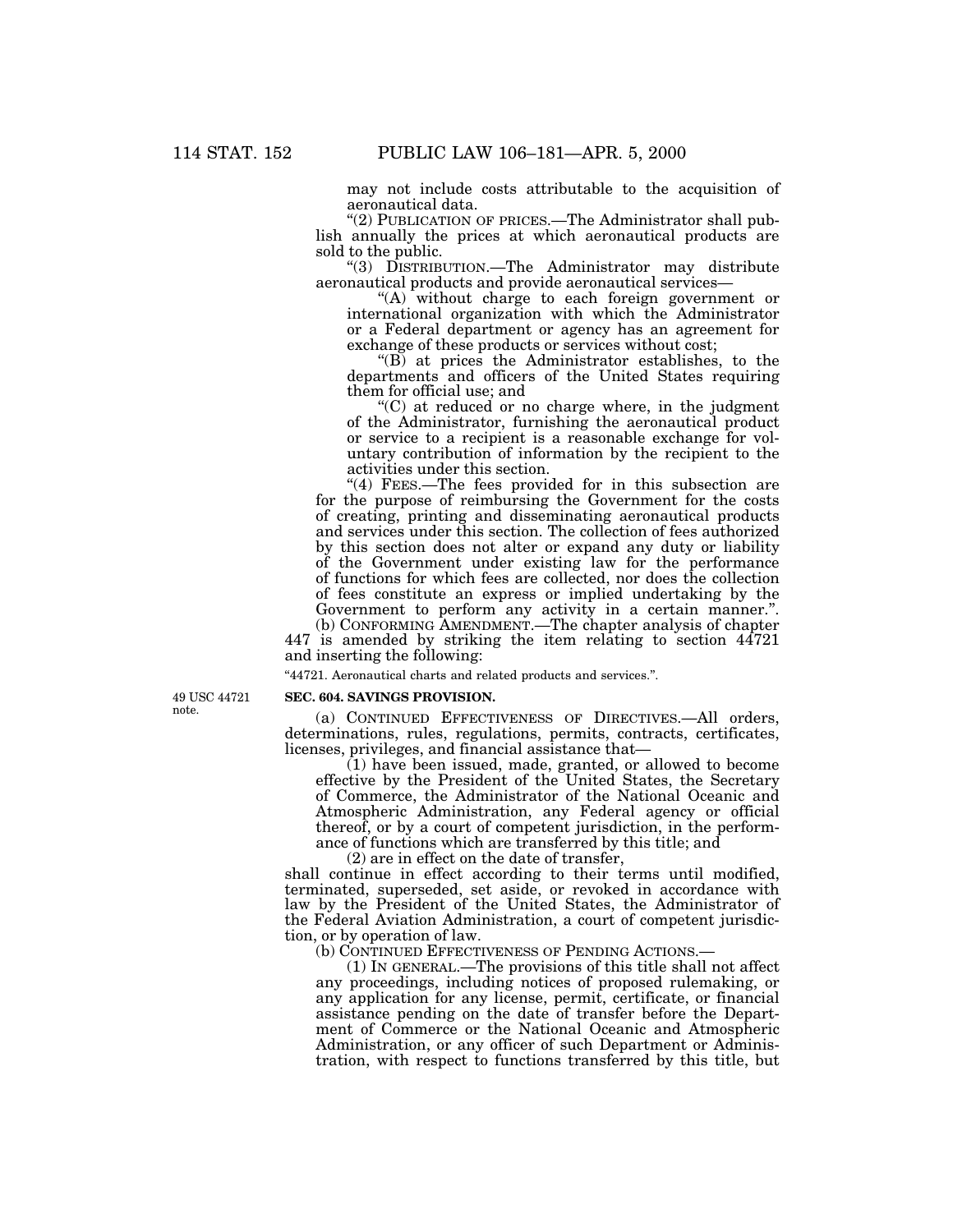may not include costs attributable to the acquisition of aeronautical data.

"(2) PUBLICATION OF PRICES.—The Administrator shall publish annually the prices at which aeronautical products are sold to the public.

"(3) DISTRIBUTION.—The Administrator may distribute aeronautical products and provide aeronautical services—

"(A) without charge to each foreign government or international organization with which the Administrator or a Federal department or agency has an agreement for exchange of these products or services without cost;

"(B) at prices the Administrator establishes, to the departments and officers of the United States requiring them for official use; and

"(C) at reduced or no charge where, in the judgment of the Administrator, furnishing the aeronautical product or service to a recipient is a reasonable exchange for voluntary contribution of information by the recipient to the activities under this section.

"(4) FEES.—The fees provided for in this subsection are for the purpose of reimbursing the Government for the costs of creating, printing and disseminating aeronautical products and services under this section. The collection of fees authorized by this section does not alter or expand any duty or liability of the Government under existing law for the performance of functions for which fees are collected, nor does the collection of fees constitute an express or implied undertaking by the Government to perform any activity in a certain manner.".

(b) CONFORMING AMENDMENT.—The chapter analysis of chapter 447 is amended by striking the item relating to section 44721 and inserting the following:

"44721. Aeronautical charts and related products and services.".

49 USC 44721 note.

**SEC. 604. SAVINGS PROVISION.**

(a) CONTINUED EFFECTIVENESS OF DIRECTIVES.—All orders, determinations, rules, regulations, permits, contracts, certificates, licenses, privileges, and financial assistance that—

(1) have been issued, made, granted, or allowed to become effective by the President of the United States, the Secretary of Commerce, the Administrator of the National Oceanic and Atmospheric Administration, any Federal agency or official thereof, or by a court of competent jurisdiction, in the performance of functions which are transferred by this title; and

(2) are in effect on the date of transfer,

shall continue in effect according to their terms until modified, terminated, superseded, set aside, or revoked in accordance with law by the President of the United States, the Administrator of the Federal Aviation Administration, a court of competent jurisdiction, or by operation of law.

(b) CONTINUED EFFECTIVENESS OF PENDING ACTIONS.—

(1) IN GENERAL.—The provisions of this title shall not affect any proceedings, including notices of proposed rulemaking, or any application for any license, permit, certificate, or financial assistance pending on the date of transfer before the Department of Commerce or the National Oceanic and Atmospheric Administration, or any officer of such Department or Administration, with respect to functions transferred by this title, but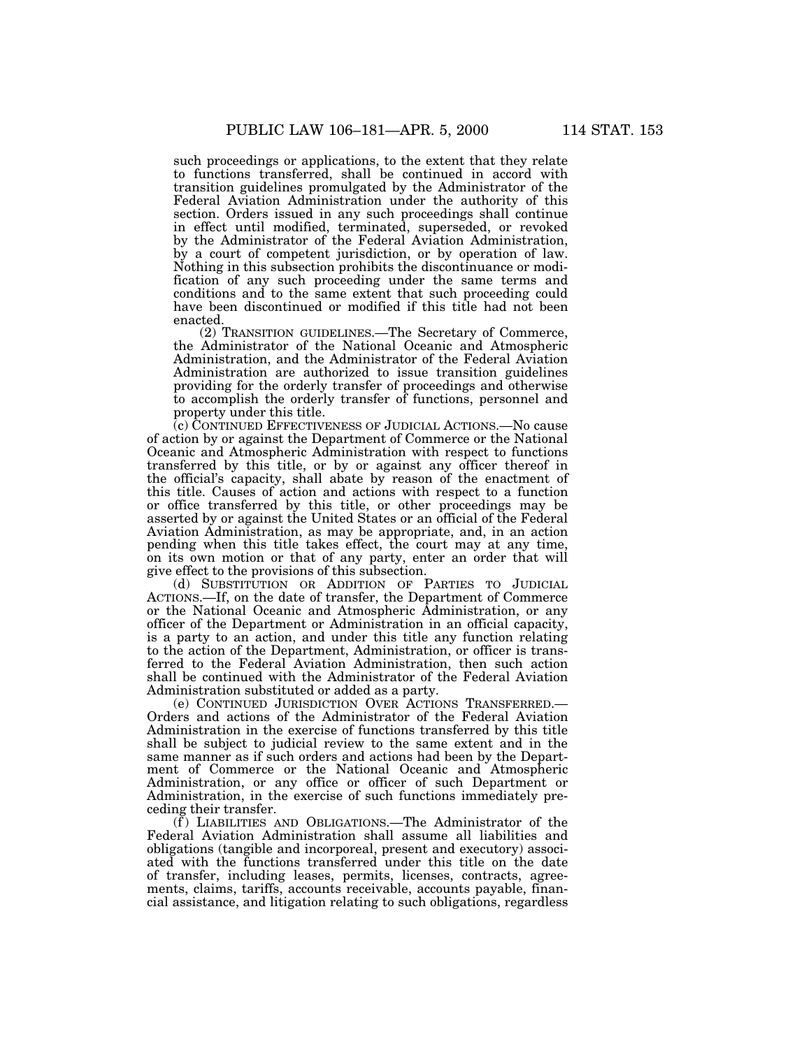such proceedings or applications, to the extent that they relate to functions transferred, shall be continued in accord with transition guidelines promulgated by the Administrator of the Federal Aviation Administration under the authority of this section. Orders issued in any such proceedings shall continue in effect until modified, terminated, superseded, or revoked by the Administrator of the Federal Aviation Administration, by a court of competent jurisdiction, or by operation of law. Nothing in this subsection prohibits the discontinuance or modification of any such proceeding under the same terms and conditions and to the same extent that such proceeding could have been discontinued or modified if this title had not been enacted.

(2) TRANSITION GUIDELINES.—The Secretary of Commerce, the Administrator of the National Oceanic and Atmospheric Administration, and the Administrator of the Federal Aviation Administration are authorized to issue transition guidelines providing for the orderly transfer of proceedings and otherwise to accomplish the orderly transfer of functions, personnel and property under this title.

(c) CONTINUED EFFECTIVENESS OF JUDICIAL ACTIONS.—No cause of action by or against the Department of Commerce or the National Oceanic and Atmospheric Administration with respect to functions transferred by this title, or by or against any officer thereof in the official's capacity, shall abate by reason of the enactment of this title. Causes of action and actions with respect to a function or office transferred by this title, or other proceedings may be asserted by or against the United States or an official of the Federal Aviation Administration, as may be appropriate, and, in an action pending when this title takes effect, the court may at any time, on its own motion or that of any party, enter an order that will give effect to the provisions of this subsection.

(d) SUBSTITUTION OR ADDITION OF PARTIES TO JUDICIAL ACTIONS.—If, on the date of transfer, the Department of Commerce or the National Oceanic and Atmospheric Administration, or any officer of the Department or Administration in an official capacity, is a party to an action, and under this title any function relating to the action of the Department, Administration, or officer is transferred to the Federal Aviation Administration, then such action shall be continued with the Administrator of the Federal Aviation Administration substituted or added as a party.

(e) CONTINUED JURISDICTION OVER ACTIONS TRANSFERRED.—Orders and actions of the Administrator of the Federal Aviation Administration in the exercise of functions transferred by this title shall be subject to judicial review to the same extent and in the same manner as if such orders and actions had been by the Department of Commerce or the National Oceanic and Atmospheric Administration, or any office or officer of such Department or Administration, in the exercise of such functions immediately preceding their transfer.

(f) LIABILITIES AND OBLIGATIONS.—The Administrator of the Federal Aviation Administration shall assume all liabilities and obligations (tangible and incorporeal, present and executory) associated with the functions transferred under this title on the date of transfer, including leases, permits, licenses, contracts, agreements, claims, tariffs, accounts receivable, accounts payable, financial assistance, and litigation relating to such obligations, regardless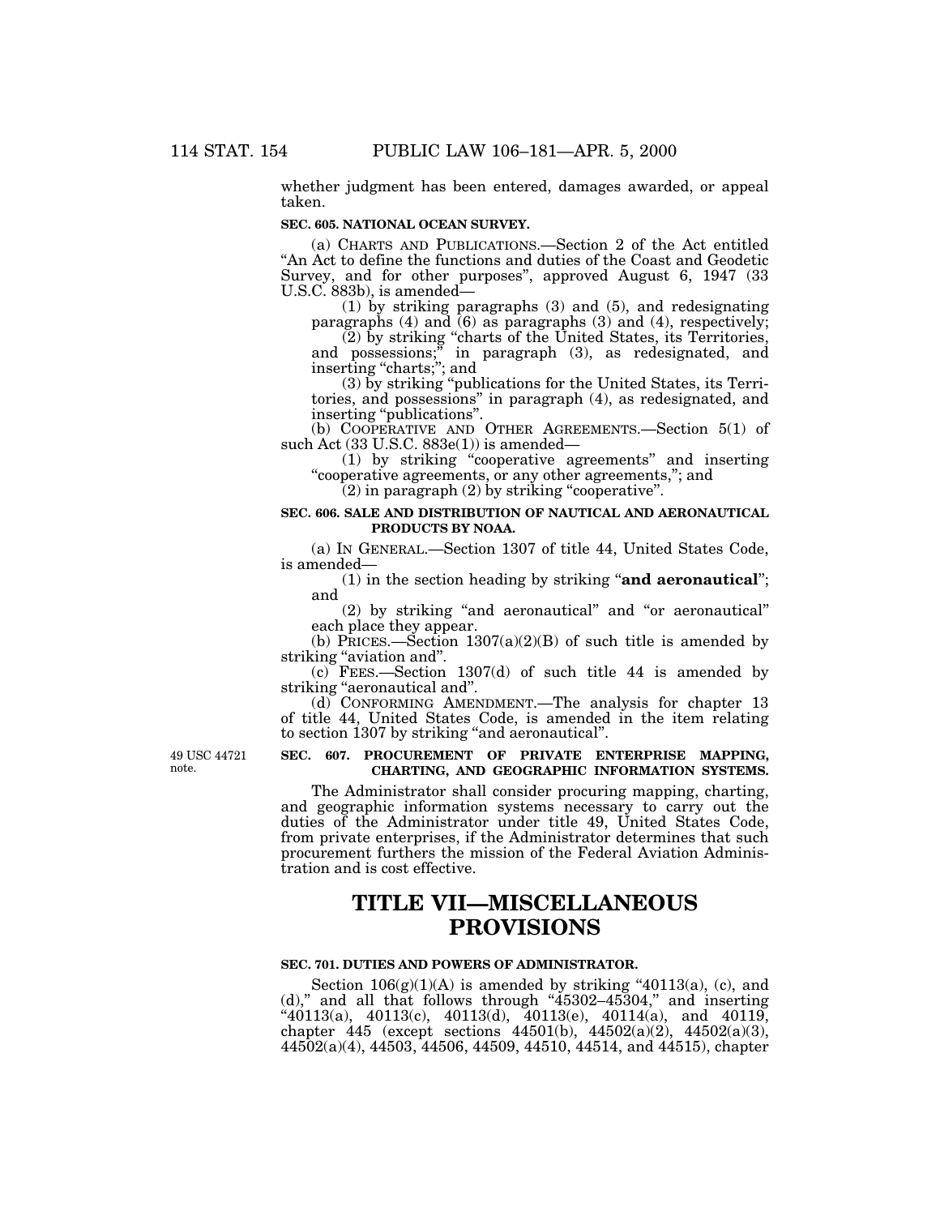whether judgment has been entered, damages awarded, or appeal taken.

**SEC. 605. NATIONAL OCEAN SURVEY.**

(a) CHARTS AND PUBLICATIONS.—Section 2 of the Act entitled "An Act to define the functions and duties of the Coast and Geodetic Survey, and for other purposes", approved August 6, 1947 (33 U.S.C. 883b), is amended—

(1) by striking paragraphs (3) and (5), and redesignating paragraphs (4) and (6) as paragraphs (3) and (4), respectively;

(2) by striking "charts of the United States, its Territories, and possessions;" in paragraph (3), as redesignated, and inserting "charts;"; and

(3) by striking "publications for the United States, its Territories, and possessions" in paragraph (4), as redesignated, and inserting "publications".

(b) COOPERATIVE AND OTHER AGREEMENTS.—Section 5(1) of such Act (33 U.S.C. 883e(1)) is amended—

(1) by striking "cooperative agreements" and inserting "cooperative agreements, or any other agreements,"; and

(2) in paragraph (2) by striking "cooperative".

**SEC. 606. SALE AND DISTRIBUTION OF NAUTICAL AND AERONAUTICAL PRODUCTS BY NOAA.**

(a) IN GENERAL.—Section 1307 of title 44, United States Code, is amended—

(1) in the section heading by striking "**and aeronautical**"; and

(2) by striking "and aeronautical" and "or aeronautical" each place they appear.

(b) PRICES.—Section 1307(a)(2)(B) of such title is amended by striking "aviation and".

(c) FEES.—Section 1307(d) of such title 44 is amended by striking "aeronautical and".

(d) CONFORMING AMENDMENT.—The analysis for chapter 13 of title 44, United States Code, is amended in the item relating to section 1307 by striking "and aeronautical".

49 USC 44721 note.

**SEC. 607. PROCUREMENT OF PRIVATE ENTERPRISE MAPPING, CHARTING, AND GEOGRAPHIC INFORMATION SYSTEMS.**

The Administrator shall consider procuring mapping, charting, and geographic information systems necessary to carry out the duties of the Administrator under title 49, United States Code, from private enterprises, if the Administrator determines that such procurement furthers the mission of the Federal Aviation Administration and is cost effective.

# TITLE VII—MISCELLANEOUS PROVISIONS

**SEC. 701. DUTIES AND POWERS OF ADMINISTRATOR.**

Section 106(g)(1)(A) is amended by striking "40113(a), (c), and (d)," and all that follows through "45302–45304," and inserting "40113(a), 40113(c), 40113(d), 40113(e), 40114(a), and 40119, chapter 445 (except sections 44501(b), 44502(a)(2), 44502(a)(3), 44502(a)(4), 44503, 44506, 44509, 44510, 44514, and 44515), chapter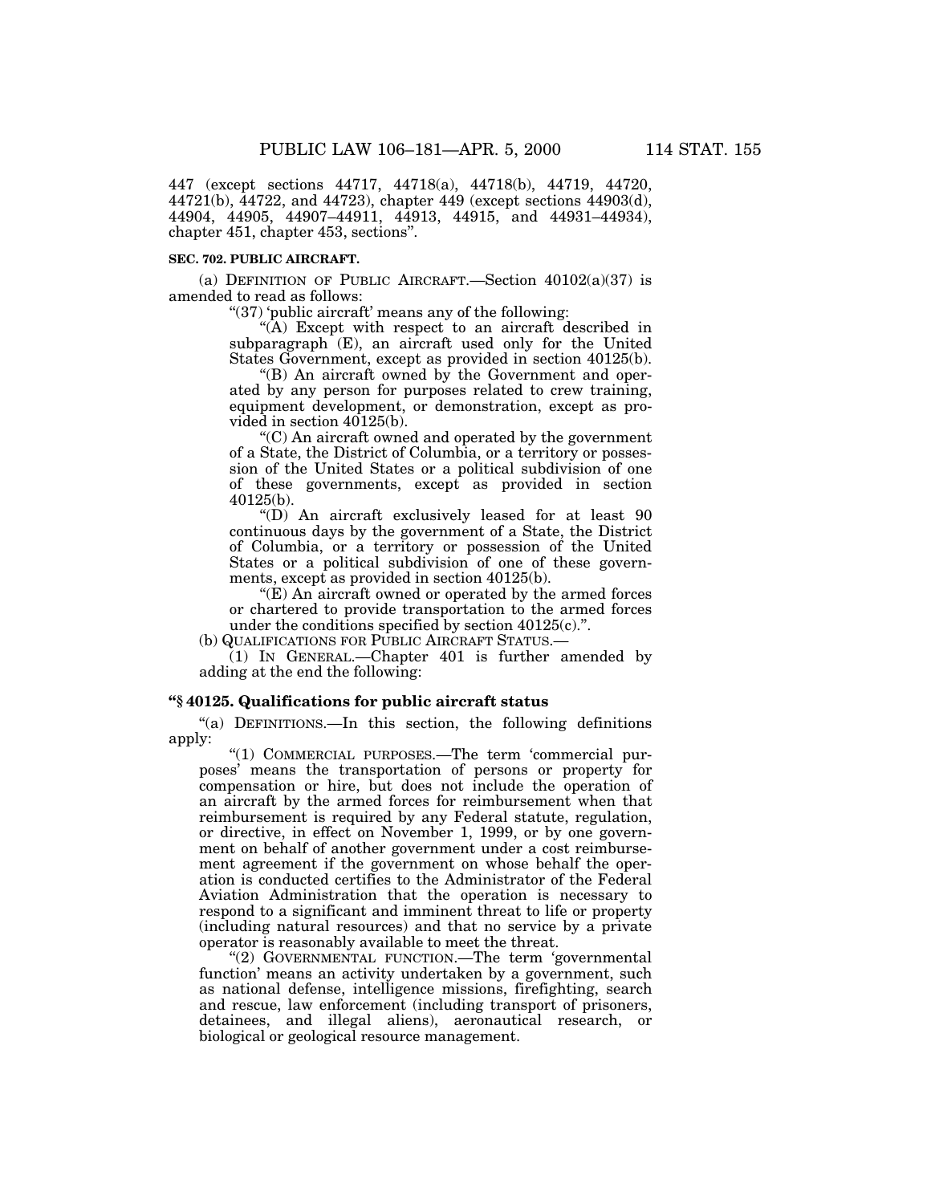447 (except sections 44717, 44718(a), 44718(b), 44719, 44720, 44721(b), 44722, and 44723), chapter 449 (except sections 44903(d), 44904, 44905, 44907–44911, 44913, 44915, and 44931–44934), chapter 451, chapter 453, sections".

**SEC. 702. PUBLIC AIRCRAFT.**

(a) DEFINITION OF PUBLIC AIRCRAFT.—Section 40102(a)(37) is amended to read as follows:

"(37) 'public aircraft' means any of the following:

"(A) Except with respect to an aircraft described in subparagraph (E), an aircraft used only for the United States Government, except as provided in section 40125(b).

"(B) An aircraft owned by the Government and operated by any person for purposes related to crew training, equipment development, or demonstration, except as provided in section 40125(b).

"(C) An aircraft owned and operated by the government of a State, the District of Columbia, or a territory or possession of the United States or a political subdivision of one of these governments, except as provided in section 40125(b).

"(D) An aircraft exclusively leased for at least 90 continuous days by the government of a State, the District of Columbia, or a territory or possession of the United States or a political subdivision of one of these governments, except as provided in section 40125(b).

"(E) An aircraft owned or operated by the armed forces or chartered to provide transportation to the armed forces under the conditions specified by section 40125(c).".

(b) QUALIFICATIONS FOR PUBLIC AIRCRAFT STATUS.—

(1) IN GENERAL.—Chapter 401 is further amended by adding at the end the following:

**"§ 40125. Qualifications for public aircraft status**

"(a) DEFINITIONS.—In this section, the following definitions apply:

"(1) COMMERCIAL PURPOSES.—The term 'commercial purposes' means the transportation of persons or property for compensation or hire, but does not include the operation of an aircraft by the armed forces for reimbursement when that reimbursement is required by any Federal statute, regulation, or directive, in effect on November 1, 1999, or by one government on behalf of another government under a cost reimbursement agreement if the government on whose behalf the operation is conducted certifies to the Administrator of the Federal Aviation Administration that the operation is necessary to respond to a significant and imminent threat to life or property (including natural resources) and that no service by a private operator is reasonably available to meet the threat.

"(2) GOVERNMENTAL FUNCTION.—The term 'governmental function' means an activity undertaken by a government, such as national defense, intelligence missions, firefighting, search and rescue, law enforcement (including transport of prisoners, detainees, and illegal aliens), aeronautical research, or biological or geological resource management.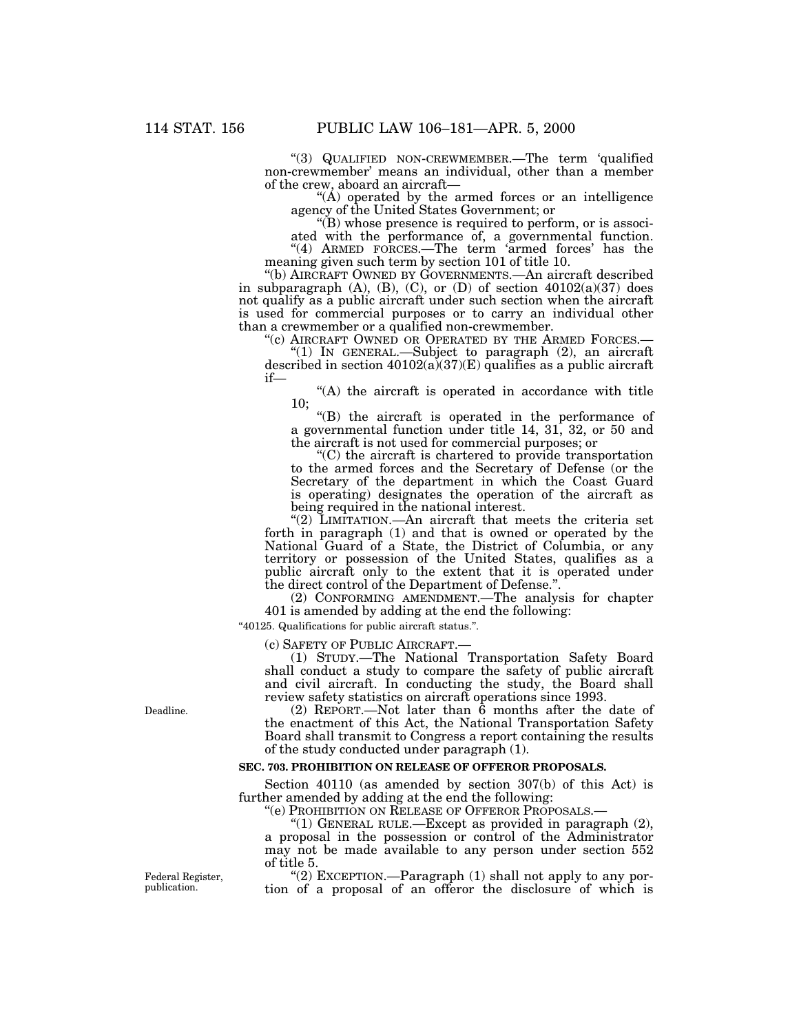"(3) QUALIFIED NON-CREWMEMBER.—The term 'qualified non-crewmember' means an individual, other than a member of the crew, aboard an aircraft—

"(A) operated by the armed forces or an intelligence agency of the United States Government; or

"(B) whose presence is required to perform, or is associated with the performance of, a governmental function.

"(4) ARMED FORCES.—The term 'armed forces' has the meaning given such term by section 101 of title 10.

"(b) AIRCRAFT OWNED BY GOVERNMENTS.—An aircraft described in subparagraph (A), (B), (C), or (D) of section 40102(a)(37) does not qualify as a public aircraft under such section when the aircraft is used for commercial purposes or to carry an individual other than a crewmember or a qualified non-crewmember.

"(c) AIRCRAFT OWNED OR OPERATED BY THE ARMED FORCES.—

"(1) IN GENERAL.—Subject to paragraph (2), an aircraft described in section 40102(a)(37)(E) qualifies as a public aircraft if—

"(A) the aircraft is operated in accordance with title 10;

"(B) the aircraft is operated in the performance of a governmental function under title 14, 31, 32, or 50 and the aircraft is not used for commercial purposes; or

"(C) the aircraft is chartered to provide transportation to the armed forces and the Secretary of Defense (or the Secretary of the department in which the Coast Guard is operating) designates the operation of the aircraft as being required in the national interest.

"(2) LIMITATION.—An aircraft that meets the criteria set forth in paragraph (1) and that is owned or operated by the National Guard of a State, the District of Columbia, or any territory or possession of the United States, qualifies as a public aircraft only to the extent that it is operated under the direct control of the Department of Defense.".

(2) CONFORMING AMENDMENT.—The analysis for chapter 401 is amended by adding at the end the following:

"40125. Qualifications for public aircraft status.".

(c) SAFETY OF PUBLIC AIRCRAFT.—

(1) STUDY.—The National Transportation Safety Board shall conduct a study to compare the safety of public aircraft and civil aircraft. In conducting the study, the Board shall review safety statistics on aircraft operations since 1993.

Deadline.

(2) REPORT.—Not later than 6 months after the date of the enactment of this Act, the National Transportation Safety Board shall transmit to Congress a report containing the results of the study conducted under paragraph (1).

**SEC. 703. PROHIBITION ON RELEASE OF OFFEROR PROPOSALS.**

Section 40110 (as amended by section 307(b) of this Act) is further amended by adding at the end the following:

"(e) PROHIBITION ON RELEASE OF OFFEROR PROPOSALS.—

"(1) GENERAL RULE.—Except as provided in paragraph (2), a proposal in the possession or control of the Administrator may not be made available to any person under section 552 of title 5.

Federal Register, publication.

"(2) EXCEPTION.—Paragraph (1) shall not apply to any portion of a proposal of an offeror the disclosure of which is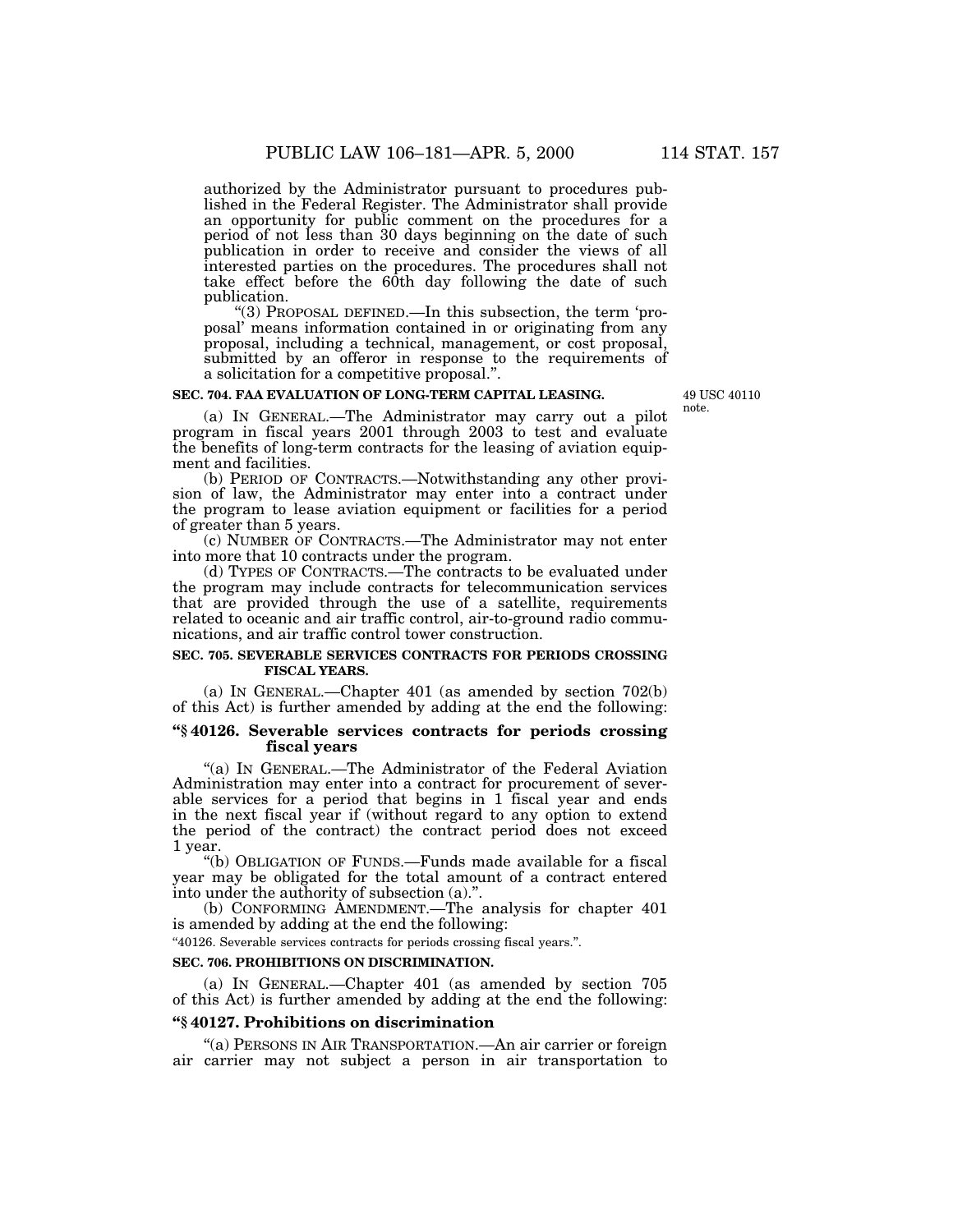authorized by the Administrator pursuant to procedures published in the Federal Register. The Administrator shall provide an opportunity for public comment on the procedures for a period of not less than 30 days beginning on the date of such publication in order to receive and consider the views of all interested parties on the procedures. The procedures shall not take effect before the 60th day following the date of such publication.

"(3) PROPOSAL DEFINED.—In this subsection, the term 'proposal' means information contained in or originating from any proposal, including a technical, management, or cost proposal, submitted by an offeror in response to the requirements of a solicitation for a competitive proposal.".

**SEC. 704. FAA EVALUATION OF LONG-TERM CAPITAL LEASING.**

49 USC 40110 note.

(a) IN GENERAL.—The Administrator may carry out a pilot program in fiscal years 2001 through 2003 to test and evaluate the benefits of long-term contracts for the leasing of aviation equipment and facilities.

(b) PERIOD OF CONTRACTS.—Notwithstanding any other provision of law, the Administrator may enter into a contract under the program to lease aviation equipment or facilities for a period of greater than 5 years.

(c) NUMBER OF CONTRACTS.—The Administrator may not enter into more that 10 contracts under the program.

(d) TYPES OF CONTRACTS.—The contracts to be evaluated under the program may include contracts for telecommunication services that are provided through the use of a satellite, requirements related to oceanic and air traffic control, air-to-ground radio communications, and air traffic control tower construction.

**SEC. 705. SEVERABLE SERVICES CONTRACTS FOR PERIODS CROSSING FISCAL YEARS.**

(a) IN GENERAL.—Chapter 401 (as amended by section 702(b) of this Act) is further amended by adding at the end the following:

**"§ 40126. Severable services contracts for periods crossing fiscal years**

"(a) IN GENERAL.—The Administrator of the Federal Aviation Administration may enter into a contract for procurement of severable services for a period that begins in 1 fiscal year and ends in the next fiscal year if (without regard to any option to extend the period of the contract) the contract period does not exceed 1 year.

"(b) OBLIGATION OF FUNDS.—Funds made available for a fiscal year may be obligated for the total amount of a contract entered into under the authority of subsection (a).".

(b) CONFORMING AMENDMENT.—The analysis for chapter 401 is amended by adding at the end the following:

"40126. Severable services contracts for periods crossing fiscal years.".

**SEC. 706. PROHIBITIONS ON DISCRIMINATION.**

(a) IN GENERAL.—Chapter 401 (as amended by section 705 of this Act) is further amended by adding at the end the following:

**"§ 40127. Prohibitions on discrimination**

"(a) PERSONS IN AIR TRANSPORTATION.—An air carrier or foreign air carrier may not subject a person in air transportation to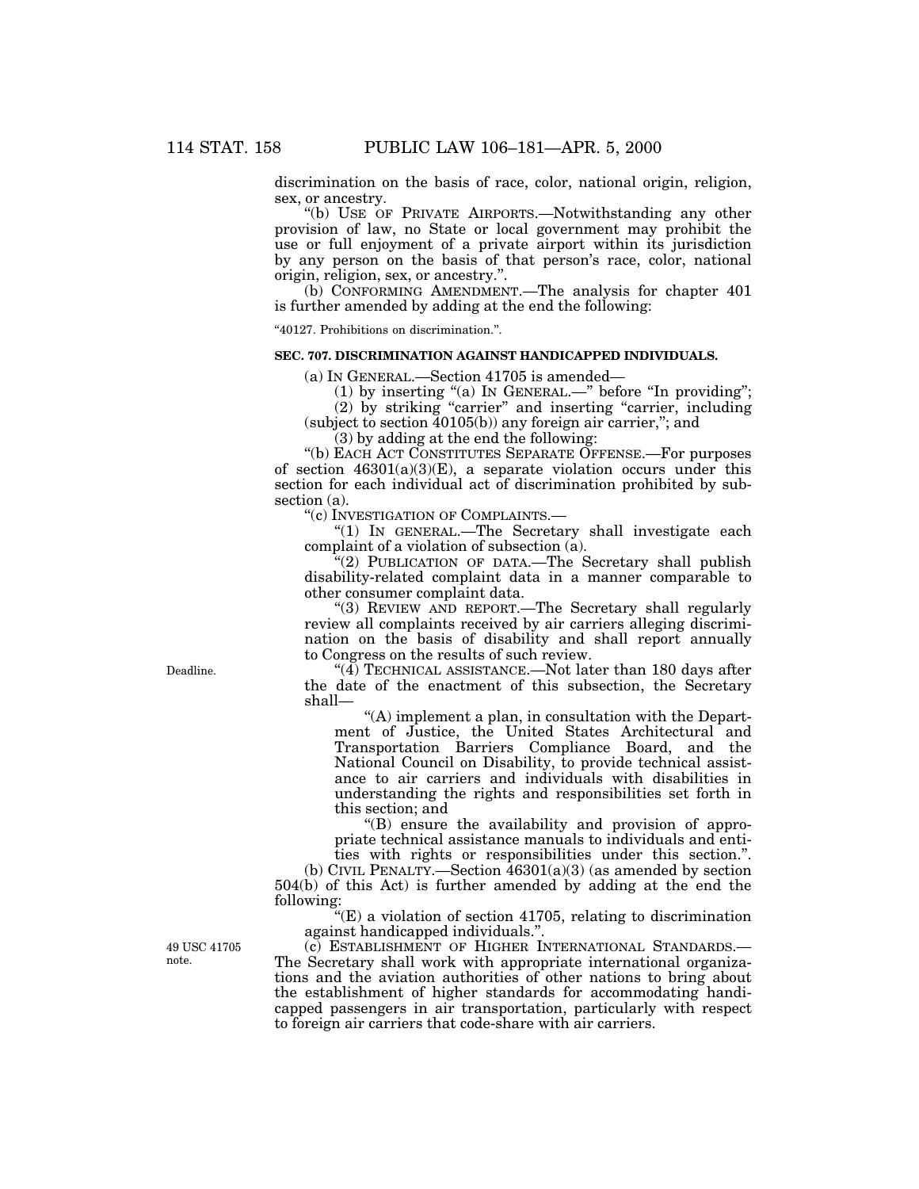discrimination on the basis of race, color, national origin, religion, sex, or ancestry.

"(b) USE OF PRIVATE AIRPORTS.—Notwithstanding any other provision of law, no State or local government may prohibit the use or full enjoyment of a private airport within its jurisdiction by any person on the basis of that person's race, color, national origin, religion, sex, or ancestry.".

(b) CONFORMING AMENDMENT.—The analysis for chapter 401 is further amended by adding at the end the following:

"40127. Prohibitions on discrimination.".

**SEC. 707. DISCRIMINATION AGAINST HANDICAPPED INDIVIDUALS.**

(a) IN GENERAL.—Section 41705 is amended—

(1) by inserting "(a) IN GENERAL.—" before "In providing";

(2) by striking "carrier" and inserting "carrier, including (subject to section 40105(b)) any foreign air carrier,"; and

(3) by adding at the end the following:

"(b) EACH ACT CONSTITUTES SEPARATE OFFENSE.—For purposes of section 46301(a)(3)(E), a separate violation occurs under this section for each individual act of discrimination prohibited by subsection (a).

"(c) INVESTIGATION OF COMPLAINTS.—

"(1) IN GENERAL.—The Secretary shall investigate each complaint of a violation of subsection (a).

"(2) PUBLICATION OF DATA.—The Secretary shall publish disability-related complaint data in a manner comparable to other consumer complaint data.

"(3) REVIEW AND REPORT.—The Secretary shall regularly review all complaints received by air carriers alleging discrimination on the basis of disability and shall report annually to Congress on the results of such review.

Deadline.

"(4) TECHNICAL ASSISTANCE.—Not later than 180 days after the date of the enactment of this subsection, the Secretary shall—

"(A) implement a plan, in consultation with the Department of Justice, the United States Architectural and Transportation Barriers Compliance Board, and the National Council on Disability, to provide technical assistance to air carriers and individuals with disabilities in understanding the rights and responsibilities set forth in this section; and

"(B) ensure the availability and provision of appropriate technical assistance manuals to individuals and entities with rights or responsibilities under this section.".

(b) CIVIL PENALTY.—Section 46301(a)(3) (as amended by section 504(b) of this Act) is further amended by adding at the end the following:

"(E) a violation of section 41705, relating to discrimination against handicapped individuals.".

49 USC 41705 note.

(c) ESTABLISHMENT OF HIGHER INTERNATIONAL STANDARDS.—The Secretary shall work with appropriate international organizations and the aviation authorities of other nations to bring about the establishment of higher standards for accommodating handicapped passengers in air transportation, particularly with respect to foreign air carriers that code-share with air carriers.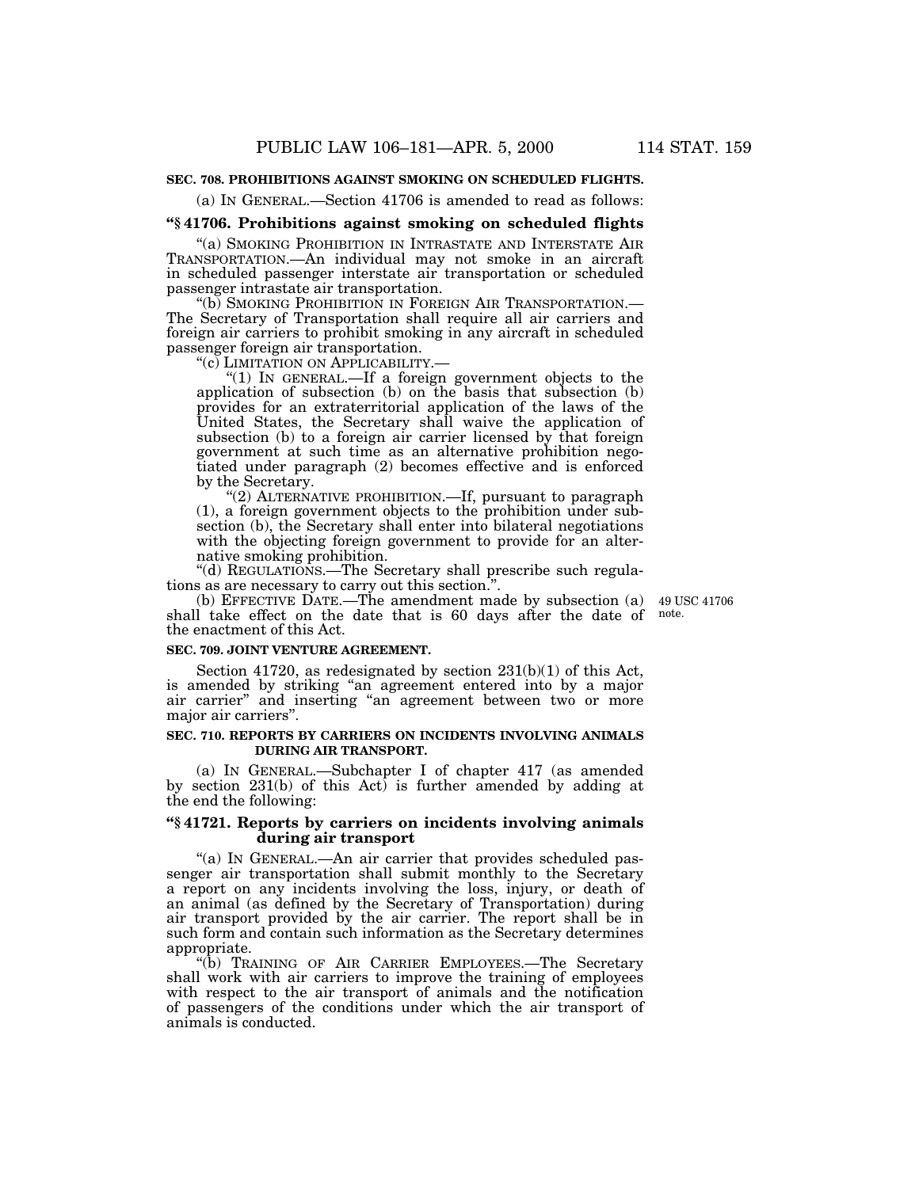**SEC. 708. PROHIBITIONS AGAINST SMOKING ON SCHEDULED FLIGHTS.**

(a) IN GENERAL.—Section 41706 is amended to read as follows:

### "§ 41706. Prohibitions against smoking on scheduled flights

"(a) SMOKING PROHIBITION IN INTRASTATE AND INTERSTATE AIR TRANSPORTATION.—An individual may not smoke in an aircraft in scheduled passenger interstate air transportation or scheduled passenger intrastate air transportation.

"(b) SMOKING PROHIBITION IN FOREIGN AIR TRANSPORTATION.—The Secretary of Transportation shall require all air carriers and foreign air carriers to prohibit smoking in any aircraft in scheduled passenger foreign air transportation.

"(c) LIMITATION ON APPLICABILITY.—

"(1) IN GENERAL.—If a foreign government objects to the application of subsection (b) on the basis that subsection (b) provides for an extraterritorial application of the laws of the United States, the Secretary shall waive the application of subsection (b) to a foreign air carrier licensed by that foreign government at such time as an alternative prohibition negotiated under paragraph (2) becomes effective and is enforced by the Secretary.

"(2) ALTERNATIVE PROHIBITION.—If, pursuant to paragraph (1), a foreign government objects to the prohibition under subsection (b), the Secretary shall enter into bilateral negotiations with the objecting foreign government to provide for an alternative smoking prohibition.

"(d) REGULATIONS.—The Secretary shall prescribe such regulations as are necessary to carry out this section.".

(b) EFFECTIVE DATE.—The amendment made by subsection (a) shall take effect on the date that is 60 days after the date of the enactment of this Act.

49 USC 41706 note.

**SEC. 709. JOINT VENTURE AGREEMENT.**

Section 41720, as redesignated by section 231(b)(1) of this Act, is amended by striking "an agreement entered into by a major air carrier" and inserting "an agreement between two or more major air carriers".

**SEC. 710. REPORTS BY CARRIERS ON INCIDENTS INVOLVING ANIMALS DURING AIR TRANSPORT.**

(a) IN GENERAL.—Subchapter I of chapter 417 (as amended by section 231(b) of this Act) is further amended by adding at the end the following:

### "§ 41721. Reports by carriers on incidents involving animals during air transport

"(a) IN GENERAL.—An air carrier that provides scheduled passenger air transportation shall submit monthly to the Secretary a report on any incidents involving the loss, injury, or death of an animal (as defined by the Secretary of Transportation) during air transport provided by the air carrier. The report shall be in such form and contain such information as the Secretary determines appropriate.

"(b) TRAINING OF AIR CARRIER EMPLOYEES.—The Secretary shall work with air carriers to improve the training of employees with respect to the air transport of animals and the notification of passengers of the conditions under which the air transport of animals is conducted.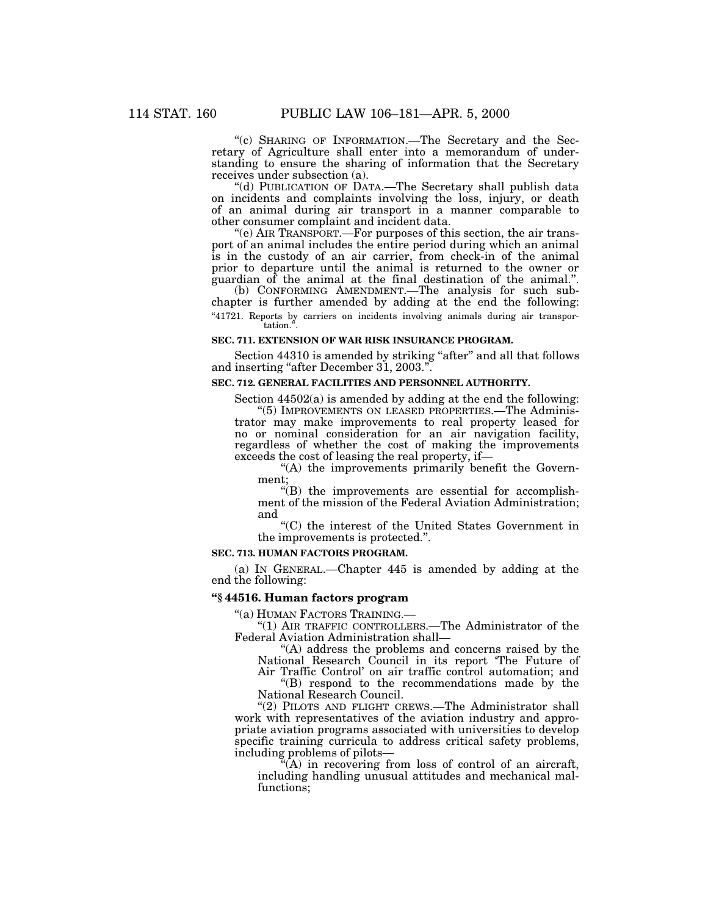"(c) SHARING OF INFORMATION.—The Secretary and the Secretary of Agriculture shall enter into a memorandum of understanding to ensure the sharing of information that the Secretary receives under subsection (a).

"(d) PUBLICATION OF DATA.—The Secretary shall publish data on incidents and complaints involving the loss, injury, or death of an animal during air transport in a manner comparable to other consumer complaint and incident data.

"(e) AIR TRANSPORT.—For purposes of this section, the air transport of an animal includes the entire period during which an animal is in the custody of an air carrier, from check-in of the animal prior to departure until the animal is returned to the owner or guardian of the animal at the final destination of the animal.".

(b) CONFORMING AMENDMENT.—The analysis for such subchapter is further amended by adding at the end the following:

"41721. Reports by carriers on incidents involving animals during air transportation.".

**SEC. 711. EXTENSION OF WAR RISK INSURANCE PROGRAM.**

Section 44310 is amended by striking "after" and all that follows and inserting "after December 31, 2003.".

**SEC. 712. GENERAL FACILITIES AND PERSONNEL AUTHORITY.**

Section 44502(a) is amended by adding at the end the following:

"(5) IMPROVEMENTS ON LEASED PROPERTIES.—The Administrator may make improvements to real property leased for no or nominal consideration for an air navigation facility, regardless of whether the cost of making the improvements exceeds the cost of leasing the real property, if—

"(A) the improvements primarily benefit the Government;

"(B) the improvements are essential for accomplishment of the mission of the Federal Aviation Administration; and

"(C) the interest of the United States Government in the improvements is protected.".

**SEC. 713. HUMAN FACTORS PROGRAM.**

(a) IN GENERAL.—Chapter 445 is amended by adding at the end the following:

**"§ 44516. Human factors program**

"(a) HUMAN FACTORS TRAINING.—

"(1) AIR TRAFFIC CONTROLLERS.—The Administrator of the Federal Aviation Administration shall—

"(A) address the problems and concerns raised by the National Research Council in its report 'The Future of Air Traffic Control' on air traffic control automation; and

"(B) respond to the recommendations made by the National Research Council.

"(2) PILOTS AND FLIGHT CREWS.—The Administrator shall work with representatives of the aviation industry and appropriate aviation programs associated with universities to develop specific training curricula to address critical safety problems, including problems of pilots—

"(A) in recovering from loss of control of an aircraft, including handling unusual attitudes and mechanical malfunctions;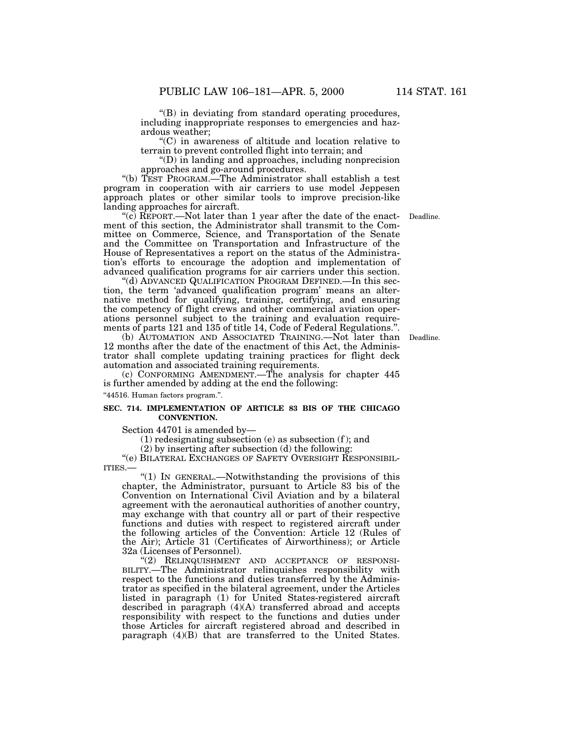"(B) in deviating from standard operating procedures, including inappropriate responses to emergencies and hazardous weather;

"(C) in awareness of altitude and location relative to terrain to prevent controlled flight into terrain; and

"(D) in landing and approaches, including nonprecision approaches and go-around procedures.

"(b) TEST PROGRAM.—The Administrator shall establish a test program in cooperation with air carriers to use model Jeppesen approach plates or other similar tools to improve precision-like landing approaches for aircraft.

"(c) REPORT.—Not later than 1 year after the date of the enactment of this section, the Administrator shall transmit to the Committee on Commerce, Science, and Transportation of the Senate and the Committee on Transportation and Infrastructure of the House of Representatives a report on the status of the Administration's efforts to encourage the adoption and implementation of advanced qualification programs for air carriers under this section.

Deadline.

"(d) ADVANCED QUALIFICATION PROGRAM DEFINED.—In this section, the term 'advanced qualification program' means an alternative method for qualifying, training, certifying, and ensuring the competency of flight crews and other commercial aviation operations personnel subject to the training and evaluation requirements of parts 121 and 135 of title 14, Code of Federal Regulations.".

(b) AUTOMATION AND ASSOCIATED TRAINING.—Not later than 12 months after the date of the enactment of this Act, the Administrator shall complete updating training practices for flight deck automation and associated training requirements.

Deadline.

(c) CONFORMING AMENDMENT.—The analysis for chapter 445 is further amended by adding at the end the following:

"44516. Human factors program.".

**SEC. 714. IMPLEMENTATION OF ARTICLE 83 BIS OF THE CHICAGO CONVENTION.**

Section 44701 is amended by—

(1) redesignating subsection (e) as subsection (f); and

(2) by inserting after subsection (d) the following:

"(e) BILATERAL EXCHANGES OF SAFETY OVERSIGHT RESPONSIBILITIES.—

"(1) IN GENERAL.—Notwithstanding the provisions of this chapter, the Administrator, pursuant to Article 83 bis of the Convention on International Civil Aviation and by a bilateral agreement with the aeronautical authorities of another country, may exchange with that country all or part of their respective functions and duties with respect to registered aircraft under the following articles of the Convention: Article 12 (Rules of the Air); Article 31 (Certificates of Airworthiness); or Article 32a (Licenses of Personnel).

"(2) RELINQUISHMENT AND ACCEPTANCE OF RESPONSIBILITY.—The Administrator relinquishes responsibility with respect to the functions and duties transferred by the Administrator as specified in the bilateral agreement, under the Articles listed in paragraph (1) for United States-registered aircraft described in paragraph (4)(A) transferred abroad and accepts responsibility with respect to the functions and duties under those Articles for aircraft registered abroad and described in paragraph (4)(B) that are transferred to the United States.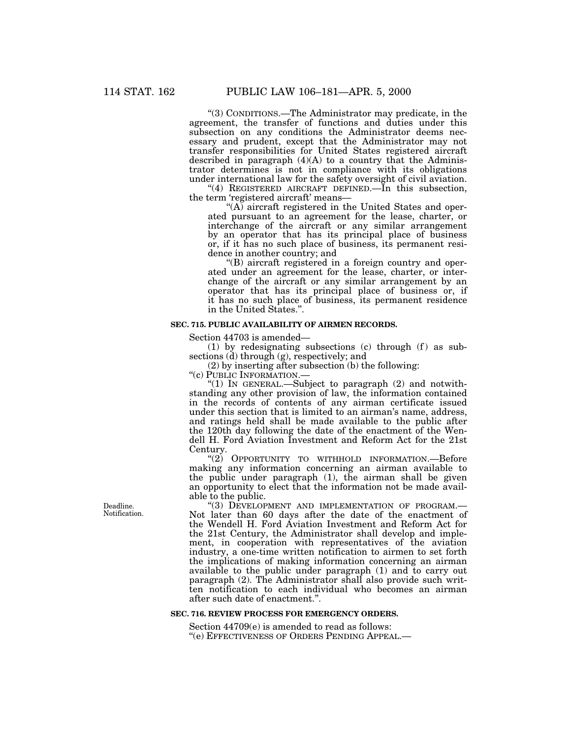"(3) CONDITIONS.—The Administrator may predicate, in the agreement, the transfer of functions and duties under this subsection on any conditions the Administrator deems necessary and prudent, except that the Administrator may not transfer responsibilities for United States registered aircraft described in paragraph (4)(A) to a country that the Administrator determines is not in compliance with its obligations under international law for the safety oversight of civil aviation.

"(4) REGISTERED AIRCRAFT DEFINED.—In this subsection, the term 'registered aircraft' means—

"(A) aircraft registered in the United States and operated pursuant to an agreement for the lease, charter, or interchange of the aircraft or any similar arrangement by an operator that has its principal place of business or, if it has no such place of business, its permanent residence in another country; and

"(B) aircraft registered in a foreign country and operated under an agreement for the lease, charter, or interchange of the aircraft or any similar arrangement by an operator that has its principal place of business or, if it has no such place of business, its permanent residence in the United States.".

**SEC. 715. PUBLIC AVAILABILITY OF AIRMEN RECORDS.**

Section 44703 is amended—

(1) by redesignating subsections (c) through (f) as subsections (d) through (g), respectively; and

(2) by inserting after subsection (b) the following:

"(c) PUBLIC INFORMATION.—

"(1) IN GENERAL.—Subject to paragraph (2) and notwithstanding any other provision of law, the information contained in the records of contents of any airman certificate issued under this section that is limited to an airman's name, address, and ratings held shall be made available to the public after the 120th day following the date of the enactment of the Wendell H. Ford Aviation Investment and Reform Act for the 21st Century.

"(2) OPPORTUNITY TO WITHHOLD INFORMATION.—Before making any information concerning an airman available to the public under paragraph (1), the airman shall be given an opportunity to elect that the information not be made available to the public.

Deadline. Notification.

"(3) DEVELOPMENT AND IMPLEMENTATION OF PROGRAM.—Not later than 60 days after the date of the enactment of the Wendell H. Ford Aviation Investment and Reform Act for the 21st Century, the Administrator shall develop and implement, in cooperation with representatives of the aviation industry, a one-time written notification to airmen to set forth the implications of making information concerning an airman available to the public under paragraph (1) and to carry out paragraph (2). The Administrator shall also provide such written notification to each individual who becomes an airman after such date of enactment.".

**SEC. 716. REVIEW PROCESS FOR EMERGENCY ORDERS.**

Section 44709(e) is amended to read as follows:

"(e) EFFECTIVENESS OF ORDERS PENDING APPEAL.—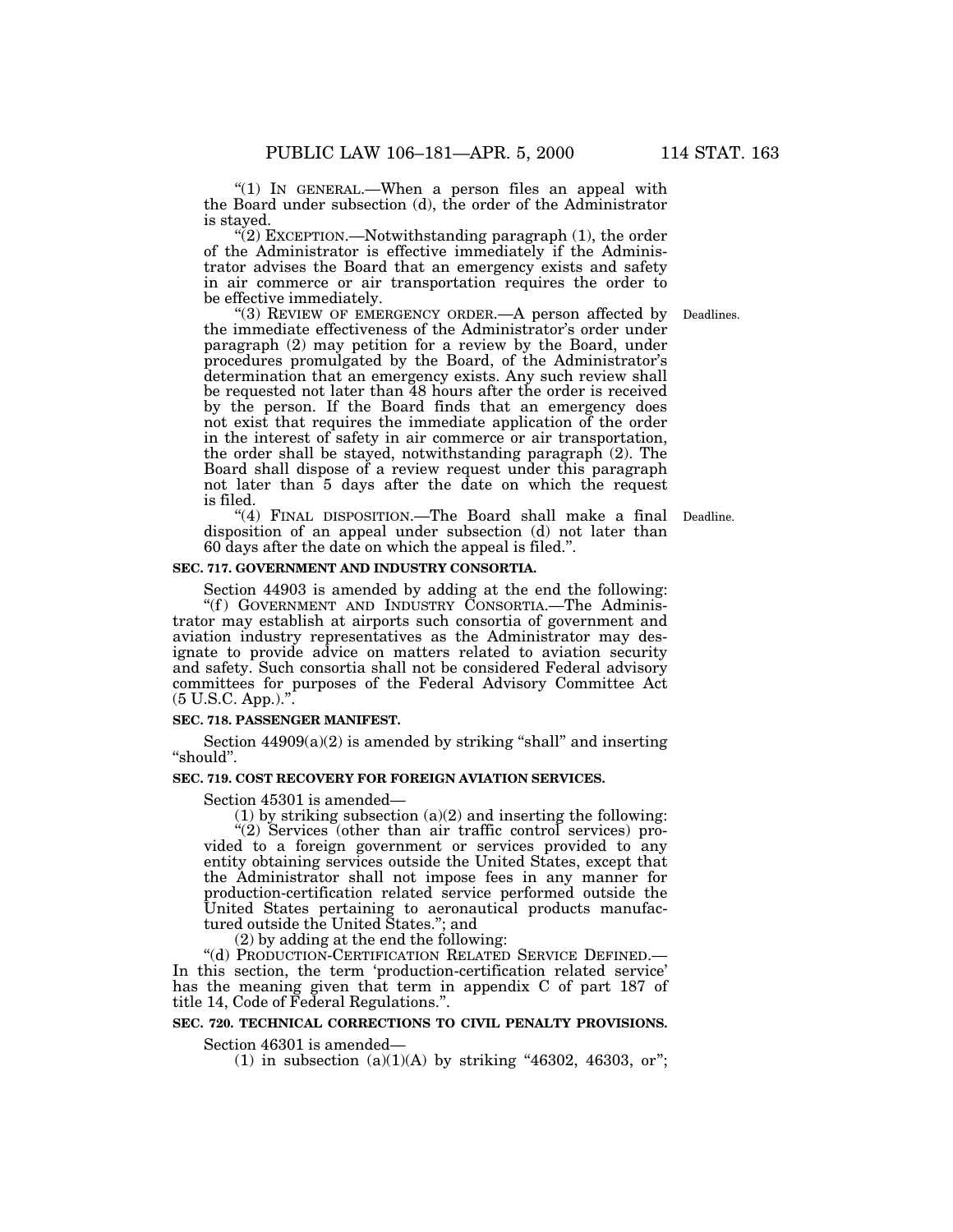"(1) IN GENERAL.—When a person files an appeal with the Board under subsection (d), the order of the Administrator is stayed.

"(2) EXCEPTION.—Notwithstanding paragraph (1), the order of the Administrator is effective immediately if the Administrator advises the Board that an emergency exists and safety in air commerce or air transportation requires the order to be effective immediately.

"(3) REVIEW OF EMERGENCY ORDER.—A person affected by the immediate effectiveness of the Administrator's order under paragraph (2) may petition for a review by the Board, under procedures promulgated by the Board, of the Administrator's determination that an emergency exists. Any such review shall be requested not later than 48 hours after the order is received by the person. If the Board finds that an emergency does not exist that requires the immediate application of the order in the interest of safety in air commerce or air transportation, the order shall be stayed, notwithstanding paragraph (2). The Board shall dispose of a review request under this paragraph not later than 5 days after the date on which the request is filed.

Deadlines.

"(4) FINAL DISPOSITION.—The Board shall make a final disposition of an appeal under subsection (d) not later than 60 days after the date on which the appeal is filed.".

Deadline.

**SEC. 717. GOVERNMENT AND INDUSTRY CONSORTIA.**

Section 44903 is amended by adding at the end the following:

"(f) GOVERNMENT AND INDUSTRY CONSORTIA.—The Administrator may establish at airports such consortia of government and aviation industry representatives as the Administrator may designate to provide advice on matters related to aviation security and safety. Such consortia shall not be considered Federal advisory committees for purposes of the Federal Advisory Committee Act (5 U.S.C. App.).".

**SEC. 718. PASSENGER MANIFEST.**

Section 44909(a)(2) is amended by striking "shall" and inserting "should".

**SEC. 719. COST RECOVERY FOR FOREIGN AVIATION SERVICES.**

Section 45301 is amended—

(1) by striking subsection (a)(2) and inserting the following:

"(2) Services (other than air traffic control services) provided to a foreign government or services provided to any entity obtaining services outside the United States, except that the Administrator shall not impose fees in any manner for production-certification related service performed outside the United States pertaining to aeronautical products manufactured outside the United States."; and

(2) by adding at the end the following:

"(d) PRODUCTION-CERTIFICATION RELATED SERVICE DEFINED.—In this section, the term 'production-certification related service' has the meaning given that term in appendix C of part 187 of title 14, Code of Federal Regulations.".

**SEC. 720. TECHNICAL CORRECTIONS TO CIVIL PENALTY PROVISIONS.**

Section 46301 is amended—

(1) in subsection (a)(1)(A) by striking "46302, 46303, or";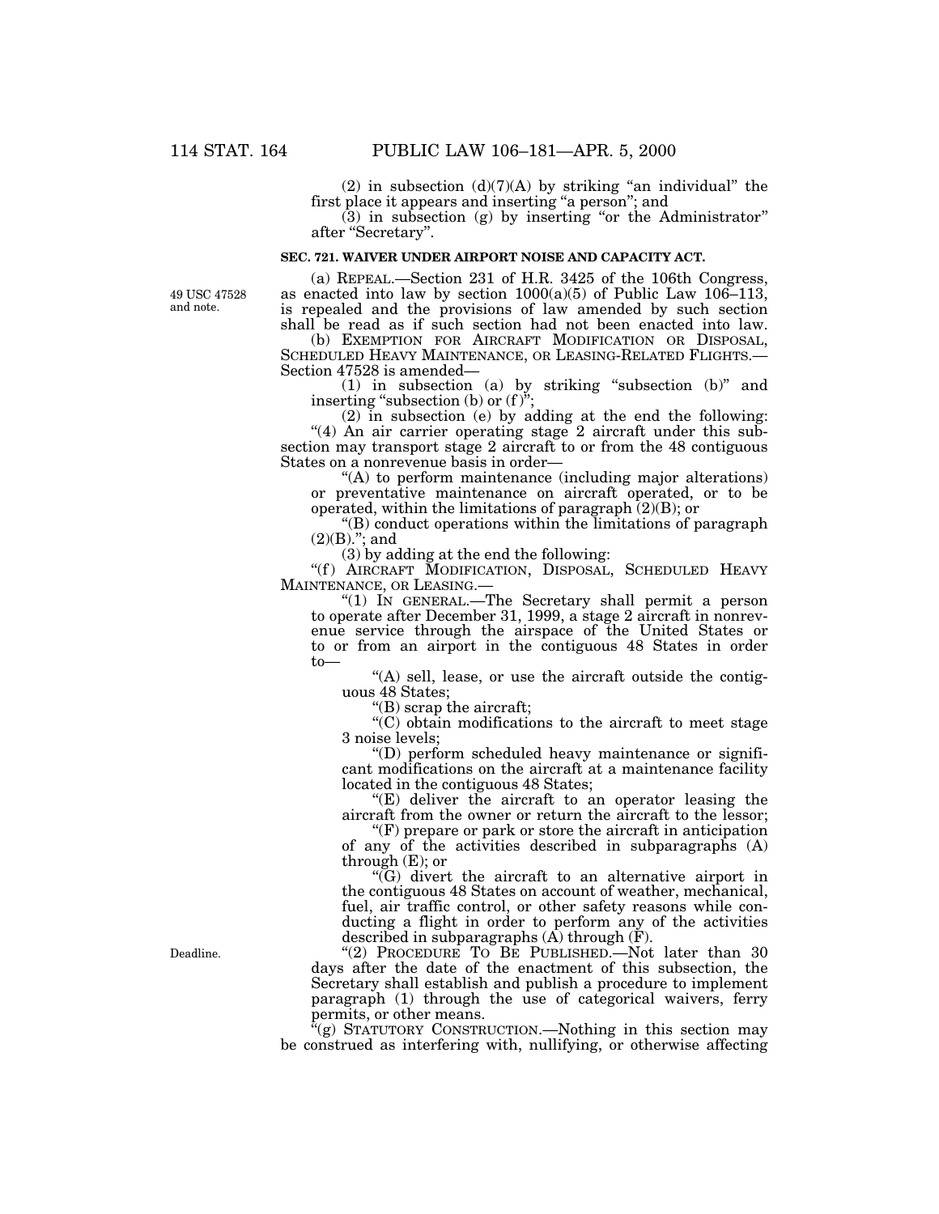(2) in subsection (d)(7)(A) by striking "an individual" the first place it appears and inserting "a person"; and

(3) in subsection (g) by inserting "or the Administrator" after "Secretary".

**SEC. 721. WAIVER UNDER AIRPORT NOISE AND CAPACITY ACT.**

49 USC 47528 and note.

(a) REPEAL.—Section 231 of H.R. 3425 of the 106th Congress, as enacted into law by section 1000(a)(5) of Public Law 106–113, is repealed and the provisions of law amended by such section shall be read as if such section had not been enacted into law.

(b) EXEMPTION FOR AIRCRAFT MODIFICATION OR DISPOSAL, SCHEDULED HEAVY MAINTENANCE, OR LEASING-RELATED FLIGHTS.—Section 47528 is amended—

(1) in subsection (a) by striking "subsection (b)" and inserting "subsection (b) or (f)";

(2) in subsection (e) by adding at the end the following:

"(4) An air carrier operating stage 2 aircraft under this subsection may transport stage 2 aircraft to or from the 48 contiguous States on a nonrevenue basis in order—

"(A) to perform maintenance (including major alterations) or preventative maintenance on aircraft operated, or to be operated, within the limitations of paragraph (2)(B); or

"(B) conduct operations within the limitations of paragraph (2)(B)."; and

(3) by adding at the end the following:

"(f) AIRCRAFT MODIFICATION, DISPOSAL, SCHEDULED HEAVY MAINTENANCE, OR LEASING.—

"(1) IN GENERAL.—The Secretary shall permit a person to operate after December 31, 1999, a stage 2 aircraft in nonrevenue service through the airspace of the United States or to or from an airport in the contiguous 48 States in order to—

"(A) sell, lease, or use the aircraft outside the contiguous 48 States;

"(B) scrap the aircraft;

"(C) obtain modifications to the aircraft to meet stage 3 noise levels;

"(D) perform scheduled heavy maintenance or significant modifications on the aircraft at a maintenance facility located in the contiguous 48 States;

"(E) deliver the aircraft to an operator leasing the aircraft from the owner or return the aircraft to the lessor;

"(F) prepare or park or store the aircraft in anticipation of any of the activities described in subparagraphs (A) through (E); or

"(G) divert the aircraft to an alternative airport in the contiguous 48 States on account of weather, mechanical, fuel, air traffic control, or other safety reasons while conducting a flight in order to perform any of the activities described in subparagraphs (A) through (F).

Deadline.

"(2) PROCEDURE TO BE PUBLISHED.—Not later than 30 days after the date of the enactment of this subsection, the Secretary shall establish and publish a procedure to implement paragraph (1) through the use of categorical waivers, ferry permits, or other means.

"(g) STATUTORY CONSTRUCTION.—Nothing in this section may be construed as interfering with, nullifying, or otherwise affecting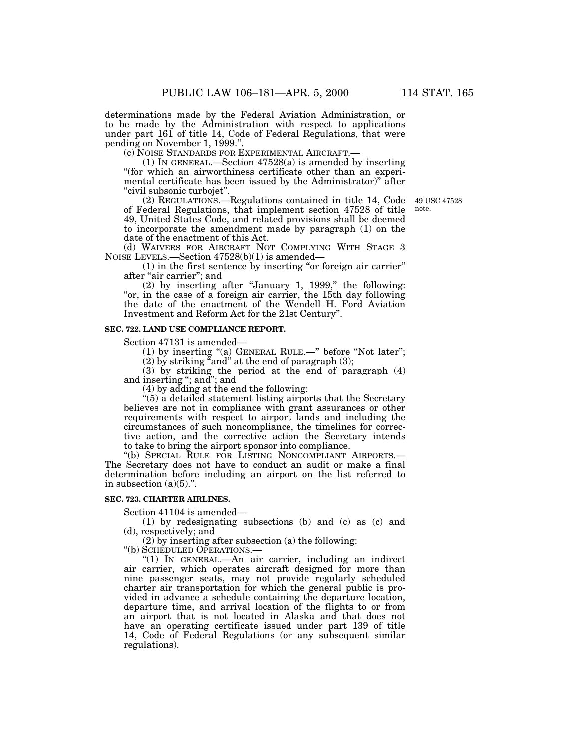determinations made by the Federal Aviation Administration, or to be made by the Administration with respect to applications under part 161 of title 14, Code of Federal Regulations, that were pending on November 1, 1999.".

(c) NOISE STANDARDS FOR EXPERIMENTAL AIRCRAFT.—

(1) IN GENERAL.—Section 47528(a) is amended by inserting "(for which an airworthiness certificate other than an experimental certificate has been issued by the Administrator)" after "civil subsonic turbojet".

(2) REGULATIONS.—Regulations contained in title 14, Code of Federal Regulations, that implement section 47528 of title 49, United States Code, and related provisions shall be deemed to incorporate the amendment made by paragraph (1) on the date of the enactment of this Act.

49 USC 47528 note.

(d) WAIVERS FOR AIRCRAFT NOT COMPLYING WITH STAGE 3 NOISE LEVELS.—Section 47528(b)(1) is amended—

(1) in the first sentence by inserting "or foreign air carrier" after "air carrier"; and

(2) by inserting after "January 1, 1999," the following: "or, in the case of a foreign air carrier, the 15th day following the date of the enactment of the Wendell H. Ford Aviation Investment and Reform Act for the 21st Century".

**SEC. 722. LAND USE COMPLIANCE REPORT.**

Section 47131 is amended—

(1) by inserting "(a) GENERAL RULE.—" before "Not later";

(2) by striking "and" at the end of paragraph (3);

(3) by striking the period at the end of paragraph (4) and inserting "; and"; and

(4) by adding at the end the following:

"(5) a detailed statement listing airports that the Secretary believes are not in compliance with grant assurances or other requirements with respect to airport lands and including the circumstances of such noncompliance, the timelines for corrective action, and the corrective action the Secretary intends to take to bring the airport sponsor into compliance.

"(b) SPECIAL RULE FOR LISTING NONCOMPLIANT AIRPORTS.—The Secretary does not have to conduct an audit or make a final determination before including an airport on the list referred to in subsection (a)(5).".

**SEC. 723. CHARTER AIRLINES.**

Section 41104 is amended—

(1) by redesignating subsections (b) and (c) as (c) and (d), respectively; and

(2) by inserting after subsection (a) the following:

"(b) SCHEDULED OPERATIONS.—

"(1) IN GENERAL.—An air carrier, including an indirect air carrier, which operates aircraft designed for more than nine passenger seats, may not provide regularly scheduled charter air transportation for which the general public is provided in advance a schedule containing the departure location, departure time, and arrival location of the flights to or from an airport that is not located in Alaska and that does not have an operating certificate issued under part 139 of title 14, Code of Federal Regulations (or any subsequent similar regulations).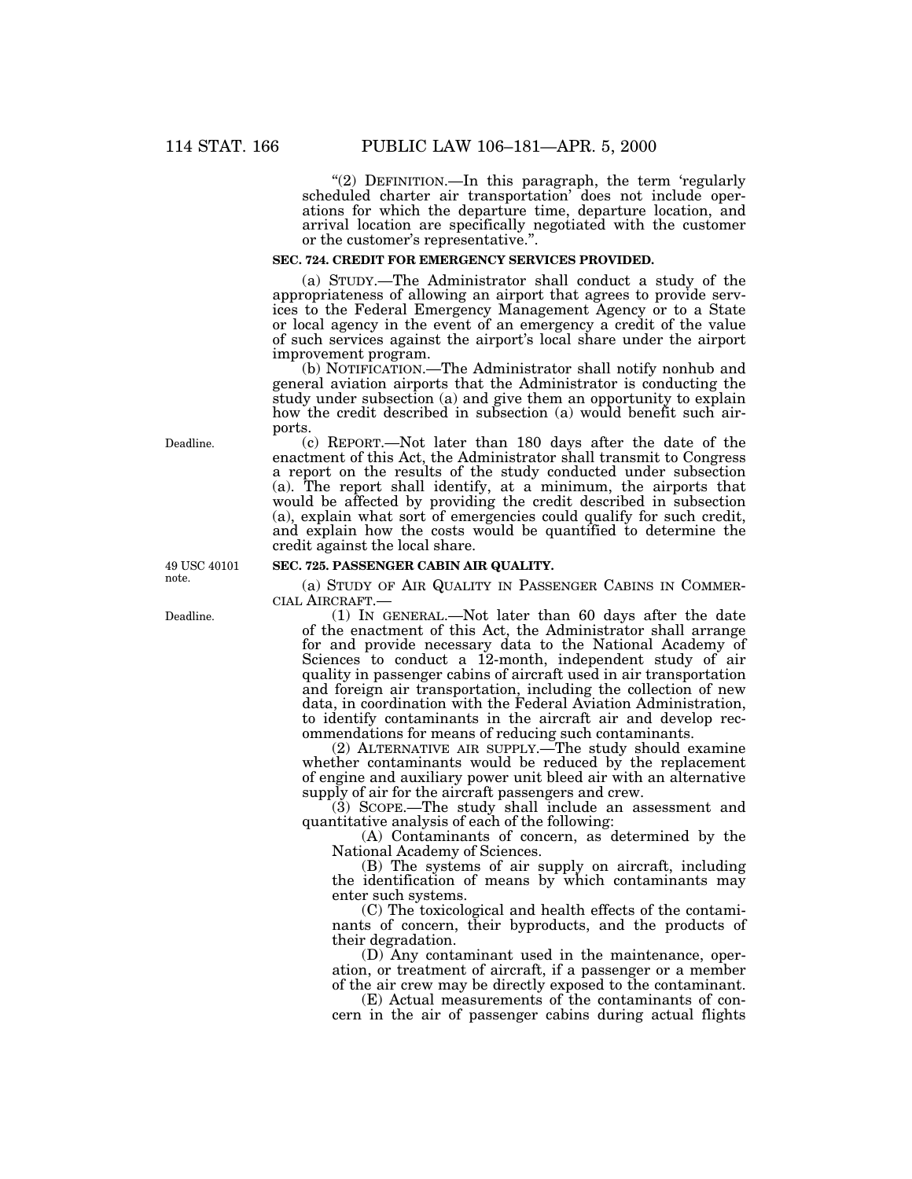"(2) DEFINITION.—In this paragraph, the term 'regularly scheduled charter air transportation' does not include operations for which the departure time, departure location, and arrival location are specifically negotiated with the customer or the customer's representative.".

**SEC. 724. CREDIT FOR EMERGENCY SERVICES PROVIDED.**

(a) STUDY.—The Administrator shall conduct a study of the appropriateness of allowing an airport that agrees to provide services to the Federal Emergency Management Agency or to a State or local agency in the event of an emergency a credit of the value of such services against the airport's local share under the airport improvement program.

(b) NOTIFICATION.—The Administrator shall notify nonhub and general aviation airports that the Administrator is conducting the study under subsection (a) and give them an opportunity to explain how the credit described in subsection (a) would benefit such airports.

Deadline.

(c) REPORT.—Not later than 180 days after the date of the enactment of this Act, the Administrator shall transmit to Congress a report on the results of the study conducted under subsection (a). The report shall identify, at a minimum, the airports that would be affected by providing the credit described in subsection (a), explain what sort of emergencies could qualify for such credit, and explain how the costs would be quantified to determine the credit against the local share.

49 USC 40101 note.

**SEC. 725. PASSENGER CABIN AIR QUALITY.**

(a) STUDY OF AIR QUALITY IN PASSENGER CABINS IN COMMERCIAL AIRCRAFT.—

Deadline.

(1) IN GENERAL.—Not later than 60 days after the date of the enactment of this Act, the Administrator shall arrange for and provide necessary data to the National Academy of Sciences to conduct a 12-month, independent study of air quality in passenger cabins of aircraft used in air transportation and foreign air transportation, including the collection of new data, in coordination with the Federal Aviation Administration, to identify contaminants in the aircraft air and develop recommendations for means of reducing such contaminants.

(2) ALTERNATIVE AIR SUPPLY.—The study should examine whether contaminants would be reduced by the replacement of engine and auxiliary power unit bleed air with an alternative supply of air for the aircraft passengers and crew.

(3) SCOPE.—The study shall include an assessment and quantitative analysis of each of the following:

(A) Contaminants of concern, as determined by the National Academy of Sciences.

(B) The systems of air supply on aircraft, including the identification of means by which contaminants may enter such systems.

(C) The toxicological and health effects of the contaminants of concern, their byproducts, and the products of their degradation.

(D) Any contaminant used in the maintenance, operation, or treatment of aircraft, if a passenger or a member of the air crew may be directly exposed to the contaminant.

(E) Actual measurements of the contaminants of concern in the air of passenger cabins during actual flights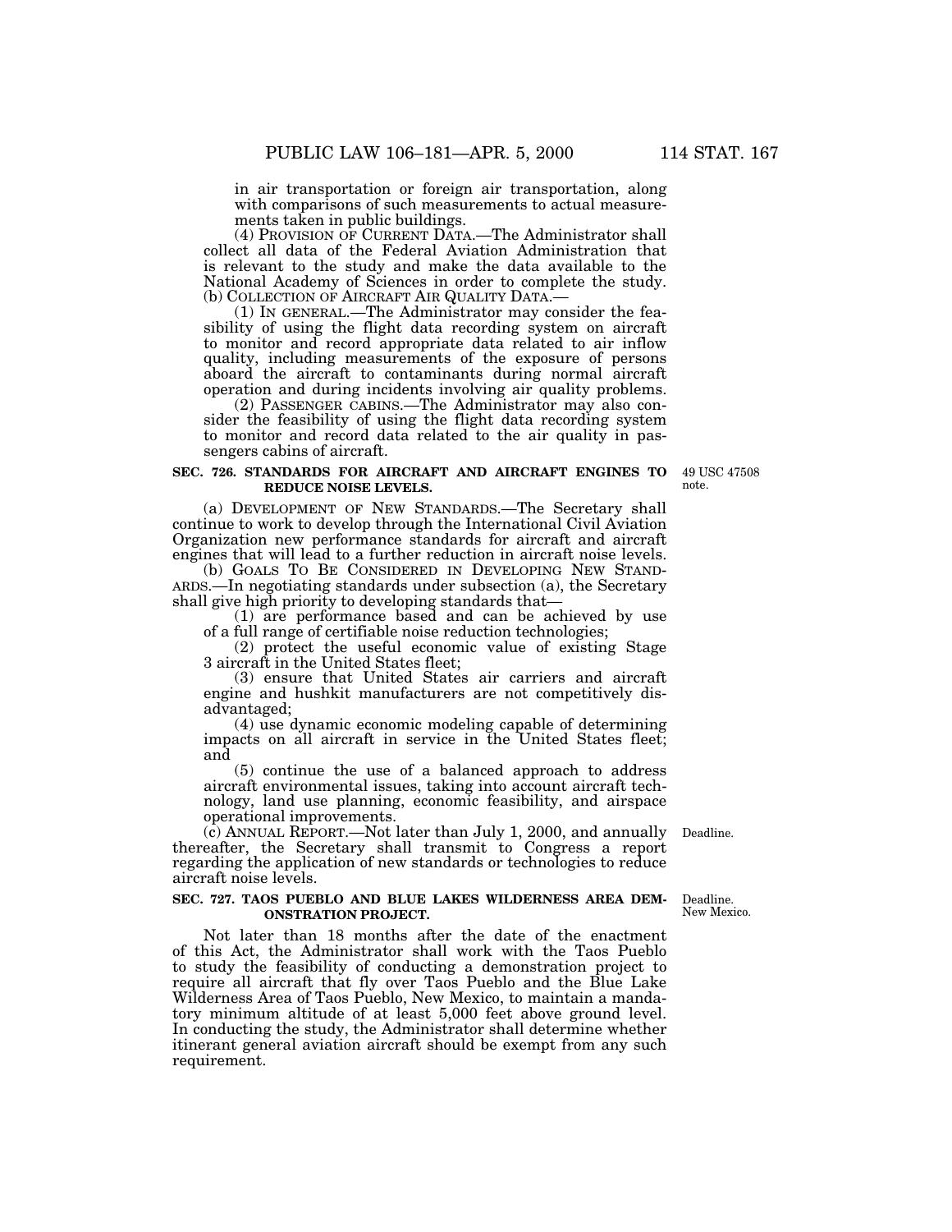in air transportation or foreign air transportation, along with comparisons of such measurements to actual measurements taken in public buildings.

(4) PROVISION OF CURRENT DATA.—The Administrator shall collect all data of the Federal Aviation Administration that is relevant to the study and make the data available to the National Academy of Sciences in order to complete the study.

(b) COLLECTION OF AIRCRAFT AIR QUALITY DATA.—

(1) IN GENERAL.—The Administrator may consider the feasibility of using the flight data recording system on aircraft to monitor and record appropriate data related to air inflow quality, including measurements of the exposure of persons aboard the aircraft to contaminants during normal aircraft operation and during incidents involving air quality problems.

(2) PASSENGER CABINS.—The Administrator may also consider the feasibility of using the flight data recording system to monitor and record data related to the air quality in passengers cabins of aircraft.

**SEC. 726. STANDARDS FOR AIRCRAFT AND AIRCRAFT ENGINES TO REDUCE NOISE LEVELS.**

49 USC 47508 note.

(a) DEVELOPMENT OF NEW STANDARDS.—The Secretary shall continue to work to develop through the International Civil Aviation Organization new performance standards for aircraft and aircraft engines that will lead to a further reduction in aircraft noise levels.

(b) GOALS TO BE CONSIDERED IN DEVELOPING NEW STANDARDS.—In negotiating standards under subsection (a), the Secretary shall give high priority to developing standards that—

(1) are performance based and can be achieved by use of a full range of certifiable noise reduction technologies;

(2) protect the useful economic value of existing Stage 3 aircraft in the United States fleet;

(3) ensure that United States air carriers and aircraft engine and hushkit manufacturers are not competitively disadvantaged;

(4) use dynamic economic modeling capable of determining impacts on all aircraft in service in the United States fleet; and

(5) continue the use of a balanced approach to address aircraft environmental issues, taking into account aircraft technology, land use planning, economic feasibility, and airspace operational improvements.

(c) ANNUAL REPORT.—Not later than July 1, 2000, and annually thereafter, the Secretary shall transmit to Congress a report regarding the application of new standards or technologies to reduce aircraft noise levels.

Deadline.

**SEC. 727. TAOS PUEBLO AND BLUE LAKES WILDERNESS AREA DEMONSTRATION PROJECT.**

Deadline. New Mexico.

Not later than 18 months after the date of the enactment of this Act, the Administrator shall work with the Taos Pueblo to study the feasibility of conducting a demonstration project to require all aircraft that fly over Taos Pueblo and the Blue Lake Wilderness Area of Taos Pueblo, New Mexico, to maintain a mandatory minimum altitude of at least 5,000 feet above ground level. In conducting the study, the Administrator shall determine whether itinerant general aviation aircraft should be exempt from any such requirement.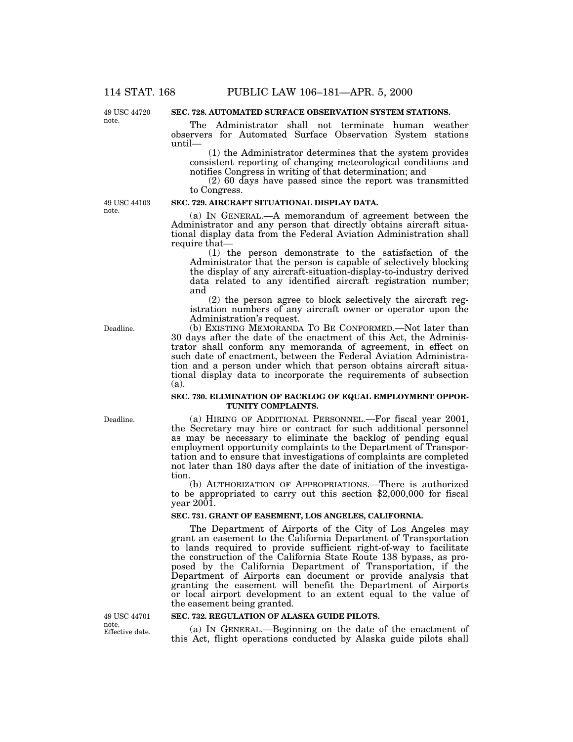49 USC 44720 note.

**SEC. 728. AUTOMATED SURFACE OBSERVATION SYSTEM STATIONS.**

The Administrator shall not terminate human weather observers for Automated Surface Observation System stations until—

(1) the Administrator determines that the system provides consistent reporting of changing meteorological conditions and notifies Congress in writing of that determination; and

(2) 60 days have passed since the report was transmitted to Congress.

49 USC 44103 note.

**SEC. 729. AIRCRAFT SITUATIONAL DISPLAY DATA.**

(a) IN GENERAL.—A memorandum of agreement between the Administrator and any person that directly obtains aircraft situational display data from the Federal Aviation Administration shall require that—

(1) the person demonstrate to the satisfaction of the Administrator that the person is capable of selectively blocking the display of any aircraft-situation-display-to-industry derived data related to any identified aircraft registration number; and

(2) the person agree to block selectively the aircraft registration numbers of any aircraft owner or operator upon the Administration's request.

Deadline.

(b) EXISTING MEMORANDA TO BE CONFORMED.—Not later than 30 days after the date of the enactment of this Act, the Administrator shall conform any memoranda of agreement, in effect on such date of enactment, between the Federal Aviation Administration and a person under which that person obtains aircraft situational display data to incorporate the requirements of subsection (a).

**SEC. 730. ELIMINATION OF BACKLOG OF EQUAL EMPLOYMENT OPPORTUNITY COMPLAINTS.**

Deadline.

(a) HIRING OF ADDITIONAL PERSONNEL.—For fiscal year 2001, the Secretary may hire or contract for such additional personnel as may be necessary to eliminate the backlog of pending equal employment opportunity complaints to the Department of Transportation and to ensure that investigations of complaints are completed not later than 180 days after the date of initiation of the investigation.

(b) AUTHORIZATION OF APPROPRIATIONS.—There is authorized to be appropriated to carry out this section $2,000,000 for fiscal year 2001.

**SEC. 731. GRANT OF EASEMENT, LOS ANGELES, CALIFORNIA.**

The Department of Airports of the City of Los Angeles may grant an easement to the California Department of Transportation to lands required to provide sufficient right-of-way to facilitate the construction of the California State Route 138 bypass, as proposed by the California Department of Transportation, if the Department of Airports can document or provide analysis that granting the easement will benefit the Department of Airports or local airport development to an extent equal to the value of the easement being granted.

49 USC 44701 note. Effective date.

**SEC. 732. REGULATION OF ALASKA GUIDE PILOTS.**

(a) IN GENERAL.—Beginning on the date of the enactment of this Act, flight operations conducted by Alaska guide pilots shall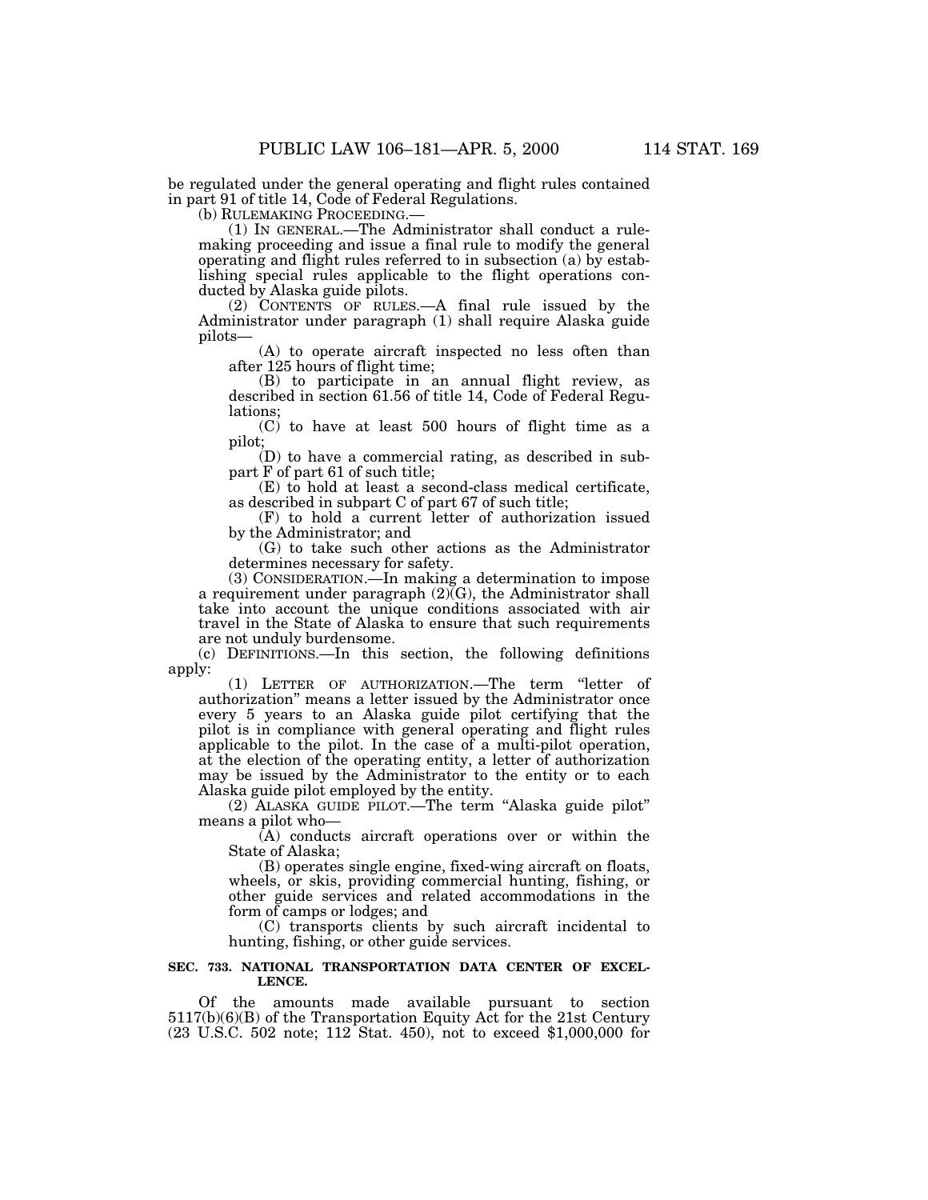be regulated under the general operating and flight rules contained in part 91 of title 14, Code of Federal Regulations.

(b) RULEMAKING PROCEEDING.—

(1) IN GENERAL.—The Administrator shall conduct a rulemaking proceeding and issue a final rule to modify the general operating and flight rules referred to in subsection (a) by establishing special rules applicable to the flight operations conducted by Alaska guide pilots.

(2) CONTENTS OF RULES.—A final rule issued by the Administrator under paragraph (1) shall require Alaska guide pilots—

(A) to operate aircraft inspected no less often than after 125 hours of flight time;

(B) to participate in an annual flight review, as described in section 61.56 of title 14, Code of Federal Regulations;

(C) to have at least 500 hours of flight time as a pilot;

(D) to have a commercial rating, as described in subpart F of part 61 of such title;

(E) to hold at least a second-class medical certificate, as described in subpart C of part 67 of such title;

(F) to hold a current letter of authorization issued by the Administrator; and

(G) to take such other actions as the Administrator determines necessary for safety.

(3) CONSIDERATION.—In making a determination to impose a requirement under paragraph (2)(G), the Administrator shall take into account the unique conditions associated with air travel in the State of Alaska to ensure that such requirements are not unduly burdensome.

(c) DEFINITIONS.—In this section, the following definitions apply:

(1) LETTER OF AUTHORIZATION.—The term "letter of authorization" means a letter issued by the Administrator once every 5 years to an Alaska guide pilot certifying that the pilot is in compliance with general operating and flight rules applicable to the pilot. In the case of a multi-pilot operation, at the election of the operating entity, a letter of authorization may be issued by the Administrator to the entity or to each Alaska guide pilot employed by the entity.

(2) ALASKA GUIDE PILOT.—The term "Alaska guide pilot" means a pilot who—

(A) conducts aircraft operations over or within the State of Alaska;

(B) operates single engine, fixed-wing aircraft on floats, wheels, or skis, providing commercial hunting, fishing, or other guide services and related accommodations in the form of camps or lodges; and

(C) transports clients by such aircraft incidental to hunting, fishing, or other guide services.

**SEC. 733. NATIONAL TRANSPORTATION DATA CENTER OF EXCELLENCE.**

Of the amounts made available pursuant to section 5117(b)(6)(B) of the Transportation Equity Act for the 21st Century (23 U.S.C. 502 note; 112 Stat. 450), not to exceed $1,000,000 for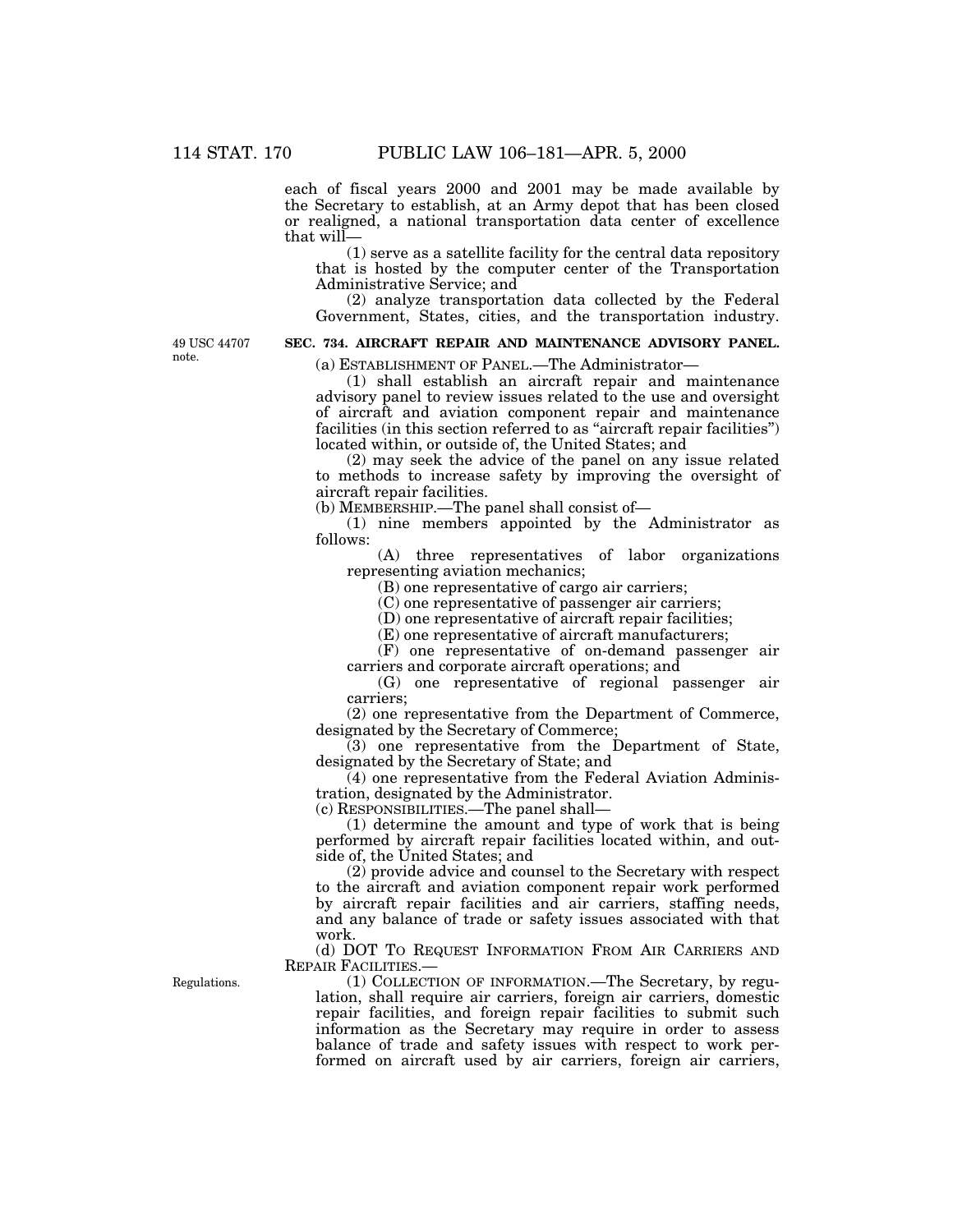each of fiscal years 2000 and 2001 may be made available by the Secretary to establish, at an Army depot that has been closed or realigned, a national transportation data center of excellence that will—

(1) serve as a satellite facility for the central data repository that is hosted by the computer center of the Transportation Administrative Service; and

(2) analyze transportation data collected by the Federal Government, States, cities, and the transportation industry.

49 USC 44707 note.

**SEC. 734. AIRCRAFT REPAIR AND MAINTENANCE ADVISORY PANEL.**

(a) ESTABLISHMENT OF PANEL.—The Administrator—

(1) shall establish an aircraft repair and maintenance advisory panel to review issues related to the use and oversight of aircraft and aviation component repair and maintenance facilities (in this section referred to as "aircraft repair facilities") located within, or outside of, the United States; and

(2) may seek the advice of the panel on any issue related to methods to increase safety by improving the oversight of aircraft repair facilities.

(b) MEMBERSHIP.—The panel shall consist of—

(1) nine members appointed by the Administrator as follows:

(A) three representatives of labor organizations representing aviation mechanics;

(B) one representative of cargo air carriers;

(C) one representative of passenger air carriers;

(D) one representative of aircraft repair facilities;

(E) one representative of aircraft manufacturers;

(F) one representative of on-demand passenger air carriers and corporate aircraft operations; and

(G) one representative of regional passenger air carriers;

(2) one representative from the Department of Commerce, designated by the Secretary of Commerce;

(3) one representative from the Department of State, designated by the Secretary of State; and

(4) one representative from the Federal Aviation Administration, designated by the Administrator.

(c) RESPONSIBILITIES.—The panel shall—

(1) determine the amount and type of work that is being performed by aircraft repair facilities located within, and outside of, the United States; and

(2) provide advice and counsel to the Secretary with respect to the aircraft and aviation component repair work performed by aircraft repair facilities and air carriers, staffing needs, and any balance of trade or safety issues associated with that work.

(d) DOT TO REQUEST INFORMATION FROM AIR CARRIERS AND REPAIR FACILITIES.—

Regulations.

(1) COLLECTION OF INFORMATION.—The Secretary, by regulation, shall require air carriers, foreign air carriers, domestic repair facilities, and foreign repair facilities to submit such information as the Secretary may require in order to assess balance of trade and safety issues with respect to work performed on aircraft used by air carriers, foreign air carriers,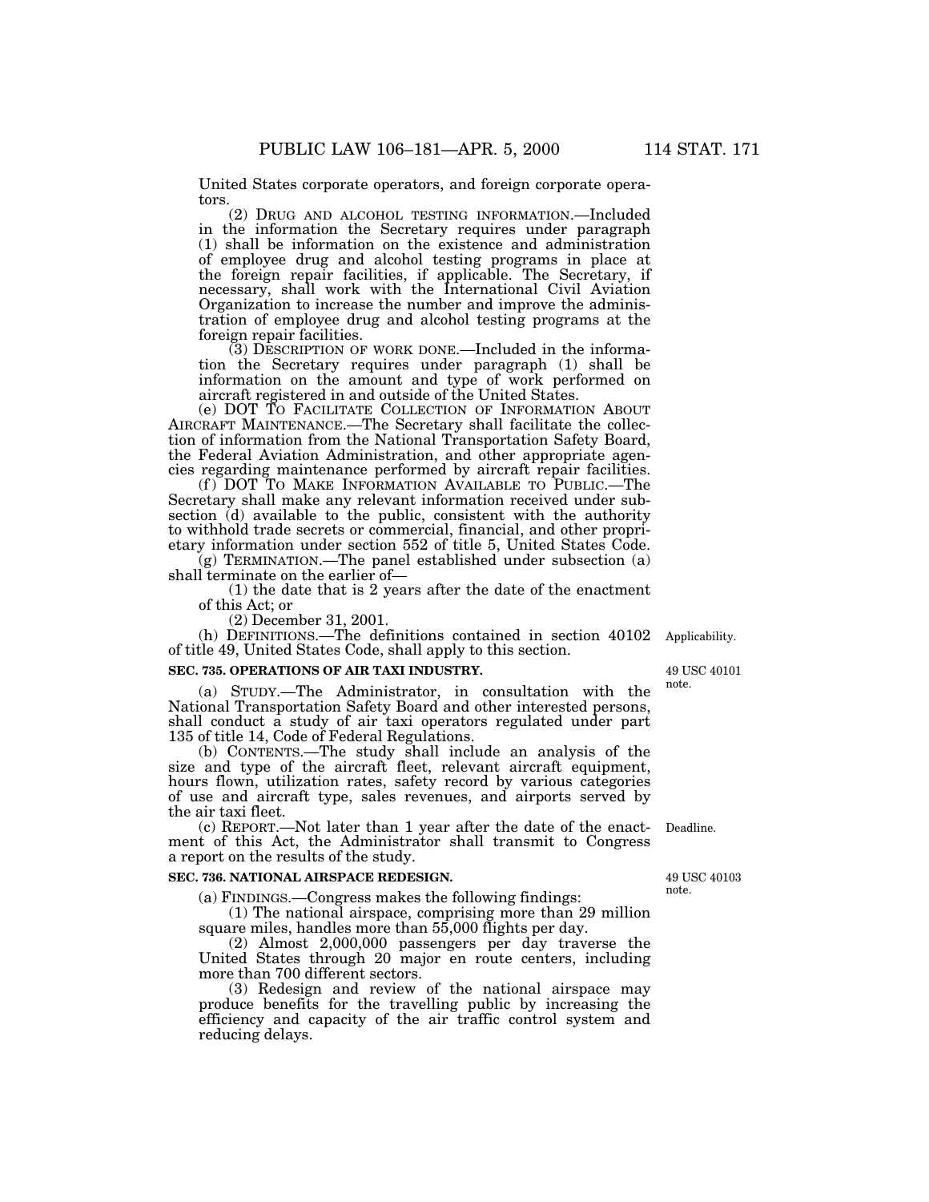United States corporate operators, and foreign corporate operators.

(2) DRUG AND ALCOHOL TESTING INFORMATION.—Included in the information the Secretary requires under paragraph (1) shall be information on the existence and administration of employee drug and alcohol testing programs in place at the foreign repair facilities, if applicable. The Secretary, if necessary, shall work with the International Civil Aviation Organization to increase the number and improve the administration of employee drug and alcohol testing programs at the foreign repair facilities.

(3) DESCRIPTION OF WORK DONE.—Included in the information the Secretary requires under paragraph (1) shall be information on the amount and type of work performed on aircraft registered in and outside of the United States.

(e) DOT TO FACILITATE COLLECTION OF INFORMATION ABOUT AIRCRAFT MAINTENANCE.—The Secretary shall facilitate the collection of information from the National Transportation Safety Board, the Federal Aviation Administration, and other appropriate agencies regarding maintenance performed by aircraft repair facilities.

(f) DOT TO MAKE INFORMATION AVAILABLE TO PUBLIC.—The Secretary shall make any relevant information received under subsection (d) available to the public, consistent with the authority to withhold trade secrets or commercial, financial, and other proprietary information under section 552 of title 5, United States Code.

(g) TERMINATION.—The panel established under subsection (a) shall terminate on the earlier of—

(1) the date that is 2 years after the date of the enactment of this Act; or

(2) December 31, 2001.

(h) DEFINITIONS.—The definitions contained in section 40102 of title 49, United States Code, shall apply to this section. *Applicability.*

**SEC. 735. OPERATIONS OF AIR TAXI INDUSTRY.**

*49 USC 40101 note.*

(a) STUDY.—The Administrator, in consultation with the National Transportation Safety Board and other interested persons, shall conduct a study of air taxi operators regulated under part 135 of title 14, Code of Federal Regulations.

(b) CONTENTS.—The study shall include an analysis of the size and type of the aircraft fleet, relevant aircraft equipment, hours flown, utilization rates, safety record by various categories of use and aircraft type, sales revenues, and airports served by the air taxi fleet.

(c) REPORT.—Not later than 1 year after the date of the enactment of this Act, the Administrator shall transmit to Congress a report on the results of the study. *Deadline.*

**SEC. 736. NATIONAL AIRSPACE REDESIGN.**

*49 USC 40103 note.*

(a) FINDINGS.—Congress makes the following findings:

(1) The national airspace, comprising more than 29 million square miles, handles more than 55,000 flights per day.

(2) Almost 2,000,000 passengers per day traverse the United States through 20 major en route centers, including more than 700 different sectors.

(3) Redesign and review of the national airspace may produce benefits for the travelling public by increasing the efficiency and capacity of the air traffic control system and reducing delays.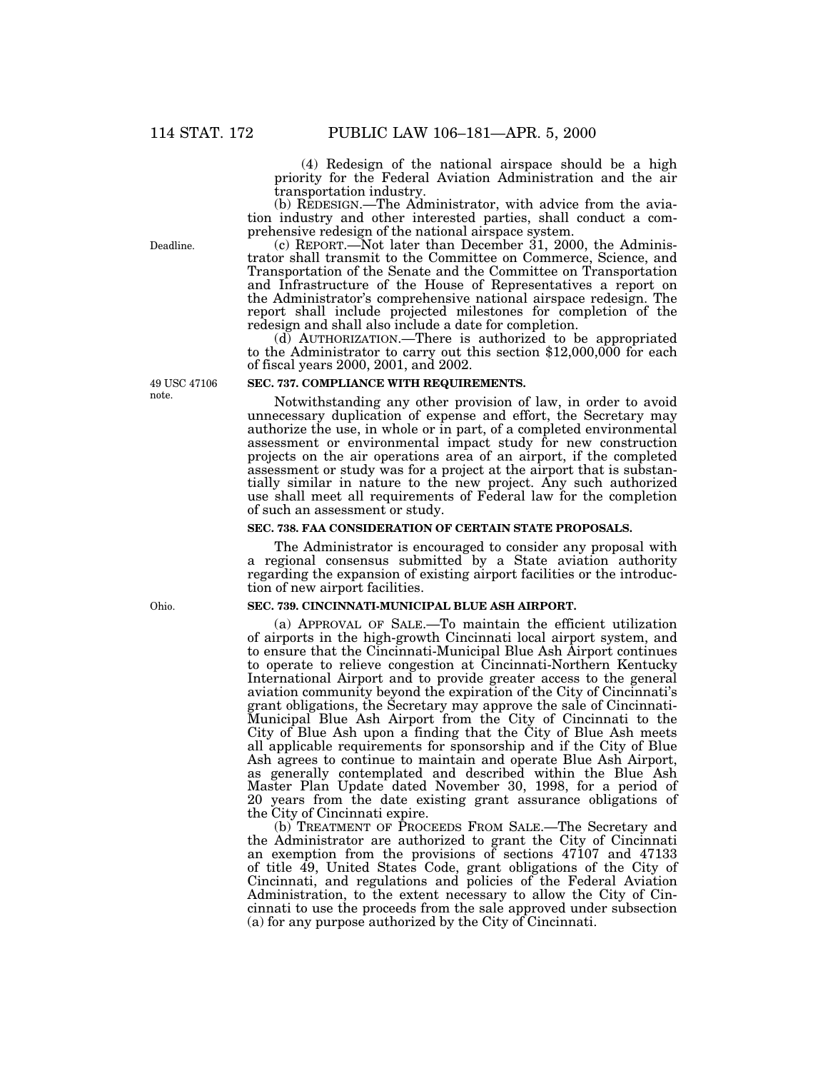(4) Redesign of the national airspace should be a high priority for the Federal Aviation Administration and the air transportation industry.

(b) REDESIGN.—The Administrator, with advice from the aviation industry and other interested parties, shall conduct a comprehensive redesign of the national airspace system.

Deadline.

(c) REPORT.—Not later than December 31, 2000, the Administrator shall transmit to the Committee on Commerce, Science, and Transportation of the Senate and the Committee on Transportation and Infrastructure of the House of Representatives a report on the Administrator's comprehensive national airspace redesign. The report shall include projected milestones for completion of the redesign and shall also include a date for completion.

(d) AUTHORIZATION.—There is authorized to be appropriated to the Administrator to carry out this section $12,000,000 for each of fiscal years 2000, 2001, and 2002.

49 USC 47106 note.

**SEC. 737. COMPLIANCE WITH REQUIREMENTS.**

Notwithstanding any other provision of law, in order to avoid unnecessary duplication of expense and effort, the Secretary may authorize the use, in whole or in part, of a completed environmental assessment or environmental impact study for new construction projects on the air operations area of an airport, if the completed assessment or study was for a project at the airport that is substantially similar in nature to the new project. Any such authorized use shall meet all requirements of Federal law for the completion of such an assessment or study.

**SEC. 738. FAA CONSIDERATION OF CERTAIN STATE PROPOSALS.**

The Administrator is encouraged to consider any proposal with a regional consensus submitted by a State aviation authority regarding the expansion of existing airport facilities or the introduction of new airport facilities.

Ohio.

**SEC. 739. CINCINNATI-MUNICIPAL BLUE ASH AIRPORT.**

(a) APPROVAL OF SALE.—To maintain the efficient utilization of airports in the high-growth Cincinnati local airport system, and to ensure that the Cincinnati-Municipal Blue Ash Airport continues to operate to relieve congestion at Cincinnati-Northern Kentucky International Airport and to provide greater access to the general aviation community beyond the expiration of the City of Cincinnati's grant obligations, the Secretary may approve the sale of Cincinnati-Municipal Blue Ash Airport from the City of Cincinnati to the City of Blue Ash upon a finding that the City of Blue Ash meets all applicable requirements for sponsorship and if the City of Blue Ash agrees to continue to maintain and operate Blue Ash Airport, as generally contemplated and described within the Blue Ash Master Plan Update dated November 30, 1998, for a period of 20 years from the date existing grant assurance obligations of the City of Cincinnati expire.

(b) TREATMENT OF PROCEEDS FROM SALE.—The Secretary and the Administrator are authorized to grant the City of Cincinnati an exemption from the provisions of sections 47107 and 47133 of title 49, United States Code, grant obligations of the City of Cincinnati, and regulations and policies of the Federal Aviation Administration, to the extent necessary to allow the City of Cincinnati to use the proceeds from the sale approved under subsection (a) for any purpose authorized by the City of Cincinnati.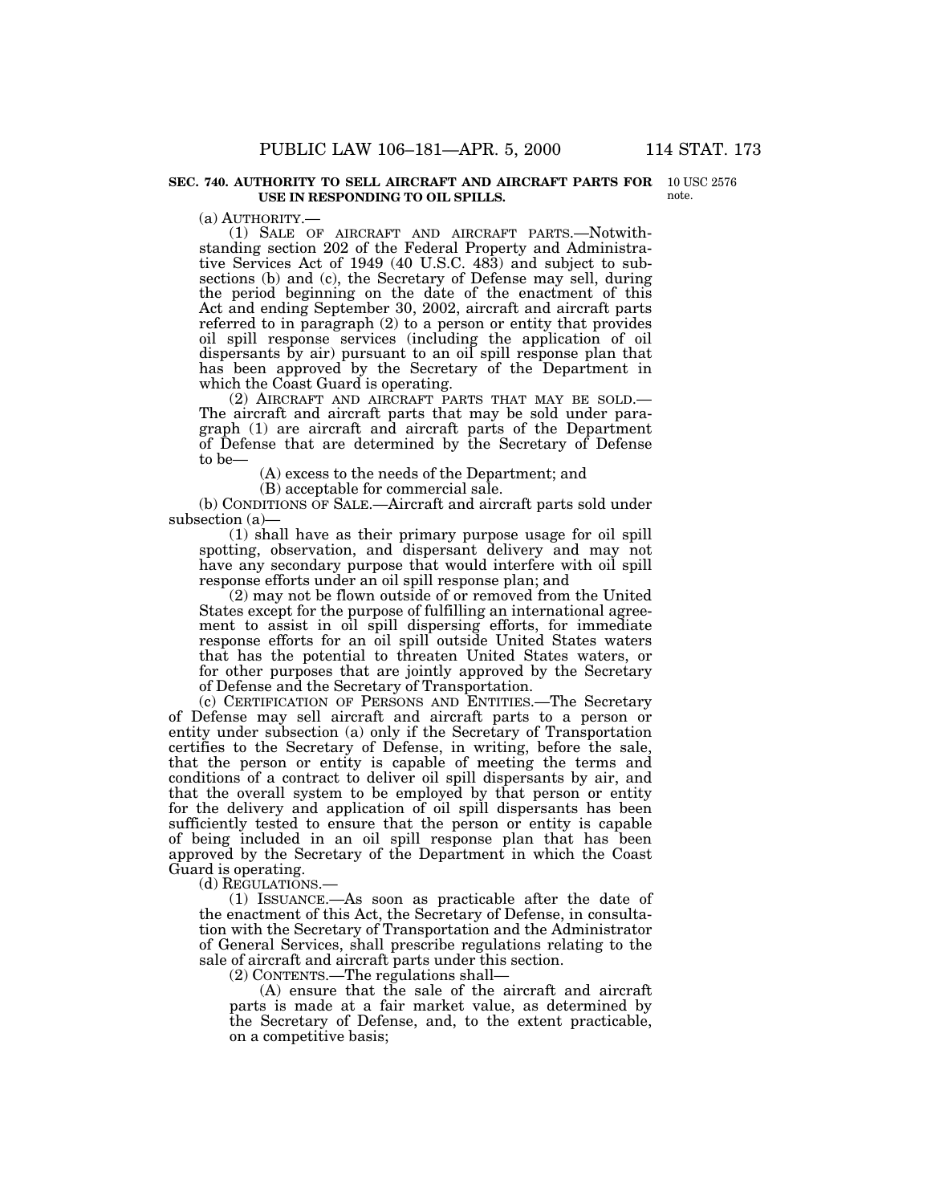**SEC. 740. AUTHORITY TO SELL AIRCRAFT AND AIRCRAFT PARTS FOR USE IN RESPONDING TO OIL SPILLS.**

10 USC 2576 note.

(a) AUTHORITY.—

(1) SALE OF AIRCRAFT AND AIRCRAFT PARTS.—Notwithstanding section 202 of the Federal Property and Administrative Services Act of 1949 (40 U.S.C. 483) and subject to subsections (b) and (c), the Secretary of Defense may sell, during the period beginning on the date of the enactment of this Act and ending September 30, 2002, aircraft and aircraft parts referred to in paragraph (2) to a person or entity that provides oil spill response services (including the application of oil dispersants by air) pursuant to an oil spill response plan that has been approved by the Secretary of the Department in which the Coast Guard is operating.

(2) AIRCRAFT AND AIRCRAFT PARTS THAT MAY BE SOLD.—The aircraft and aircraft parts that may be sold under paragraph (1) are aircraft and aircraft parts of the Department of Defense that are determined by the Secretary of Defense to be—

(A) excess to the needs of the Department; and

(B) acceptable for commercial sale.

(b) CONDITIONS OF SALE.—Aircraft and aircraft parts sold under subsection (a)—

(1) shall have as their primary purpose usage for oil spill spotting, observation, and dispersant delivery and may not have any secondary purpose that would interfere with oil spill response efforts under an oil spill response plan; and

(2) may not be flown outside of or removed from the United States except for the purpose of fulfilling an international agreement to assist in oil spill dispersing efforts, for immediate response efforts for an oil spill outside United States waters that has the potential to threaten United States waters, or for other purposes that are jointly approved by the Secretary of Defense and the Secretary of Transportation.

(c) CERTIFICATION OF PERSONS AND ENTITIES.—The Secretary of Defense may sell aircraft and aircraft parts to a person or entity under subsection (a) only if the Secretary of Transportation certifies to the Secretary of Defense, in writing, before the sale, that the person or entity is capable of meeting the terms and conditions of a contract to deliver oil spill dispersants by air, and that the overall system to be employed by that person or entity for the delivery and application of oil spill dispersants has been sufficiently tested to ensure that the person or entity is capable of being included in an oil spill response plan that has been approved by the Secretary of the Department in which the Coast Guard is operating.

(d) REGULATIONS.—

(1) ISSUANCE.—As soon as practicable after the date of the enactment of this Act, the Secretary of Defense, in consultation with the Secretary of Transportation and the Administrator of General Services, shall prescribe regulations relating to the sale of aircraft and aircraft parts under this section.

(2) CONTENTS.—The regulations shall—

(A) ensure that the sale of the aircraft and aircraft parts is made at a fair market value, as determined by the Secretary of Defense, and, to the extent practicable, on a competitive basis;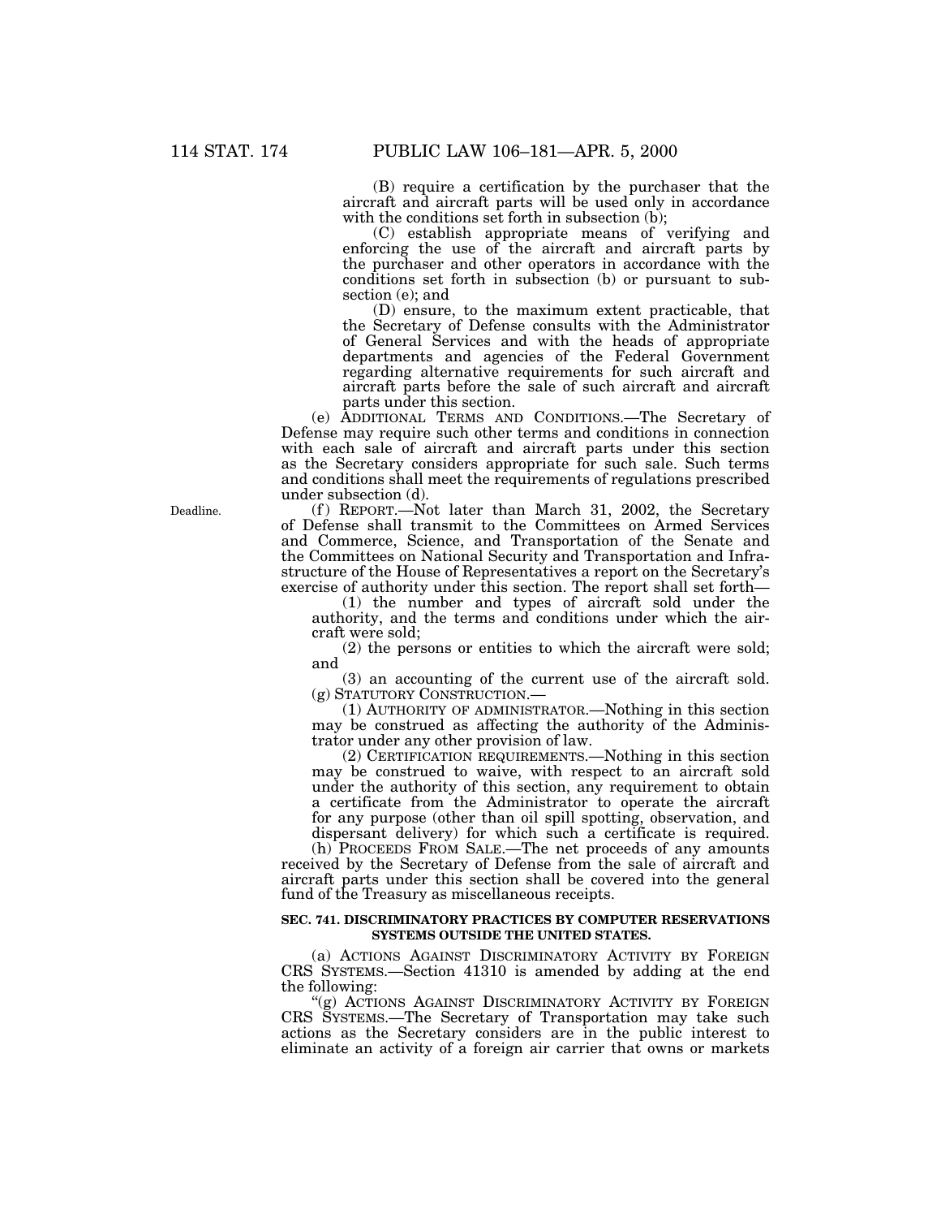(B) require a certification by the purchaser that the aircraft and aircraft parts will be used only in accordance with the conditions set forth in subsection (b);

(C) establish appropriate means of verifying and enforcing the use of the aircraft and aircraft parts by the purchaser and other operators in accordance with the conditions set forth in subsection (b) or pursuant to subsection (e); and

(D) ensure, to the maximum extent practicable, that the Secretary of Defense consults with the Administrator of General Services and with the heads of appropriate departments and agencies of the Federal Government regarding alternative requirements for such aircraft and aircraft parts before the sale of such aircraft and aircraft parts under this section.

(e) ADDITIONAL TERMS AND CONDITIONS.—The Secretary of Defense may require such other terms and conditions in connection with each sale of aircraft and aircraft parts under this section as the Secretary considers appropriate for such sale. Such terms and conditions shall meet the requirements of regulations prescribed under subsection (d).

Deadline.

(f) REPORT.—Not later than March 31, 2002, the Secretary of Defense shall transmit to the Committees on Armed Services and Commerce, Science, and Transportation of the Senate and the Committees on National Security and Transportation and Infrastructure of the House of Representatives a report on the Secretary's exercise of authority under this section. The report shall set forth—

(1) the number and types of aircraft sold under the authority, and the terms and conditions under which the aircraft were sold;

(2) the persons or entities to which the aircraft were sold; and

(3) an accounting of the current use of the aircraft sold.

(g) STATUTORY CONSTRUCTION.—

(1) AUTHORITY OF ADMINISTRATOR.—Nothing in this section may be construed as affecting the authority of the Administrator under any other provision of law.

(2) CERTIFICATION REQUIREMENTS.—Nothing in this section may be construed to waive, with respect to an aircraft sold under the authority of this section, any requirement to obtain a certificate from the Administrator to operate the aircraft for any purpose (other than oil spill spotting, observation, and dispersant delivery) for which such a certificate is required.

(h) PROCEEDS FROM SALE.—The net proceeds of any amounts received by the Secretary of Defense from the sale of aircraft and aircraft parts under this section shall be covered into the general fund of the Treasury as miscellaneous receipts.

**SEC. 741. DISCRIMINATORY PRACTICES BY COMPUTER RESERVATIONS SYSTEMS OUTSIDE THE UNITED STATES.**

(a) ACTIONS AGAINST DISCRIMINATORY ACTIVITY BY FOREIGN CRS SYSTEMS.—Section 41310 is amended by adding at the end the following:

"(g) ACTIONS AGAINST DISCRIMINATORY ACTIVITY BY FOREIGN CRS SYSTEMS.—The Secretary of Transportation may take such actions as the Secretary considers are in the public interest to eliminate an activity of a foreign air carrier that owns or markets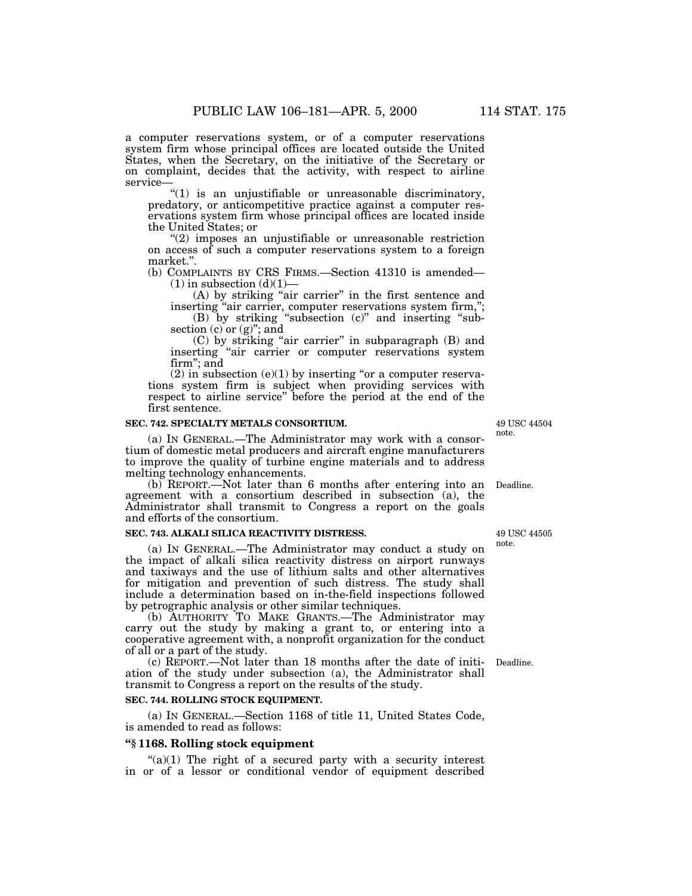a computer reservations system, or of a computer reservations system firm whose principal offices are located outside the United States, when the Secretary, on the initiative of the Secretary or on complaint, decides that the activity, with respect to airline service—

"(1) is an unjustifiable or unreasonable discriminatory, predatory, or anticompetitive practice against a computer reservations system firm whose principal offices are located inside the United States; or

"(2) imposes an unjustifiable or unreasonable restriction on access of such a computer reservations system to a foreign market.".

(b) COMPLAINTS BY CRS FIRMS.—Section 41310 is amended—

(1) in subsection (d)(1)—

(A) by striking "air carrier" in the first sentence and inserting "air carrier, computer reservations system firm,";

(B) by striking "subsection (c)" and inserting "subsection (c) or (g)"; and

(C) by striking "air carrier" in subparagraph (B) and inserting "air carrier or computer reservations system firm"; and

(2) in subsection (e)(1) by inserting "or a computer reservations system firm is subject when providing services with respect to airline service" before the period at the end of the first sentence.

**SEC. 742. SPECIALTY METALS CONSORTIUM.**

49 USC 44504 note.

(a) IN GENERAL.—The Administrator may work with a consortium of domestic metal producers and aircraft engine manufacturers to improve the quality of turbine engine materials and to address melting technology enhancements.

Deadline.

(b) REPORT.—Not later than 6 months after entering into an agreement with a consortium described in subsection (a), the Administrator shall transmit to Congress a report on the goals and efforts of the consortium.

**SEC. 743. ALKALI SILICA REACTIVITY DISTRESS.**

49 USC 44505 note.

(a) IN GENERAL.—The Administrator may conduct a study on the impact of alkali silica reactivity distress on airport runways and taxiways and the use of lithium salts and other alternatives for mitigation and prevention of such distress. The study shall include a determination based on in-the-field inspections followed by petrographic analysis or other similar techniques.

(b) AUTHORITY TO MAKE GRANTS.—The Administrator may carry out the study by making a grant to, or entering into a cooperative agreement with, a nonprofit organization for the conduct of all or a part of the study.

Deadline.

(c) REPORT.—Not later than 18 months after the date of initiation of the study under subsection (a), the Administrator shall transmit to Congress a report on the results of the study.

**SEC. 744. ROLLING STOCK EQUIPMENT.**

(a) IN GENERAL.—Section 1168 of title 11, United States Code, is amended to read as follows:

**"§ 1168. Rolling stock equipment**

"(a)(1) The right of a secured party with a security interest in or of a lessor or conditional vendor of equipment described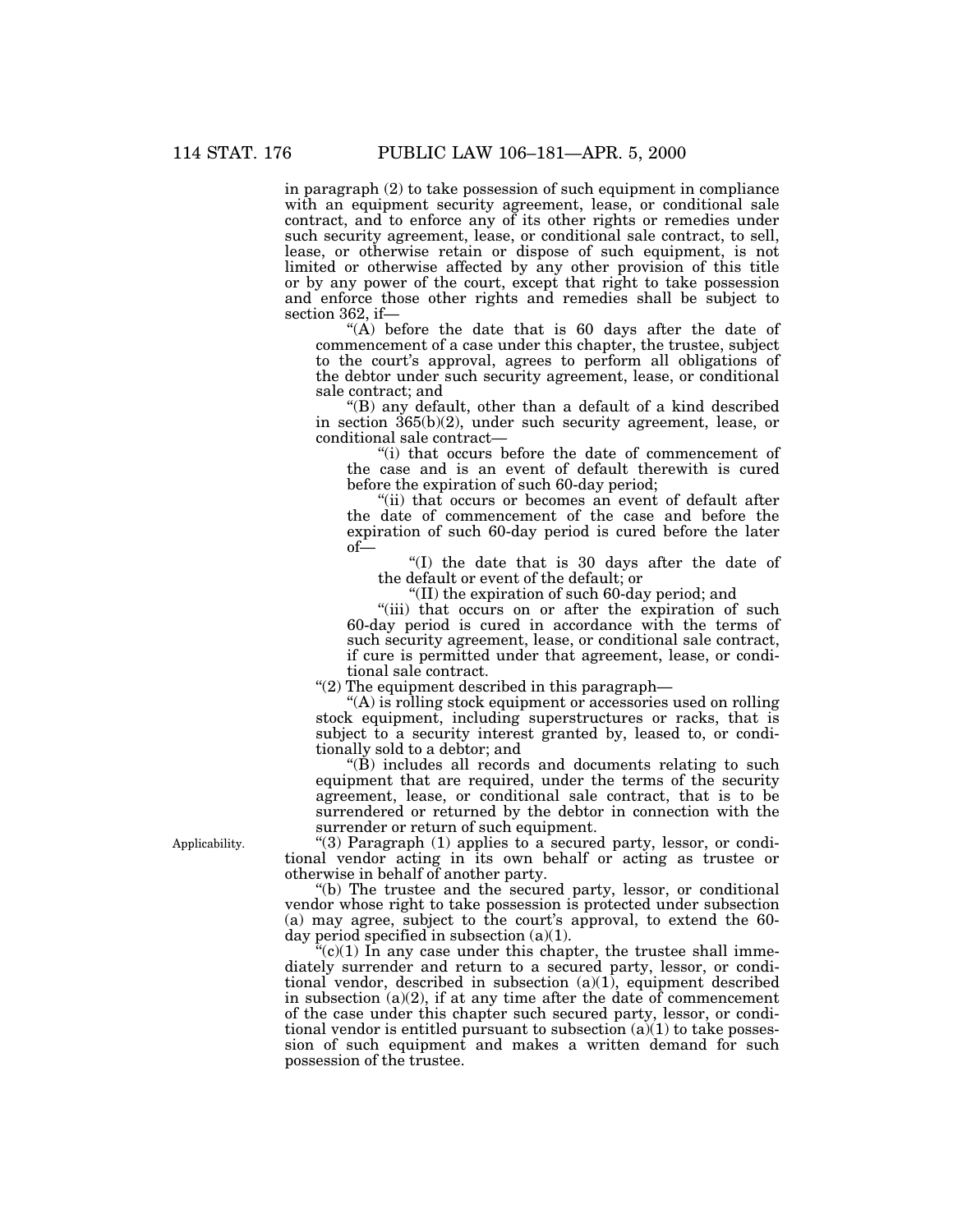in paragraph (2) to take possession of such equipment in compliance with an equipment security agreement, lease, or conditional sale contract, and to enforce any of its other rights or remedies under such security agreement, lease, or conditional sale contract, to sell, lease, or otherwise retain or dispose of such equipment, is not limited or otherwise affected by any other provision of this title or by any power of the court, except that right to take possession and enforce those other rights and remedies shall be subject to section 362, if—

"(A) before the date that is 60 days after the date of commencement of a case under this chapter, the trustee, subject to the court's approval, agrees to perform all obligations of the debtor under such security agreement, lease, or conditional sale contract; and

"(B) any default, other than a default of a kind described in section 365(b)(2), under such security agreement, lease, or conditional sale contract—

"(i) that occurs before the date of commencement of the case and is an event of default therewith is cured before the expiration of such 60-day period;

"(ii) that occurs or becomes an event of default after the date of commencement of the case and before the expiration of such 60-day period is cured before the later of—

"(I) the date that is 30 days after the date of the default or event of the default; or

"(II) the expiration of such 60-day period; and

"(iii) that occurs on or after the expiration of such 60-day period is cured in accordance with the terms of such security agreement, lease, or conditional sale contract, if cure is permitted under that agreement, lease, or conditional sale contract.

"(2) The equipment described in this paragraph—

"(A) is rolling stock equipment or accessories used on rolling stock equipment, including superstructures or racks, that is subject to a security interest granted by, leased to, or conditionally sold to a debtor; and

"(B) includes all records and documents relating to such equipment that are required, under the terms of the security agreement, lease, or conditional sale contract, that is to be surrendered or returned by the debtor in connection with the surrender or return of such equipment.

Applicability.

"(3) Paragraph (1) applies to a secured party, lessor, or conditional vendor acting in its own behalf or acting as trustee or otherwise in behalf of another party.

"(b) The trustee and the secured party, lessor, or conditional vendor whose right to take possession is protected under subsection (a) may agree, subject to the court's approval, to extend the 60-day period specified in subsection (a)(1).

"(c)(1) In any case under this chapter, the trustee shall immediately surrender and return to a secured party, lessor, or conditional vendor, described in subsection (a)(1), equipment described in subsection (a)(2), if at any time after the date of commencement of the case under this chapter such secured party, lessor, or conditional vendor is entitled pursuant to subsection (a)(1) to take possession of such equipment and makes a written demand for such possession of the trustee.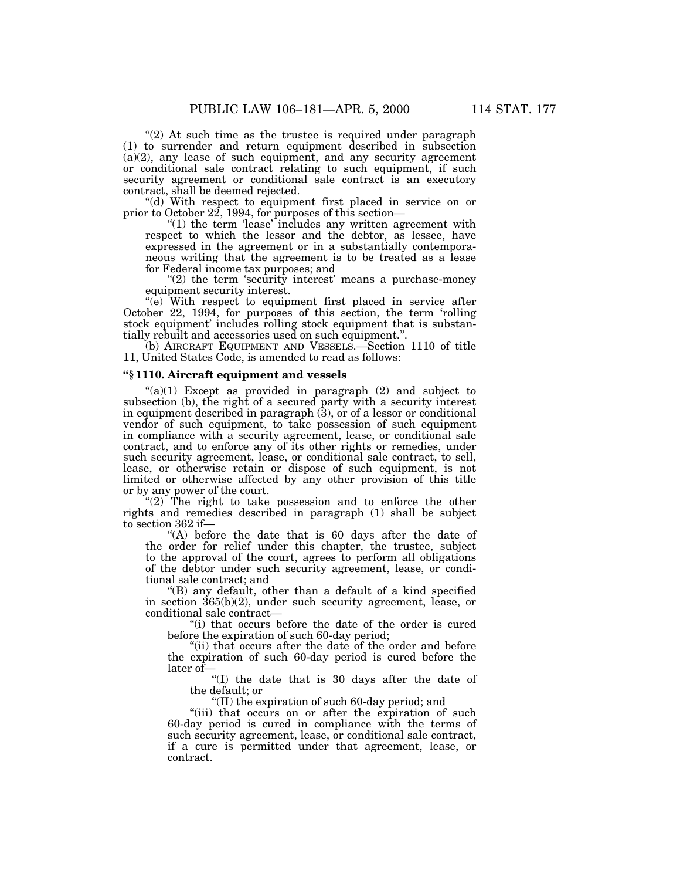"(2) At such time as the trustee is required under paragraph (1) to surrender and return equipment described in subsection (a)(2), any lease of such equipment, and any security agreement or conditional sale contract relating to such equipment, if such security agreement or conditional sale contract is an executory contract, shall be deemed rejected.

"(d) With respect to equipment first placed in service on or prior to October 22, 1994, for purposes of this section—

"(1) the term 'lease' includes any written agreement with respect to which the lessor and the debtor, as lessee, have expressed in the agreement or in a substantially contemporaneous writing that the agreement is to be treated as a lease for Federal income tax purposes; and

"(2) the term 'security interest' means a purchase-money equipment security interest.

"(e) With respect to equipment first placed in service after October 22, 1994, for purposes of this section, the term 'rolling stock equipment' includes rolling stock equipment that is substantially rebuilt and accessories used on such equipment.".

(b) AIRCRAFT EQUIPMENT AND VESSELS.—Section 1110 of title 11, United States Code, is amended to read as follows:

**"§ 1110. Aircraft equipment and vessels**

"(a)(1) Except as provided in paragraph (2) and subject to subsection (b), the right of a secured party with a security interest in equipment described in paragraph (3), or of a lessor or conditional vendor of such equipment, to take possession of such equipment in compliance with a security agreement, lease, or conditional sale contract, and to enforce any of its other rights or remedies, under such security agreement, lease, or conditional sale contract, to sell, lease, or otherwise retain or dispose of such equipment, is not limited or otherwise affected by any other provision of this title or by any power of the court.

"(2) The right to take possession and to enforce the other rights and remedies described in paragraph (1) shall be subject to section 362 if—

"(A) before the date that is 60 days after the date of the order for relief under this chapter, the trustee, subject to the approval of the court, agrees to perform all obligations of the debtor under such security agreement, lease, or conditional sale contract; and

"(B) any default, other than a default of a kind specified in section 365(b)(2), under such security agreement, lease, or conditional sale contract—

"(i) that occurs before the date of the order is cured before the expiration of such 60-day period;

"(ii) that occurs after the date of the order and before the expiration of such 60-day period is cured before the later of—

"(I) the date that is 30 days after the date of the default; or

"(II) the expiration of such 60-day period; and

"(iii) that occurs on or after the expiration of such 60-day period is cured in compliance with the terms of such security agreement, lease, or conditional sale contract, if a cure is permitted under that agreement, lease, or contract.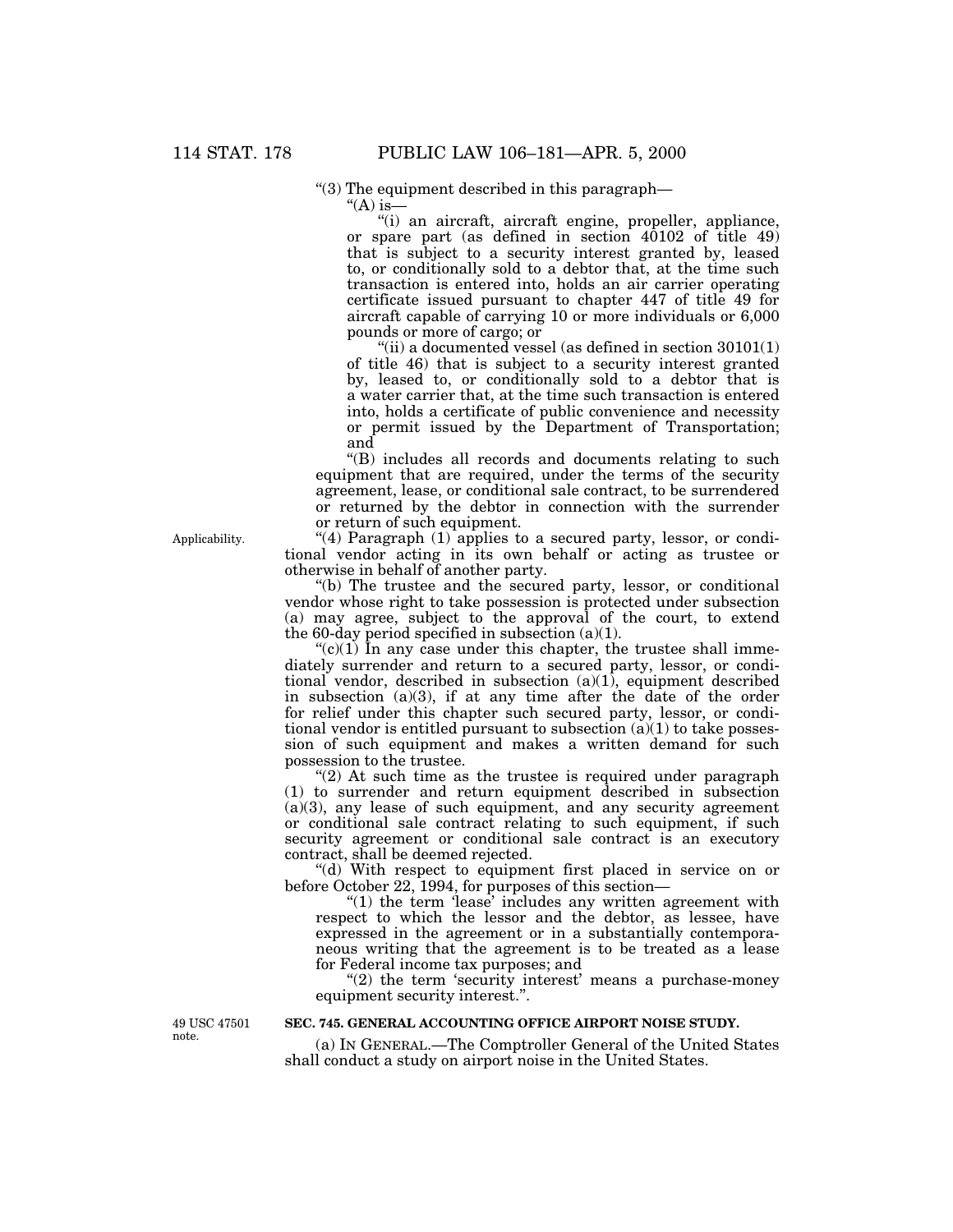"(3) The equipment described in this paragraph—

"(A) is—

"(i) an aircraft, aircraft engine, propeller, appliance, or spare part (as defined in section 40102 of title 49) that is subject to a security interest granted by, leased to, or conditionally sold to a debtor that, at the time such transaction is entered into, holds an air carrier operating certificate issued pursuant to chapter 447 of title 49 for aircraft capable of carrying 10 or more individuals or 6,000 pounds or more of cargo; or

"(ii) a documented vessel (as defined in section 30101(1) of title 46) that is subject to a security interest granted by, leased to, or conditionally sold to a debtor that is a water carrier that, at the time such transaction is entered into, holds a certificate of public convenience and necessity or permit issued by the Department of Transportation; and

"(B) includes all records and documents relating to such equipment that are required, under the terms of the security agreement, lease, or conditional sale contract, to be surrendered or returned by the debtor in connection with the surrender or return of such equipment.

Applicability.

"(4) Paragraph (1) applies to a secured party, lessor, or conditional vendor acting in its own behalf or acting as trustee or otherwise in behalf of another party.

"(b) The trustee and the secured party, lessor, or conditional vendor whose right to take possession is protected under subsection (a) may agree, subject to the approval of the court, to extend the 60-day period specified in subsection (a)(1).

"(c)(1) In any case under this chapter, the trustee shall immediately surrender and return to a secured party, lessor, or conditional vendor, described in subsection (a)(1), equipment described in subsection (a)(3), if at any time after the date of the order for relief under this chapter such secured party, lessor, or conditional vendor is entitled pursuant to subsection (a)(1) to take possession of such equipment and makes a written demand for such possession to the trustee.

"(2) At such time as the trustee is required under paragraph (1) to surrender and return equipment described in subsection (a)(3), any lease of such equipment, and any security agreement or conditional sale contract relating to such equipment, if such security agreement or conditional sale contract is an executory contract, shall be deemed rejected.

"(d) With respect to equipment first placed in service on or before October 22, 1994, for purposes of this section—

"(1) the term 'lease' includes any written agreement with respect to which the lessor and the debtor, as lessee, have expressed in the agreement or in a substantially contemporaneous writing that the agreement is to be treated as a lease for Federal income tax purposes; and

"(2) the term 'security interest' means a purchase-money equipment security interest.".

49 USC 47501 note.

**SEC. 745. GENERAL ACCOUNTING OFFICE AIRPORT NOISE STUDY.**

(a) IN GENERAL.—The Comptroller General of the United States shall conduct a study on airport noise in the United States.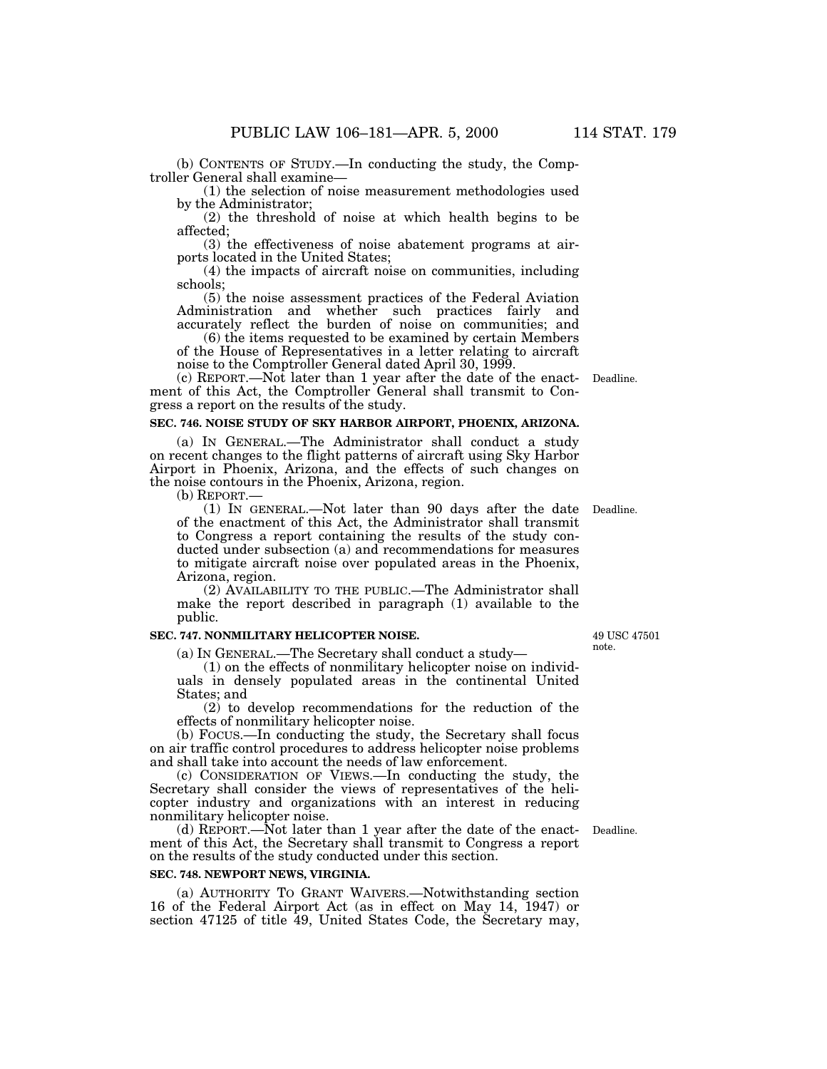(b) CONTENTS OF STUDY.—In conducting the study, the Comptroller General shall examine—

(1) the selection of noise measurement methodologies used by the Administrator;

(2) the threshold of noise at which health begins to be affected;

(3) the effectiveness of noise abatement programs at airports located in the United States;

(4) the impacts of aircraft noise on communities, including schools;

(5) the noise assessment practices of the Federal Aviation Administration and whether such practices fairly and accurately reflect the burden of noise on communities; and

(6) the items requested to be examined by certain Members of the House of Representatives in a letter relating to aircraft noise to the Comptroller General dated April 30, 1999.

(c) REPORT.—Not later than 1 year after the date of the enactment of this Act, the Comptroller General shall transmit to Congress a report on the results of the study.

Deadline.

**SEC. 746. NOISE STUDY OF SKY HARBOR AIRPORT, PHOENIX, ARIZONA.**

(a) IN GENERAL.—The Administrator shall conduct a study on recent changes to the flight patterns of aircraft using Sky Harbor Airport in Phoenix, Arizona, and the effects of such changes on the noise contours in the Phoenix, Arizona, region.

(b) REPORT.—

(1) IN GENERAL.—Not later than 90 days after the date of the enactment of this Act, the Administrator shall transmit to Congress a report containing the results of the study conducted under subsection (a) and recommendations for measures to mitigate aircraft noise over populated areas in the Phoenix, Arizona, region.

Deadline.

(2) AVAILABILITY TO THE PUBLIC.—The Administrator shall make the report described in paragraph (1) available to the public.

**SEC. 747. NONMILITARY HELICOPTER NOISE.**

49 USC 47501 note.

(a) IN GENERAL.—The Secretary shall conduct a study—

(1) on the effects of nonmilitary helicopter noise on individuals in densely populated areas in the continental United States; and

(2) to develop recommendations for the reduction of the effects of nonmilitary helicopter noise.

(b) FOCUS.—In conducting the study, the Secretary shall focus on air traffic control procedures to address helicopter noise problems and shall take into account the needs of law enforcement.

(c) CONSIDERATION OF VIEWS.—In conducting the study, the Secretary shall consider the views of representatives of the helicopter industry and organizations with an interest in reducing nonmilitary helicopter noise.

(d) REPORT.—Not later than 1 year after the date of the enactment of this Act, the Secretary shall transmit to Congress a report on the results of the study conducted under this section.

Deadline.

**SEC. 748. NEWPORT NEWS, VIRGINIA.**

(a) AUTHORITY TO GRANT WAIVERS.—Notwithstanding section 16 of the Federal Airport Act (as in effect on May 14, 1947) or section 47125 of title 49, United States Code, the Secretary may,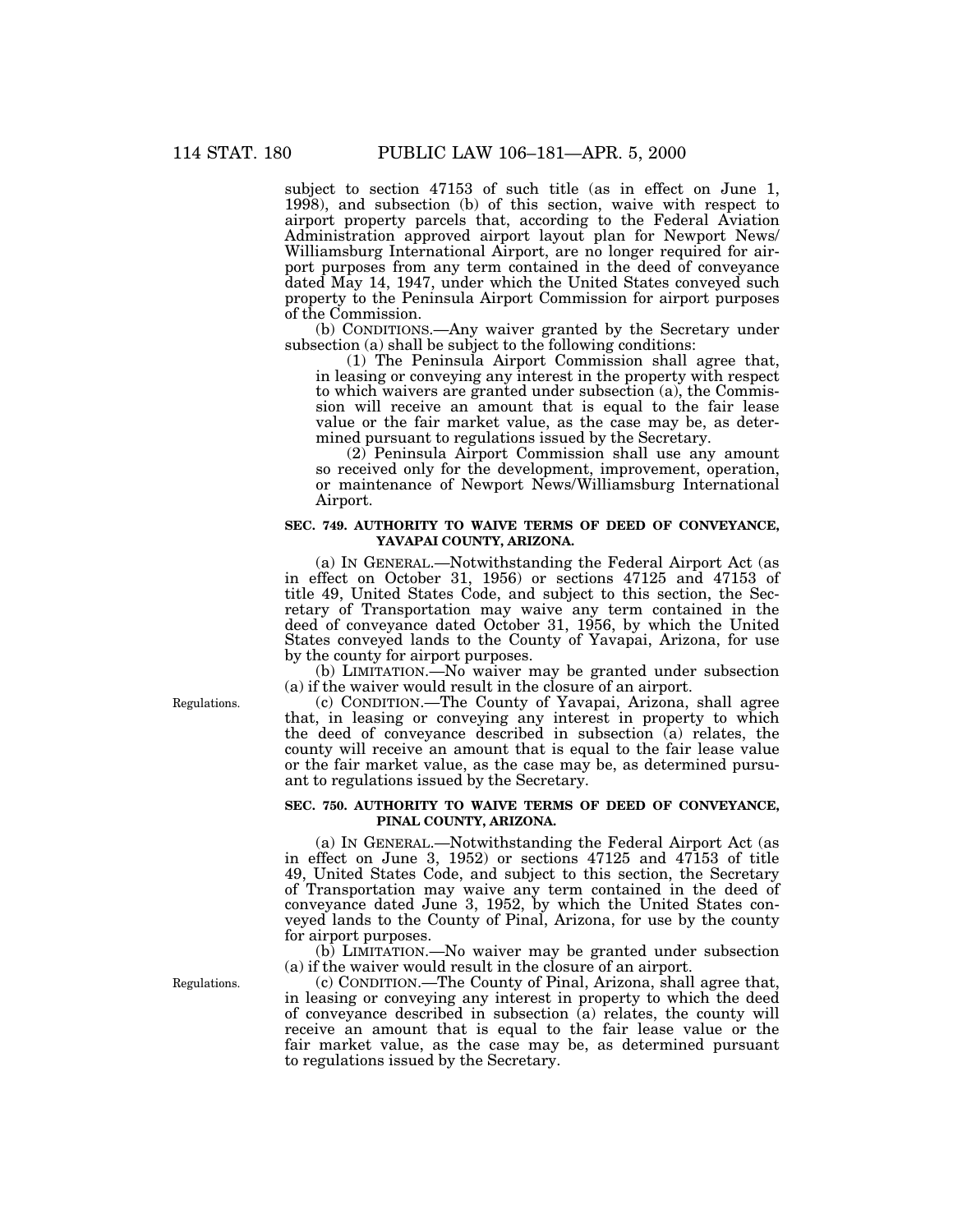subject to section 47153 of such title (as in effect on June 1, 1998), and subsection (b) of this section, waive with respect to airport property parcels that, according to the Federal Aviation Administration approved airport layout plan for Newport News/Williamsburg International Airport, are no longer required for airport purposes from any term contained in the deed of conveyance dated May 14, 1947, under which the United States conveyed such property to the Peninsula Airport Commission for airport purposes of the Commission.

(b) CONDITIONS.—Any waiver granted by the Secretary under subsection (a) shall be subject to the following conditions:

(1) The Peninsula Airport Commission shall agree that, in leasing or conveying any interest in the property with respect to which waivers are granted under subsection (a), the Commission will receive an amount that is equal to the fair lease value or the fair market value, as the case may be, as determined pursuant to regulations issued by the Secretary.

(2) Peninsula Airport Commission shall use any amount so received only for the development, improvement, operation, or maintenance of Newport News/Williamsburg International Airport.

**SEC. 749. AUTHORITY TO WAIVE TERMS OF DEED OF CONVEYANCE, YAVAPAI COUNTY, ARIZONA.**

(a) IN GENERAL.—Notwithstanding the Federal Airport Act (as in effect on October 31, 1956) or sections 47125 and 47153 of title 49, United States Code, and subject to this section, the Secretary of Transportation may waive any term contained in the deed of conveyance dated October 31, 1956, by which the United States conveyed lands to the County of Yavapai, Arizona, for use by the county for airport purposes.

(b) LIMITATION.—No waiver may be granted under subsection (a) if the waiver would result in the closure of an airport.

Regulations.

(c) CONDITION.—The County of Yavapai, Arizona, shall agree that, in leasing or conveying any interest in property to which the deed of conveyance described in subsection (a) relates, the county will receive an amount that is equal to the fair lease value or the fair market value, as the case may be, as determined pursuant to regulations issued by the Secretary.

**SEC. 750. AUTHORITY TO WAIVE TERMS OF DEED OF CONVEYANCE, PINAL COUNTY, ARIZONA.**

(a) IN GENERAL.—Notwithstanding the Federal Airport Act (as in effect on June 3, 1952) or sections 47125 and 47153 of title 49, United States Code, and subject to this section, the Secretary of Transportation may waive any term contained in the deed of conveyance dated June 3, 1952, by which the United States conveyed lands to the County of Pinal, Arizona, for use by the county for airport purposes.

(b) LIMITATION.—No waiver may be granted under subsection (a) if the waiver would result in the closure of an airport.

Regulations.

(c) CONDITION.—The County of Pinal, Arizona, shall agree that, in leasing or conveying any interest in property to which the deed of conveyance described in subsection (a) relates, the county will receive an amount that is equal to the fair lease value or the fair market value, as the case may be, as determined pursuant to regulations issued by the Secretary.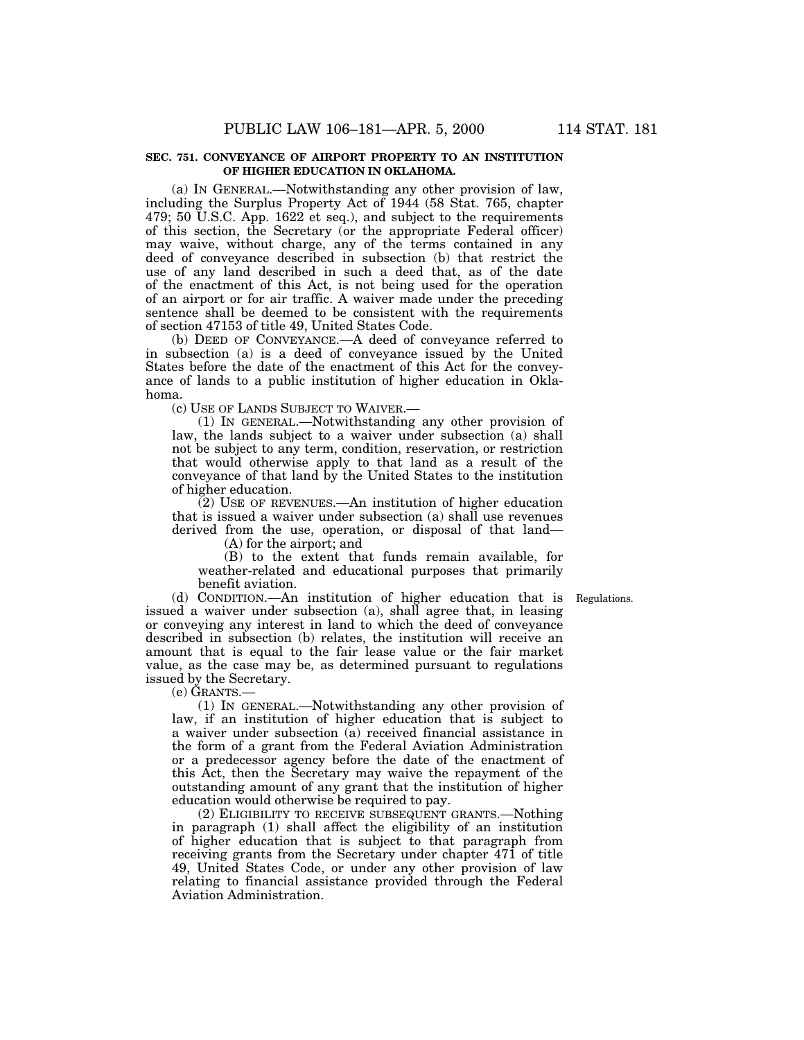**SEC. 751. CONVEYANCE OF AIRPORT PROPERTY TO AN INSTITUTION OF HIGHER EDUCATION IN OKLAHOMA.**

(a) IN GENERAL.—Notwithstanding any other provision of law, including the Surplus Property Act of 1944 (58 Stat. 765, chapter 479; 50 U.S.C. App. 1622 et seq.), and subject to the requirements of this section, the Secretary (or the appropriate Federal officer) may waive, without charge, any of the terms contained in any deed of conveyance described in subsection (b) that restrict the use of any land described in such a deed that, as of the date of the enactment of this Act, is not being used for the operation of an airport or for air traffic. A waiver made under the preceding sentence shall be deemed to be consistent with the requirements of section 47153 of title 49, United States Code.

(b) DEED OF CONVEYANCE.—A deed of conveyance referred to in subsection (a) is a deed of conveyance issued by the United States before the date of the enactment of this Act for the conveyance of lands to a public institution of higher education in Oklahoma.

(c) USE OF LANDS SUBJECT TO WAIVER.—

(1) IN GENERAL.—Notwithstanding any other provision of law, the lands subject to a waiver under subsection (a) shall not be subject to any term, condition, reservation, or restriction that would otherwise apply to that land as a result of the conveyance of that land by the United States to the institution of higher education.

(2) USE OF REVENUES.—An institution of higher education that is issued a waiver under subsection (a) shall use revenues derived from the use, operation, or disposal of that land—

(A) for the airport; and

(B) to the extent that funds remain available, for weather-related and educational purposes that primarily benefit aviation.

Regulations.

(d) CONDITION.—An institution of higher education that is issued a waiver under subsection (a), shall agree that, in leasing or conveying any interest in land to which the deed of conveyance described in subsection (b) relates, the institution will receive an amount that is equal to the fair lease value or the fair market value, as the case may be, as determined pursuant to regulations issued by the Secretary.

(e) GRANTS.—

(1) IN GENERAL.—Notwithstanding any other provision of law, if an institution of higher education that is subject to a waiver under subsection (a) received financial assistance in the form of a grant from the Federal Aviation Administration or a predecessor agency before the date of the enactment of this Act, then the Secretary may waive the repayment of the outstanding amount of any grant that the institution of higher education would otherwise be required to pay.

(2) ELIGIBILITY TO RECEIVE SUBSEQUENT GRANTS.—Nothing in paragraph (1) shall affect the eligibility of an institution of higher education that is subject to that paragraph from receiving grants from the Secretary under chapter 471 of title 49, United States Code, or under any other provision of law relating to financial assistance provided through the Federal Aviation Administration.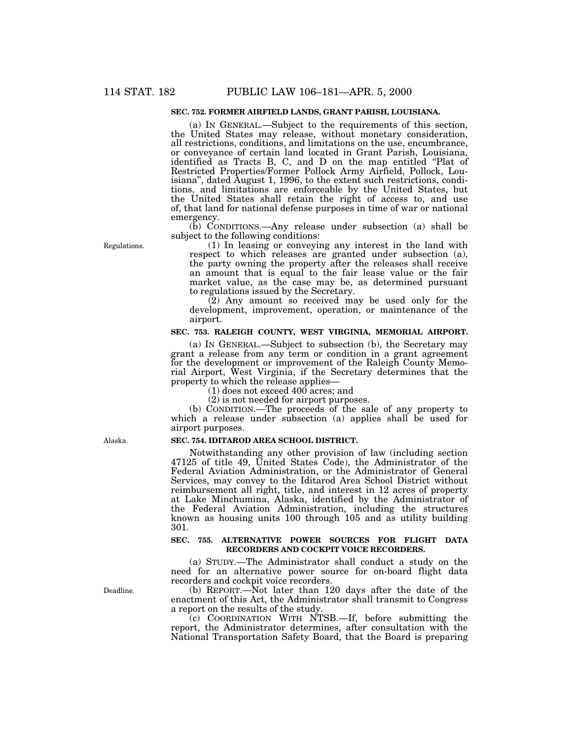**SEC. 752. FORMER AIRFIELD LANDS, GRANT PARISH, LOUISIANA.**

(a) IN GENERAL.—Subject to the requirements of this section, the United States may release, without monetary consideration, all restrictions, conditions, and limitations on the use, encumbrance, or conveyance of certain land located in Grant Parish, Louisiana, identified as Tracts B, C, and D on the map entitled "Plat of Restricted Properties/Former Pollock Army Airfield, Pollock, Louisiana", dated August 1, 1996, to the extent such restrictions, conditions, and limitations are enforceable by the United States, but the United States shall retain the right of access to, and use of, that land for national defense purposes in time of war or national emergency.

(b) CONDITIONS.—Any release under subsection (a) shall be subject to the following conditions:

Regulations.

(1) In leasing or conveying any interest in the land with respect to which releases are granted under subsection (a), the party owning the property after the releases shall receive an amount that is equal to the fair lease value or the fair market value, as the case may be, as determined pursuant to regulations issued by the Secretary.

(2) Any amount so received may be used only for the development, improvement, operation, or maintenance of the airport.

**SEC. 753. RALEIGH COUNTY, WEST VIRGINIA, MEMORIAL AIRPORT.**

(a) IN GENERAL.—Subject to subsection (b), the Secretary may grant a release from any term or condition in a grant agreement for the development or improvement of the Raleigh County Memorial Airport, West Virginia, if the Secretary determines that the property to which the release applies—

(1) does not exceed 400 acres; and

(2) is not needed for airport purposes.

(b) CONDITION.—The proceeds of the sale of any property to which a release under subsection (a) applies shall be used for airport purposes.

Alaska.

**SEC. 754. IDITAROD AREA SCHOOL DISTRICT.**

Notwithstanding any other provision of law (including section 47125 of title 49, United States Code), the Administrator of the Federal Aviation Administration, or the Administrator of General Services, may convey to the Iditarod Area School District without reimbursement all right, title, and interest in 12 acres of property at Lake Minchumina, Alaska, identified by the Administrator of the Federal Aviation Administration, including the structures known as housing units 100 through 105 and as utility building 301.

**SEC. 755. ALTERNATIVE POWER SOURCES FOR FLIGHT DATA RECORDERS AND COCKPIT VOICE RECORDERS.**

(a) STUDY.—The Administrator shall conduct a study on the need for an alternative power source for on-board flight data recorders and cockpit voice recorders.

Deadline.

(b) REPORT.—Not later than 120 days after the date of the enactment of this Act, the Administrator shall transmit to Congress a report on the results of the study.

(c) COORDINATION WITH NTSB.—If, before submitting the report, the Administrator determines, after consultation with the National Transportation Safety Board, that the Board is preparing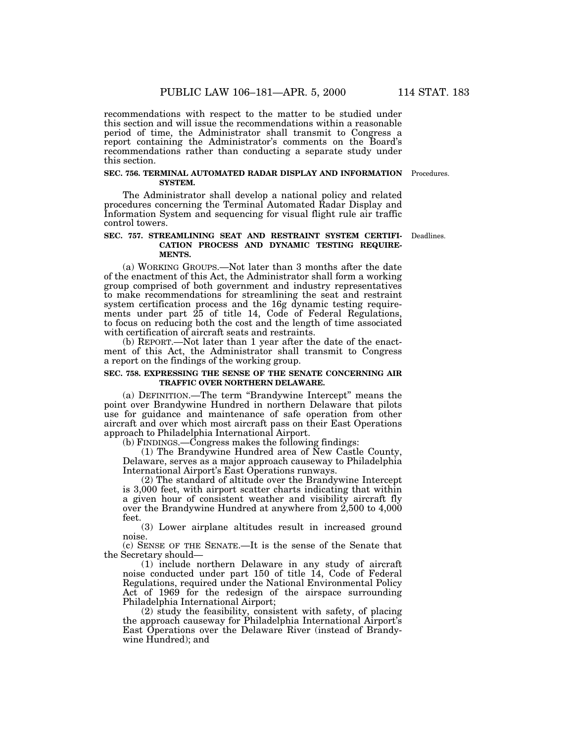recommendations with respect to the matter to be studied under this section and will issue the recommendations within a reasonable period of time, the Administrator shall transmit to Congress a report containing the Administrator's comments on the Board's recommendations rather than conducting a separate study under this section.

**SEC. 756. TERMINAL AUTOMATED RADAR DISPLAY AND INFORMATION SYSTEM.**

Procedures.

The Administrator shall develop a national policy and related procedures concerning the Terminal Automated Radar Display and Information System and sequencing for visual flight rule air traffic control towers.

**SEC. 757. STREAMLINING SEAT AND RESTRAINT SYSTEM CERTIFICATION PROCESS AND DYNAMIC TESTING REQUIREMENTS.**

Deadlines.

(a) WORKING GROUPS.—Not later than 3 months after the date of the enactment of this Act, the Administrator shall form a working group comprised of both government and industry representatives to make recommendations for streamlining the seat and restraint system certification process and the 16g dynamic testing requirements under part 25 of title 14, Code of Federal Regulations, to focus on reducing both the cost and the length of time associated with certification of aircraft seats and restraints.

(b) REPORT.—Not later than 1 year after the date of the enactment of this Act, the Administrator shall transmit to Congress a report on the findings of the working group.

**SEC. 758. EXPRESSING THE SENSE OF THE SENATE CONCERNING AIR TRAFFIC OVER NORTHERN DELAWARE.**

(a) DEFINITION.—The term "Brandywine Intercept" means the point over Brandywine Hundred in northern Delaware that pilots use for guidance and maintenance of safe operation from other aircraft and over which most aircraft pass on their East Operations approach to Philadelphia International Airport.

(b) FINDINGS.—Congress makes the following findings:

(1) The Brandywine Hundred area of New Castle County, Delaware, serves as a major approach causeway to Philadelphia International Airport's East Operations runways.

(2) The standard of altitude over the Brandywine Intercept is 3,000 feet, with airport scatter charts indicating that within a given hour of consistent weather and visibility aircraft fly over the Brandywine Hundred at anywhere from 2,500 to 4,000 feet.

(3) Lower airplane altitudes result in increased ground noise.

(c) SENSE OF THE SENATE.—It is the sense of the Senate that the Secretary should—

(1) include northern Delaware in any study of aircraft noise conducted under part 150 of title 14, Code of Federal Regulations, required under the National Environmental Policy Act of 1969 for the redesign of the airspace surrounding Philadelphia International Airport;

(2) study the feasibility, consistent with safety, of placing the approach causeway for Philadelphia International Airport's East Operations over the Delaware River (instead of Brandywine Hundred); and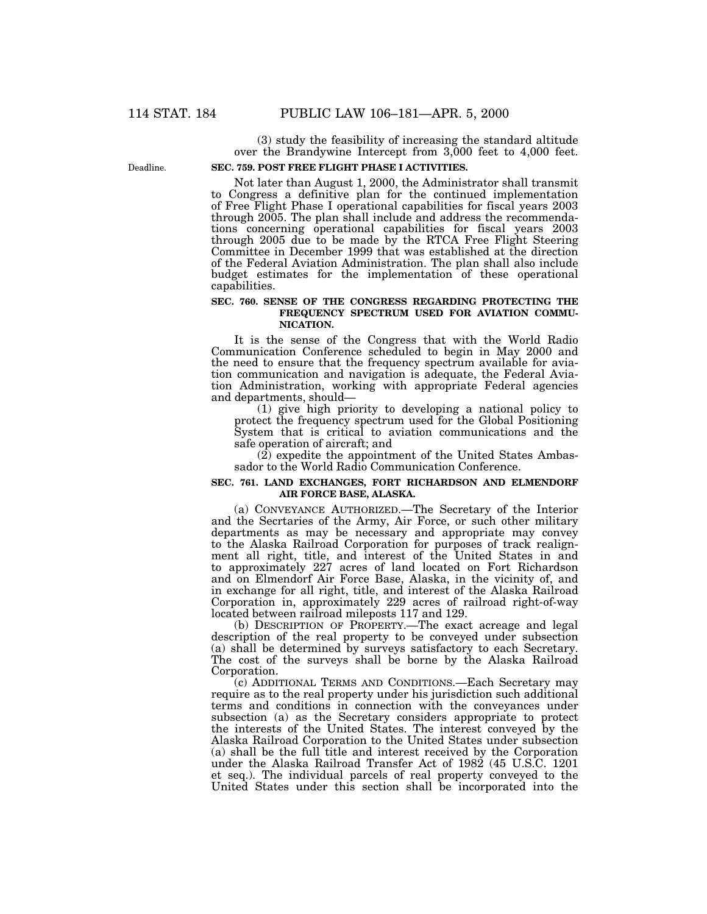(3) study the feasibility of increasing the standard altitude over the Brandywine Intercept from 3,000 feet to 4,000 feet.

Deadline.

**SEC. 759. POST FREE FLIGHT PHASE I ACTIVITIES.**

Not later than August 1, 2000, the Administrator shall transmit to Congress a definitive plan for the continued implementation of Free Flight Phase I operational capabilities for fiscal years 2003 through 2005. The plan shall include and address the recommendations concerning operational capabilities for fiscal years 2003 through 2005 due to be made by the RTCA Free Flight Steering Committee in December 1999 that was established at the direction of the Federal Aviation Administration. The plan shall also include budget estimates for the implementation of these operational capabilities.

**SEC. 760. SENSE OF THE CONGRESS REGARDING PROTECTING THE FREQUENCY SPECTRUM USED FOR AVIATION COMMUNICATION.**

It is the sense of the Congress that with the World Radio Communication Conference scheduled to begin in May 2000 and the need to ensure that the frequency spectrum available for aviation communication and navigation is adequate, the Federal Aviation Administration, working with appropriate Federal agencies and departments, should—

(1) give high priority to developing a national policy to protect the frequency spectrum used for the Global Positioning System that is critical to aviation communications and the safe operation of aircraft; and

(2) expedite the appointment of the United States Ambassador to the World Radio Communication Conference.

**SEC. 761. LAND EXCHANGES, FORT RICHARDSON AND ELMENDORF AIR FORCE BASE, ALASKA.**

(a) CONVEYANCE AUTHORIZED.—The Secretary of the Interior and the Secrtaries of the Army, Air Force, or such other military departments as may be necessary and appropriate may convey to the Alaska Railroad Corporation for purposes of track realignment all right, title, and interest of the United States in and to approximately 227 acres of land located on Fort Richardson and on Elmendorf Air Force Base, Alaska, in the vicinity of, and in exchange for all right, title, and interest of the Alaska Railroad Corporation in, approximately 229 acres of railroad right-of-way located between railroad mileposts 117 and 129.

(b) DESCRIPTION OF PROPERTY.—The exact acreage and legal description of the real property to be conveyed under subsection (a) shall be determined by surveys satisfactory to each Secretary. The cost of the surveys shall be borne by the Alaska Railroad Corporation.

(c) ADDITIONAL TERMS AND CONDITIONS.—Each Secretary may require as to the real property under his jurisdiction such additional terms and conditions in connection with the conveyances under subsection (a) as the Secretary considers appropriate to protect the interests of the United States. The interest conveyed by the Alaska Railroad Corporation to the United States under subsection (a) shall be the full title and interest received by the Corporation under the Alaska Railroad Transfer Act of 1982 (45 U.S.C. 1201 et seq.). The individual parcels of real property conveyed to the United States under this section shall be incorporated into the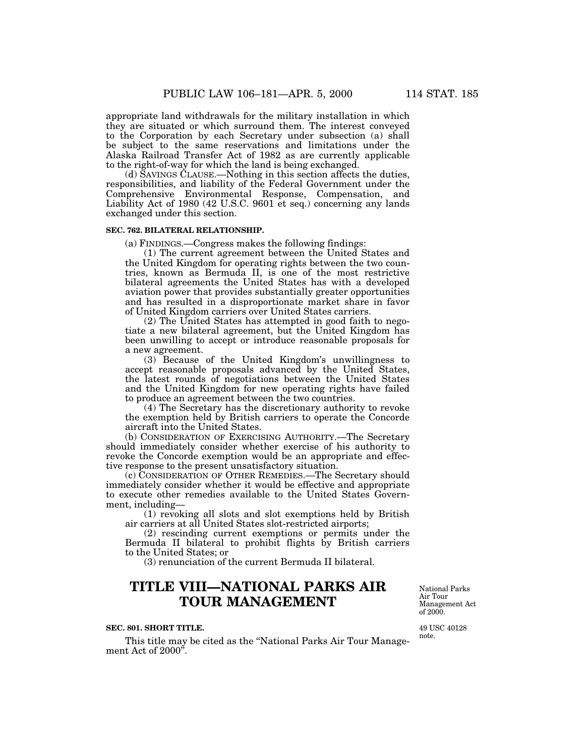appropriate land withdrawals for the military installation in which they are situated or which surround them. The interest conveyed to the Corporation by each Secretary under subsection (a) shall be subject to the same reservations and limitations under the Alaska Railroad Transfer Act of 1982 as are currently applicable to the right-of-way for which the land is being exchanged.

(d) SAVINGS CLAUSE.—Nothing in this section affects the duties, responsibilities, and liability of the Federal Government under the Comprehensive Environmental Response, Compensation, and Liability Act of 1980 (42 U.S.C. 9601 et seq.) concerning any lands exchanged under this section.

**SEC. 762. BILATERAL RELATIONSHIP.**

(a) FINDINGS.—Congress makes the following findings:

(1) The current agreement between the United States and the United Kingdom for operating rights between the two countries, known as Bermuda II, is one of the most restrictive bilateral agreements the United States has with a developed aviation power that provides substantially greater opportunities and has resulted in a disproportionate market share in favor of United Kingdom carriers over United States carriers.

(2) The United States has attempted in good faith to negotiate a new bilateral agreement, but the United Kingdom has been unwilling to accept or introduce reasonable proposals for a new agreement.

(3) Because of the United Kingdom's unwillingness to accept reasonable proposals advanced by the United States, the latest rounds of negotiations between the United States and the United Kingdom for new operating rights have failed to produce an agreement between the two countries.

(4) The Secretary has the discretionary authority to revoke the exemption held by British carriers to operate the Concorde aircraft into the United States.

(b) CONSIDERATION OF EXERCISING AUTHORITY.—The Secretary should immediately consider whether exercise of his authority to revoke the Concorde exemption would be an appropriate and effective response to the present unsatisfactory situation.

(c) CONSIDERATION OF OTHER REMEDIES.—The Secretary should immediately consider whether it would be effective and appropriate to execute other remedies available to the United States Government, including—

(1) revoking all slots and slot exemptions held by British air carriers at all United States slot-restricted airports;

(2) rescinding current exemptions or permits under the Bermuda II bilateral to prohibit flights by British carriers to the United States; or

(3) renunciation of the current Bermuda II bilateral.

# TITLE VIII—NATIONAL PARKS AIR TOUR MANAGEMENT

National Parks Air Tour Management Act of 2000.

**SEC. 801. SHORT TITLE.**

49 USC 40128 note.

This title may be cited as the "National Parks Air Tour Management Act of 2000".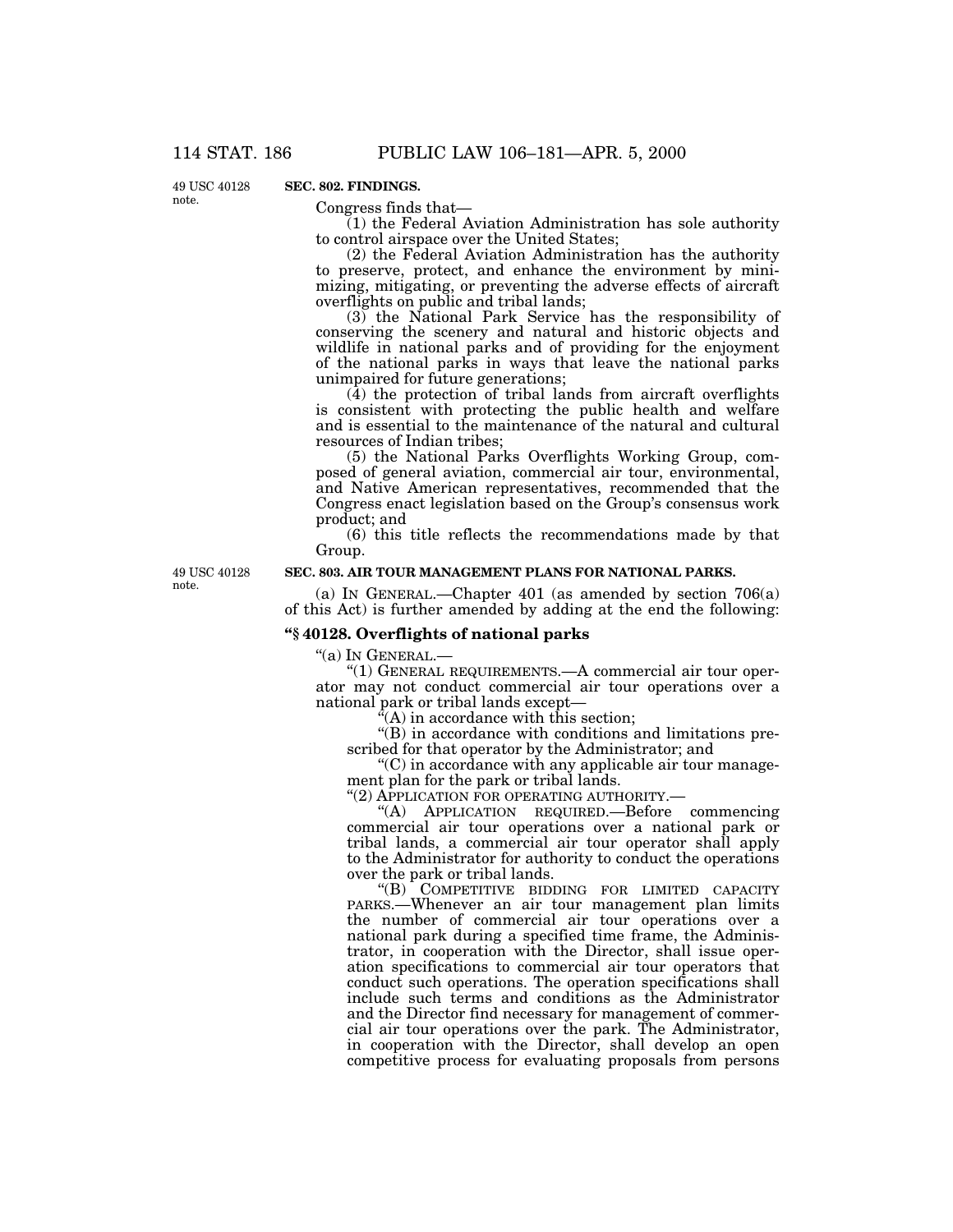49 USC 40128 note.

**SEC. 802. FINDINGS.**

Congress finds that—

(1) the Federal Aviation Administration has sole authority to control airspace over the United States;

(2) the Federal Aviation Administration has the authority to preserve, protect, and enhance the environment by minimizing, mitigating, or preventing the adverse effects of aircraft overflights on public and tribal lands;

(3) the National Park Service has the responsibility of conserving the scenery and natural and historic objects and wildlife in national parks and of providing for the enjoyment of the national parks in ways that leave the national parks unimpaired for future generations;

(4) the protection of tribal lands from aircraft overflights is consistent with protecting the public health and welfare and is essential to the maintenance of the natural and cultural resources of Indian tribes;

(5) the National Parks Overflights Working Group, composed of general aviation, commercial air tour, environmental, and Native American representatives, recommended that the Congress enact legislation based on the Group's consensus work product; and

(6) this title reflects the recommendations made by that Group.

49 USC 40128 note.

**SEC. 803. AIR TOUR MANAGEMENT PLANS FOR NATIONAL PARKS.**

(a) IN GENERAL.—Chapter 401 (as amended by section 706(a) of this Act) is further amended by adding at the end the following:

**"§ 40128. Overflights of national parks**

"(a) IN GENERAL.—

"(1) GENERAL REQUIREMENTS.—A commercial air tour operator may not conduct commercial air tour operations over a national park or tribal lands except—

"(A) in accordance with this section;

"(B) in accordance with conditions and limitations prescribed for that operator by the Administrator; and

"(C) in accordance with any applicable air tour management plan for the park or tribal lands.

"(2) APPLICATION FOR OPERATING AUTHORITY.—

"(A) APPLICATION REQUIRED.—Before commencing commercial air tour operations over a national park or tribal lands, a commercial air tour operator shall apply to the Administrator for authority to conduct the operations over the park or tribal lands.

"(B) COMPETITIVE BIDDING FOR LIMITED CAPACITY PARKS.—Whenever an air tour management plan limits the number of commercial air tour operations over a national park during a specified time frame, the Administrator, in cooperation with the Director, shall issue operation specifications to commercial air tour operators that conduct such operations. The operation specifications shall include such terms and conditions as the Administrator and the Director find necessary for management of commercial air tour operations over the park. The Administrator, in cooperation with the Director, shall develop an open competitive process for evaluating proposals from persons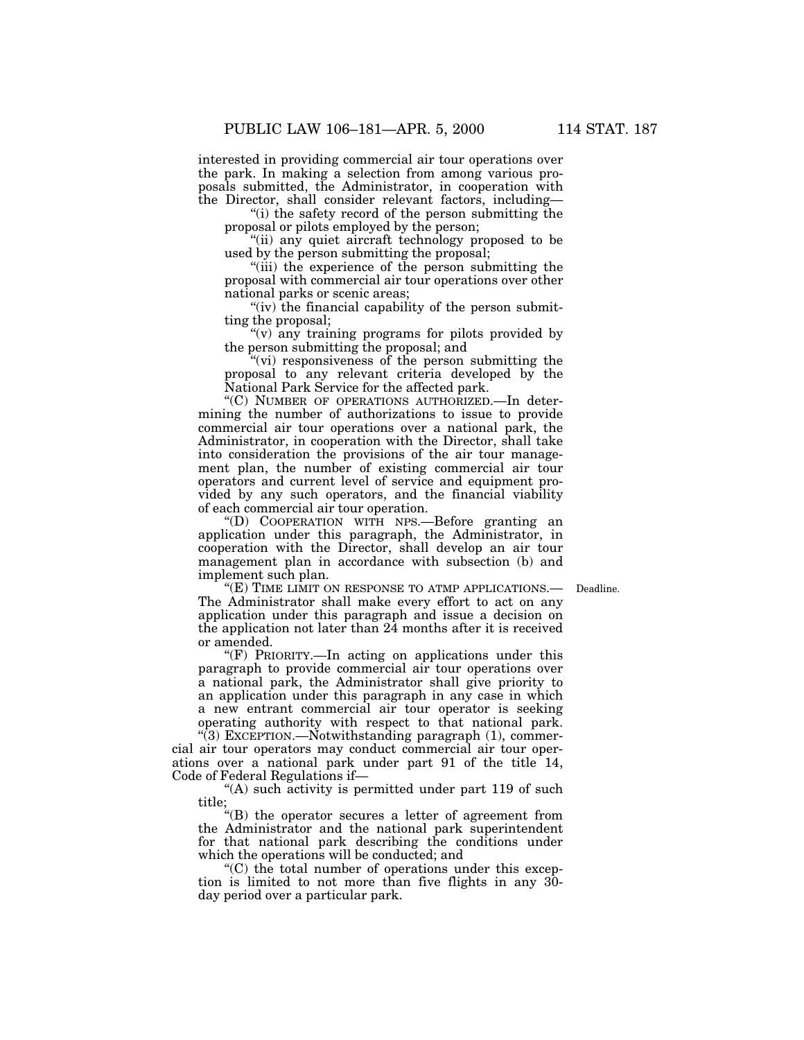interested in providing commercial air tour operations over the park. In making a selection from among various proposals submitted, the Administrator, in cooperation with the Director, shall consider relevant factors, including—

"(i) the safety record of the person submitting the proposal or pilots employed by the person;

"(ii) any quiet aircraft technology proposed to be used by the person submitting the proposal;

"(iii) the experience of the person submitting the proposal with commercial air tour operations over other national parks or scenic areas;

"(iv) the financial capability of the person submitting the proposal;

"(v) any training programs for pilots provided by the person submitting the proposal; and

"(vi) responsiveness of the person submitting the proposal to any relevant criteria developed by the National Park Service for the affected park.

"(C) NUMBER OF OPERATIONS AUTHORIZED.—In determining the number of authorizations to issue to provide commercial air tour operations over a national park, the Administrator, in cooperation with the Director, shall take into consideration the provisions of the air tour management plan, the number of existing commercial air tour operators and current level of service and equipment provided by any such operators, and the financial viability of each commercial air tour operation.

"(D) COOPERATION WITH NPS.—Before granting an application under this paragraph, the Administrator, in cooperation with the Director, shall develop an air tour management plan in accordance with subsection (b) and implement such plan.

Deadline.

"(E) TIME LIMIT ON RESPONSE TO ATMP APPLICATIONS.—The Administrator shall make every effort to act on any application under this paragraph and issue a decision on the application not later than 24 months after it is received or amended.

"(F) PRIORITY.—In acting on applications under this paragraph to provide commercial air tour operations over a national park, the Administrator shall give priority to an application under this paragraph in any case in which a new entrant commercial air tour operator is seeking operating authority with respect to that national park.

"(3) EXCEPTION.—Notwithstanding paragraph (1), commercial air tour operators may conduct commercial air tour operations over a national park under part 91 of the title 14, Code of Federal Regulations if—

"(A) such activity is permitted under part 119 of such title;

"(B) the operator secures a letter of agreement from the Administrator and the national park superintendent for that national park describing the conditions under which the operations will be conducted; and

"(C) the total number of operations under this exception is limited to not more than five flights in any 30-day period over a particular park.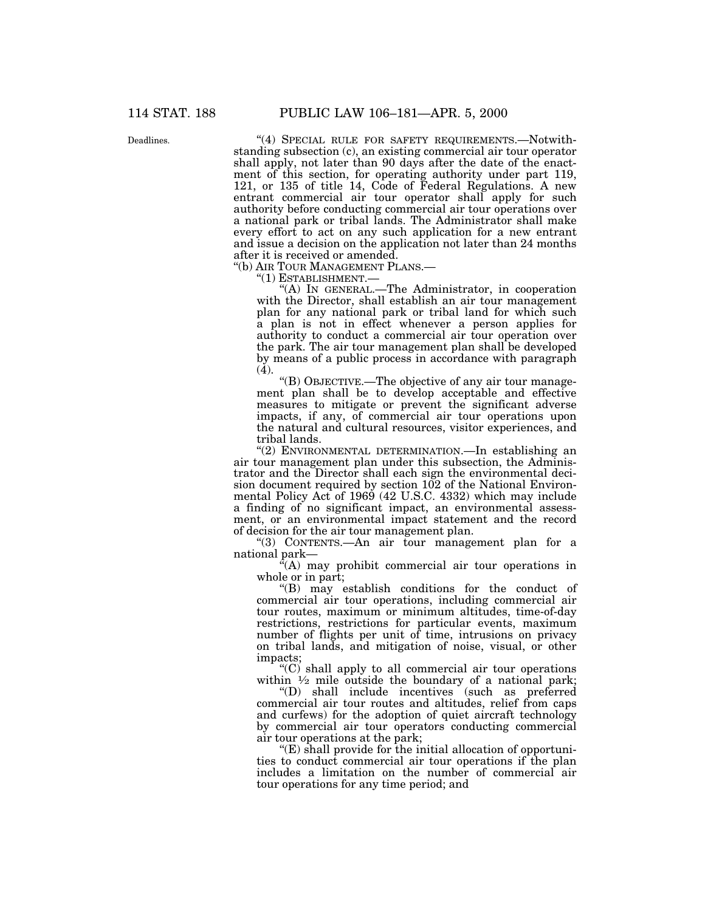Deadlines.

"(4) SPECIAL RULE FOR SAFETY REQUIREMENTS.—Notwithstanding subsection (c), an existing commercial air tour operator shall apply, not later than 90 days after the date of the enactment of this section, for operating authority under part 119, 121, or 135 of title 14, Code of Federal Regulations. A new entrant commercial air tour operator shall apply for such authority before conducting commercial air tour operations over a national park or tribal lands. The Administrator shall make every effort to act on any such application for a new entrant and issue a decision on the application not later than 24 months after it is received or amended.

"(b) AIR TOUR MANAGEMENT PLANS.—

"(1) ESTABLISHMENT.—

"(A) IN GENERAL.—The Administrator, in cooperation with the Director, shall establish an air tour management plan for any national park or tribal land for which such a plan is not in effect whenever a person applies for authority to conduct a commercial air tour operation over the park. The air tour management plan shall be developed by means of a public process in accordance with paragraph (4).

"(B) OBJECTIVE.—The objective of any air tour management plan shall be to develop acceptable and effective measures to mitigate or prevent the significant adverse impacts, if any, of commercial air tour operations upon the natural and cultural resources, visitor experiences, and tribal lands.

"(2) ENVIRONMENTAL DETERMINATION.—In establishing an air tour management plan under this subsection, the Administrator and the Director shall each sign the environmental decision document required by section 102 of the National Environmental Policy Act of 1969 (42 U.S.C. 4332) which may include a finding of no significant impact, an environmental assessment, or an environmental impact statement and the record of decision for the air tour management plan.

"(3) CONTENTS.—An air tour management plan for a national park—

"(A) may prohibit commercial air tour operations in whole or in part;

"(B) may establish conditions for the conduct of commercial air tour operations, including commercial air tour routes, maximum or minimum altitudes, time-of-day restrictions, restrictions for particular events, maximum number of flights per unit of time, intrusions on privacy on tribal lands, and mitigation of noise, visual, or other impacts;

"(C) shall apply to all commercial air tour operations within ½ mile outside the boundary of a national park;

"(D) shall include incentives (such as preferred commercial air tour routes and altitudes, relief from caps and curfews) for the adoption of quiet aircraft technology by commercial air tour operators conducting commercial air tour operations at the park;

"(E) shall provide for the initial allocation of opportunities to conduct commercial air tour operations if the plan includes a limitation on the number of commercial air tour operations for any time period; and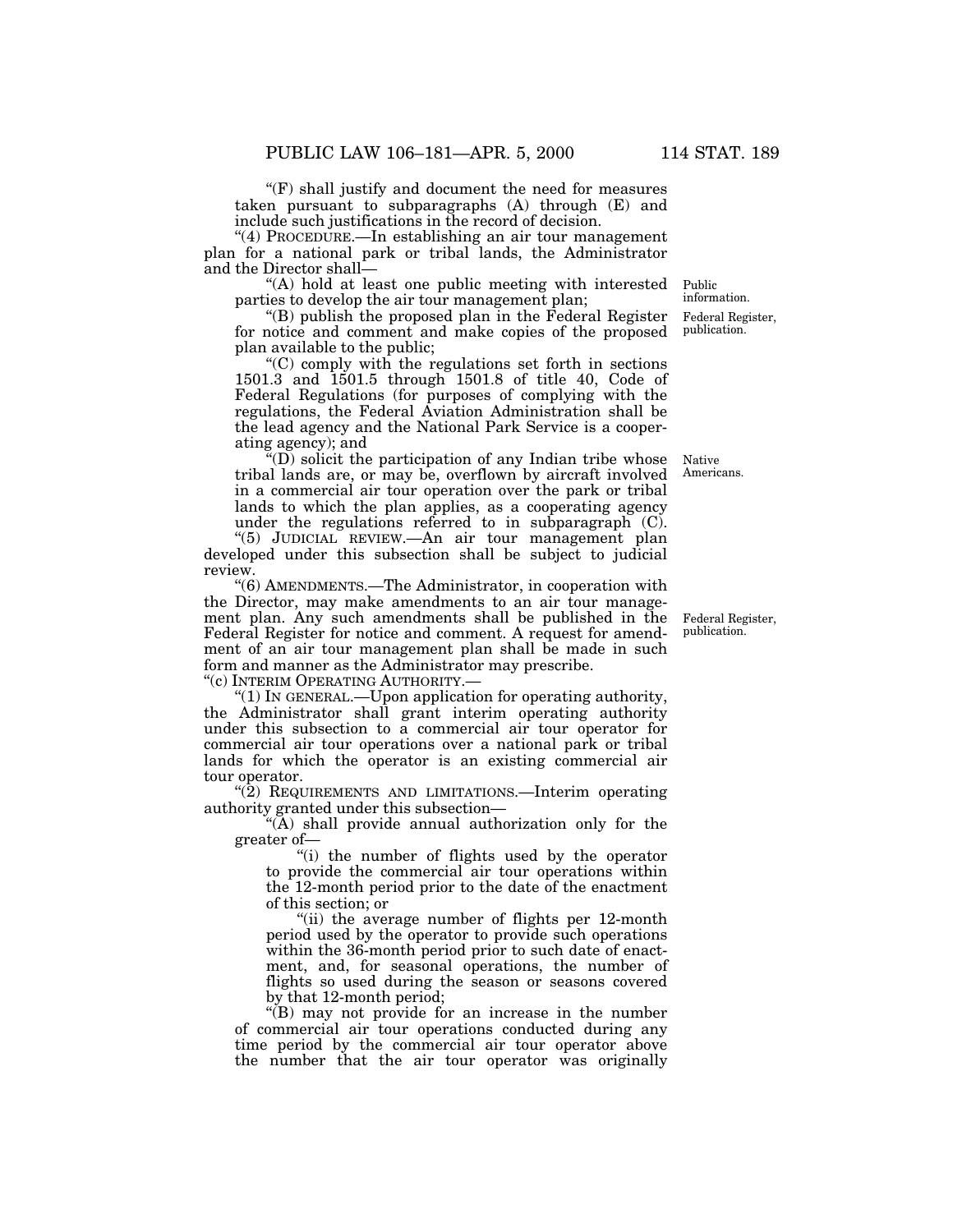"(F) shall justify and document the need for measures taken pursuant to subparagraphs (A) through (E) and include such justifications in the record of decision.

"(4) PROCEDURE.—In establishing an air tour management plan for a national park or tribal lands, the Administrator and the Director shall—

"(A) hold at least one public meeting with interested parties to develop the air tour management plan;

Public information.

"(B) publish the proposed plan in the Federal Register for notice and comment and make copies of the proposed plan available to the public;

Federal Register, publication.

"(C) comply with the regulations set forth in sections 1501.3 and 1501.5 through 1501.8 of title 40, Code of Federal Regulations (for purposes of complying with the regulations, the Federal Aviation Administration shall be the lead agency and the National Park Service is a cooperating agency); and

"(D) solicit the participation of any Indian tribe whose tribal lands are, or may be, overflown by aircraft involved in a commercial air tour operation over the park or tribal lands to which the plan applies, as a cooperating agency under the regulations referred to in subparagraph (C).

Native Americans.

"(5) JUDICIAL REVIEW.—An air tour management plan developed under this subsection shall be subject to judicial review.

"(6) AMENDMENTS.—The Administrator, in cooperation with the Director, may make amendments to an air tour management plan. Any such amendments shall be published in the Federal Register for notice and comment. A request for amendment of an air tour management plan shall be made in such form and manner as the Administrator may prescribe.

Federal Register, publication.

"(c) INTERIM OPERATING AUTHORITY.—

"(1) IN GENERAL.—Upon application for operating authority, the Administrator shall grant interim operating authority under this subsection to a commercial air tour operator for commercial air tour operations over a national park or tribal lands for which the operator is an existing commercial air tour operator.

"(2) REQUIREMENTS AND LIMITATIONS.—Interim operating authority granted under this subsection—

"(A) shall provide annual authorization only for the greater of—

"(i) the number of flights used by the operator to provide the commercial air tour operations within the 12-month period prior to the date of the enactment of this section; or

"(ii) the average number of flights per 12-month period used by the operator to provide such operations within the 36-month period prior to such date of enactment, and, for seasonal operations, the number of flights so used during the season or seasons covered by that 12-month period;

"(B) may not provide for an increase in the number of commercial air tour operations conducted during any time period by the commercial air tour operator above the number that the air tour operator was originally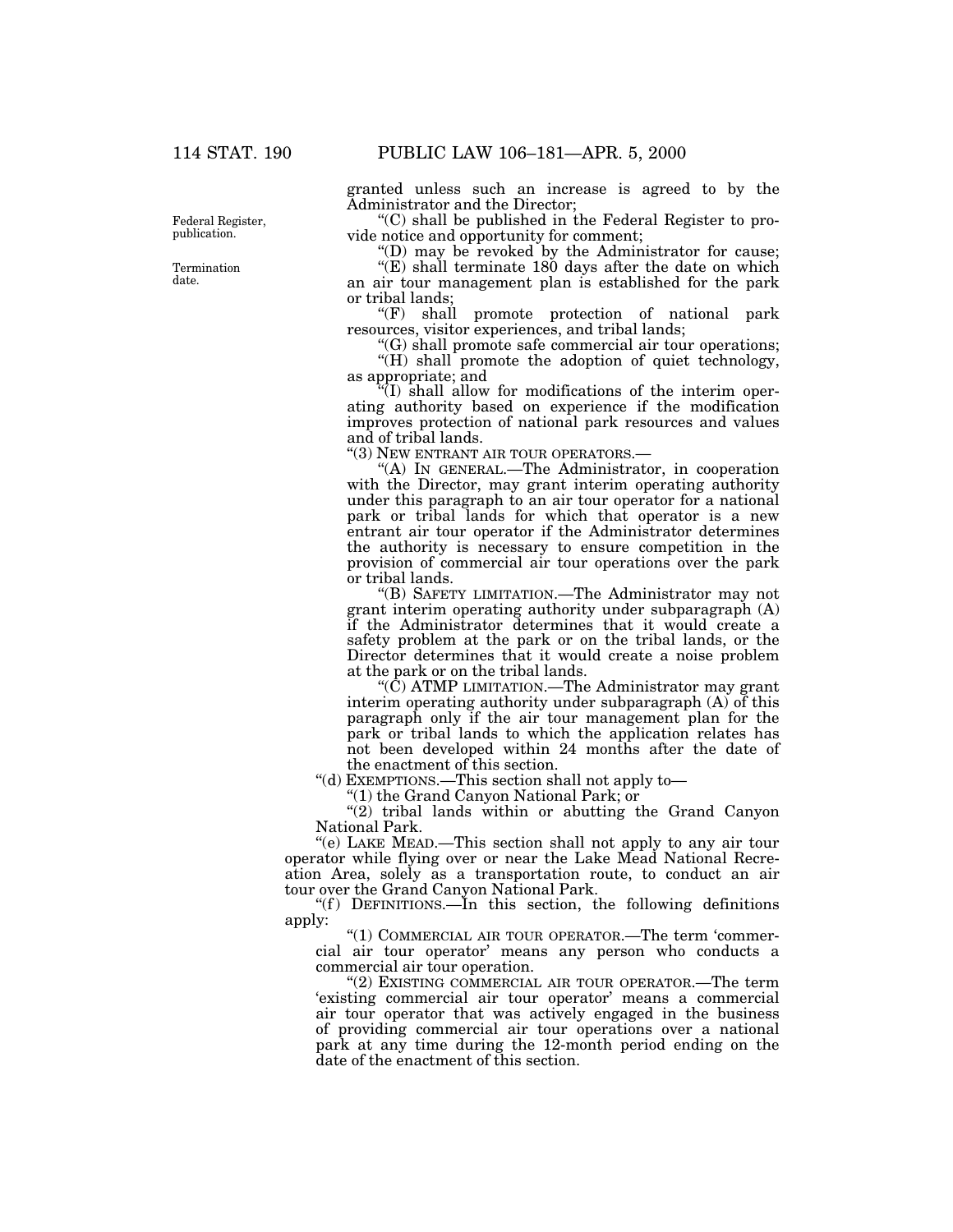granted unless such an increase is agreed to by the Administrator and the Director;

"(C) shall be published in the Federal Register to provide notice and opportunity for comment;

"(D) may be revoked by the Administrator for cause;

"(E) shall terminate 180 days after the date on which an air tour management plan is established for the park or tribal lands;

"(F) shall promote protection of national park resources, visitor experiences, and tribal lands;

"(G) shall promote safe commercial air tour operations;

"(H) shall promote the adoption of quiet technology, as appropriate; and

"(I) shall allow for modifications of the interim operating authority based on experience if the modification improves protection of national park resources and values and of tribal lands.

"(3) NEW ENTRANT AIR TOUR OPERATORS.—

"(A) IN GENERAL.—The Administrator, in cooperation with the Director, may grant interim operating authority under this paragraph to an air tour operator for a national park or tribal lands for which that operator is a new entrant air tour operator if the Administrator determines the authority is necessary to ensure competition in the provision of commercial air tour operations over the park or tribal lands.

"(B) SAFETY LIMITATION.—The Administrator may not grant interim operating authority under subparagraph (A) if the Administrator determines that it would create a safety problem at the park or on the tribal lands, or the Director determines that it would create a noise problem at the park or on the tribal lands.

"(C) ATMP LIMITATION.—The Administrator may grant interim operating authority under subparagraph (A) of this paragraph only if the air tour management plan for the park or tribal lands to which the application relates has not been developed within 24 months after the date of the enactment of this section.

"(d) EXEMPTIONS.—This section shall not apply to—

"(1) the Grand Canyon National Park; or

"(2) tribal lands within or abutting the Grand Canyon National Park.

"(e) LAKE MEAD.—This section shall not apply to any air tour operator while flying over or near the Lake Mead National Recreation Area, solely as a transportation route, to conduct an air tour over the Grand Canyon National Park.

"(f) DEFINITIONS.—In this section, the following definitions apply:

"(1) COMMERCIAL AIR TOUR OPERATOR.—The term 'commercial air tour operator' means any person who conducts a commercial air tour operation.

"(2) EXISTING COMMERCIAL AIR TOUR OPERATOR.—The term 'existing commercial air tour operator' means a commercial air tour operator that was actively engaged in the business of providing commercial air tour operations over a national park at any time during the 12-month period ending on the date of the enactment of this section.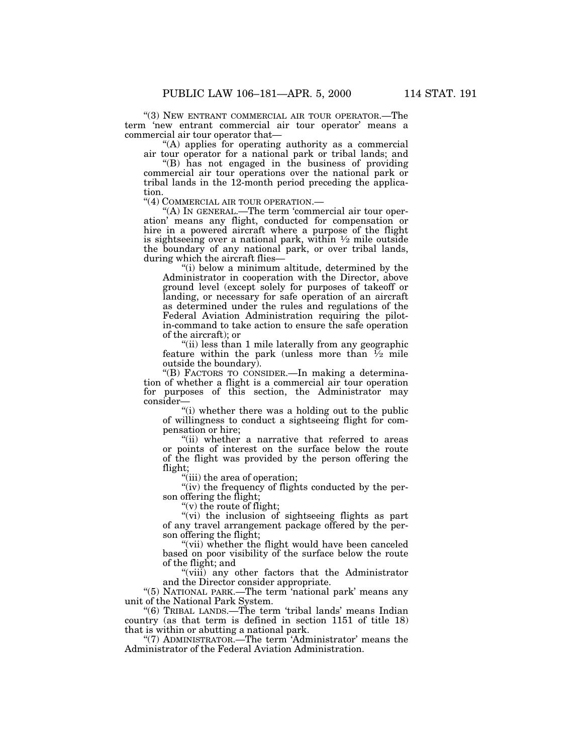"(3) NEW ENTRANT COMMERCIAL AIR TOUR OPERATOR.—The term 'new entrant commercial air tour operator' means a commercial air tour operator that—

"(A) applies for operating authority as a commercial air tour operator for a national park or tribal lands; and

"(B) has not engaged in the business of providing commercial air tour operations over the national park or tribal lands in the 12-month period preceding the application.

"(4) COMMERCIAL AIR TOUR OPERATION.—

"(A) IN GENERAL.—The term 'commercial air tour operation' means any flight, conducted for compensation or hire in a powered aircraft where a purpose of the flight is sightseeing over a national park, within ½ mile outside the boundary of any national park, or over tribal lands, during which the aircraft flies—

"(i) below a minimum altitude, determined by the Administrator in cooperation with the Director, above ground level (except solely for purposes of takeoff or landing, or necessary for safe operation of an aircraft as determined under the rules and regulations of the Federal Aviation Administration requiring the pilot-in-command to take action to ensure the safe operation of the aircraft); or

"(ii) less than 1 mile laterally from any geographic feature within the park (unless more than ½ mile outside the boundary).

"(B) FACTORS TO CONSIDER.—In making a determination of whether a flight is a commercial air tour operation for purposes of this section, the Administrator may consider—

"(i) whether there was a holding out to the public of willingness to conduct a sightseeing flight for compensation or hire;

"(ii) whether a narrative that referred to areas or points of interest on the surface below the route of the flight was provided by the person offering the flight;

"(iii) the area of operation;

"(iv) the frequency of flights conducted by the person offering the flight;

"(v) the route of flight;

"(vi) the inclusion of sightseeing flights as part of any travel arrangement package offered by the person offering the flight;

"(vii) whether the flight would have been canceled based on poor visibility of the surface below the route of the flight; and

"(viii) any other factors that the Administrator and the Director consider appropriate.

"(5) NATIONAL PARK.—The term 'national park' means any unit of the National Park System.

"(6) TRIBAL LANDS.—The term 'tribal lands' means Indian country (as that term is defined in section 1151 of title 18) that is within or abutting a national park.

"(7) ADMINISTRATOR.—The term 'Administrator' means the Administrator of the Federal Aviation Administration.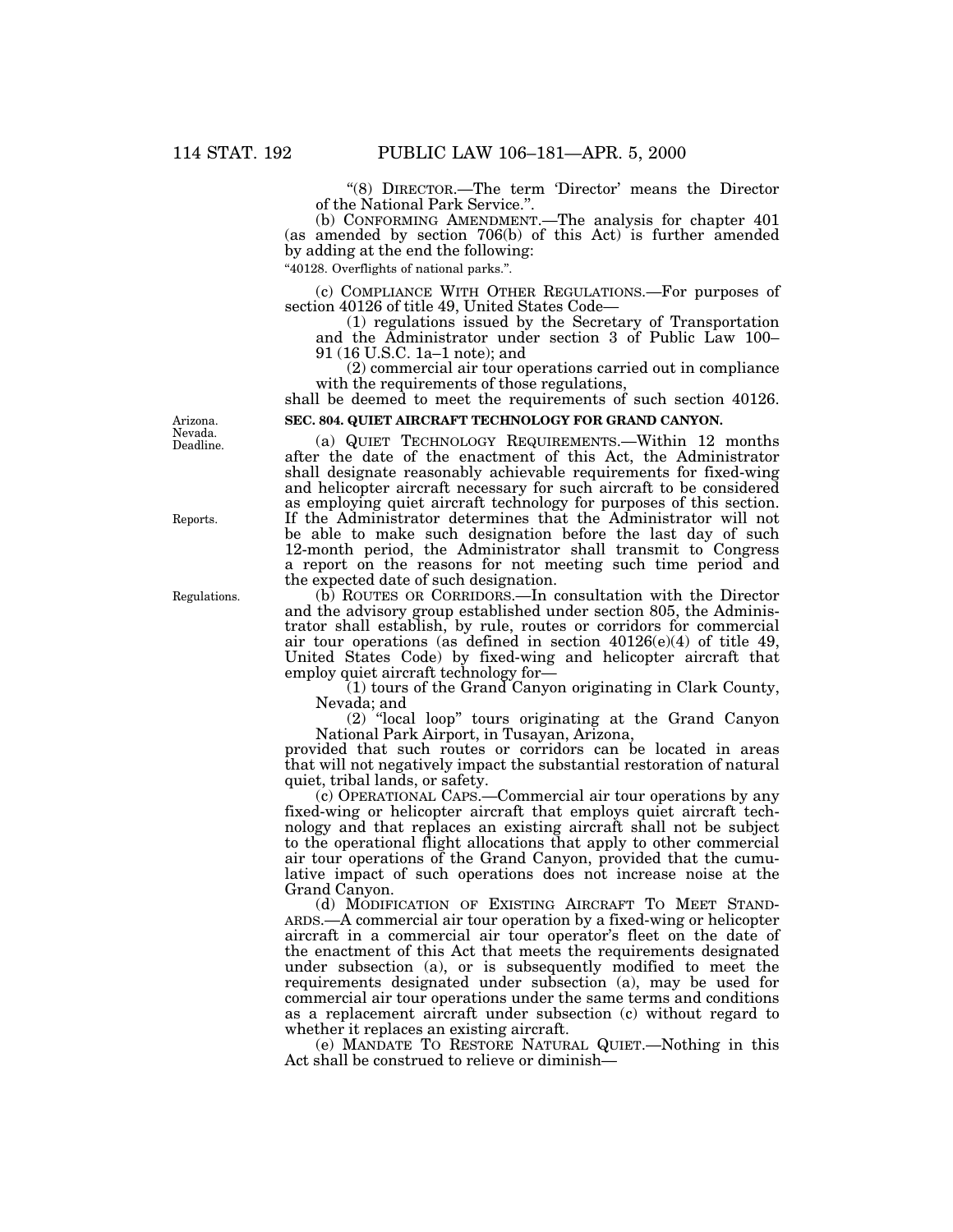"(8) DIRECTOR.—The term 'Director' means the Director of the National Park Service.".

(b) CONFORMING AMENDMENT.—The analysis for chapter 401 (as amended by section 706(b) of this Act) is further amended by adding at the end the following:

"40128. Overflights of national parks.".

(c) COMPLIANCE WITH OTHER REGULATIONS.—For purposes of section 40126 of title 49, United States Code—

(1) regulations issued by the Secretary of Transportation and the Administrator under section 3 of Public Law 100–91 (16 U.S.C. 1a–1 note); and

(2) commercial air tour operations carried out in compliance with the requirements of those regulations,

shall be deemed to meet the requirements of such section 40126.

Arizona. Nevada. Deadline.

**SEC. 804. QUIET AIRCRAFT TECHNOLOGY FOR GRAND CANYON.**

(a) QUIET TECHNOLOGY REQUIREMENTS.—Within 12 months after the date of the enactment of this Act, the Administrator shall designate reasonably achievable requirements for fixed-wing and helicopter aircraft necessary for such aircraft to be considered as employing quiet aircraft technology for purposes of this section. If the Administrator determines that the Administrator will not be able to make such designation before the last day of such 12-month period, the Administrator shall transmit to Congress a report on the reasons for not meeting such time period and the expected date of such designation.

Reports.

Regulations.

(b) ROUTES OR CORRIDORS.—In consultation with the Director and the advisory group established under section 805, the Administrator shall establish, by rule, routes or corridors for commercial air tour operations (as defined in section 40126(e)(4) of title 49, United States Code) by fixed-wing and helicopter aircraft that employ quiet aircraft technology for—

(1) tours of the Grand Canyon originating in Clark County, Nevada; and

(2) "local loop" tours originating at the Grand Canyon National Park Airport, in Tusayan, Arizona,

provided that such routes or corridors can be located in areas that will not negatively impact the substantial restoration of natural quiet, tribal lands, or safety.

(c) OPERATIONAL CAPS.—Commercial air tour operations by any fixed-wing or helicopter aircraft that employs quiet aircraft technology and that replaces an existing aircraft shall not be subject to the operational flight allocations that apply to other commercial air tour operations of the Grand Canyon, provided that the cumulative impact of such operations does not increase noise at the Grand Canyon.

(d) MODIFICATION OF EXISTING AIRCRAFT TO MEET STANDARDS.—A commercial air tour operation by a fixed-wing or helicopter aircraft in a commercial air tour operator's fleet on the date of the enactment of this Act that meets the requirements designated under subsection (a), or is subsequently modified to meet the requirements designated under subsection (a), may be used for commercial air tour operations under the same terms and conditions as a replacement aircraft under subsection (c) without regard to whether it replaces an existing aircraft.

(e) MANDATE TO RESTORE NATURAL QUIET.—Nothing in this Act shall be construed to relieve or diminish—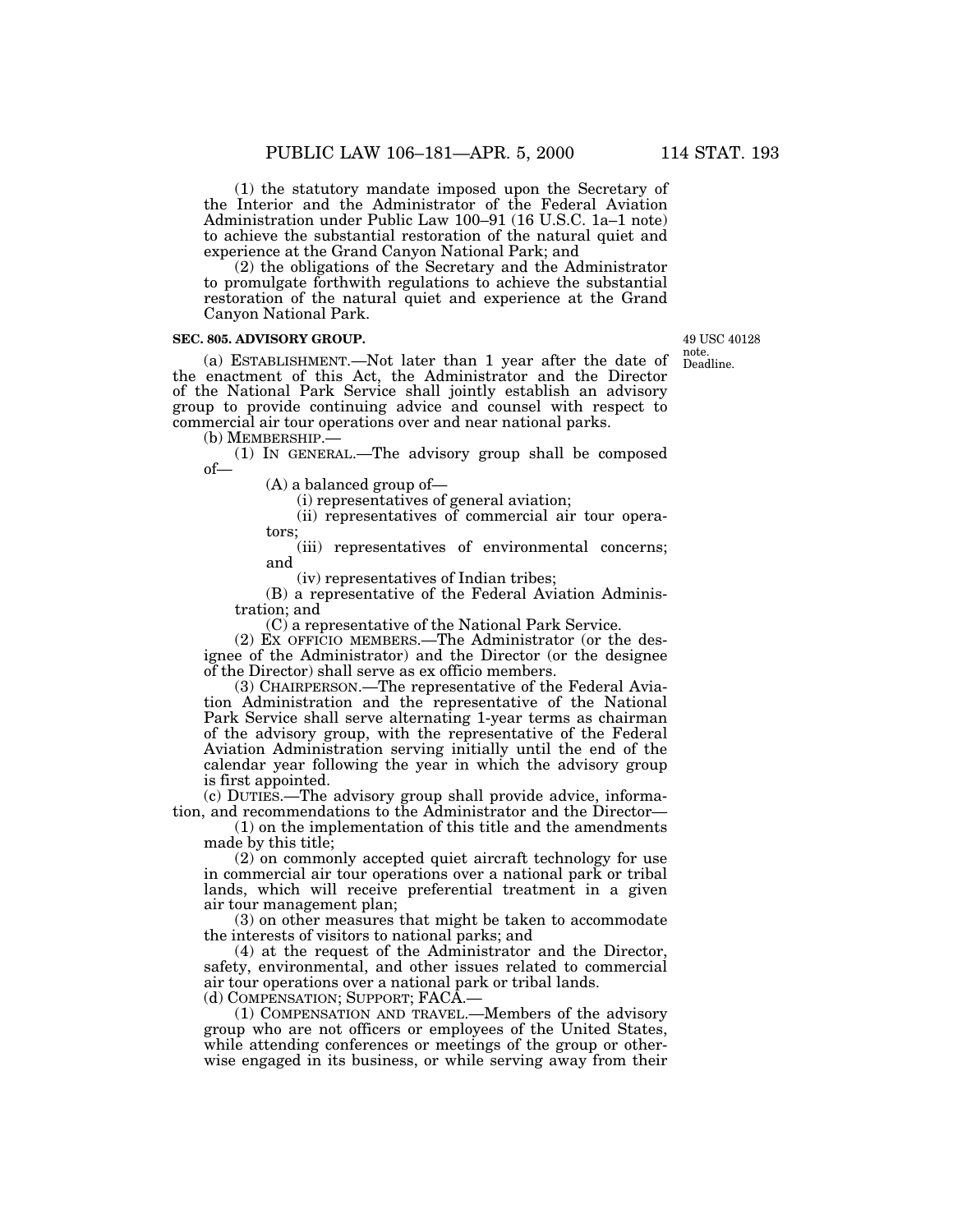(1) the statutory mandate imposed upon the Secretary of the Interior and the Administrator of the Federal Aviation Administration under Public Law 100–91 (16 U.S.C. 1a–1 note) to achieve the substantial restoration of the natural quiet and experience at the Grand Canyon National Park; and

(2) the obligations of the Secretary and the Administrator to promulgate forthwith regulations to achieve the substantial restoration of the natural quiet and experience at the Grand Canyon National Park.

**SEC. 805. ADVISORY GROUP.**

49 USC 40128 note. Deadline.

(a) ESTABLISHMENT.—Not later than 1 year after the date of the enactment of this Act, the Administrator and the Director of the National Park Service shall jointly establish an advisory group to provide continuing advice and counsel with respect to commercial air tour operations over and near national parks.

(b) MEMBERSHIP.—

(1) IN GENERAL.—The advisory group shall be composed of—

(A) a balanced group of—

(i) representatives of general aviation;

(ii) representatives of commercial air tour operators;

(iii) representatives of environmental concerns; and

(iv) representatives of Indian tribes;

(B) a representative of the Federal Aviation Administration; and

(C) a representative of the National Park Service.

(2) EX OFFICIO MEMBERS.—The Administrator (or the designee of the Administrator) and the Director (or the designee of the Director) shall serve as ex officio members.

(3) CHAIRPERSON.—The representative of the Federal Aviation Administration and the representative of the National Park Service shall serve alternating 1-year terms as chairman of the advisory group, with the representative of the Federal Aviation Administration serving initially until the end of the calendar year following the year in which the advisory group is first appointed.

(c) DUTIES.—The advisory group shall provide advice, information, and recommendations to the Administrator and the Director—

(1) on the implementation of this title and the amendments made by this title;

(2) on commonly accepted quiet aircraft technology for use in commercial air tour operations over a national park or tribal lands, which will receive preferential treatment in a given air tour management plan;

(3) on other measures that might be taken to accommodate the interests of visitors to national parks; and

(4) at the request of the Administrator and the Director, safety, environmental, and other issues related to commercial air tour operations over a national park or tribal lands.

(d) COMPENSATION; SUPPORT; FACA.—

(1) COMPENSATION AND TRAVEL.—Members of the advisory group who are not officers or employees of the United States, while attending conferences or meetings of the group or otherwise engaged in its business, or while serving away from their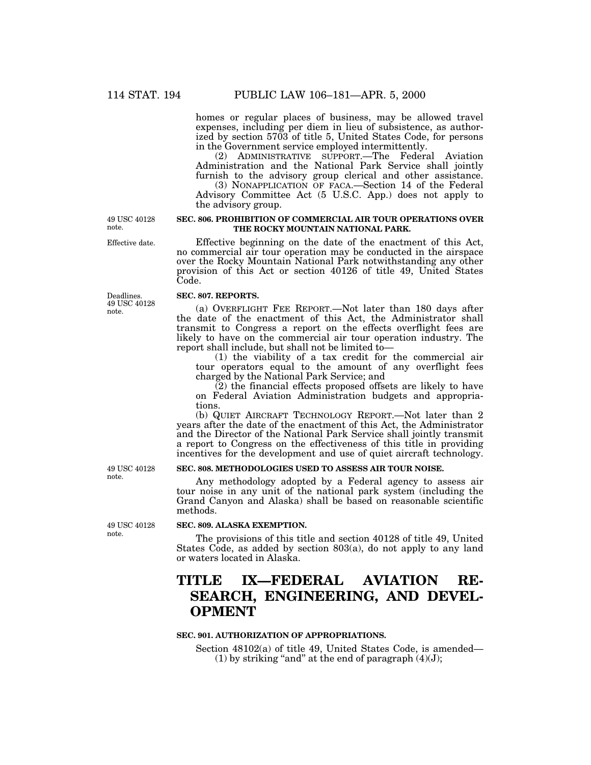homes or regular places of business, may be allowed travel expenses, including per diem in lieu of subsistence, as authorized by section 5703 of title 5, United States Code, for persons in the Government service employed intermittently.

(2) ADMINISTRATIVE SUPPORT.—The Federal Aviation Administration and the National Park Service shall jointly furnish to the advisory group clerical and other assistance.

(3) NONAPPLICATION OF FACA.—Section 14 of the Federal Advisory Committee Act (5 U.S.C. App.) does not apply to the advisory group.

49 USC 40128 note.

Effective date.

**SEC. 806. PROHIBITION OF COMMERCIAL AIR TOUR OPERATIONS OVER THE ROCKY MOUNTAIN NATIONAL PARK.**

Effective beginning on the date of the enactment of this Act, no commercial air tour operation may be conducted in the airspace over the Rocky Mountain National Park notwithstanding any other provision of this Act or section 40126 of title 49, United States Code.

Deadlines. 49 USC 40128 note.

**SEC. 807. REPORTS.**

(a) OVERFLIGHT FEE REPORT.—Not later than 180 days after the date of the enactment of this Act, the Administrator shall transmit to Congress a report on the effects overflight fees are likely to have on the commercial air tour operation industry. The report shall include, but shall not be limited to—

(1) the viability of a tax credit for the commercial air tour operators equal to the amount of any overflight fees charged by the National Park Service; and

(2) the financial effects proposed offsets are likely to have on Federal Aviation Administration budgets and appropriations.

(b) QUIET AIRCRAFT TECHNOLOGY REPORT.—Not later than 2 years after the date of the enactment of this Act, the Administrator and the Director of the National Park Service shall jointly transmit a report to Congress on the effectiveness of this title in providing incentives for the development and use of quiet aircraft technology.

49 USC 40128 note.

**SEC. 808. METHODOLOGIES USED TO ASSESS AIR TOUR NOISE.**

Any methodology adopted by a Federal agency to assess air tour noise in any unit of the national park system (including the Grand Canyon and Alaska) shall be based on reasonable scientific methods.

49 USC 40128 note.

**SEC. 809. ALASKA EXEMPTION.**

The provisions of this title and section 40128 of title 49, United States Code, as added by section 803(a), do not apply to any land or waters located in Alaska.

# TITLE IX—FEDERAL AVIATION RESEARCH, ENGINEERING, AND DEVELOPMENT

**SEC. 901. AUTHORIZATION OF APPROPRIATIONS.**

Section 48102(a) of title 49, United States Code, is amended—

(1) by striking "and" at the end of paragraph (4)(J);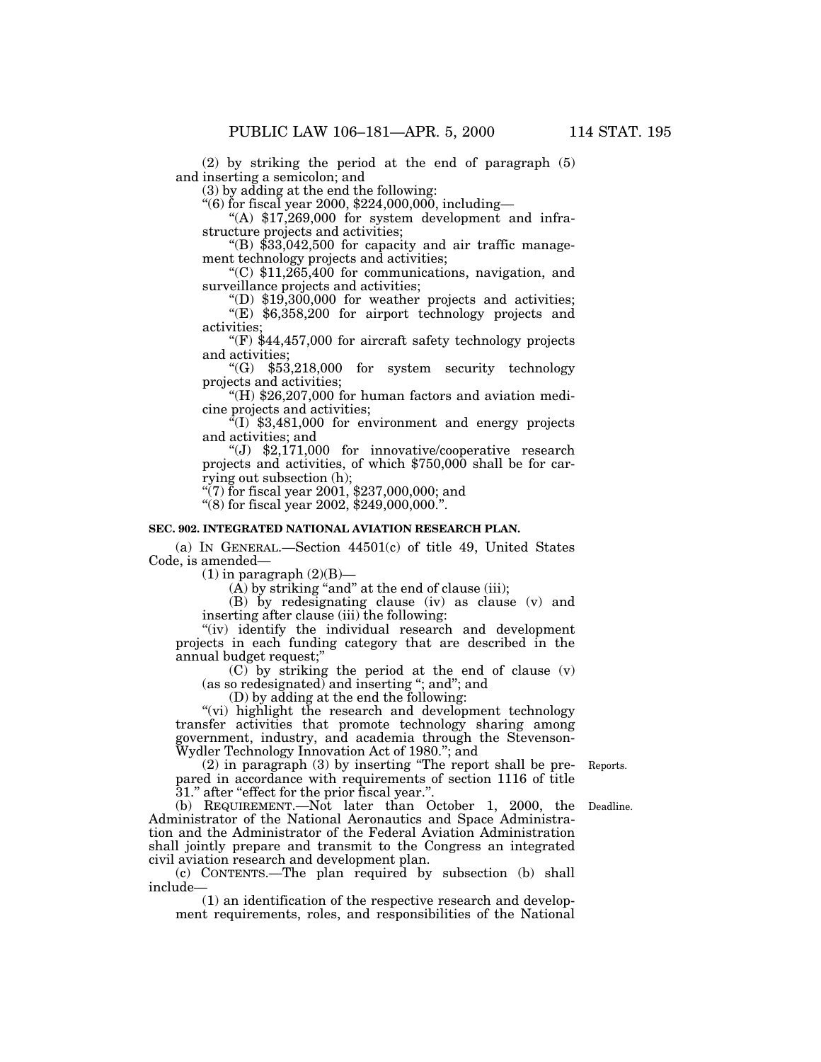(2) by striking the period at the end of paragraph (5) and inserting a semicolon; and

(3) by adding at the end the following:

"(6) for fiscal year 2000, $224,000,000, including—

"(A) $17,269,000 for system development and infrastructure projects and activities;

"(B) $33,042,500 for capacity and air traffic management technology projects and activities;

"(C) $11,265,400 for communications, navigation, and surveillance projects and activities;

"(D) $19,300,000 for weather projects and activities;

"(E) $6,358,200 for airport technology projects and activities;

"(F) $44,457,000 for aircraft safety technology projects and activities;

"(G) $53,218,000 for system security technology projects and activities;

"(H) $26,207,000 for human factors and aviation medicine projects and activities;

"(I) $3,481,000 for environment and energy projects and activities; and

"(J) $2,171,000 for innovative/cooperative research projects and activities, of which $750,000 shall be for carrying out subsection (h);

"(7) for fiscal year 2001, $237,000,000; and

"(8) for fiscal year 2002, $249,000,000.".

**SEC. 902. INTEGRATED NATIONAL AVIATION RESEARCH PLAN.**

(a) IN GENERAL.—Section 44501(c) of title 49, United States Code, is amended—

(1) in paragraph (2)(B)—

(A) by striking "and" at the end of clause (iii);

(B) by redesignating clause (iv) as clause (v) and inserting after clause (iii) the following:

"(iv) identify the individual research and development projects in each funding category that are described in the annual budget request;"

(C) by striking the period at the end of clause (v) (as so redesignated) and inserting "; and"; and

(D) by adding at the end the following:

"(vi) highlight the research and development technology transfer activities that promote technology sharing among government, industry, and academia through the Stevenson-Wydler Technology Innovation Act of 1980."; and

(2) in paragraph (3) by inserting "The report shall be prepared in accordance with requirements of section 1116 of title 31." after "effect for the prior fiscal year.".

Reports.

(b) REQUIREMENT.—Not later than October 1, 2000, the Administrator of the National Aeronautics and Space Administration and the Administrator of the Federal Aviation Administration shall jointly prepare and transmit to the Congress an integrated civil aviation research and development plan.

Deadline.

(c) CONTENTS.—The plan required by subsection (b) shall include—

(1) an identification of the respective research and development requirements, roles, and responsibilities of the National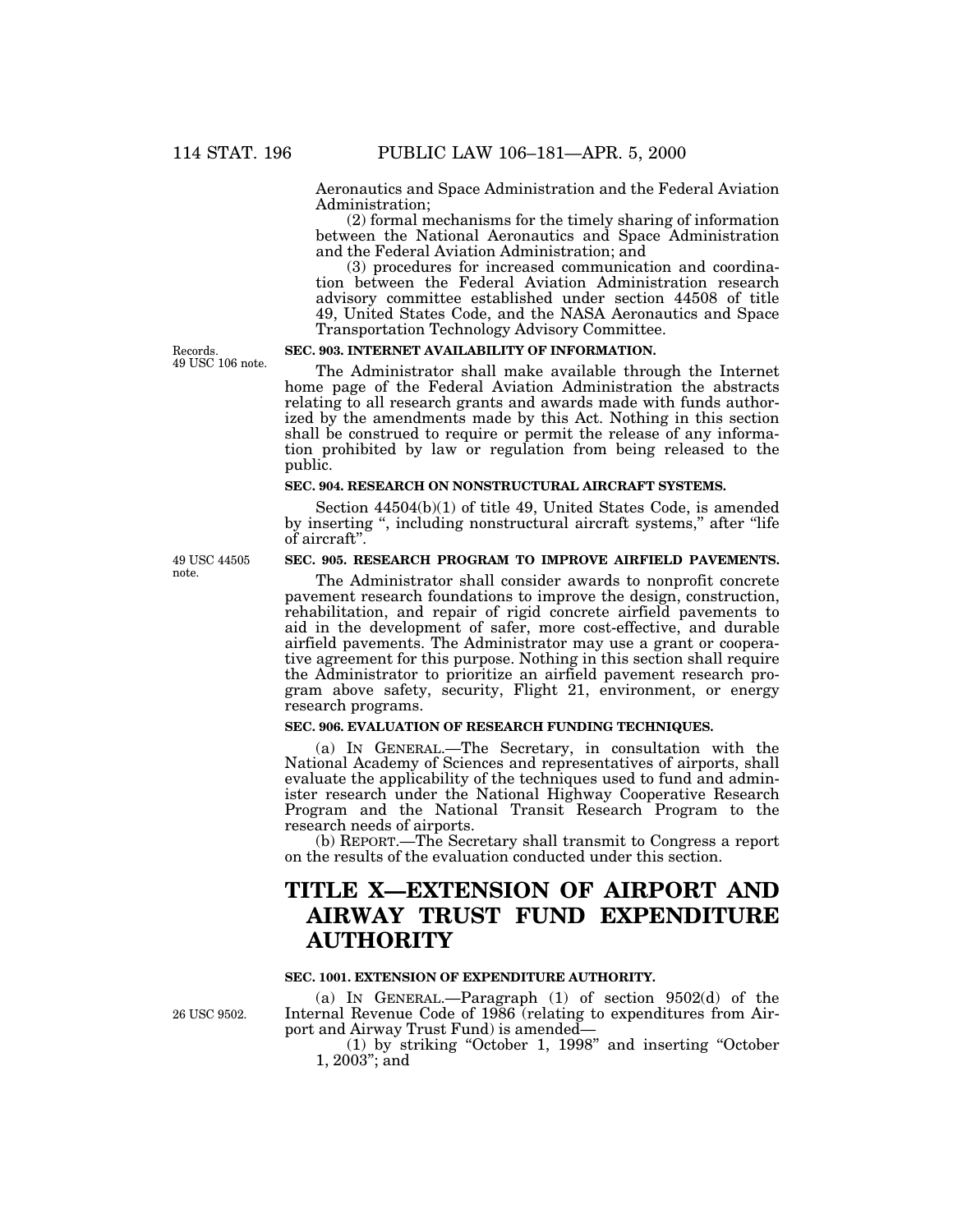Aeronautics and Space Administration and the Federal Aviation Administration;

(2) formal mechanisms for the timely sharing of information between the National Aeronautics and Space Administration and the Federal Aviation Administration; and

(3) procedures for increased communication and coordination between the Federal Aviation Administration research advisory committee established under section 44508 of title 49, United States Code, and the NASA Aeronautics and Space Transportation Technology Advisory Committee.

Records.
49 USC 106 note.

**SEC. 903. INTERNET AVAILABILITY OF INFORMATION.**

The Administrator shall make available through the Internet home page of the Federal Aviation Administration the abstracts relating to all research grants and awards made with funds authorized by the amendments made by this Act. Nothing in this section shall be construed to require or permit the release of any information prohibited by law or regulation from being released to the public.

**SEC. 904. RESEARCH ON NONSTRUCTURAL AIRCRAFT SYSTEMS.**

Section 44504(b)(1) of title 49, United States Code, is amended by inserting ", including nonstructural aircraft systems," after "life of aircraft".

49 USC 44505 note.

**SEC. 905. RESEARCH PROGRAM TO IMPROVE AIRFIELD PAVEMENTS.**

The Administrator shall consider awards to nonprofit concrete pavement research foundations to improve the design, construction, rehabilitation, and repair of rigid concrete airfield pavements to aid in the development of safer, more cost-effective, and durable airfield pavements. The Administrator may use a grant or cooperative agreement for this purpose. Nothing in this section shall require the Administrator to prioritize an airfield pavement research program above safety, security, Flight 21, environment, or energy research programs.

**SEC. 906. EVALUATION OF RESEARCH FUNDING TECHNIQUES.**

(a) IN GENERAL.—The Secretary, in consultation with the National Academy of Sciences and representatives of airports, shall evaluate the applicability of the techniques used to fund and administer research under the National Highway Cooperative Research Program and the National Transit Research Program to the research needs of airports.

(b) REPORT.—The Secretary shall transmit to Congress a report on the results of the evaluation conducted under this section.

# TITLE X—EXTENSION OF AIRPORT AND AIRWAY TRUST FUND EXPENDITURE AUTHORITY

**SEC. 1001. EXTENSION OF EXPENDITURE AUTHORITY.**

26 USC 9502.

(a) IN GENERAL.—Paragraph (1) of section 9502(d) of the Internal Revenue Code of 1986 (relating to expenditures from Airport and Airway Trust Fund) is amended—

(1) by striking "October 1, 1998" and inserting "October 1, 2003"; and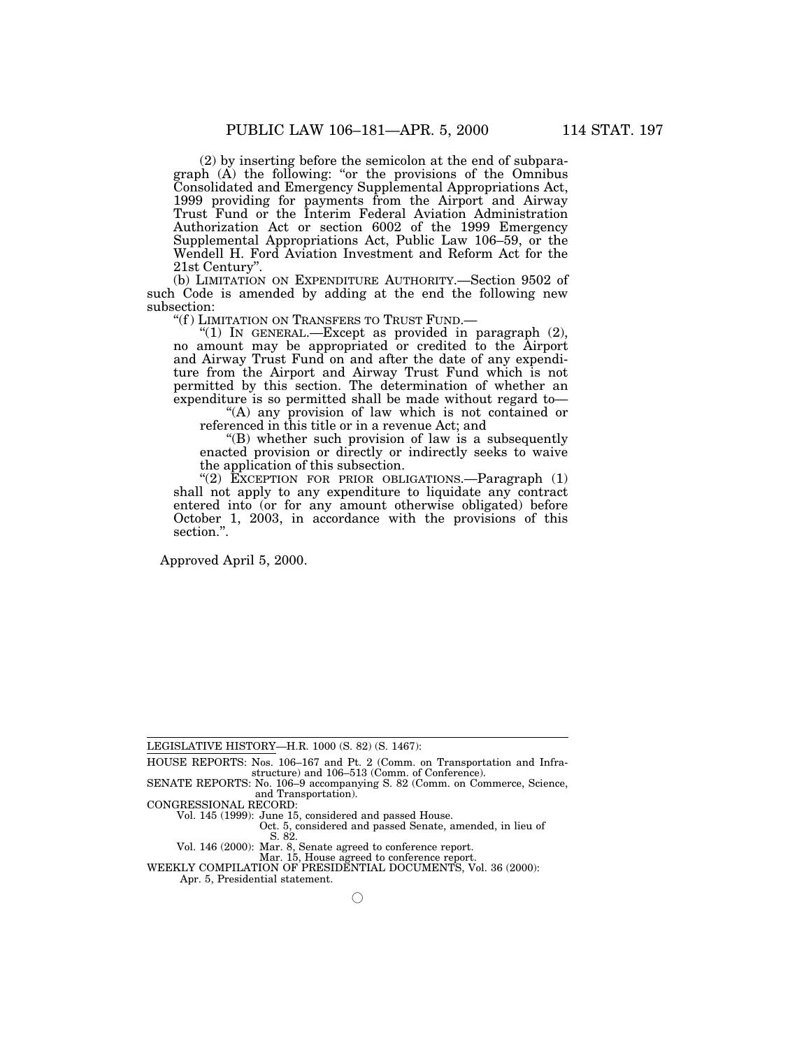(2) by inserting before the semicolon at the end of subparagraph (A) the following: "or the provisions of the Omnibus Consolidated and Emergency Supplemental Appropriations Act, 1999 providing for payments from the Airport and Airway Trust Fund or the Interim Federal Aviation Administration Authorization Act or section 6002 of the 1999 Emergency Supplemental Appropriations Act, Public Law 106–59, or the Wendell H. Ford Aviation Investment and Reform Act for the 21st Century".

(b) LIMITATION ON EXPENDITURE AUTHORITY.—Section 9502 of such Code is amended by adding at the end the following new subsection:

"(f) LIMITATION ON TRANSFERS TO TRUST FUND.—

"(1) IN GENERAL.—Except as provided in paragraph (2), no amount may be appropriated or credited to the Airport and Airway Trust Fund on and after the date of any expenditure from the Airport and Airway Trust Fund which is not permitted by this section. The determination of whether an expenditure is so permitted shall be made without regard to—

"(A) any provision of law which is not contained or referenced in this title or in a revenue Act; and

"(B) whether such provision of law is a subsequently enacted provision or directly or indirectly seeks to waive the application of this subsection.

"(2) EXCEPTION FOR PRIOR OBLIGATIONS.—Paragraph (1) shall not apply to any expenditure to liquidate any contract entered into (or for any amount otherwise obligated) before October 1, 2003, in accordance with the provisions of this section.".

Approved April 5, 2000.

---

LEGISLATIVE HISTORY—H.R. 1000 (S. 82) (S. 1467):

HOUSE REPORTS: Nos. 106–167 and Pt. 2 (Comm. on Transportation and Infrastructure) and 106–513 (Comm. of Conference).

SENATE REPORTS: No. 106–9 accompanying S. 82 (Comm. on Commerce, Science, and Transportation).

CONGRESSIONAL RECORD:

Vol. 145 (1999): June 15, considered and passed House.

Oct. 5, considered and passed Senate, amended, in lieu of S. 82.

Vol. 146 (2000): Mar. 8, Senate agreed to conference report.

Mar. 15, House agreed to conference report.

WEEKLY COMPILATION OF PRESIDENTIAL DOCUMENTS, Vol. 36 (2000):

Apr. 5, Presidential statement.

○